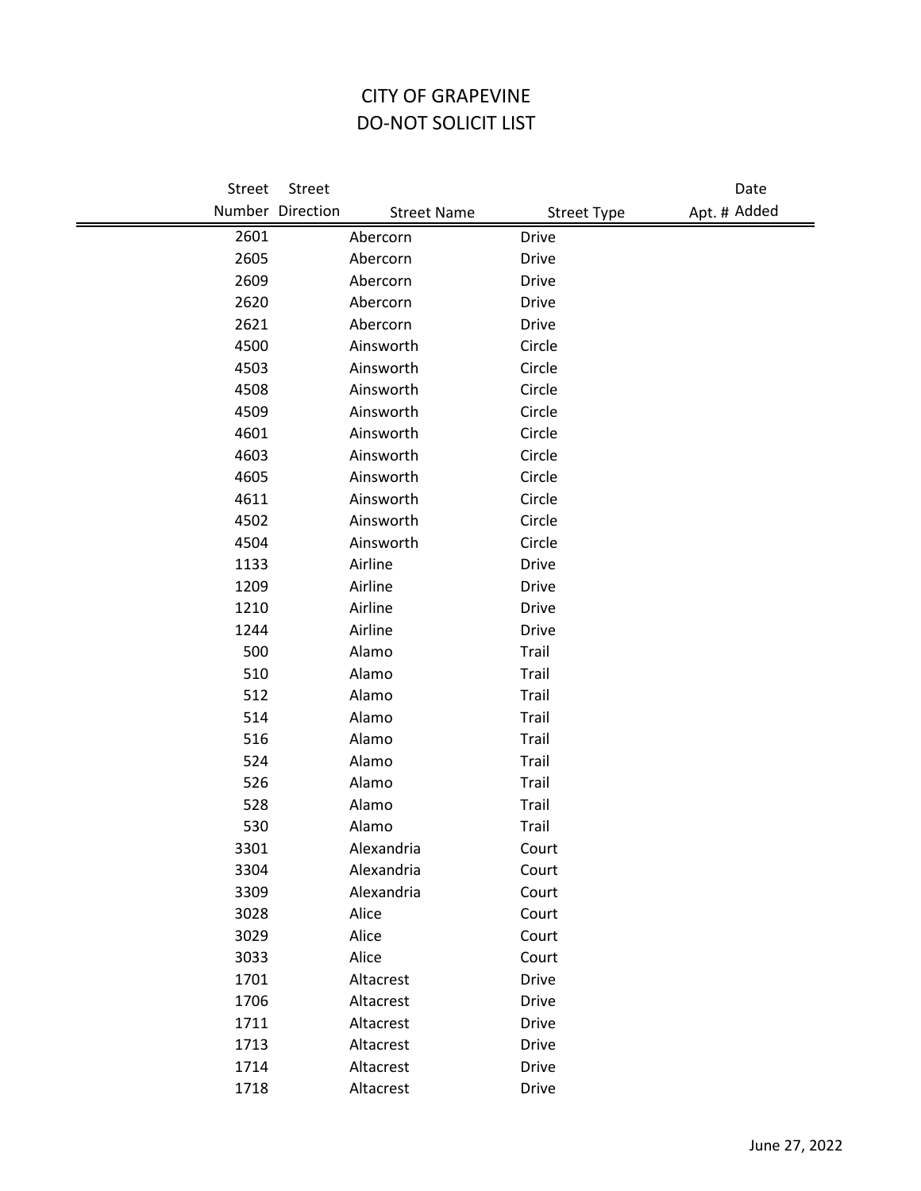# CITY OF GRAPEVINE
# DO-NOT SOLICIT LIST

| Street Number | Street Direction | Street Name | Street Type | Apt. # | Date Added |
|---|---|---|---|---|---|
| 2601 | | Abercorn | Drive | | |
| 2605 | | Abercorn | Drive | | |
| 2609 | | Abercorn | Drive | | |
| 2620 | | Abercorn | Drive | | |
| 2621 | | Abercorn | Drive | | |
| 4500 | | Ainsworth | Circle | | |
| 4503 | | Ainsworth | Circle | | |
| 4508 | | Ainsworth | Circle | | |
| 4509 | | Ainsworth | Circle | | |
| 4601 | | Ainsworth | Circle | | |
| 4603 | | Ainsworth | Circle | | |
| 4605 | | Ainsworth | Circle | | |
| 4611 | | Ainsworth | Circle | | |
| 4502 | | Ainsworth | Circle | | |
| 4504 | | Ainsworth | Circle | | |
| 1133 | | Airline | Drive | | |
| 1209 | | Airline | Drive | | |
| 1210 | | Airline | Drive | | |
| 1244 | | Airline | Drive | | |
| 500 | | Alamo | Trail | | |
| 510 | | Alamo | Trail | | |
| 512 | | Alamo | Trail | | |
| 514 | | Alamo | Trail | | |
| 516 | | Alamo | Trail | | |
| 524 | | Alamo | Trail | | |
| 526 | | Alamo | Trail | | |
| 528 | | Alamo | Trail | | |
| 530 | | Alamo | Trail | | |
| 3301 | | Alexandria | Court | | |
| 3304 | | Alexandria | Court | | |
| 3309 | | Alexandria | Court | | |
| 3028 | | Alice | Court | | |
| 3029 | | Alice | Court | | |
| 3033 | | Alice | Court | | |
| 1701 | | Altacrest | Drive | | |
| 1706 | | Altacrest | Drive | | |
| 1711 | | Altacrest | Drive | | |
| 1713 | | Altacrest | Drive | | |
| 1714 | | Altacrest | Drive | | |
| 1718 | | Altacrest | Drive | | |

June 27, 2022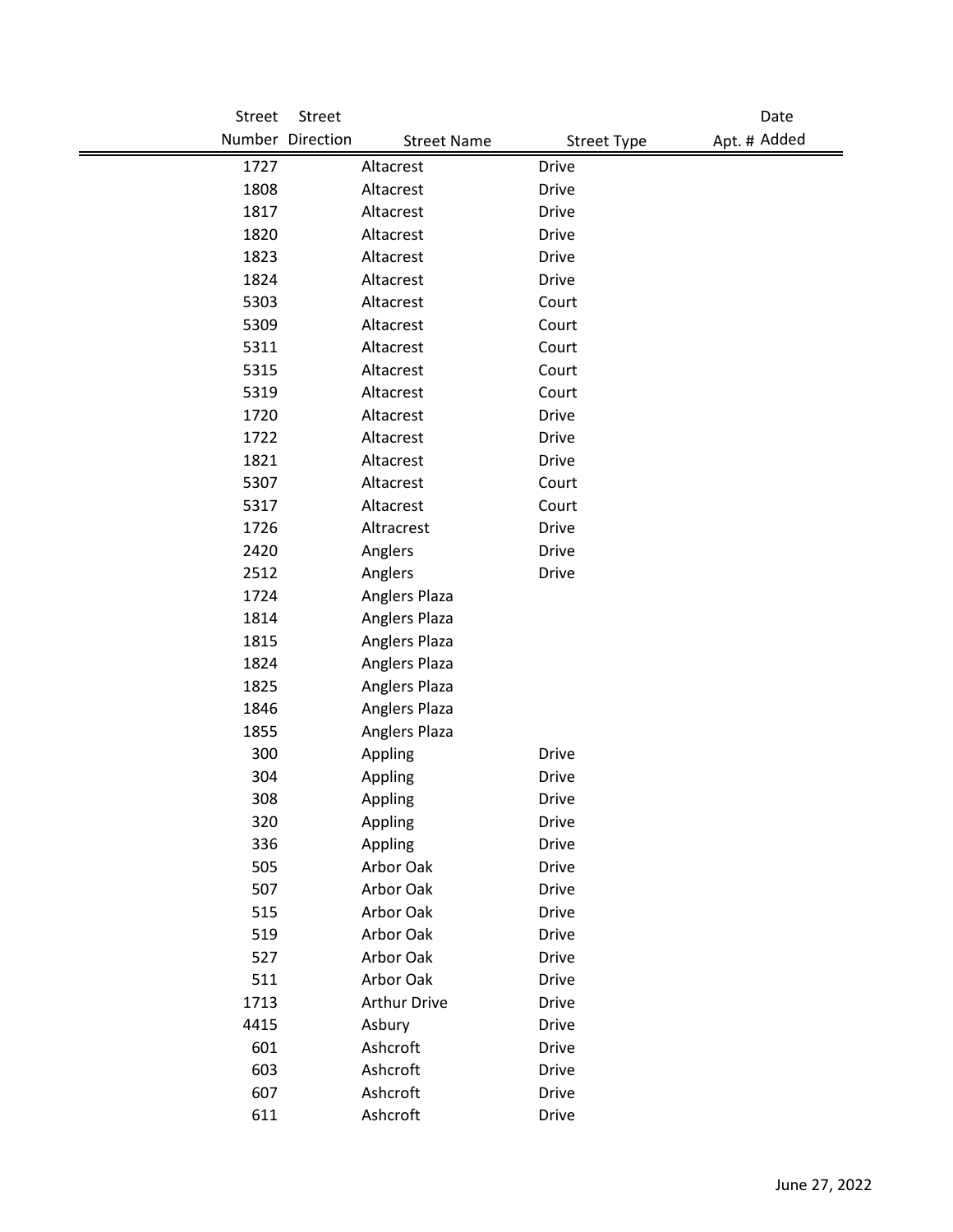| Street Number | Street Direction | Street Name | Street Type | Apt. # | Date Added |
|---|---|---|---|---|---|
| 1727 | | Altacrest | Drive | | |
| 1808 | | Altacrest | Drive | | |
| 1817 | | Altacrest | Drive | | |
| 1820 | | Altacrest | Drive | | |
| 1823 | | Altacrest | Drive | | |
| 1824 | | Altacrest | Drive | | |
| 5303 | | Altacrest | Court | | |
| 5309 | | Altacrest | Court | | |
| 5311 | | Altacrest | Court | | |
| 5315 | | Altacrest | Court | | |
| 5319 | | Altacrest | Court | | |
| 1720 | | Altacrest | Drive | | |
| 1722 | | Altacrest | Drive | | |
| 1821 | | Altacrest | Drive | | |
| 5307 | | Altacrest | Court | | |
| 5317 | | Altacrest | Court | | |
| 1726 | | Altracrest | Drive | | |
| 2420 | | Anglers | Drive | | |
| 2512 | | Anglers | Drive | | |
| 1724 | | Anglers Plaza | | | |
| 1814 | | Anglers Plaza | | | |
| 1815 | | Anglers Plaza | | | |
| 1824 | | Anglers Plaza | | | |
| 1825 | | Anglers Plaza | | | |
| 1846 | | Anglers Plaza | | | |
| 1855 | | Anglers Plaza | | | |
| 300 | | Appling | Drive | | |
| 304 | | Appling | Drive | | |
| 308 | | Appling | Drive | | |
| 320 | | Appling | Drive | | |
| 336 | | Appling | Drive | | |
| 505 | | Arbor Oak | Drive | | |
| 507 | | Arbor Oak | Drive | | |
| 515 | | Arbor Oak | Drive | | |
| 519 | | Arbor Oak | Drive | | |
| 527 | | Arbor Oak | Drive | | |
| 511 | | Arbor Oak | Drive | | |
| 1713 | | Arthur Drive | Drive | | |
| 4415 | | Asbury | Drive | | |
| 601 | | Ashcroft | Drive | | |
| 603 | | Ashcroft | Drive | | |
| 607 | | Ashcroft | Drive | | |
| 611 | | Ashcroft | Drive | | |

June 27, 2022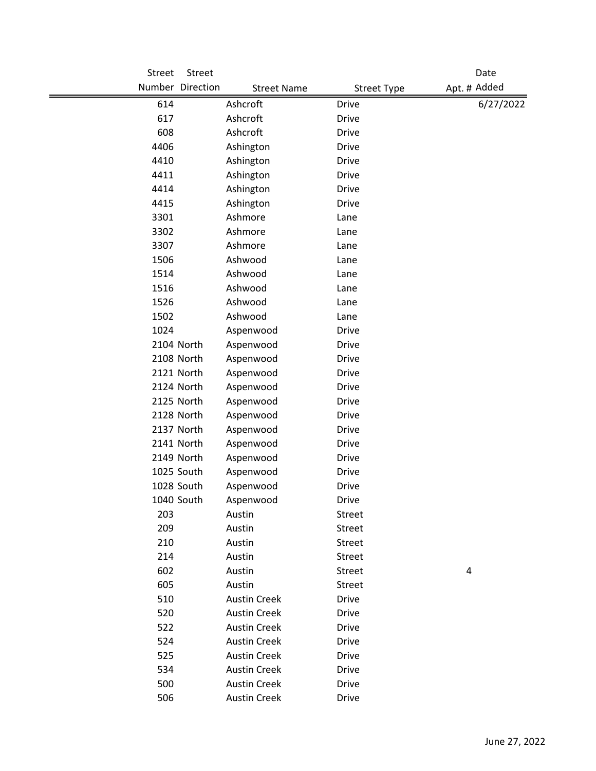| Street Number | Street Direction | Street Name | Street Type | Apt. # | Date Added |
|---|---|---|---|---|---|
| 614 | | Ashcroft | Drive | | 6/27/2022 |
| 617 | | Ashcroft | Drive | | |
| 608 | | Ashcroft | Drive | | |
| 4406 | | Ashington | Drive | | |
| 4410 | | Ashington | Drive | | |
| 4411 | | Ashington | Drive | | |
| 4414 | | Ashington | Drive | | |
| 4415 | | Ashington | Drive | | |
| 3301 | | Ashmore | Lane | | |
| 3302 | | Ashmore | Lane | | |
| 3307 | | Ashmore | Lane | | |
| 1506 | | Ashwood | Lane | | |
| 1514 | | Ashwood | Lane | | |
| 1516 | | Ashwood | Lane | | |
| 1526 | | Ashwood | Lane | | |
| 1502 | | Ashwood | Lane | | |
| 1024 | | Aspenwood | Drive | | |
| 2104 | North | Aspenwood | Drive | | |
| 2108 | North | Aspenwood | Drive | | |
| 2121 | North | Aspenwood | Drive | | |
| 2124 | North | Aspenwood | Drive | | |
| 2125 | North | Aspenwood | Drive | | |
| 2128 | North | Aspenwood | Drive | | |
| 2137 | North | Aspenwood | Drive | | |
| 2141 | North | Aspenwood | Drive | | |
| 2149 | North | Aspenwood | Drive | | |
| 1025 | South | Aspenwood | Drive | | |
| 1028 | South | Aspenwood | Drive | | |
| 1040 | South | Aspenwood | Drive | | |
| 203 | | Austin | Street | | |
| 209 | | Austin | Street | | |
| 210 | | Austin | Street | | |
| 214 | | Austin | Street | | |
| 602 | | Austin | Street | 4 | |
| 605 | | Austin | Street | | |
| 510 | | Austin Creek | Drive | | |
| 520 | | Austin Creek | Drive | | |
| 522 | | Austin Creek | Drive | | |
| 524 | | Austin Creek | Drive | | |
| 525 | | Austin Creek | Drive | | |
| 534 | | Austin Creek | Drive | | |
| 500 | | Austin Creek | Drive | | |
| 506 | | Austin Creek | Drive | | |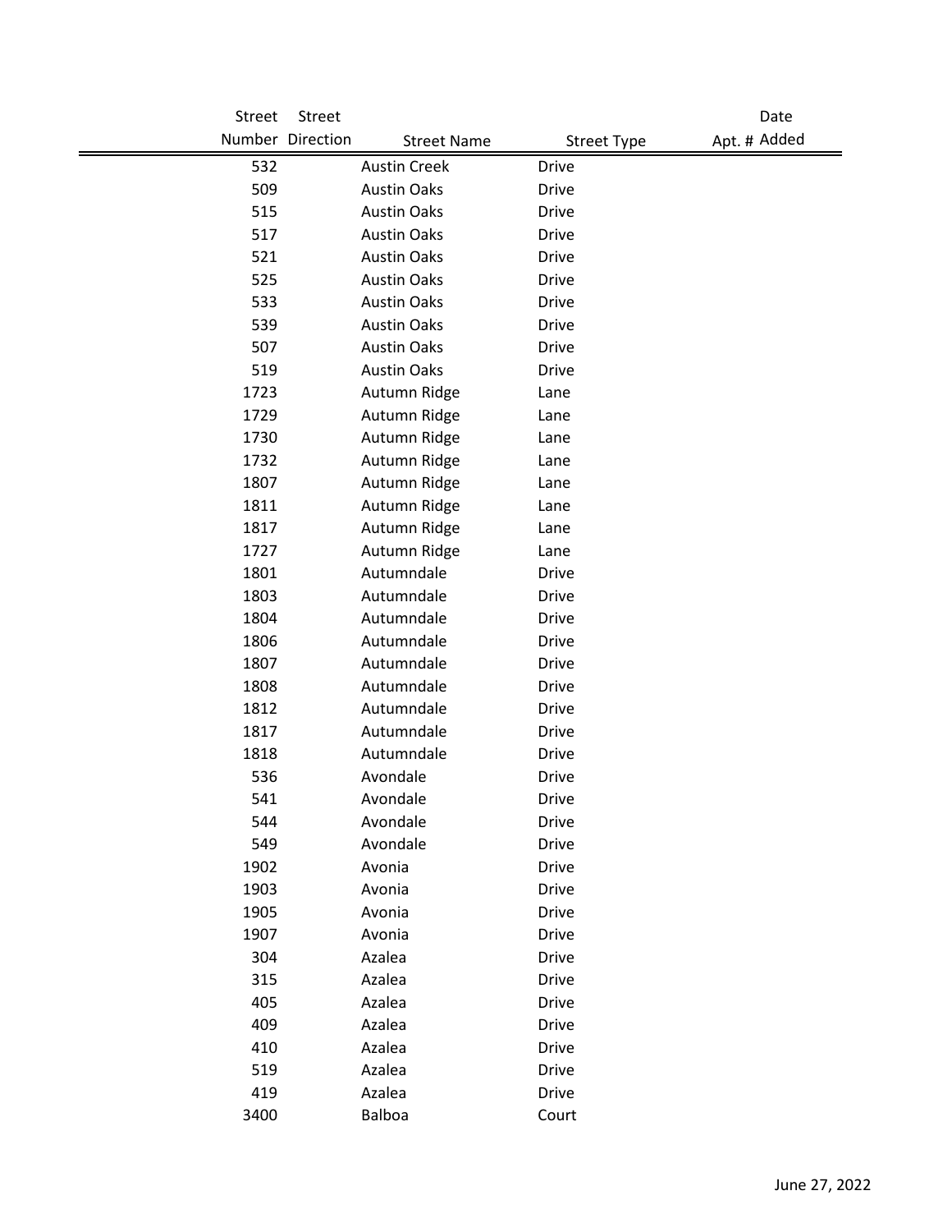| Street Number | Street Direction | Street Name | Street Type | Apt. # | Date Added |
|---|---|---|---|---|---|
| 532 | | Austin Creek | Drive | | |
| 509 | | Austin Oaks | Drive | | |
| 515 | | Austin Oaks | Drive | | |
| 517 | | Austin Oaks | Drive | | |
| 521 | | Austin Oaks | Drive | | |
| 525 | | Austin Oaks | Drive | | |
| 533 | | Austin Oaks | Drive | | |
| 539 | | Austin Oaks | Drive | | |
| 507 | | Austin Oaks | Drive | | |
| 519 | | Austin Oaks | Drive | | |
| 1723 | | Autumn Ridge | Lane | | |
| 1729 | | Autumn Ridge | Lane | | |
| 1730 | | Autumn Ridge | Lane | | |
| 1732 | | Autumn Ridge | Lane | | |
| 1807 | | Autumn Ridge | Lane | | |
| 1811 | | Autumn Ridge | Lane | | |
| 1817 | | Autumn Ridge | Lane | | |
| 1727 | | Autumn Ridge | Lane | | |
| 1801 | | Autumndale | Drive | | |
| 1803 | | Autumndale | Drive | | |
| 1804 | | Autumndale | Drive | | |
| 1806 | | Autumndale | Drive | | |
| 1807 | | Autumndale | Drive | | |
| 1808 | | Autumndale | Drive | | |
| 1812 | | Autumndale | Drive | | |
| 1817 | | Autumndale | Drive | | |
| 1818 | | Autumndale | Drive | | |
| 536 | | Avondale | Drive | | |
| 541 | | Avondale | Drive | | |
| 544 | | Avondale | Drive | | |
| 549 | | Avondale | Drive | | |
| 1902 | | Avonia | Drive | | |
| 1903 | | Avonia | Drive | | |
| 1905 | | Avonia | Drive | | |
| 1907 | | Avonia | Drive | | |
| 304 | | Azalea | Drive | | |
| 315 | | Azalea | Drive | | |
| 405 | | Azalea | Drive | | |
| 409 | | Azalea | Drive | | |
| 410 | | Azalea | Drive | | |
| 519 | | Azalea | Drive | | |
| 419 | | Azalea | Drive | | |
| 3400 | | Balboa | Court | | |

June 27, 2022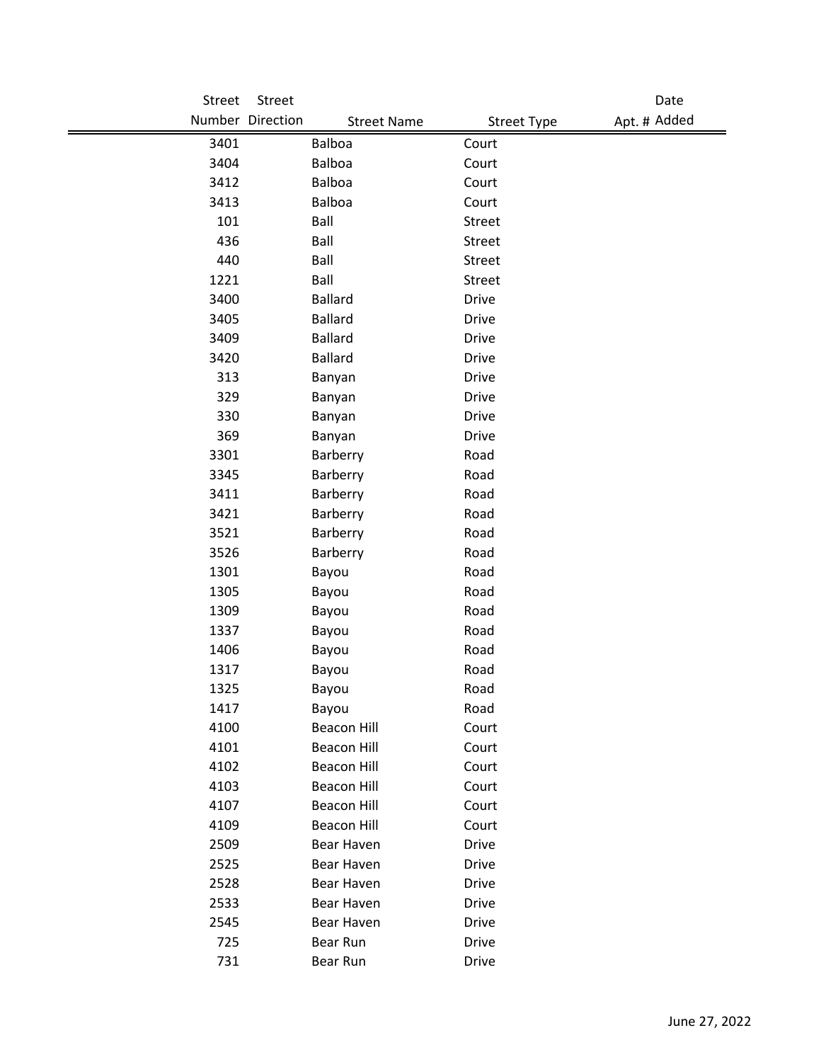| Street Number | Street Direction | Street Name | Street Type | Apt. # | Date Added |
|---|---|---|---|---|---|
| 3401 | | Balboa | Court | | |
| 3404 | | Balboa | Court | | |
| 3412 | | Balboa | Court | | |
| 3413 | | Balboa | Court | | |
| 101 | | Ball | Street | | |
| 436 | | Ball | Street | | |
| 440 | | Ball | Street | | |
| 1221 | | Ball | Street | | |
| 3400 | | Ballard | Drive | | |
| 3405 | | Ballard | Drive | | |
| 3409 | | Ballard | Drive | | |
| 3420 | | Ballard | Drive | | |
| 313 | | Banyan | Drive | | |
| 329 | | Banyan | Drive | | |
| 330 | | Banyan | Drive | | |
| 369 | | Banyan | Drive | | |
| 3301 | | Barberry | Road | | |
| 3345 | | Barberry | Road | | |
| 3411 | | Barberry | Road | | |
| 3421 | | Barberry | Road | | |
| 3521 | | Barberry | Road | | |
| 3526 | | Barberry | Road | | |
| 1301 | | Bayou | Road | | |
| 1305 | | Bayou | Road | | |
| 1309 | | Bayou | Road | | |
| 1337 | | Bayou | Road | | |
| 1406 | | Bayou | Road | | |
| 1317 | | Bayou | Road | | |
| 1325 | | Bayou | Road | | |
| 1417 | | Bayou | Road | | |
| 4100 | | Beacon Hill | Court | | |
| 4101 | | Beacon Hill | Court | | |
| 4102 | | Beacon Hill | Court | | |
| 4103 | | Beacon Hill | Court | | |
| 4107 | | Beacon Hill | Court | | |
| 4109 | | Beacon Hill | Court | | |
| 2509 | | Bear Haven | Drive | | |
| 2525 | | Bear Haven | Drive | | |
| 2528 | | Bear Haven | Drive | | |
| 2533 | | Bear Haven | Drive | | |
| 2545 | | Bear Haven | Drive | | |
| 725 | | Bear Run | Drive | | |
| 731 | | Bear Run | Drive | | |

June 27, 2022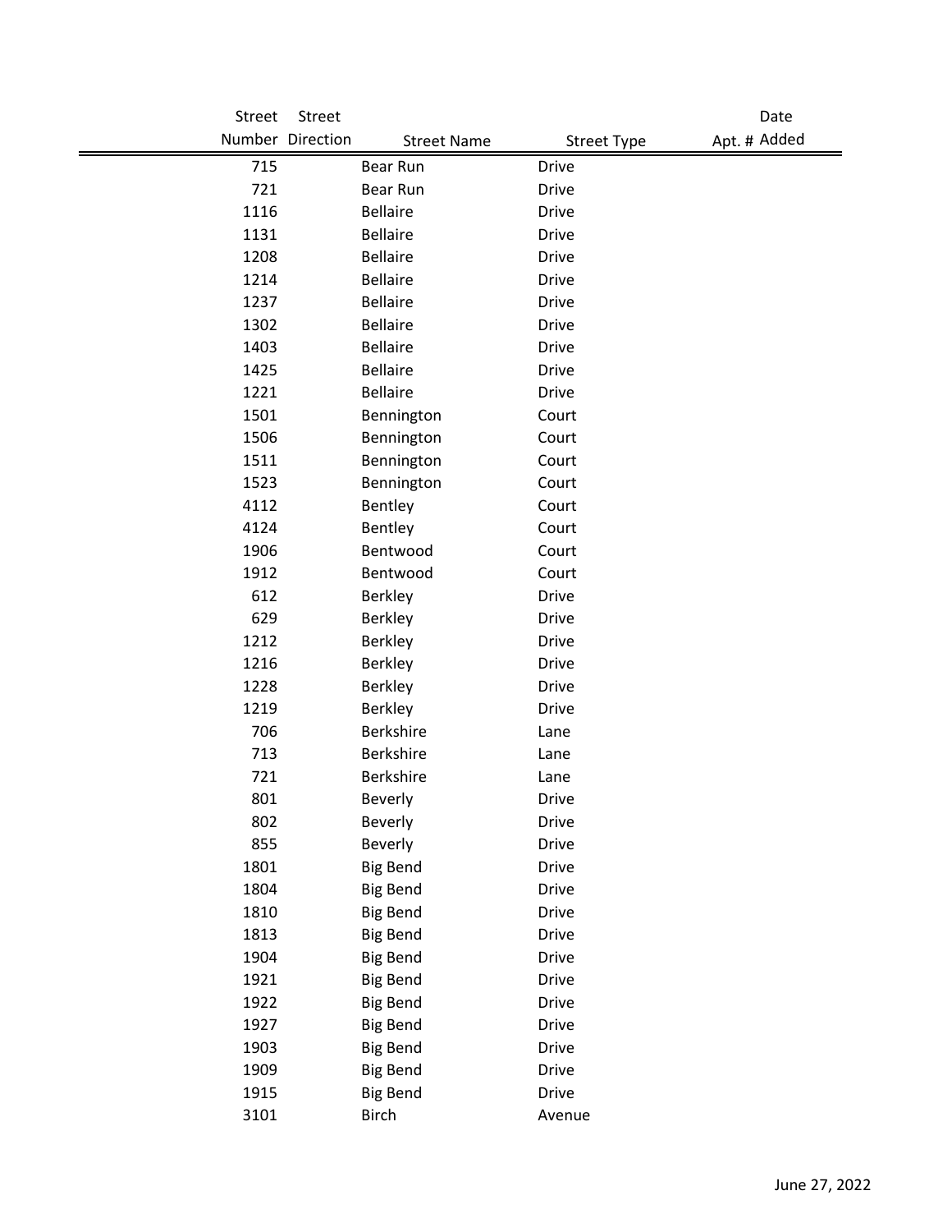| Street Number | Street Direction | Street Name | Street Type | Apt. # | Date Added |
| --- | --- | --- | --- | --- | --- |
| 715 | | Bear Run | Drive | | |
| 721 | | Bear Run | Drive | | |
| 1116 | | Bellaire | Drive | | |
| 1131 | | Bellaire | Drive | | |
| 1208 | | Bellaire | Drive | | |
| 1214 | | Bellaire | Drive | | |
| 1237 | | Bellaire | Drive | | |
| 1302 | | Bellaire | Drive | | |
| 1403 | | Bellaire | Drive | | |
| 1425 | | Bellaire | Drive | | |
| 1221 | | Bellaire | Drive | | |
| 1501 | | Bennington | Court | | |
| 1506 | | Bennington | Court | | |
| 1511 | | Bennington | Court | | |
| 1523 | | Bennington | Court | | |
| 4112 | | Bentley | Court | | |
| 4124 | | Bentley | Court | | |
| 1906 | | Bentwood | Court | | |
| 1912 | | Bentwood | Court | | |
| 612 | | Berkley | Drive | | |
| 629 | | Berkley | Drive | | |
| 1212 | | Berkley | Drive | | |
| 1216 | | Berkley | Drive | | |
| 1228 | | Berkley | Drive | | |
| 1219 | | Berkley | Drive | | |
| 706 | | Berkshire | Lane | | |
| 713 | | Berkshire | Lane | | |
| 721 | | Berkshire | Lane | | |
| 801 | | Beverly | Drive | | |
| 802 | | Beverly | Drive | | |
| 855 | | Beverly | Drive | | |
| 1801 | | Big Bend | Drive | | |
| 1804 | | Big Bend | Drive | | |
| 1810 | | Big Bend | Drive | | |
| 1813 | | Big Bend | Drive | | |
| 1904 | | Big Bend | Drive | | |
| 1921 | | Big Bend | Drive | | |
| 1922 | | Big Bend | Drive | | |
| 1927 | | Big Bend | Drive | | |
| 1903 | | Big Bend | Drive | | |
| 1909 | | Big Bend | Drive | | |
| 1915 | | Big Bend | Drive | | |
| 3101 | | Birch | Avenue | | |

June 27, 2022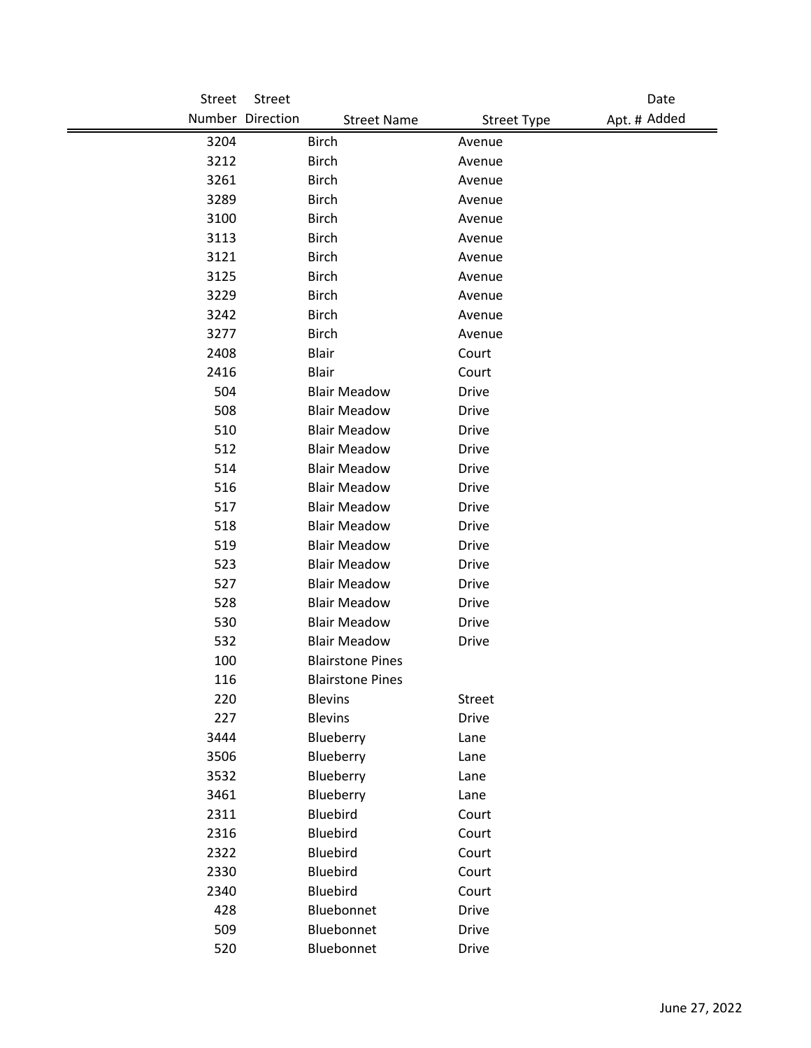| Street Number | Street Direction | Street Name | Street Type | Apt. # | Date Added |
|---|---|---|---|---|---|
| 3204 | | Birch | Avenue | | |
| 3212 | | Birch | Avenue | | |
| 3261 | | Birch | Avenue | | |
| 3289 | | Birch | Avenue | | |
| 3100 | | Birch | Avenue | | |
| 3113 | | Birch | Avenue | | |
| 3121 | | Birch | Avenue | | |
| 3125 | | Birch | Avenue | | |
| 3229 | | Birch | Avenue | | |
| 3242 | | Birch | Avenue | | |
| 3277 | | Birch | Avenue | | |
| 2408 | | Blair | Court | | |
| 2416 | | Blair | Court | | |
| 504 | | Blair Meadow | Drive | | |
| 508 | | Blair Meadow | Drive | | |
| 510 | | Blair Meadow | Drive | | |
| 512 | | Blair Meadow | Drive | | |
| 514 | | Blair Meadow | Drive | | |
| 516 | | Blair Meadow | Drive | | |
| 517 | | Blair Meadow | Drive | | |
| 518 | | Blair Meadow | Drive | | |
| 519 | | Blair Meadow | Drive | | |
| 523 | | Blair Meadow | Drive | | |
| 527 | | Blair Meadow | Drive | | |
| 528 | | Blair Meadow | Drive | | |
| 530 | | Blair Meadow | Drive | | |
| 532 | | Blair Meadow | Drive | | |
| 100 | | Blairstone Pines | | | |
| 116 | | Blairstone Pines | | | |
| 220 | | Blevins | Street | | |
| 227 | | Blevins | Drive | | |
| 3444 | | Blueberry | Lane | | |
| 3506 | | Blueberry | Lane | | |
| 3532 | | Blueberry | Lane | | |
| 3461 | | Blueberry | Lane | | |
| 2311 | | Bluebird | Court | | |
| 2316 | | Bluebird | Court | | |
| 2322 | | Bluebird | Court | | |
| 2330 | | Bluebird | Court | | |
| 2340 | | Bluebird | Court | | |
| 428 | | Bluebonnet | Drive | | |
| 509 | | Bluebonnet | Drive | | |
| 520 | | Bluebonnet | Drive | | |

June 27, 2022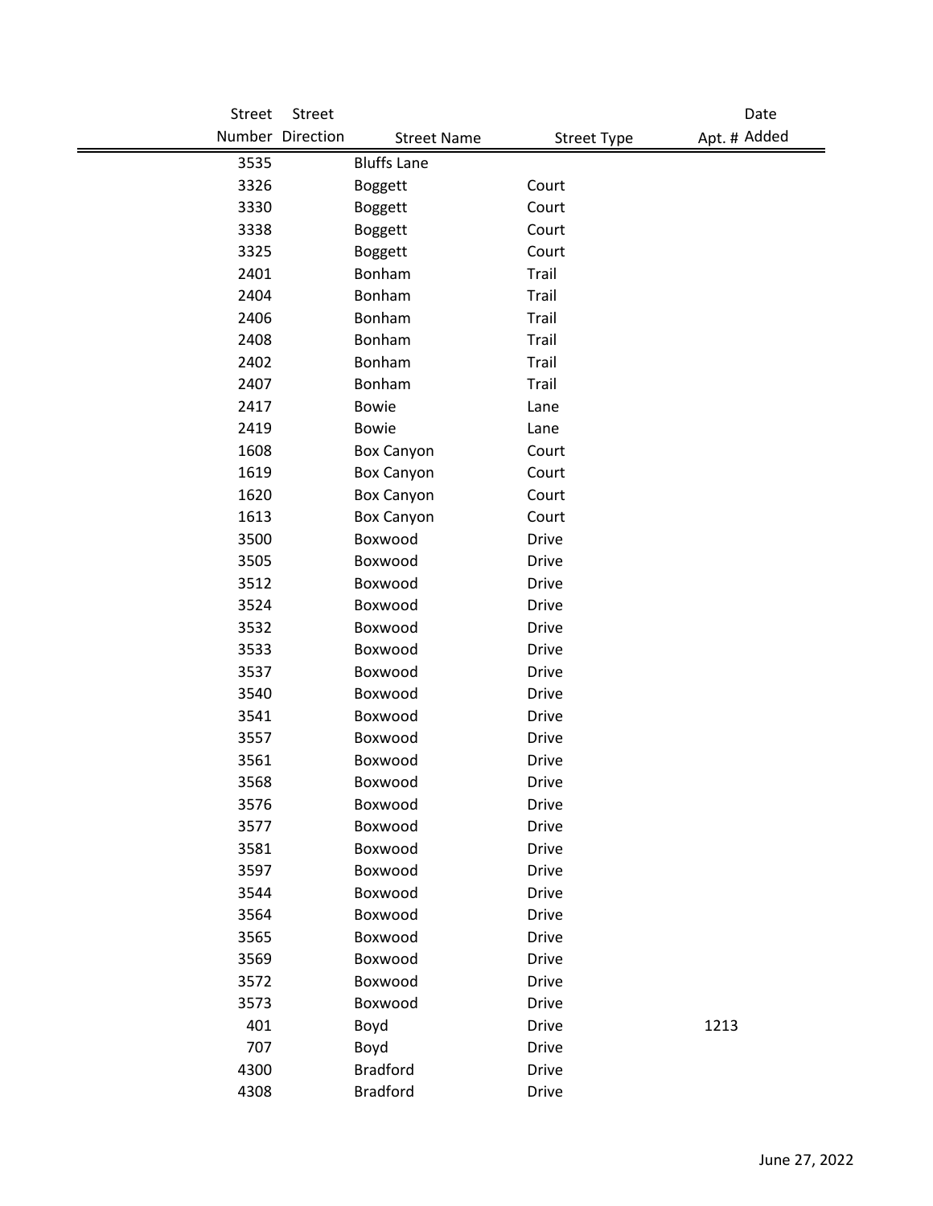| Street Number | Street Direction | Street Name | Street Type | Apt. # | Date Added |
|---|---|---|---|---|---|
| 3535 | | Bluffs Lane | | | |
| 3326 | | Boggett | Court | | |
| 3330 | | Boggett | Court | | |
| 3338 | | Boggett | Court | | |
| 3325 | | Boggett | Court | | |
| 2401 | | Bonham | Trail | | |
| 2404 | | Bonham | Trail | | |
| 2406 | | Bonham | Trail | | |
| 2408 | | Bonham | Trail | | |
| 2402 | | Bonham | Trail | | |
| 2407 | | Bonham | Trail | | |
| 2417 | | Bowie | Lane | | |
| 2419 | | Bowie | Lane | | |
| 1608 | | Box Canyon | Court | | |
| 1619 | | Box Canyon | Court | | |
| 1620 | | Box Canyon | Court | | |
| 1613 | | Box Canyon | Court | | |
| 3500 | | Boxwood | Drive | | |
| 3505 | | Boxwood | Drive | | |
| 3512 | | Boxwood | Drive | | |
| 3524 | | Boxwood | Drive | | |
| 3532 | | Boxwood | Drive | | |
| 3533 | | Boxwood | Drive | | |
| 3537 | | Boxwood | Drive | | |
| 3540 | | Boxwood | Drive | | |
| 3541 | | Boxwood | Drive | | |
| 3557 | | Boxwood | Drive | | |
| 3561 | | Boxwood | Drive | | |
| 3568 | | Boxwood | Drive | | |
| 3576 | | Boxwood | Drive | | |
| 3577 | | Boxwood | Drive | | |
| 3581 | | Boxwood | Drive | | |
| 3597 | | Boxwood | Drive | | |
| 3544 | | Boxwood | Drive | | |
| 3564 | | Boxwood | Drive | | |
| 3565 | | Boxwood | Drive | | |
| 3569 | | Boxwood | Drive | | |
| 3572 | | Boxwood | Drive | | |
| 3573 | | Boxwood | Drive | | |
| 401 | | Boyd | Drive | 1213 | |
| 707 | | Boyd | Drive | | |
| 4300 | | Bradford | Drive | | |
| 4308 | | Bradford | Drive | | |

June 27, 2022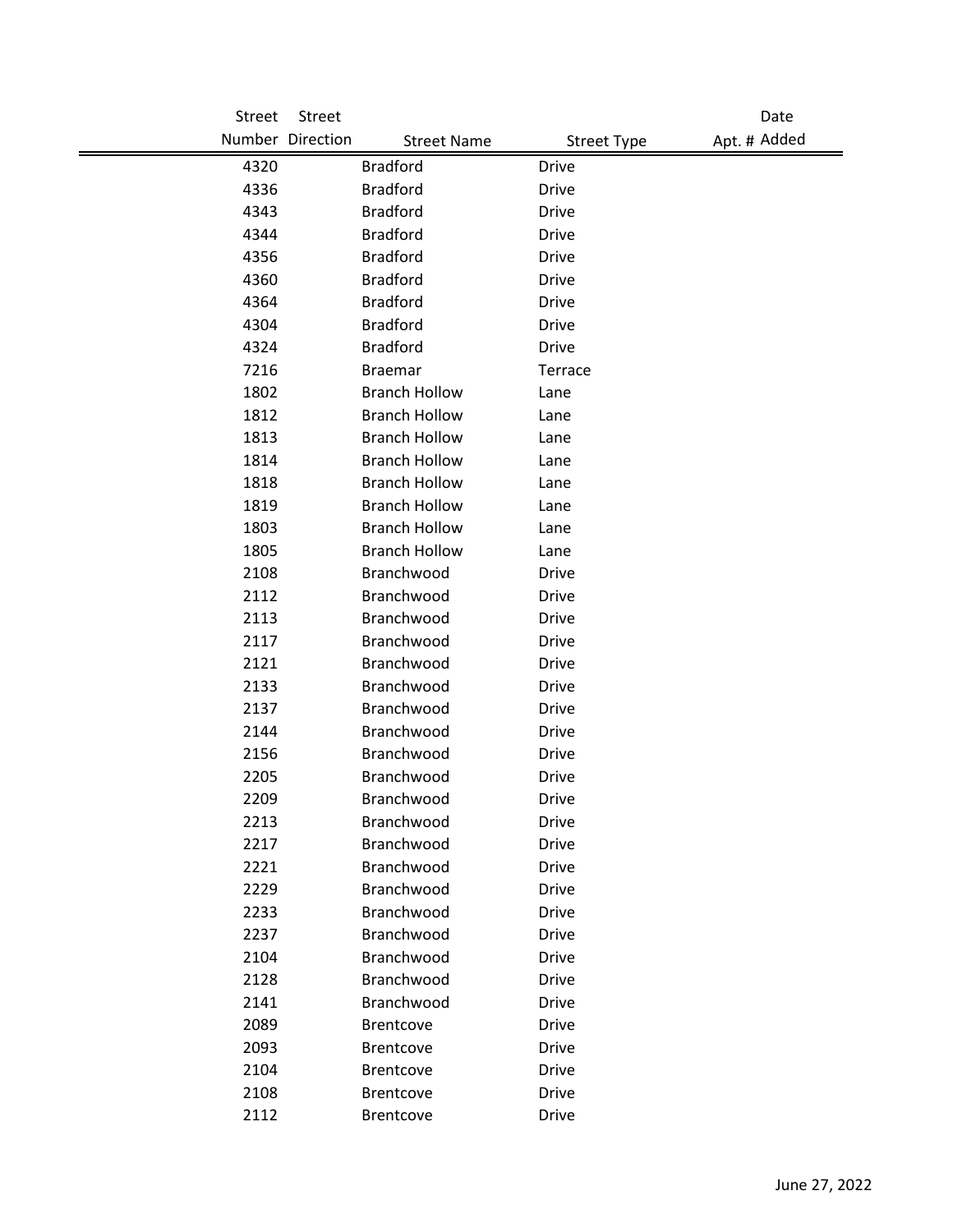| Street Number | Street Direction | Street Name | Street Type | Apt. # | Date Added |
|---|---|---|---|---|---|
| 4320 | | Bradford | Drive | | |
| 4336 | | Bradford | Drive | | |
| 4343 | | Bradford | Drive | | |
| 4344 | | Bradford | Drive | | |
| 4356 | | Bradford | Drive | | |
| 4360 | | Bradford | Drive | | |
| 4364 | | Bradford | Drive | | |
| 4304 | | Bradford | Drive | | |
| 4324 | | Bradford | Drive | | |
| 7216 | | Braemar | Terrace | | |
| 1802 | | Branch Hollow | Lane | | |
| 1812 | | Branch Hollow | Lane | | |
| 1813 | | Branch Hollow | Lane | | |
| 1814 | | Branch Hollow | Lane | | |
| 1818 | | Branch Hollow | Lane | | |
| 1819 | | Branch Hollow | Lane | | |
| 1803 | | Branch Hollow | Lane | | |
| 1805 | | Branch Hollow | Lane | | |
| 2108 | | Branchwood | Drive | | |
| 2112 | | Branchwood | Drive | | |
| 2113 | | Branchwood | Drive | | |
| 2117 | | Branchwood | Drive | | |
| 2121 | | Branchwood | Drive | | |
| 2133 | | Branchwood | Drive | | |
| 2137 | | Branchwood | Drive | | |
| 2144 | | Branchwood | Drive | | |
| 2156 | | Branchwood | Drive | | |
| 2205 | | Branchwood | Drive | | |
| 2209 | | Branchwood | Drive | | |
| 2213 | | Branchwood | Drive | | |
| 2217 | | Branchwood | Drive | | |
| 2221 | | Branchwood | Drive | | |
| 2229 | | Branchwood | Drive | | |
| 2233 | | Branchwood | Drive | | |
| 2237 | | Branchwood | Drive | | |
| 2104 | | Branchwood | Drive | | |
| 2128 | | Branchwood | Drive | | |
| 2141 | | Branchwood | Drive | | |
| 2089 | | Brentcove | Drive | | |
| 2093 | | Brentcove | Drive | | |
| 2104 | | Brentcove | Drive | | |
| 2108 | | Brentcove | Drive | | |
| 2112 | | Brentcove | Drive | | |

June 27, 2022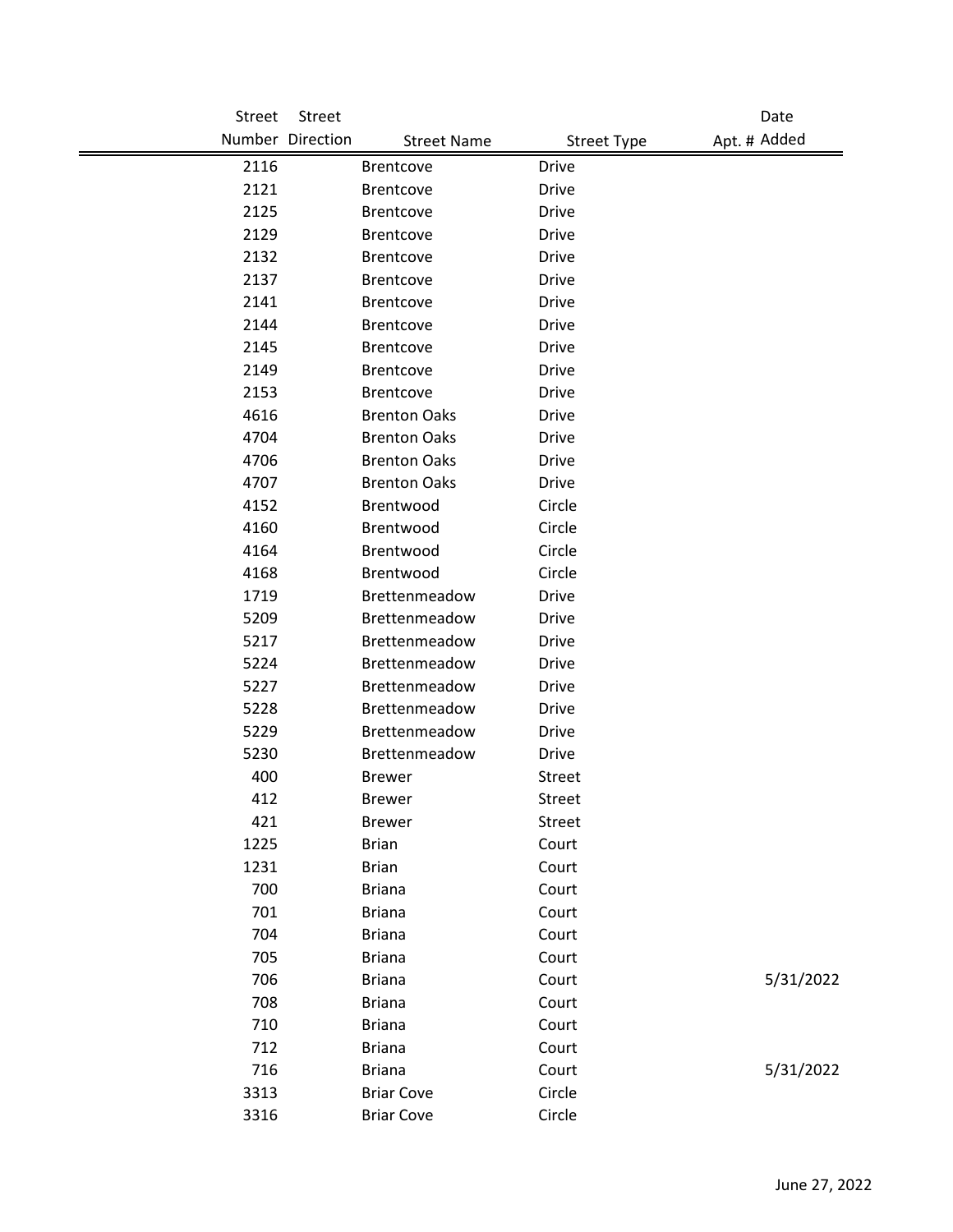| Street Number | Street Direction | Street Name | Street Type | Apt. # | Date Added |
|---|---|---|---|---|---|
| 2116 | | Brentcove | Drive | | |
| 2121 | | Brentcove | Drive | | |
| 2125 | | Brentcove | Drive | | |
| 2129 | | Brentcove | Drive | | |
| 2132 | | Brentcove | Drive | | |
| 2137 | | Brentcove | Drive | | |
| 2141 | | Brentcove | Drive | | |
| 2144 | | Brentcove | Drive | | |
| 2145 | | Brentcove | Drive | | |
| 2149 | | Brentcove | Drive | | |
| 2153 | | Brentcove | Drive | | |
| 4616 | | Brenton Oaks | Drive | | |
| 4704 | | Brenton Oaks | Drive | | |
| 4706 | | Brenton Oaks | Drive | | |
| 4707 | | Brenton Oaks | Drive | | |
| 4152 | | Brentwood | Circle | | |
| 4160 | | Brentwood | Circle | | |
| 4164 | | Brentwood | Circle | | |
| 4168 | | Brentwood | Circle | | |
| 1719 | | Brettenmeadow | Drive | | |
| 5209 | | Brettenmeadow | Drive | | |
| 5217 | | Brettenmeadow | Drive | | |
| 5224 | | Brettenmeadow | Drive | | |
| 5227 | | Brettenmeadow | Drive | | |
| 5228 | | Brettenmeadow | Drive | | |
| 5229 | | Brettenmeadow | Drive | | |
| 5230 | | Brettenmeadow | Drive | | |
| 400 | | Brewer | Street | | |
| 412 | | Brewer | Street | | |
| 421 | | Brewer | Street | | |
| 1225 | | Brian | Court | | |
| 1231 | | Brian | Court | | |
| 700 | | Briana | Court | | |
| 701 | | Briana | Court | | |
| 704 | | Briana | Court | | |
| 705 | | Briana | Court | | |
| 706 | | Briana | Court | | 5/31/2022 |
| 708 | | Briana | Court | | |
| 710 | | Briana | Court | | |
| 712 | | Briana | Court | | |
| 716 | | Briana | Court | | 5/31/2022 |
| 3313 | | Briar Cove | Circle | | |
| 3316 | | Briar Cove | Circle | | |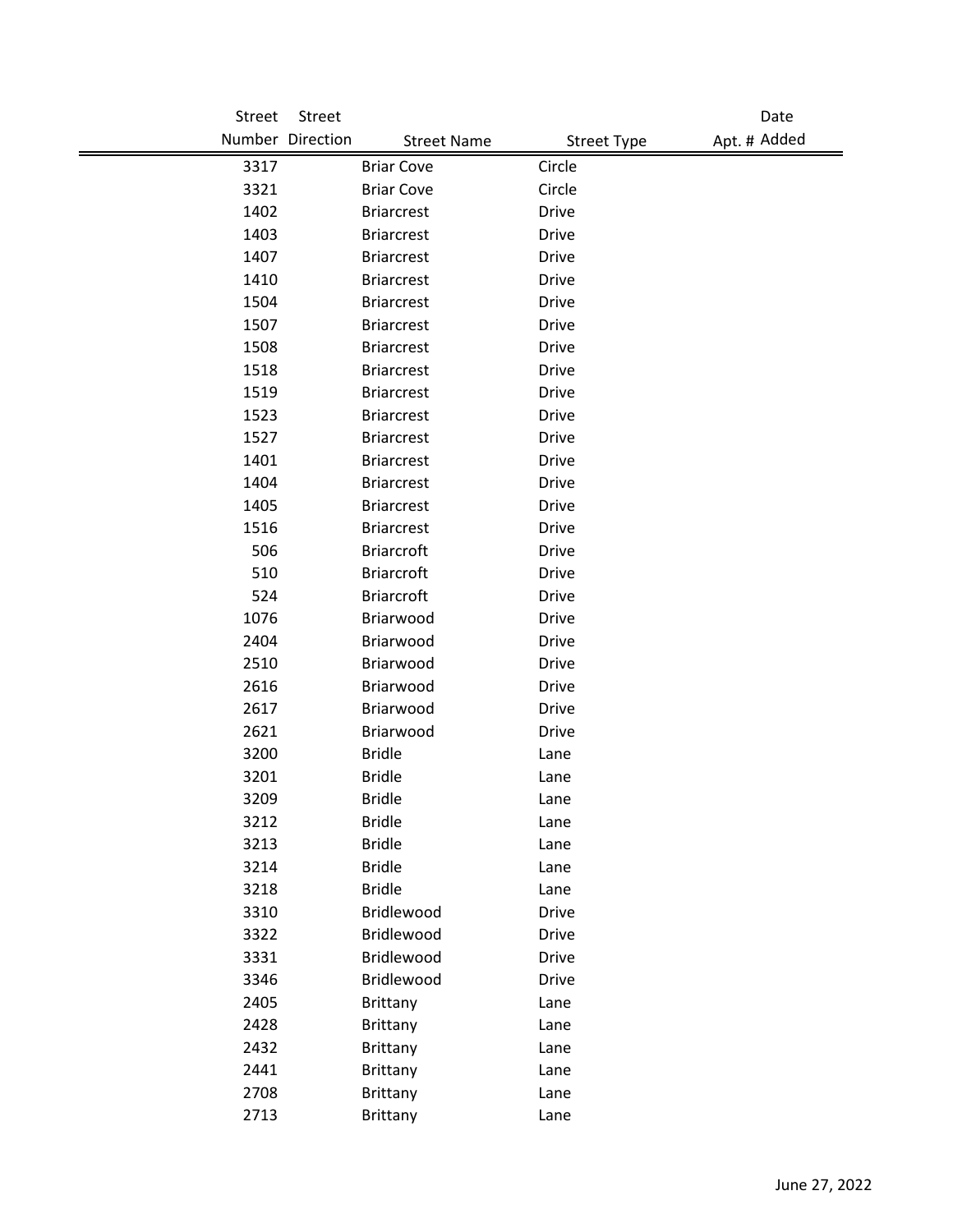| Street Number | Street Direction | Street Name | Street Type | Apt. # | Date Added |
|---|---|---|---|---|---|
| 3317 | | Briar Cove | Circle | | |
| 3321 | | Briar Cove | Circle | | |
| 1402 | | Briarcrest | Drive | | |
| 1403 | | Briarcrest | Drive | | |
| 1407 | | Briarcrest | Drive | | |
| 1410 | | Briarcrest | Drive | | |
| 1504 | | Briarcrest | Drive | | |
| 1507 | | Briarcrest | Drive | | |
| 1508 | | Briarcrest | Drive | | |
| 1518 | | Briarcrest | Drive | | |
| 1519 | | Briarcrest | Drive | | |
| 1523 | | Briarcrest | Drive | | |
| 1527 | | Briarcrest | Drive | | |
| 1401 | | Briarcrest | Drive | | |
| 1404 | | Briarcrest | Drive | | |
| 1405 | | Briarcrest | Drive | | |
| 1516 | | Briarcrest | Drive | | |
| 506 | | Briarcroft | Drive | | |
| 510 | | Briarcroft | Drive | | |
| 524 | | Briarcroft | Drive | | |
| 1076 | | Briarwood | Drive | | |
| 2404 | | Briarwood | Drive | | |
| 2510 | | Briarwood | Drive | | |
| 2616 | | Briarwood | Drive | | |
| 2617 | | Briarwood | Drive | | |
| 2621 | | Briarwood | Drive | | |
| 3200 | | Bridle | Lane | | |
| 3201 | | Bridle | Lane | | |
| 3209 | | Bridle | Lane | | |
| 3212 | | Bridle | Lane | | |
| 3213 | | Bridle | Lane | | |
| 3214 | | Bridle | Lane | | |
| 3218 | | Bridle | Lane | | |
| 3310 | | Bridlewood | Drive | | |
| 3322 | | Bridlewood | Drive | | |
| 3331 | | Bridlewood | Drive | | |
| 3346 | | Bridlewood | Drive | | |
| 2405 | | Brittany | Lane | | |
| 2428 | | Brittany | Lane | | |
| 2432 | | Brittany | Lane | | |
| 2441 | | Brittany | Lane | | |
| 2708 | | Brittany | Lane | | |
| 2713 | | Brittany | Lane | | |

June 27, 2022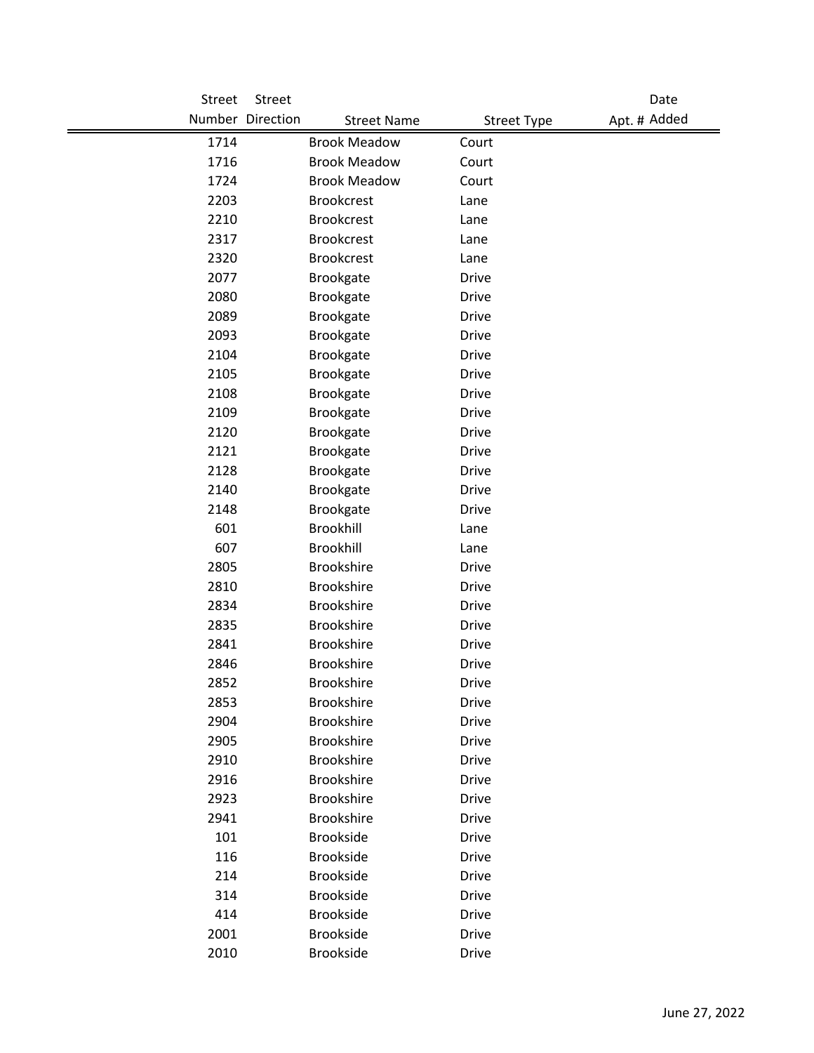| Street Number | Street Direction | Street Name | Street Type | Apt. # | Date Added |
|---|---|---|---|---|---|
| 1714 | | Brook Meadow | Court | | |
| 1716 | | Brook Meadow | Court | | |
| 1724 | | Brook Meadow | Court | | |
| 2203 | | Brookcrest | Lane | | |
| 2210 | | Brookcrest | Lane | | |
| 2317 | | Brookcrest | Lane | | |
| 2320 | | Brookcrest | Lane | | |
| 2077 | | Brookgate | Drive | | |
| 2080 | | Brookgate | Drive | | |
| 2089 | | Brookgate | Drive | | |
| 2093 | | Brookgate | Drive | | |
| 2104 | | Brookgate | Drive | | |
| 2105 | | Brookgate | Drive | | |
| 2108 | | Brookgate | Drive | | |
| 2109 | | Brookgate | Drive | | |
| 2120 | | Brookgate | Drive | | |
| 2121 | | Brookgate | Drive | | |
| 2128 | | Brookgate | Drive | | |
| 2140 | | Brookgate | Drive | | |
| 2148 | | Brookgate | Drive | | |
| 601 | | Brookhill | Lane | | |
| 607 | | Brookhill | Lane | | |
| 2805 | | Brookshire | Drive | | |
| 2810 | | Brookshire | Drive | | |
| 2834 | | Brookshire | Drive | | |
| 2835 | | Brookshire | Drive | | |
| 2841 | | Brookshire | Drive | | |
| 2846 | | Brookshire | Drive | | |
| 2852 | | Brookshire | Drive | | |
| 2853 | | Brookshire | Drive | | |
| 2904 | | Brookshire | Drive | | |
| 2905 | | Brookshire | Drive | | |
| 2910 | | Brookshire | Drive | | |
| 2916 | | Brookshire | Drive | | |
| 2923 | | Brookshire | Drive | | |
| 2941 | | Brookshire | Drive | | |
| 101 | | Brookside | Drive | | |
| 116 | | Brookside | Drive | | |
| 214 | | Brookside | Drive | | |
| 314 | | Brookside | Drive | | |
| 414 | | Brookside | Drive | | |
| 2001 | | Brookside | Drive | | |
| 2010 | | Brookside | Drive | | |

June 27, 2022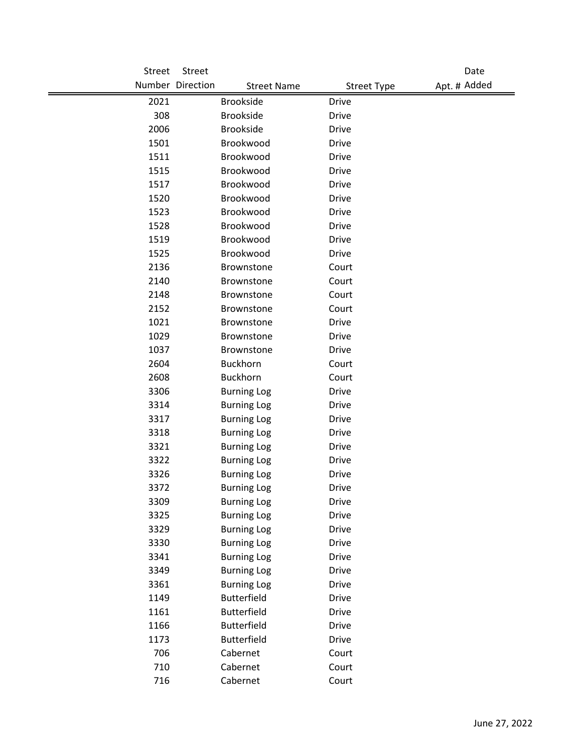| Street Number | Street Direction | Street Name | Street Type | Apt. # | Date Added |
|---|---|---|---|---|---|
| 2021 | | Brookside | Drive | | |
| 308 | | Brookside | Drive | | |
| 2006 | | Brookside | Drive | | |
| 1501 | | Brookwood | Drive | | |
| 1511 | | Brookwood | Drive | | |
| 1515 | | Brookwood | Drive | | |
| 1517 | | Brookwood | Drive | | |
| 1520 | | Brookwood | Drive | | |
| 1523 | | Brookwood | Drive | | |
| 1528 | | Brookwood | Drive | | |
| 1519 | | Brookwood | Drive | | |
| 1525 | | Brookwood | Drive | | |
| 2136 | | Brownstone | Court | | |
| 2140 | | Brownstone | Court | | |
| 2148 | | Brownstone | Court | | |
| 2152 | | Brownstone | Court | | |
| 1021 | | Brownstone | Drive | | |
| 1029 | | Brownstone | Drive | | |
| 1037 | | Brownstone | Drive | | |
| 2604 | | Buckhorn | Court | | |
| 2608 | | Buckhorn | Court | | |
| 3306 | | Burning Log | Drive | | |
| 3314 | | Burning Log | Drive | | |
| 3317 | | Burning Log | Drive | | |
| 3318 | | Burning Log | Drive | | |
| 3321 | | Burning Log | Drive | | |
| 3322 | | Burning Log | Drive | | |
| 3326 | | Burning Log | Drive | | |
| 3372 | | Burning Log | Drive | | |
| 3309 | | Burning Log | Drive | | |
| 3325 | | Burning Log | Drive | | |
| 3329 | | Burning Log | Drive | | |
| 3330 | | Burning Log | Drive | | |
| 3341 | | Burning Log | Drive | | |
| 3349 | | Burning Log | Drive | | |
| 3361 | | Burning Log | Drive | | |
| 1149 | | Butterfield | Drive | | |
| 1161 | | Butterfield | Drive | | |
| 1166 | | Butterfield | Drive | | |
| 1173 | | Butterfield | Drive | | |
| 706 | | Cabernet | Court | | |
| 710 | | Cabernet | Court | | |
| 716 | | Cabernet | Court | | |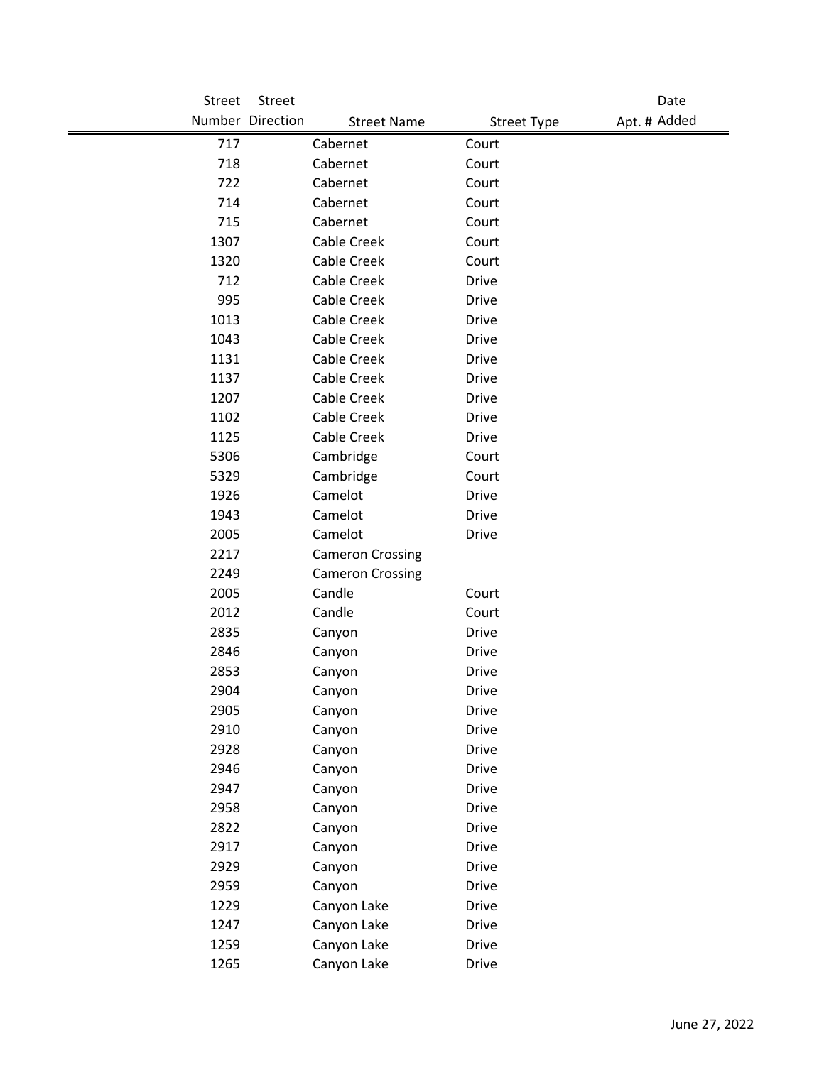| Street Number | Street Direction | Street Name | Street Type | Apt. # | Date Added |
|---|---|---|---|---|---|
| 717 | | Cabernet | Court | | |
| 718 | | Cabernet | Court | | |
| 722 | | Cabernet | Court | | |
| 714 | | Cabernet | Court | | |
| 715 | | Cabernet | Court | | |
| 1307 | | Cable Creek | Court | | |
| 1320 | | Cable Creek | Court | | |
| 712 | | Cable Creek | Drive | | |
| 995 | | Cable Creek | Drive | | |
| 1013 | | Cable Creek | Drive | | |
| 1043 | | Cable Creek | Drive | | |
| 1131 | | Cable Creek | Drive | | |
| 1137 | | Cable Creek | Drive | | |
| 1207 | | Cable Creek | Drive | | |
| 1102 | | Cable Creek | Drive | | |
| 1125 | | Cable Creek | Drive | | |
| 5306 | | Cambridge | Court | | |
| 5329 | | Cambridge | Court | | |
| 1926 | | Camelot | Drive | | |
| 1943 | | Camelot | Drive | | |
| 2005 | | Camelot | Drive | | |
| 2217 | | Cameron Crossing | | | |
| 2249 | | Cameron Crossing | | | |
| 2005 | | Candle | Court | | |
| 2012 | | Candle | Court | | |
| 2835 | | Canyon | Drive | | |
| 2846 | | Canyon | Drive | | |
| 2853 | | Canyon | Drive | | |
| 2904 | | Canyon | Drive | | |
| 2905 | | Canyon | Drive | | |
| 2910 | | Canyon | Drive | | |
| 2928 | | Canyon | Drive | | |
| 2946 | | Canyon | Drive | | |
| 2947 | | Canyon | Drive | | |
| 2958 | | Canyon | Drive | | |
| 2822 | | Canyon | Drive | | |
| 2917 | | Canyon | Drive | | |
| 2929 | | Canyon | Drive | | |
| 2959 | | Canyon | Drive | | |
| 1229 | | Canyon Lake | Drive | | |
| 1247 | | Canyon Lake | Drive | | |
| 1259 | | Canyon Lake | Drive | | |
| 1265 | | Canyon Lake | Drive | | |

June 27, 2022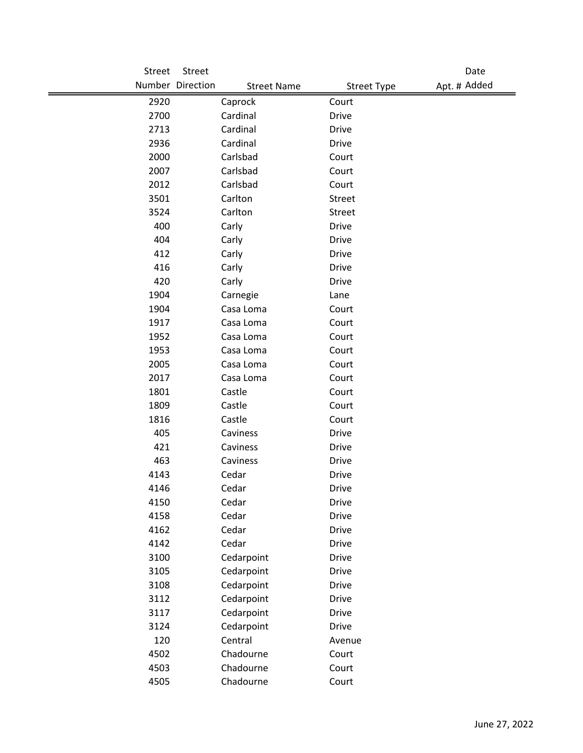| Street Number | Street Direction | Street Name | Street Type | Apt. # | Date Added |
|---|---|---|---|---|---|
| 2920 | | Caprock | Court | | |
| 2700 | | Cardinal | Drive | | |
| 2713 | | Cardinal | Drive | | |
| 2936 | | Cardinal | Drive | | |
| 2000 | | Carlsbad | Court | | |
| 2007 | | Carlsbad | Court | | |
| 2012 | | Carlsbad | Court | | |
| 3501 | | Carlton | Street | | |
| 3524 | | Carlton | Street | | |
| 400 | | Carly | Drive | | |
| 404 | | Carly | Drive | | |
| 412 | | Carly | Drive | | |
| 416 | | Carly | Drive | | |
| 420 | | Carly | Drive | | |
| 1904 | | Carnegie | Lane | | |
| 1904 | | Casa Loma | Court | | |
| 1917 | | Casa Loma | Court | | |
| 1952 | | Casa Loma | Court | | |
| 1953 | | Casa Loma | Court | | |
| 2005 | | Casa Loma | Court | | |
| 2017 | | Casa Loma | Court | | |
| 1801 | | Castle | Court | | |
| 1809 | | Castle | Court | | |
| 1816 | | Castle | Court | | |
| 405 | | Caviness | Drive | | |
| 421 | | Caviness | Drive | | |
| 463 | | Caviness | Drive | | |
| 4143 | | Cedar | Drive | | |
| 4146 | | Cedar | Drive | | |
| 4150 | | Cedar | Drive | | |
| 4158 | | Cedar | Drive | | |
| 4162 | | Cedar | Drive | | |
| 4142 | | Cedar | Drive | | |
| 3100 | | Cedarpoint | Drive | | |
| 3105 | | Cedarpoint | Drive | | |
| 3108 | | Cedarpoint | Drive | | |
| 3112 | | Cedarpoint | Drive | | |
| 3117 | | Cedarpoint | Drive | | |
| 3124 | | Cedarpoint | Drive | | |
| 120 | | Central | Avenue | | |
| 4502 | | Chadourne | Court | | |
| 4503 | | Chadourne | Court | | |
| 4505 | | Chadourne | Court | | |

June 27, 2022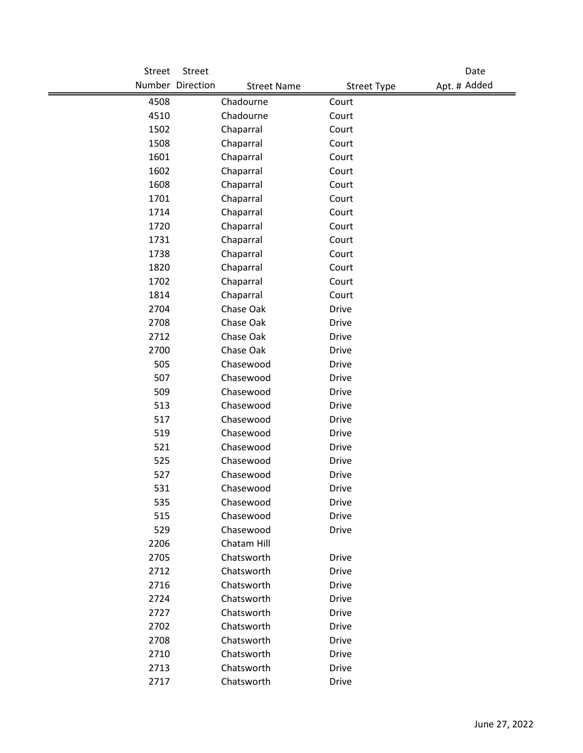| Street Number | Street Direction | Street Name | Street Type | Apt. # | Date Added |
|---|---|---|---|---|---|
| 4508 | | Chadourne | Court | | |
| 4510 | | Chadourne | Court | | |
| 1502 | | Chaparral | Court | | |
| 1508 | | Chaparral | Court | | |
| 1601 | | Chaparral | Court | | |
| 1602 | | Chaparral | Court | | |
| 1608 | | Chaparral | Court | | |
| 1701 | | Chaparral | Court | | |
| 1714 | | Chaparral | Court | | |
| 1720 | | Chaparral | Court | | |
| 1731 | | Chaparral | Court | | |
| 1738 | | Chaparral | Court | | |
| 1820 | | Chaparral | Court | | |
| 1702 | | Chaparral | Court | | |
| 1814 | | Chaparral | Court | | |
| 2704 | | Chase Oak | Drive | | |
| 2708 | | Chase Oak | Drive | | |
| 2712 | | Chase Oak | Drive | | |
| 2700 | | Chase Oak | Drive | | |
| 505 | | Chasewood | Drive | | |
| 507 | | Chasewood | Drive | | |
| 509 | | Chasewood | Drive | | |
| 513 | | Chasewood | Drive | | |
| 517 | | Chasewood | Drive | | |
| 519 | | Chasewood | Drive | | |
| 521 | | Chasewood | Drive | | |
| 525 | | Chasewood | Drive | | |
| 527 | | Chasewood | Drive | | |
| 531 | | Chasewood | Drive | | |
| 535 | | Chasewood | Drive | | |
| 515 | | Chasewood | Drive | | |
| 529 | | Chasewood | Drive | | |
| 2206 | | Chatam Hill | | | |
| 2705 | | Chatsworth | Drive | | |
| 2712 | | Chatsworth | Drive | | |
| 2716 | | Chatsworth | Drive | | |
| 2724 | | Chatsworth | Drive | | |
| 2727 | | Chatsworth | Drive | | |
| 2702 | | Chatsworth | Drive | | |
| 2708 | | Chatsworth | Drive | | |
| 2710 | | Chatsworth | Drive | | |
| 2713 | | Chatsworth | Drive | | |
| 2717 | | Chatsworth | Drive | | |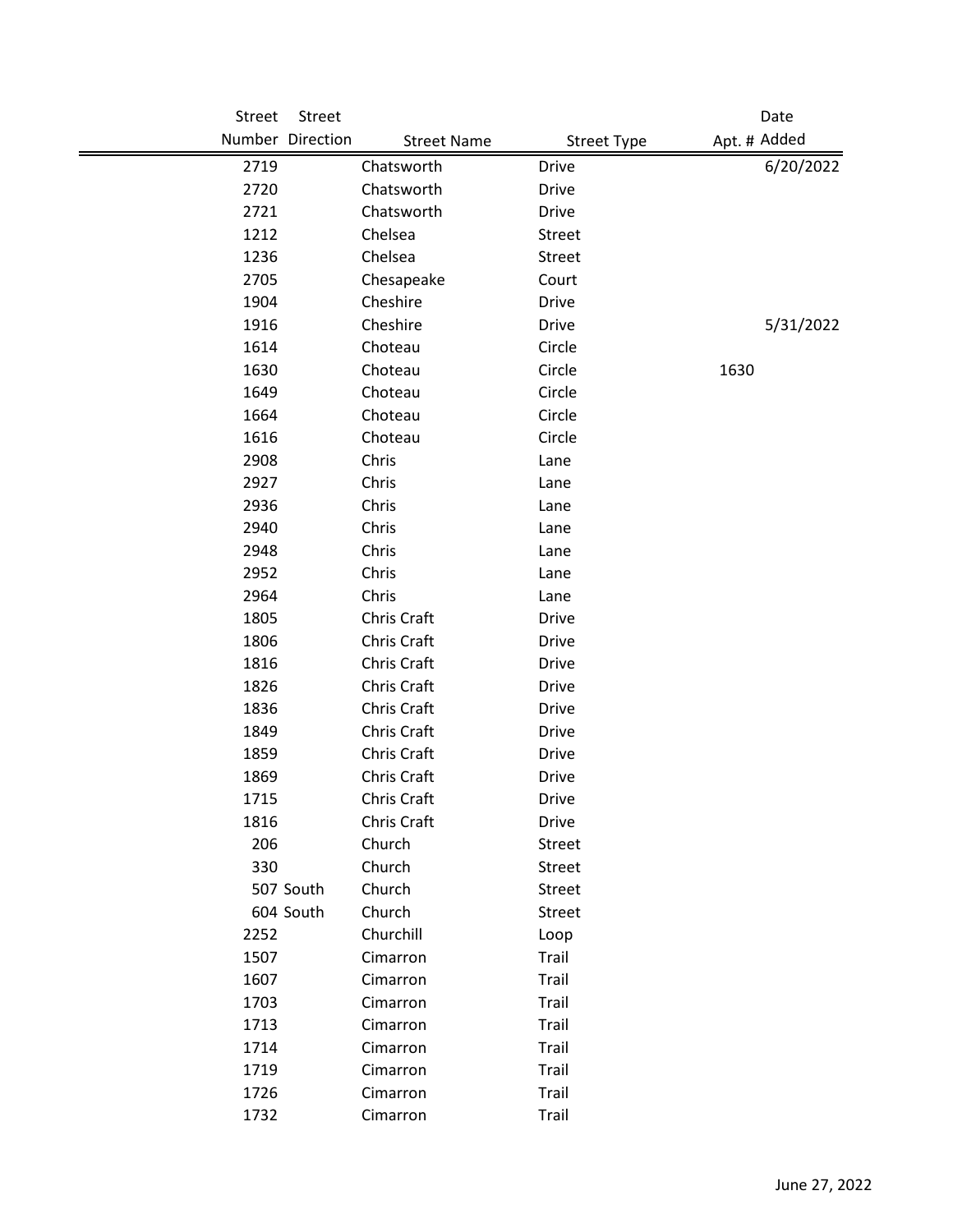| Street Number | Street Direction | Street Name | Street Type | Apt. # | Date Added |
|---|---|---|---|---|---|
| 2719 | | Chatsworth | Drive | | 6/20/2022 |
| 2720 | | Chatsworth | Drive | | |
| 2721 | | Chatsworth | Drive | | |
| 1212 | | Chelsea | Street | | |
| 1236 | | Chelsea | Street | | |
| 2705 | | Chesapeake | Court | | |
| 1904 | | Cheshire | Drive | | |
| 1916 | | Cheshire | Drive | | 5/31/2022 |
| 1614 | | Choteau | Circle | | |
| 1630 | | Choteau | Circle | 1630 | |
| 1649 | | Choteau | Circle | | |
| 1664 | | Choteau | Circle | | |
| 1616 | | Choteau | Circle | | |
| 2908 | | Chris | Lane | | |
| 2927 | | Chris | Lane | | |
| 2936 | | Chris | Lane | | |
| 2940 | | Chris | Lane | | |
| 2948 | | Chris | Lane | | |
| 2952 | | Chris | Lane | | |
| 2964 | | Chris | Lane | | |
| 1805 | | Chris Craft | Drive | | |
| 1806 | | Chris Craft | Drive | | |
| 1816 | | Chris Craft | Drive | | |
| 1826 | | Chris Craft | Drive | | |
| 1836 | | Chris Craft | Drive | | |
| 1849 | | Chris Craft | Drive | | |
| 1859 | | Chris Craft | Drive | | |
| 1869 | | Chris Craft | Drive | | |
| 1715 | | Chris Craft | Drive | | |
| 1816 | | Chris Craft | Drive | | |
| 206 | | Church | Street | | |
| 330 | | Church | Street | | |
| 507 | South | Church | Street | | |
| 604 | South | Church | Street | | |
| 2252 | | Churchill | Loop | | |
| 1507 | | Cimarron | Trail | | |
| 1607 | | Cimarron | Trail | | |
| 1703 | | Cimarron | Trail | | |
| 1713 | | Cimarron | Trail | | |
| 1714 | | Cimarron | Trail | | |
| 1719 | | Cimarron | Trail | | |
| 1726 | | Cimarron | Trail | | |
| 1732 | | Cimarron | Trail | | |

June 27, 2022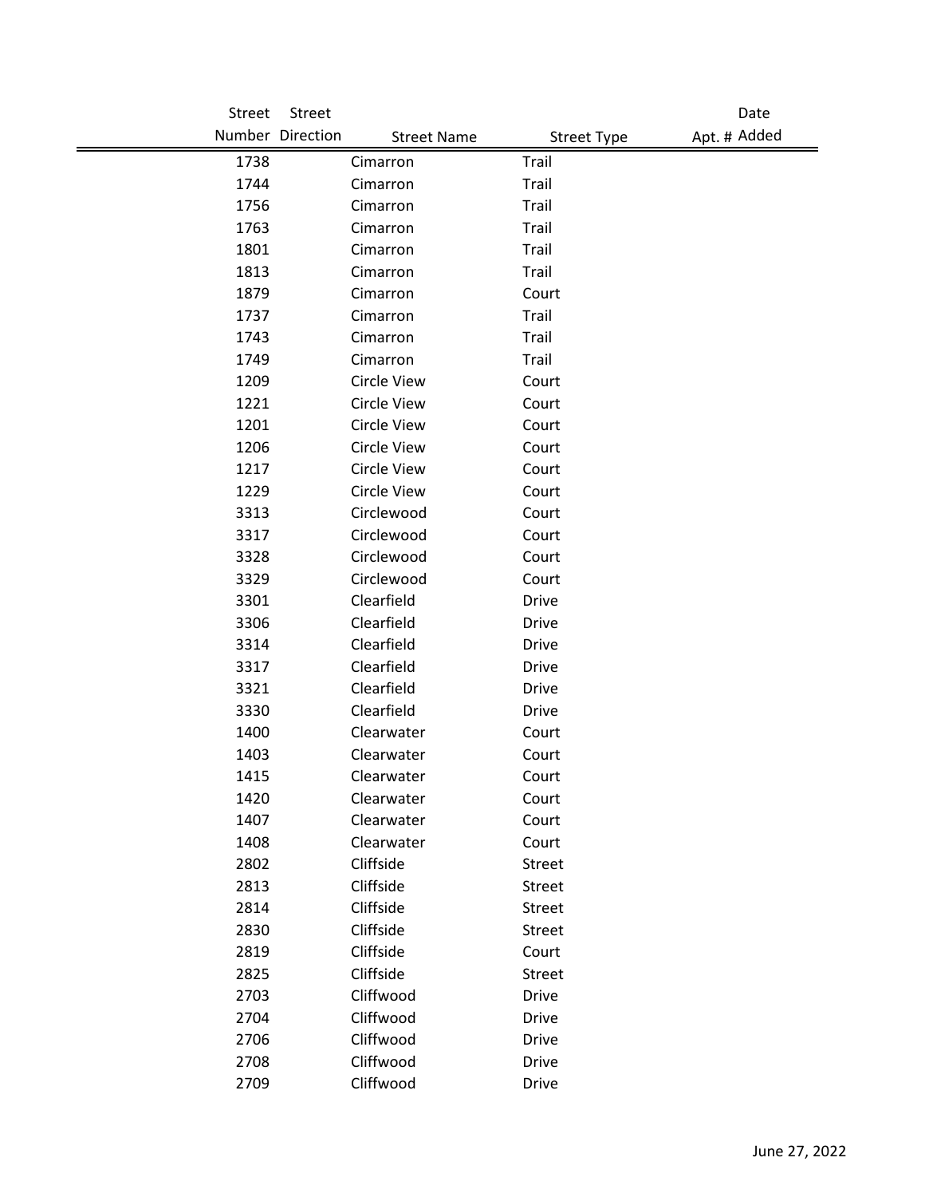| Street Number | Street Direction | Street Name | Street Type | Apt. # | Date Added |
|---|---|---|---|---|---|
| 1738 | | Cimarron | Trail | | |
| 1744 | | Cimarron | Trail | | |
| 1756 | | Cimarron | Trail | | |
| 1763 | | Cimarron | Trail | | |
| 1801 | | Cimarron | Trail | | |
| 1813 | | Cimarron | Trail | | |
| 1879 | | Cimarron | Court | | |
| 1737 | | Cimarron | Trail | | |
| 1743 | | Cimarron | Trail | | |
| 1749 | | Cimarron | Trail | | |
| 1209 | | Circle View | Court | | |
| 1221 | | Circle View | Court | | |
| 1201 | | Circle View | Court | | |
| 1206 | | Circle View | Court | | |
| 1217 | | Circle View | Court | | |
| 1229 | | Circle View | Court | | |
| 3313 | | Circlewood | Court | | |
| 3317 | | Circlewood | Court | | |
| 3328 | | Circlewood | Court | | |
| 3329 | | Circlewood | Court | | |
| 3301 | | Clearfield | Drive | | |
| 3306 | | Clearfield | Drive | | |
| 3314 | | Clearfield | Drive | | |
| 3317 | | Clearfield | Drive | | |
| 3321 | | Clearfield | Drive | | |
| 3330 | | Clearfield | Drive | | |
| 1400 | | Clearwater | Court | | |
| 1403 | | Clearwater | Court | | |
| 1415 | | Clearwater | Court | | |
| 1420 | | Clearwater | Court | | |
| 1407 | | Clearwater | Court | | |
| 1408 | | Clearwater | Court | | |
| 2802 | | Cliffside | Street | | |
| 2813 | | Cliffside | Street | | |
| 2814 | | Cliffside | Street | | |
| 2830 | | Cliffside | Street | | |
| 2819 | | Cliffside | Court | | |
| 2825 | | Cliffside | Street | | |
| 2703 | | Cliffwood | Drive | | |
| 2704 | | Cliffwood | Drive | | |
| 2706 | | Cliffwood | Drive | | |
| 2708 | | Cliffwood | Drive | | |
| 2709 | | Cliffwood | Drive | | |

June 27, 2022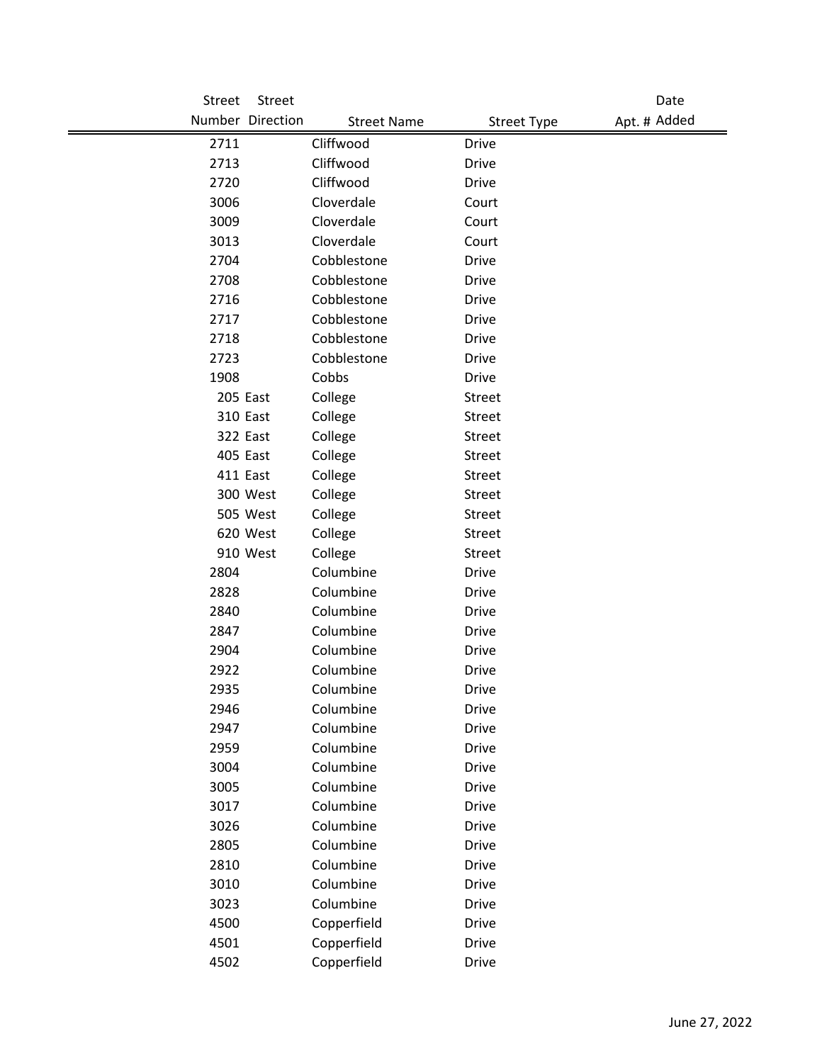| Street Number | Street Direction | Street Name | Street Type | Apt. # | Date Added |
|---|---|---|---|---|---|
| 2711 | | Cliffwood | Drive | | |
| 2713 | | Cliffwood | Drive | | |
| 2720 | | Cliffwood | Drive | | |
| 3006 | | Cloverdale | Court | | |
| 3009 | | Cloverdale | Court | | |
| 3013 | | Cloverdale | Court | | |
| 2704 | | Cobblestone | Drive | | |
| 2708 | | Cobblestone | Drive | | |
| 2716 | | Cobblestone | Drive | | |
| 2717 | | Cobblestone | Drive | | |
| 2718 | | Cobblestone | Drive | | |
| 2723 | | Cobblestone | Drive | | |
| 1908 | | Cobbs | Drive | | |
| 205 | East | College | Street | | |
| 310 | East | College | Street | | |
| 322 | East | College | Street | | |
| 405 | East | College | Street | | |
| 411 | East | College | Street | | |
| 300 | West | College | Street | | |
| 505 | West | College | Street | | |
| 620 | West | College | Street | | |
| 910 | West | College | Street | | |
| 2804 | | Columbine | Drive | | |
| 2828 | | Columbine | Drive | | |
| 2840 | | Columbine | Drive | | |
| 2847 | | Columbine | Drive | | |
| 2904 | | Columbine | Drive | | |
| 2922 | | Columbine | Drive | | |
| 2935 | | Columbine | Drive | | |
| 2946 | | Columbine | Drive | | |
| 2947 | | Columbine | Drive | | |
| 2959 | | Columbine | Drive | | |
| 3004 | | Columbine | Drive | | |
| 3005 | | Columbine | Drive | | |
| 3017 | | Columbine | Drive | | |
| 3026 | | Columbine | Drive | | |
| 2805 | | Columbine | Drive | | |
| 2810 | | Columbine | Drive | | |
| 3010 | | Columbine | Drive | | |
| 3023 | | Columbine | Drive | | |
| 4500 | | Copperfield | Drive | | |
| 4501 | | Copperfield | Drive | | |
| 4502 | | Copperfield | Drive | | |

June 27, 2022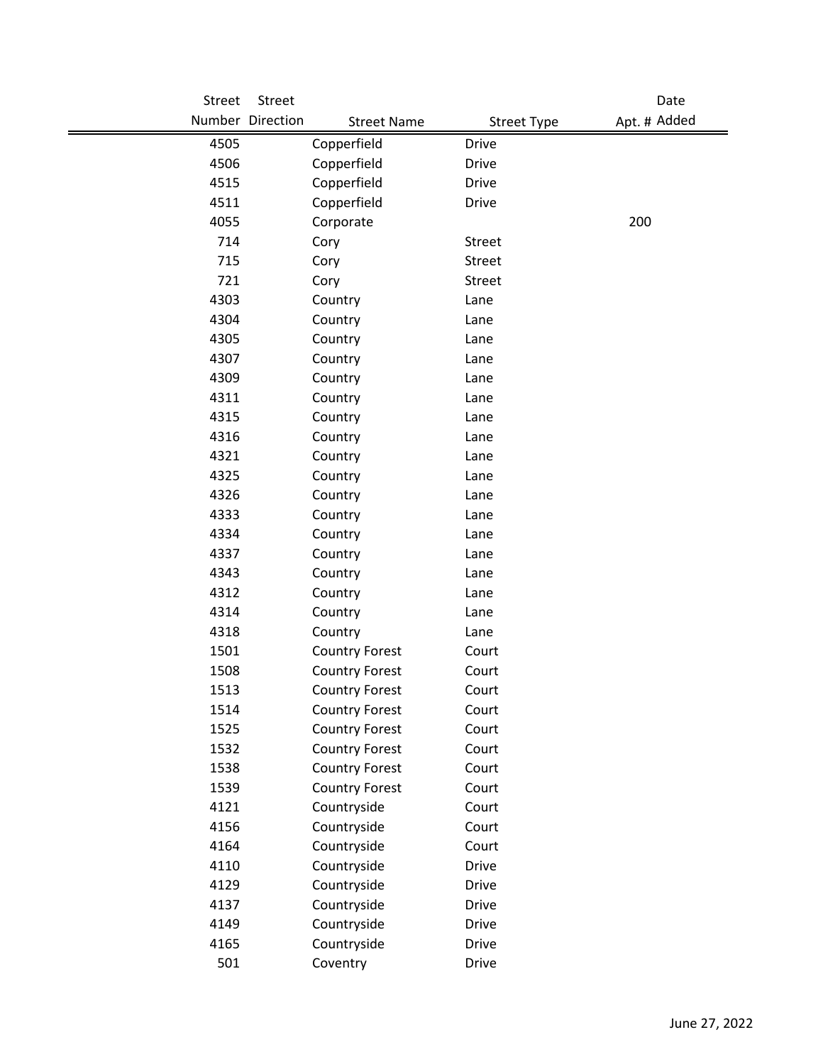| Street Number | Street Direction | Street Name | Street Type | Apt. # | Date Added |
|---|---|---|---|---|---|
| 4505 | | Copperfield | Drive | | |
| 4506 | | Copperfield | Drive | | |
| 4515 | | Copperfield | Drive | | |
| 4511 | | Copperfield | Drive | | |
| 4055 | | Corporate | | 200 | |
| 714 | | Cory | Street | | |
| 715 | | Cory | Street | | |
| 721 | | Cory | Street | | |
| 4303 | | Country | Lane | | |
| 4304 | | Country | Lane | | |
| 4305 | | Country | Lane | | |
| 4307 | | Country | Lane | | |
| 4309 | | Country | Lane | | |
| 4311 | | Country | Lane | | |
| 4315 | | Country | Lane | | |
| 4316 | | Country | Lane | | |
| 4321 | | Country | Lane | | |
| 4325 | | Country | Lane | | |
| 4326 | | Country | Lane | | |
| 4333 | | Country | Lane | | |
| 4334 | | Country | Lane | | |
| 4337 | | Country | Lane | | |
| 4343 | | Country | Lane | | |
| 4312 | | Country | Lane | | |
| 4314 | | Country | Lane | | |
| 4318 | | Country | Lane | | |
| 1501 | | Country Forest | Court | | |
| 1508 | | Country Forest | Court | | |
| 1513 | | Country Forest | Court | | |
| 1514 | | Country Forest | Court | | |
| 1525 | | Country Forest | Court | | |
| 1532 | | Country Forest | Court | | |
| 1538 | | Country Forest | Court | | |
| 1539 | | Country Forest | Court | | |
| 4121 | | Countryside | Court | | |
| 4156 | | Countryside | Court | | |
| 4164 | | Countryside | Court | | |
| 4110 | | Countryside | Drive | | |
| 4129 | | Countryside | Drive | | |
| 4137 | | Countryside | Drive | | |
| 4149 | | Countryside | Drive | | |
| 4165 | | Countryside | Drive | | |
| 501 | | Coventry | Drive | | |

June 27, 2022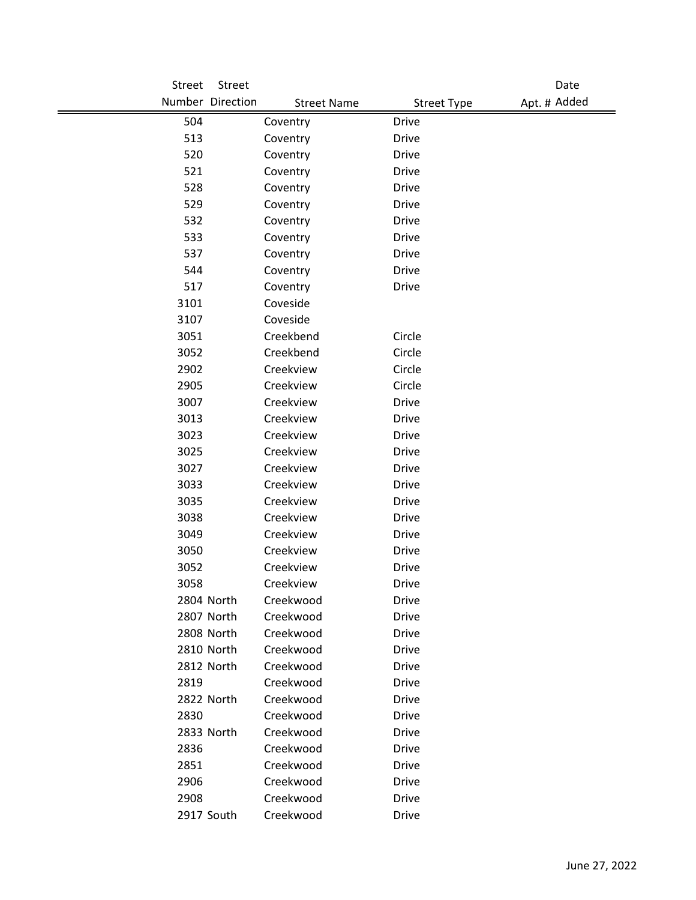| Street Number | Street Direction | Street Name | Street Type | Apt. # | Date Added |
|---|---|---|---|---|---|
| 504 | | Coventry | Drive | | |
| 513 | | Coventry | Drive | | |
| 520 | | Coventry | Drive | | |
| 521 | | Coventry | Drive | | |
| 528 | | Coventry | Drive | | |
| 529 | | Coventry | Drive | | |
| 532 | | Coventry | Drive | | |
| 533 | | Coventry | Drive | | |
| 537 | | Coventry | Drive | | |
| 544 | | Coventry | Drive | | |
| 517 | | Coventry | Drive | | |
| 3101 | | Coveside | | | |
| 3107 | | Coveside | | | |
| 3051 | | Creekbend | Circle | | |
| 3052 | | Creekbend | Circle | | |
| 2902 | | Creekview | Circle | | |
| 2905 | | Creekview | Circle | | |
| 3007 | | Creekview | Drive | | |
| 3013 | | Creekview | Drive | | |
| 3023 | | Creekview | Drive | | |
| 3025 | | Creekview | Drive | | |
| 3027 | | Creekview | Drive | | |
| 3033 | | Creekview | Drive | | |
| 3035 | | Creekview | Drive | | |
| 3038 | | Creekview | Drive | | |
| 3049 | | Creekview | Drive | | |
| 3050 | | Creekview | Drive | | |
| 3052 | | Creekview | Drive | | |
| 3058 | | Creekview | Drive | | |
| 2804 | North | Creekwood | Drive | | |
| 2807 | North | Creekwood | Drive | | |
| 2808 | North | Creekwood | Drive | | |
| 2810 | North | Creekwood | Drive | | |
| 2812 | North | Creekwood | Drive | | |
| 2819 | | Creekwood | Drive | | |
| 2822 | North | Creekwood | Drive | | |
| 2830 | | Creekwood | Drive | | |
| 2833 | North | Creekwood | Drive | | |
| 2836 | | Creekwood | Drive | | |
| 2851 | | Creekwood | Drive | | |
| 2906 | | Creekwood | Drive | | |
| 2908 | | Creekwood | Drive | | |
| 2917 | South | Creekwood | Drive | | |

June 27, 2022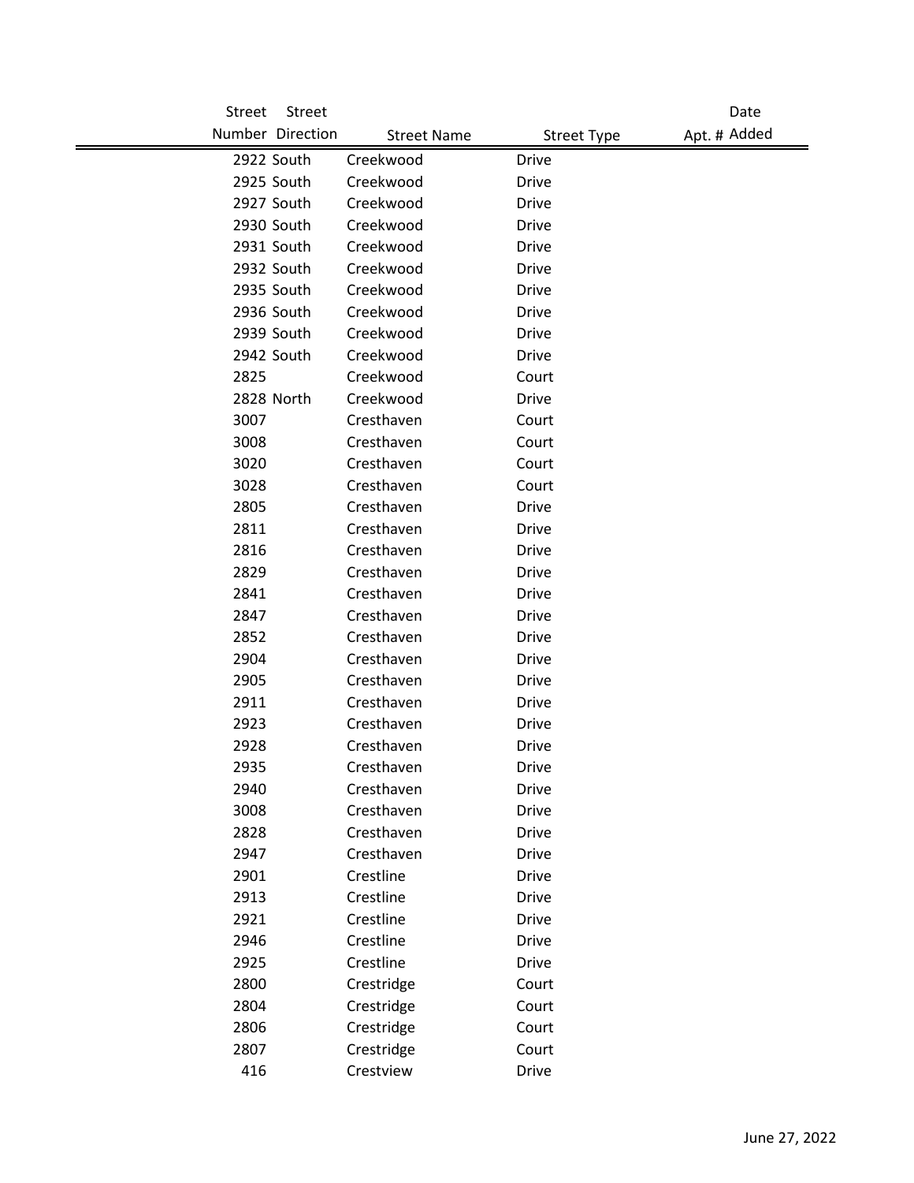| Street Number | Street Direction | Street Name | Street Type | Apt. # | Date Added |
|---|---|---|---|---|---|
| 2922 | South | Creekwood | Drive | | |
| 2925 | South | Creekwood | Drive | | |
| 2927 | South | Creekwood | Drive | | |
| 2930 | South | Creekwood | Drive | | |
| 2931 | South | Creekwood | Drive | | |
| 2932 | South | Creekwood | Drive | | |
| 2935 | South | Creekwood | Drive | | |
| 2936 | South | Creekwood | Drive | | |
| 2939 | South | Creekwood | Drive | | |
| 2942 | South | Creekwood | Drive | | |
| 2825 | | Creekwood | Court | | |
| 2828 | North | Creekwood | Drive | | |
| 3007 | | Cresthaven | Court | | |
| 3008 | | Cresthaven | Court | | |
| 3020 | | Cresthaven | Court | | |
| 3028 | | Cresthaven | Court | | |
| 2805 | | Cresthaven | Drive | | |
| 2811 | | Cresthaven | Drive | | |
| 2816 | | Cresthaven | Drive | | |
| 2829 | | Cresthaven | Drive | | |
| 2841 | | Cresthaven | Drive | | |
| 2847 | | Cresthaven | Drive | | |
| 2852 | | Cresthaven | Drive | | |
| 2904 | | Cresthaven | Drive | | |
| 2905 | | Cresthaven | Drive | | |
| 2911 | | Cresthaven | Drive | | |
| 2923 | | Cresthaven | Drive | | |
| 2928 | | Cresthaven | Drive | | |
| 2935 | | Cresthaven | Drive | | |
| 2940 | | Cresthaven | Drive | | |
| 3008 | | Cresthaven | Drive | | |
| 2828 | | Cresthaven | Drive | | |
| 2947 | | Cresthaven | Drive | | |
| 2901 | | Crestline | Drive | | |
| 2913 | | Crestline | Drive | | |
| 2921 | | Crestline | Drive | | |
| 2946 | | Crestline | Drive | | |
| 2925 | | Crestline | Drive | | |
| 2800 | | Crestridge | Court | | |
| 2804 | | Crestridge | Court | | |
| 2806 | | Crestridge | Court | | |
| 2807 | | Crestridge | Court | | |
| 416 | | Crestview | Drive | | |

June 27, 2022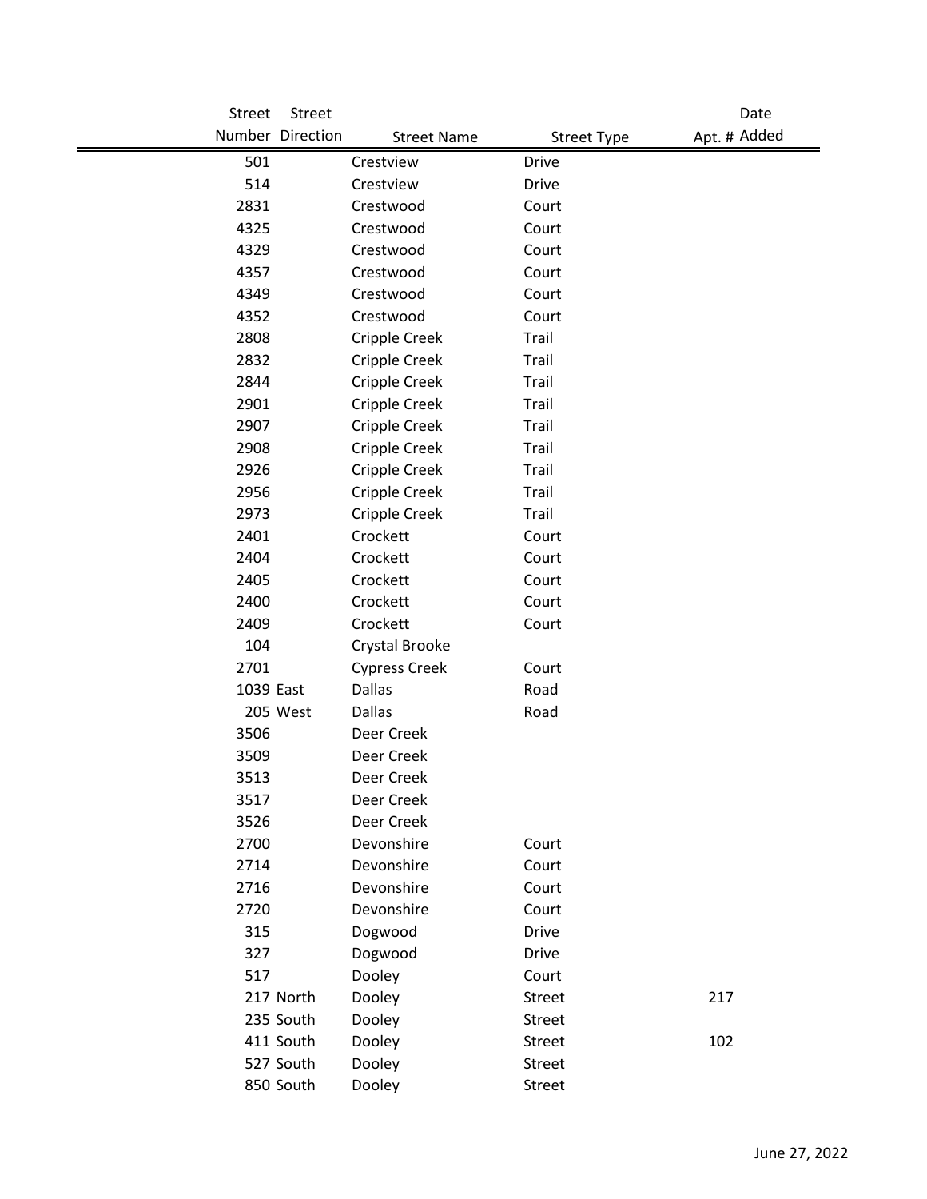| Street Number | Street Direction | Street Name | Street Type | Apt. # | Date Added |
|---|---|---|---|---|---|
| 501 | | Crestview | Drive | | |
| 514 | | Crestview | Drive | | |
| 2831 | | Crestwood | Court | | |
| 4325 | | Crestwood | Court | | |
| 4329 | | Crestwood | Court | | |
| 4357 | | Crestwood | Court | | |
| 4349 | | Crestwood | Court | | |
| 4352 | | Crestwood | Court | | |
| 2808 | | Cripple Creek | Trail | | |
| 2832 | | Cripple Creek | Trail | | |
| 2844 | | Cripple Creek | Trail | | |
| 2901 | | Cripple Creek | Trail | | |
| 2907 | | Cripple Creek | Trail | | |
| 2908 | | Cripple Creek | Trail | | |
| 2926 | | Cripple Creek | Trail | | |
| 2956 | | Cripple Creek | Trail | | |
| 2973 | | Cripple Creek | Trail | | |
| 2401 | | Crockett | Court | | |
| 2404 | | Crockett | Court | | |
| 2405 | | Crockett | Court | | |
| 2400 | | Crockett | Court | | |
| 2409 | | Crockett | Court | | |
| 104 | | Crystal Brooke | | | |
| 2701 | | Cypress Creek | Court | | |
| 1039 | East | Dallas | Road | | |
| 205 | West | Dallas | Road | | |
| 3506 | | Deer Creek | | | |
| 3509 | | Deer Creek | | | |
| 3513 | | Deer Creek | | | |
| 3517 | | Deer Creek | | | |
| 3526 | | Deer Creek | | | |
| 2700 | | Devonshire | Court | | |
| 2714 | | Devonshire | Court | | |
| 2716 | | Devonshire | Court | | |
| 2720 | | Devonshire | Court | | |
| 315 | | Dogwood | Drive | | |
| 327 | | Dogwood | Drive | | |
| 517 | | Dooley | Court | | |
| 217 | North | Dooley | Street | 217 | |
| 235 | South | Dooley | Street | | |
| 411 | South | Dooley | Street | 102 | |
| 527 | South | Dooley | Street | | |
| 850 | South | Dooley | Street | | |

June 27, 2022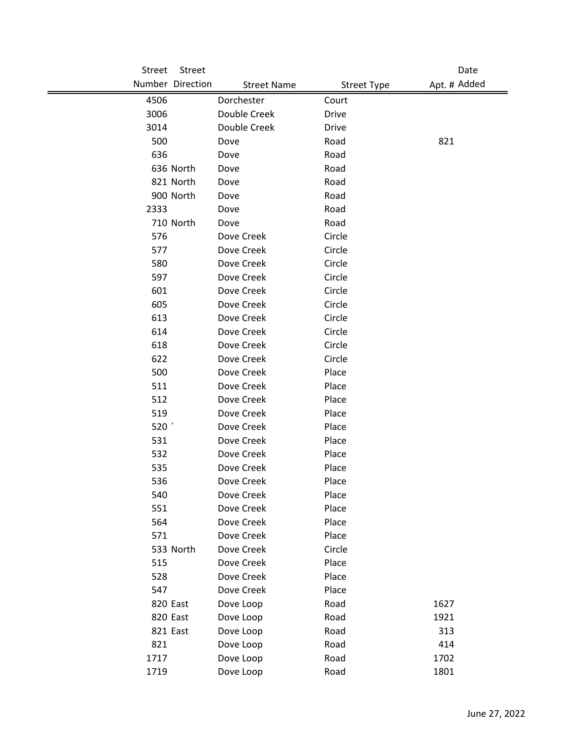| Street Number | Street Direction | Street Name | Street Type | Apt. # | Date Added |
|---|---|---|---|---|---|
| 4506 | | Dorchester | Court | | |
| 3006 | | Double Creek | Drive | | |
| 3014 | | Double Creek | Drive | | |
| 500 | | Dove | Road | 821 | |
| 636 | | Dove | Road | | |
| 636 | North | Dove | Road | | |
| 821 | North | Dove | Road | | |
| 900 | North | Dove | Road | | |
| 2333 | | Dove | Road | | |
| 710 | North | Dove | Road | | |
| 576 | | Dove Creek | Circle | | |
| 577 | | Dove Creek | Circle | | |
| 580 | | Dove Creek | Circle | | |
| 597 | | Dove Creek | Circle | | |
| 601 | | Dove Creek | Circle | | |
| 605 | | Dove Creek | Circle | | |
| 613 | | Dove Creek | Circle | | |
| 614 | | Dove Creek | Circle | | |
| 618 | | Dove Creek | Circle | | |
| 622 | | Dove Creek | Circle | | |
| 500 | | Dove Creek | Place | | |
| 511 | | Dove Creek | Place | | |
| 512 | | Dove Creek | Place | | |
| 519 | | Dove Creek | Place | | |
| 520 | ` | Dove Creek | Place | | |
| 531 | | Dove Creek | Place | | |
| 532 | | Dove Creek | Place | | |
| 535 | | Dove Creek | Place | | |
| 536 | | Dove Creek | Place | | |
| 540 | | Dove Creek | Place | | |
| 551 | | Dove Creek | Place | | |
| 564 | | Dove Creek | Place | | |
| 571 | | Dove Creek | Place | | |
| 533 | North | Dove Creek | Circle | | |
| 515 | | Dove Creek | Place | | |
| 528 | | Dove Creek | Place | | |
| 547 | | Dove Creek | Place | | |
| 820 | East | Dove Loop | Road | 1627 | |
| 820 | East | Dove Loop | Road | 1921 | |
| 821 | East | Dove Loop | Road | 313 | |
| 821 | | Dove Loop | Road | 414 | |
| 1717 | | Dove Loop | Road | 1702 | |
| 1719 | | Dove Loop | Road | 1801 | |

June 27, 2022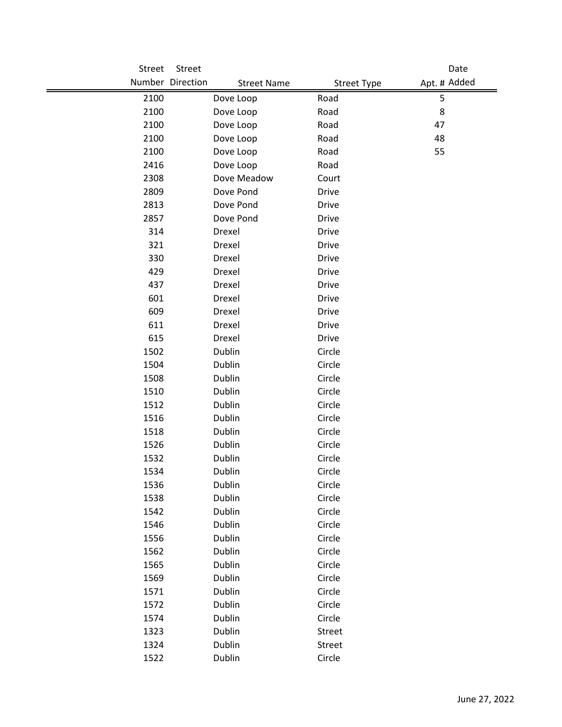| Street Number | Street Direction | Street Name | Street Type | Apt. # | Date Added |
|---|---|---|---|---|---|
| 2100 | | Dove Loop | Road | 5 | |
| 2100 | | Dove Loop | Road | 8 | |
| 2100 | | Dove Loop | Road | 47 | |
| 2100 | | Dove Loop | Road | 48 | |
| 2100 | | Dove Loop | Road | 55 | |
| 2416 | | Dove Loop | Road | | |
| 2308 | | Dove Meadow | Court | | |
| 2809 | | Dove Pond | Drive | | |
| 2813 | | Dove Pond | Drive | | |
| 2857 | | Dove Pond | Drive | | |
| 314 | | Drexel | Drive | | |
| 321 | | Drexel | Drive | | |
| 330 | | Drexel | Drive | | |
| 429 | | Drexel | Drive | | |
| 437 | | Drexel | Drive | | |
| 601 | | Drexel | Drive | | |
| 609 | | Drexel | Drive | | |
| 611 | | Drexel | Drive | | |
| 615 | | Drexel | Drive | | |
| 1502 | | Dublin | Circle | | |
| 1504 | | Dublin | Circle | | |
| 1508 | | Dublin | Circle | | |
| 1510 | | Dublin | Circle | | |
| 1512 | | Dublin | Circle | | |
| 1516 | | Dublin | Circle | | |
| 1518 | | Dublin | Circle | | |
| 1526 | | Dublin | Circle | | |
| 1532 | | Dublin | Circle | | |
| 1534 | | Dublin | Circle | | |
| 1536 | | Dublin | Circle | | |
| 1538 | | Dublin | Circle | | |
| 1542 | | Dublin | Circle | | |
| 1546 | | Dublin | Circle | | |
| 1556 | | Dublin | Circle | | |
| 1562 | | Dublin | Circle | | |
| 1565 | | Dublin | Circle | | |
| 1569 | | Dublin | Circle | | |
| 1571 | | Dublin | Circle | | |
| 1572 | | Dublin | Circle | | |
| 1574 | | Dublin | Circle | | |
| 1323 | | Dublin | Street | | |
| 1324 | | Dublin | Street | | |
| 1522 | | Dublin | Circle | | |

June 27, 2022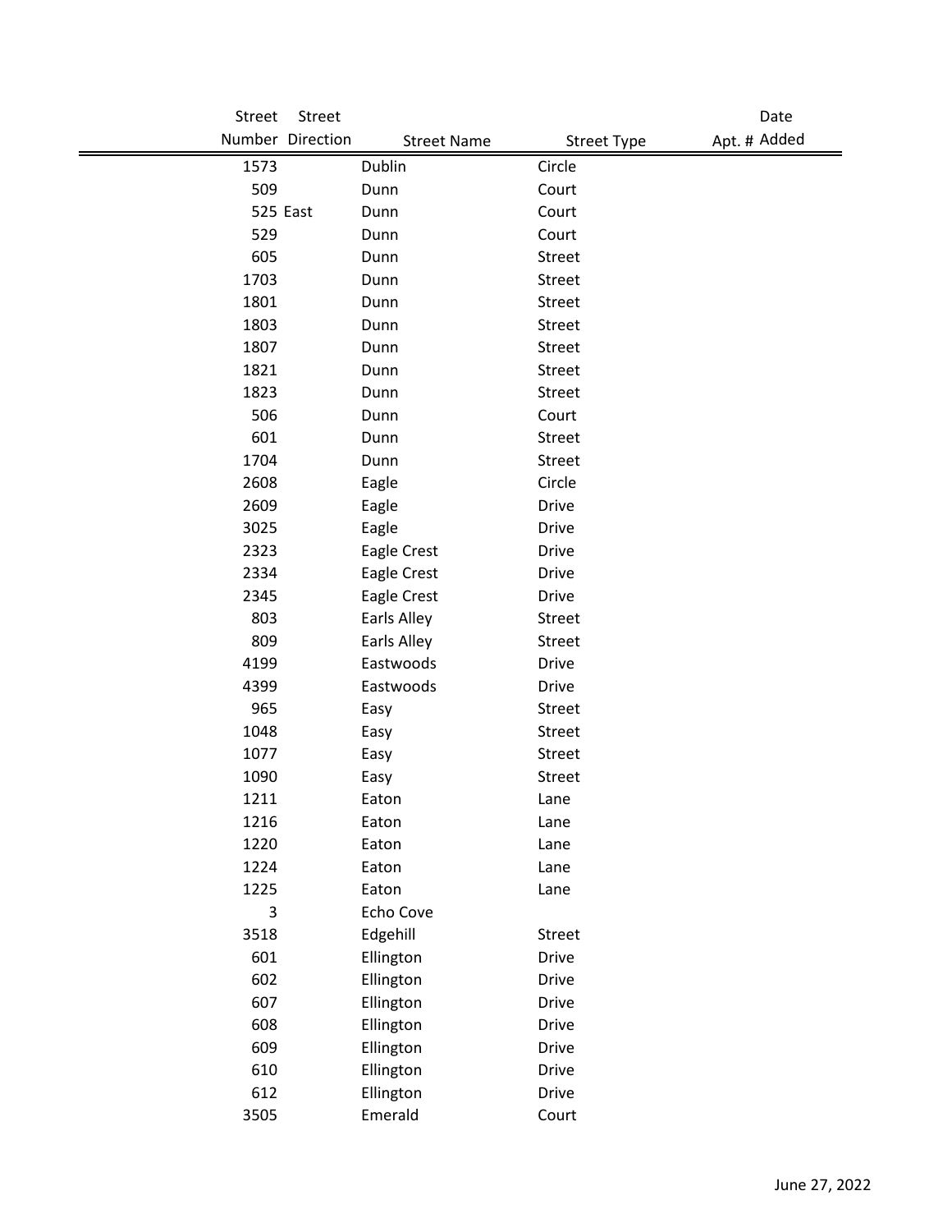| Street Number | Street Direction | Street Name | Street Type | Apt. # | Date Added |
|---|---|---|---|---|---|
| 1573 | | Dublin | Circle | | |
| 509 | | Dunn | Court | | |
| 525 | East | Dunn | Court | | |
| 529 | | Dunn | Court | | |
| 605 | | Dunn | Street | | |
| 1703 | | Dunn | Street | | |
| 1801 | | Dunn | Street | | |
| 1803 | | Dunn | Street | | |
| 1807 | | Dunn | Street | | |
| 1821 | | Dunn | Street | | |
| 1823 | | Dunn | Street | | |
| 506 | | Dunn | Court | | |
| 601 | | Dunn | Street | | |
| 1704 | | Dunn | Street | | |
| 2608 | | Eagle | Circle | | |
| 2609 | | Eagle | Drive | | |
| 3025 | | Eagle | Drive | | |
| 2323 | | Eagle Crest | Drive | | |
| 2334 | | Eagle Crest | Drive | | |
| 2345 | | Eagle Crest | Drive | | |
| 803 | | Earls Alley | Street | | |
| 809 | | Earls Alley | Street | | |
| 4199 | | Eastwoods | Drive | | |
| 4399 | | Eastwoods | Drive | | |
| 965 | | Easy | Street | | |
| 1048 | | Easy | Street | | |
| 1077 | | Easy | Street | | |
| 1090 | | Easy | Street | | |
| 1211 | | Eaton | Lane | | |
| 1216 | | Eaton | Lane | | |
| 1220 | | Eaton | Lane | | |
| 1224 | | Eaton | Lane | | |
| 1225 | | Eaton | Lane | | |
| 3 | | Echo Cove | | | |
| 3518 | | Edgehill | Street | | |
| 601 | | Ellington | Drive | | |
| 602 | | Ellington | Drive | | |
| 607 | | Ellington | Drive | | |
| 608 | | Ellington | Drive | | |
| 609 | | Ellington | Drive | | |
| 610 | | Ellington | Drive | | |
| 612 | | Ellington | Drive | | |
| 3505 | | Emerald | Court | | |

June 27, 2022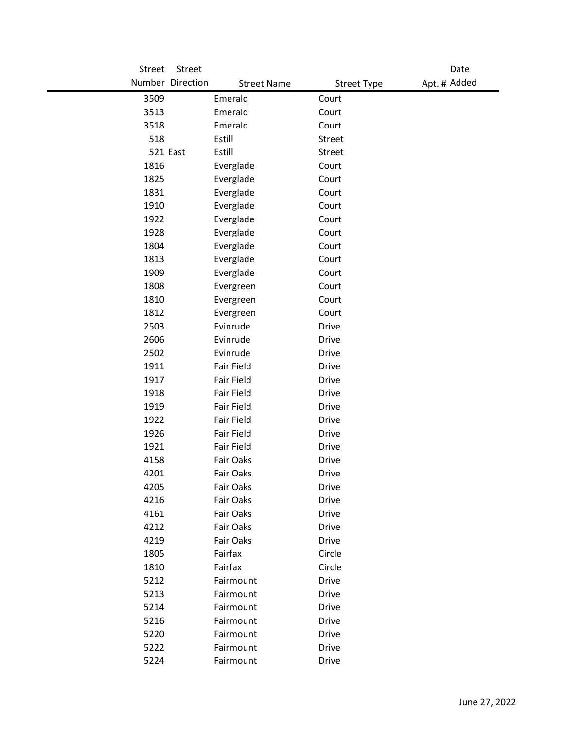| Street Number | Street Direction | Street Name | Street Type | Apt. # | Date Added |
|---|---|---|---|---|---|
| 3509 | | Emerald | Court | | |
| 3513 | | Emerald | Court | | |
| 3518 | | Emerald | Court | | |
| 518 | | Estill | Street | | |
| 521 | East | Estill | Street | | |
| 1816 | | Everglade | Court | | |
| 1825 | | Everglade | Court | | |
| 1831 | | Everglade | Court | | |
| 1910 | | Everglade | Court | | |
| 1922 | | Everglade | Court | | |
| 1928 | | Everglade | Court | | |
| 1804 | | Everglade | Court | | |
| 1813 | | Everglade | Court | | |
| 1909 | | Everglade | Court | | |
| 1808 | | Evergreen | Court | | |
| 1810 | | Evergreen | Court | | |
| 1812 | | Evergreen | Court | | |
| 2503 | | Evinrude | Drive | | |
| 2606 | | Evinrude | Drive | | |
| 2502 | | Evinrude | Drive | | |
| 1911 | | Fair Field | Drive | | |
| 1917 | | Fair Field | Drive | | |
| 1918 | | Fair Field | Drive | | |
| 1919 | | Fair Field | Drive | | |
| 1922 | | Fair Field | Drive | | |
| 1926 | | Fair Field | Drive | | |
| 1921 | | Fair Field | Drive | | |
| 4158 | | Fair Oaks | Drive | | |
| 4201 | | Fair Oaks | Drive | | |
| 4205 | | Fair Oaks | Drive | | |
| 4216 | | Fair Oaks | Drive | | |
| 4161 | | Fair Oaks | Drive | | |
| 4212 | | Fair Oaks | Drive | | |
| 4219 | | Fair Oaks | Drive | | |
| 1805 | | Fairfax | Circle | | |
| 1810 | | Fairfax | Circle | | |
| 5212 | | Fairmount | Drive | | |
| 5213 | | Fairmount | Drive | | |
| 5214 | | Fairmount | Drive | | |
| 5216 | | Fairmount | Drive | | |
| 5220 | | Fairmount | Drive | | |
| 5222 | | Fairmount | Drive | | |
| 5224 | | Fairmount | Drive | | |

June 27, 2022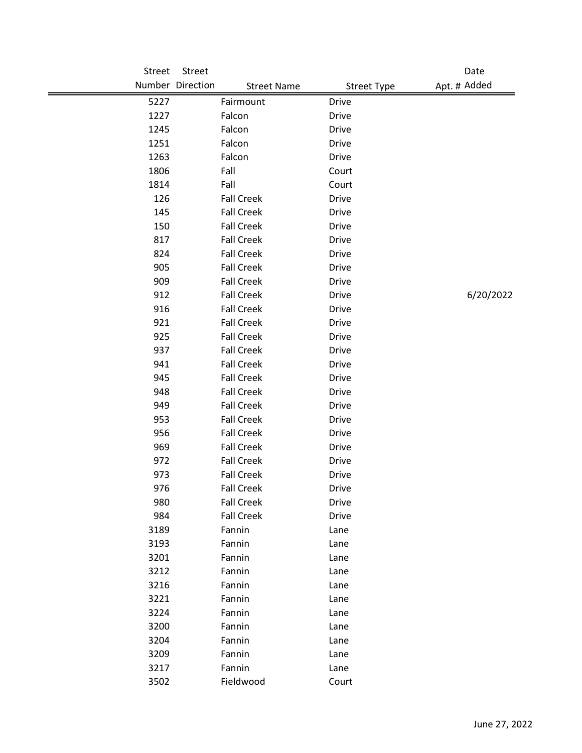| Street Number | Street Direction | Street Name | Street Type | Apt. # | Date Added |
|---|---|---|---|---|---|
| 5227 | | Fairmount | Drive | | |
| 1227 | | Falcon | Drive | | |
| 1245 | | Falcon | Drive | | |
| 1251 | | Falcon | Drive | | |
| 1263 | | Falcon | Drive | | |
| 1806 | | Fall | Court | | |
| 1814 | | Fall | Court | | |
| 126 | | Fall Creek | Drive | | |
| 145 | | Fall Creek | Drive | | |
| 150 | | Fall Creek | Drive | | |
| 817 | | Fall Creek | Drive | | |
| 824 | | Fall Creek | Drive | | |
| 905 | | Fall Creek | Drive | | |
| 909 | | Fall Creek | Drive | | |
| 912 | | Fall Creek | Drive | | 6/20/2022 |
| 916 | | Fall Creek | Drive | | |
| 921 | | Fall Creek | Drive | | |
| 925 | | Fall Creek | Drive | | |
| 937 | | Fall Creek | Drive | | |
| 941 | | Fall Creek | Drive | | |
| 945 | | Fall Creek | Drive | | |
| 948 | | Fall Creek | Drive | | |
| 949 | | Fall Creek | Drive | | |
| 953 | | Fall Creek | Drive | | |
| 956 | | Fall Creek | Drive | | |
| 969 | | Fall Creek | Drive | | |
| 972 | | Fall Creek | Drive | | |
| 973 | | Fall Creek | Drive | | |
| 976 | | Fall Creek | Drive | | |
| 980 | | Fall Creek | Drive | | |
| 984 | | Fall Creek | Drive | | |
| 3189 | | Fannin | Lane | | |
| 3193 | | Fannin | Lane | | |
| 3201 | | Fannin | Lane | | |
| 3212 | | Fannin | Lane | | |
| 3216 | | Fannin | Lane | | |
| 3221 | | Fannin | Lane | | |
| 3224 | | Fannin | Lane | | |
| 3200 | | Fannin | Lane | | |
| 3204 | | Fannin | Lane | | |
| 3209 | | Fannin | Lane | | |
| 3217 | | Fannin | Lane | | |
| 3502 | | Fieldwood | Court | | |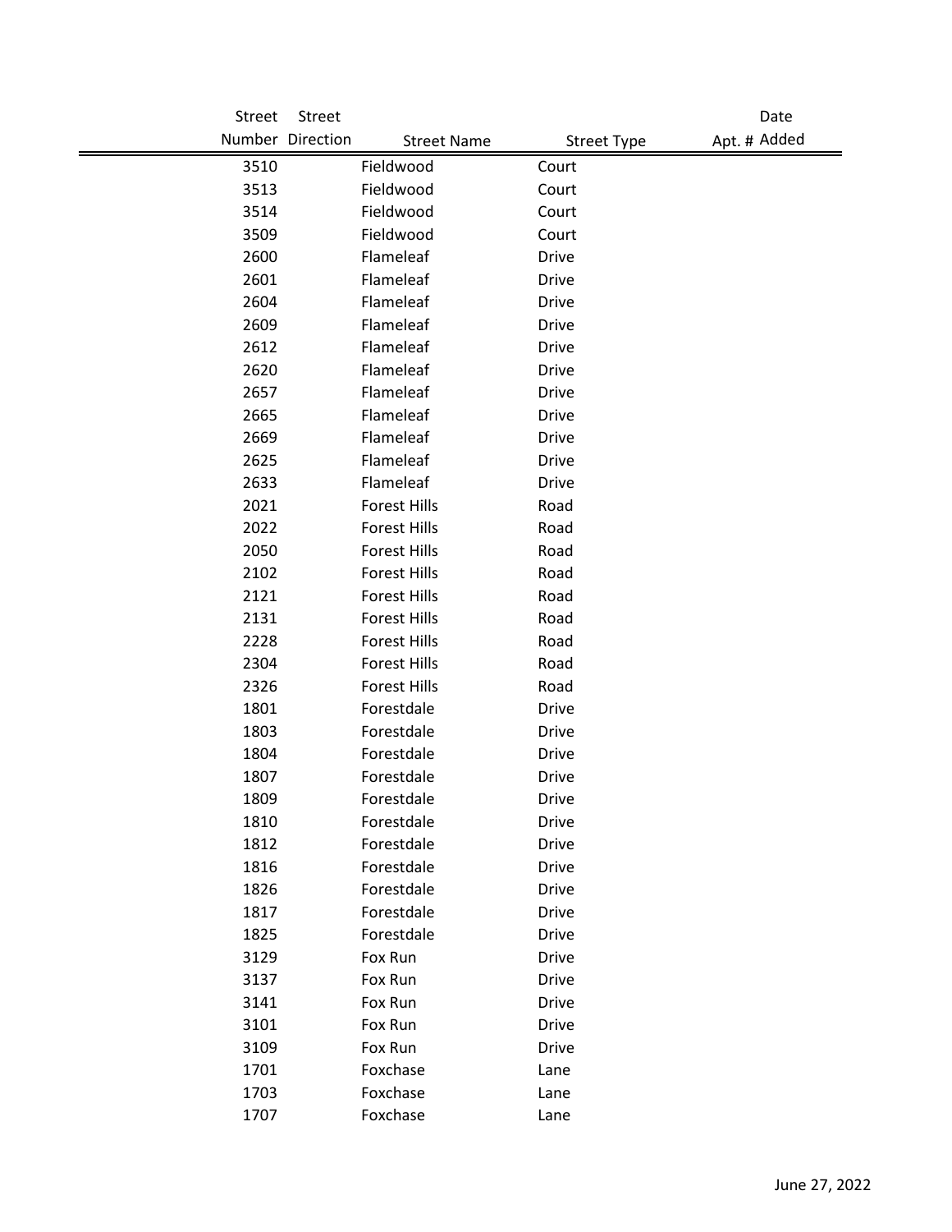| Street Number | Street Direction | Street Name | Street Type | Apt. # | Date Added |
|---|---|---|---|---|---|
| 3510 | | Fieldwood | Court | | |
| 3513 | | Fieldwood | Court | | |
| 3514 | | Fieldwood | Court | | |
| 3509 | | Fieldwood | Court | | |
| 2600 | | Flameleaf | Drive | | |
| 2601 | | Flameleaf | Drive | | |
| 2604 | | Flameleaf | Drive | | |
| 2609 | | Flameleaf | Drive | | |
| 2612 | | Flameleaf | Drive | | |
| 2620 | | Flameleaf | Drive | | |
| 2657 | | Flameleaf | Drive | | |
| 2665 | | Flameleaf | Drive | | |
| 2669 | | Flameleaf | Drive | | |
| 2625 | | Flameleaf | Drive | | |
| 2633 | | Flameleaf | Drive | | |
| 2021 | | Forest Hills | Road | | |
| 2022 | | Forest Hills | Road | | |
| 2050 | | Forest Hills | Road | | |
| 2102 | | Forest Hills | Road | | |
| 2121 | | Forest Hills | Road | | |
| 2131 | | Forest Hills | Road | | |
| 2228 | | Forest Hills | Road | | |
| 2304 | | Forest Hills | Road | | |
| 2326 | | Forest Hills | Road | | |
| 1801 | | Forestdale | Drive | | |
| 1803 | | Forestdale | Drive | | |
| 1804 | | Forestdale | Drive | | |
| 1807 | | Forestdale | Drive | | |
| 1809 | | Forestdale | Drive | | |
| 1810 | | Forestdale | Drive | | |
| 1812 | | Forestdale | Drive | | |
| 1816 | | Forestdale | Drive | | |
| 1826 | | Forestdale | Drive | | |
| 1817 | | Forestdale | Drive | | |
| 1825 | | Forestdale | Drive | | |
| 3129 | | Fox Run | Drive | | |
| 3137 | | Fox Run | Drive | | |
| 3141 | | Fox Run | Drive | | |
| 3101 | | Fox Run | Drive | | |
| 3109 | | Fox Run | Drive | | |
| 1701 | | Foxchase | Lane | | |
| 1703 | | Foxchase | Lane | | |
| 1707 | | Foxchase | Lane | | |

June 27, 2022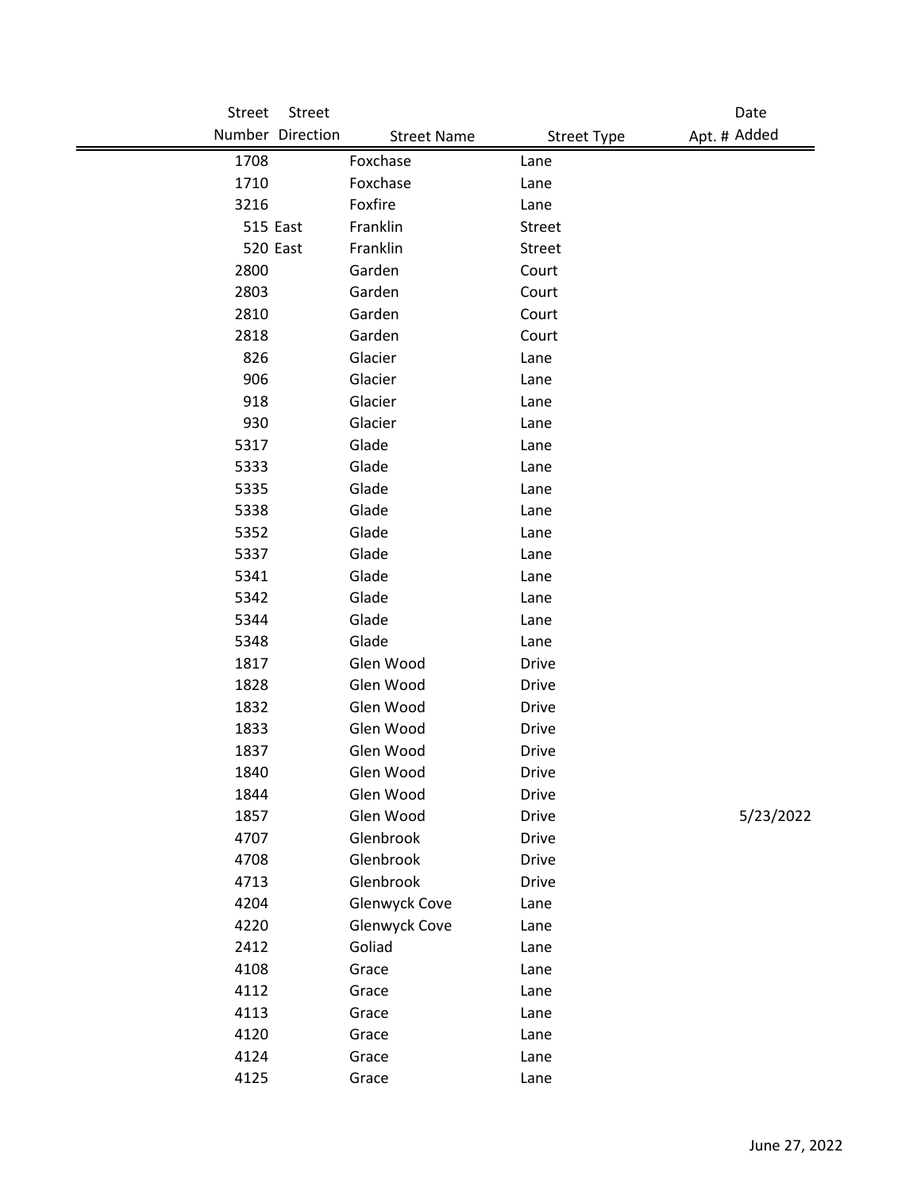| Street Number | Street Direction | Street Name | Street Type | Apt. # | Date Added |
|---|---|---|---|---|---|
| 1708 | | Foxchase | Lane | | |
| 1710 | | Foxchase | Lane | | |
| 3216 | | Foxfire | Lane | | |
| 515 | East | Franklin | Street | | |
| 520 | East | Franklin | Street | | |
| 2800 | | Garden | Court | | |
| 2803 | | Garden | Court | | |
| 2810 | | Garden | Court | | |
| 2818 | | Garden | Court | | |
| 826 | | Glacier | Lane | | |
| 906 | | Glacier | Lane | | |
| 918 | | Glacier | Lane | | |
| 930 | | Glacier | Lane | | |
| 5317 | | Glade | Lane | | |
| 5333 | | Glade | Lane | | |
| 5335 | | Glade | Lane | | |
| 5338 | | Glade | Lane | | |
| 5352 | | Glade | Lane | | |
| 5337 | | Glade | Lane | | |
| 5341 | | Glade | Lane | | |
| 5342 | | Glade | Lane | | |
| 5344 | | Glade | Lane | | |
| 5348 | | Glade | Lane | | |
| 1817 | | Glen Wood | Drive | | |
| 1828 | | Glen Wood | Drive | | |
| 1832 | | Glen Wood | Drive | | |
| 1833 | | Glen Wood | Drive | | |
| 1837 | | Glen Wood | Drive | | |
| 1840 | | Glen Wood | Drive | | |
| 1844 | | Glen Wood | Drive | | |
| 1857 | | Glen Wood | Drive | | 5/23/2022 |
| 4707 | | Glenbrook | Drive | | |
| 4708 | | Glenbrook | Drive | | |
| 4713 | | Glenbrook | Drive | | |
| 4204 | | Glenwyck Cove | Lane | | |
| 4220 | | Glenwyck Cove | Lane | | |
| 2412 | | Goliad | Lane | | |
| 4108 | | Grace | Lane | | |
| 4112 | | Grace | Lane | | |
| 4113 | | Grace | Lane | | |
| 4120 | | Grace | Lane | | |
| 4124 | | Grace | Lane | | |
| 4125 | | Grace | Lane | | |

June 27, 2022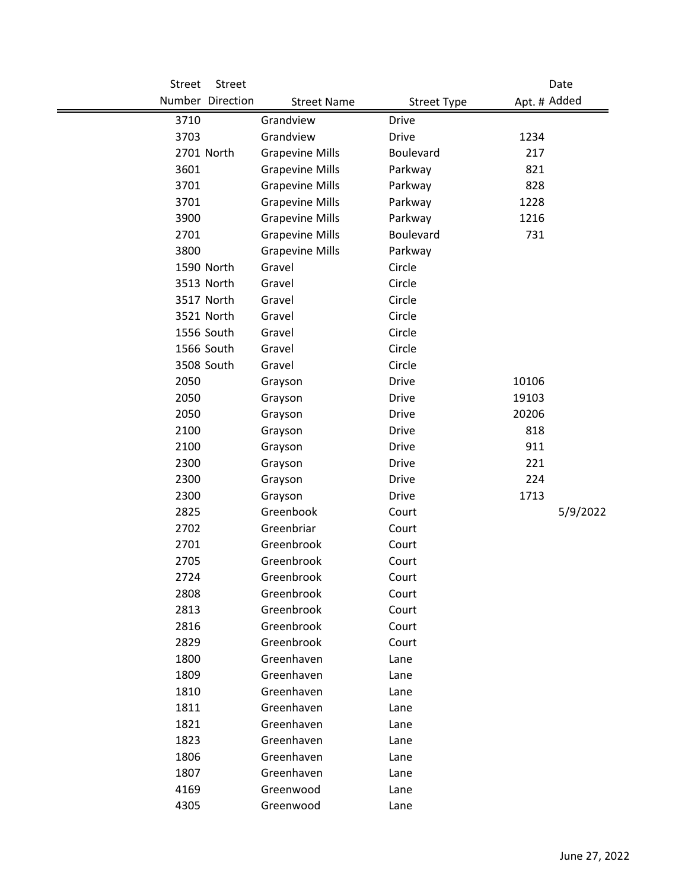| Street Number | Street Direction | Street Name | Street Type | Apt. # | Date Added |
|---|---|---|---|---|---|
| 3710 | | Grandview | Drive | | |
| 3703 | | Grandview | Drive | 1234 | |
| 2701 | North | Grapevine Mills | Boulevard | 217 | |
| 3601 | | Grapevine Mills | Parkway | 821 | |
| 3701 | | Grapevine Mills | Parkway | 828 | |
| 3701 | | Grapevine Mills | Parkway | 1228 | |
| 3900 | | Grapevine Mills | Parkway | 1216 | |
| 2701 | | Grapevine Mills | Boulevard | 731 | |
| 3800 | | Grapevine Mills | Parkway | | |
| 1590 | North | Gravel | Circle | | |
| 3513 | North | Gravel | Circle | | |
| 3517 | North | Gravel | Circle | | |
| 3521 | North | Gravel | Circle | | |
| 1556 | South | Gravel | Circle | | |
| 1566 | South | Gravel | Circle | | |
| 3508 | South | Gravel | Circle | | |
| 2050 | | Grayson | Drive | 10106 | |
| 2050 | | Grayson | Drive | 19103 | |
| 2050 | | Grayson | Drive | 20206 | |
| 2100 | | Grayson | Drive | 818 | |
| 2100 | | Grayson | Drive | 911 | |
| 2300 | | Grayson | Drive | 221 | |
| 2300 | | Grayson | Drive | 224 | |
| 2300 | | Grayson | Drive | 1713 | |
| 2825 | | Greenbook | Court | | 5/9/2022 |
| 2702 | | Greenbriar | Court | | |
| 2701 | | Greenbrook | Court | | |
| 2705 | | Greenbrook | Court | | |
| 2724 | | Greenbrook | Court | | |
| 2808 | | Greenbrook | Court | | |
| 2813 | | Greenbrook | Court | | |
| 2816 | | Greenbrook | Court | | |
| 2829 | | Greenbrook | Court | | |
| 1800 | | Greenhaven | Lane | | |
| 1809 | | Greenhaven | Lane | | |
| 1810 | | Greenhaven | Lane | | |
| 1811 | | Greenhaven | Lane | | |
| 1821 | | Greenhaven | Lane | | |
| 1823 | | Greenhaven | Lane | | |
| 1806 | | Greenhaven | Lane | | |
| 1807 | | Greenhaven | Lane | | |
| 4169 | | Greenwood | Lane | | |
| 4305 | | Greenwood | Lane | | |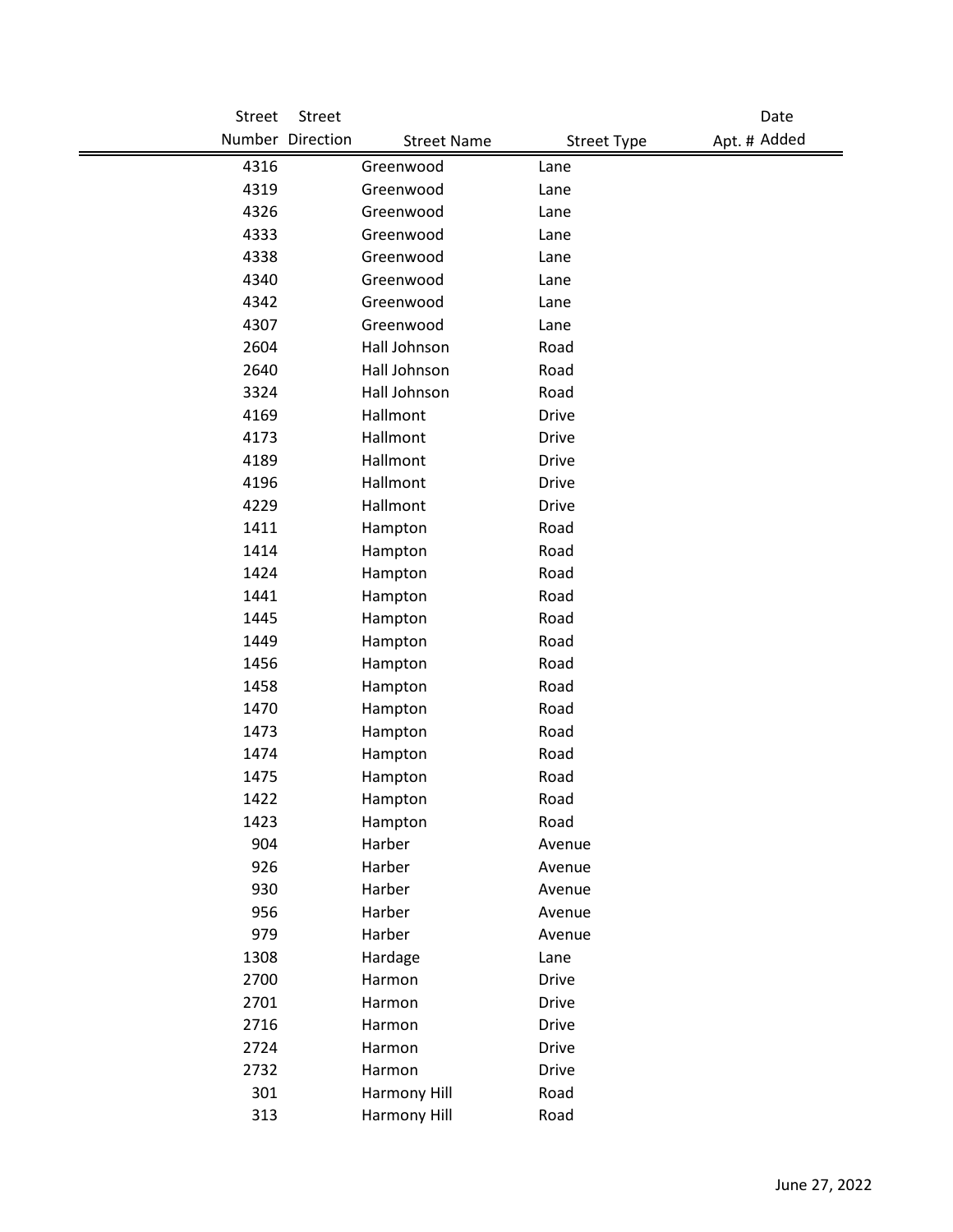| Street Number | Street Direction | Street Name | Street Type | Apt. # | Date Added |
|---|---|---|---|---|---|
| 4316 | | Greenwood | Lane | | |
| 4319 | | Greenwood | Lane | | |
| 4326 | | Greenwood | Lane | | |
| 4333 | | Greenwood | Lane | | |
| 4338 | | Greenwood | Lane | | |
| 4340 | | Greenwood | Lane | | |
| 4342 | | Greenwood | Lane | | |
| 4307 | | Greenwood | Lane | | |
| 2604 | | Hall Johnson | Road | | |
| 2640 | | Hall Johnson | Road | | |
| 3324 | | Hall Johnson | Road | | |
| 4169 | | Hallmont | Drive | | |
| 4173 | | Hallmont | Drive | | |
| 4189 | | Hallmont | Drive | | |
| 4196 | | Hallmont | Drive | | |
| 4229 | | Hallmont | Drive | | |
| 1411 | | Hampton | Road | | |
| 1414 | | Hampton | Road | | |
| 1424 | | Hampton | Road | | |
| 1441 | | Hampton | Road | | |
| 1445 | | Hampton | Road | | |
| 1449 | | Hampton | Road | | |
| 1456 | | Hampton | Road | | |
| 1458 | | Hampton | Road | | |
| 1470 | | Hampton | Road | | |
| 1473 | | Hampton | Road | | |
| 1474 | | Hampton | Road | | |
| 1475 | | Hampton | Road | | |
| 1422 | | Hampton | Road | | |
| 1423 | | Hampton | Road | | |
| 904 | | Harber | Avenue | | |
| 926 | | Harber | Avenue | | |
| 930 | | Harber | Avenue | | |
| 956 | | Harber | Avenue | | |
| 979 | | Harber | Avenue | | |
| 1308 | | Hardage | Lane | | |
| 2700 | | Harmon | Drive | | |
| 2701 | | Harmon | Drive | | |
| 2716 | | Harmon | Drive | | |
| 2724 | | Harmon | Drive | | |
| 2732 | | Harmon | Drive | | |
| 301 | | Harmony Hill | Road | | |
| 313 | | Harmony Hill | Road | | |

June 27, 2022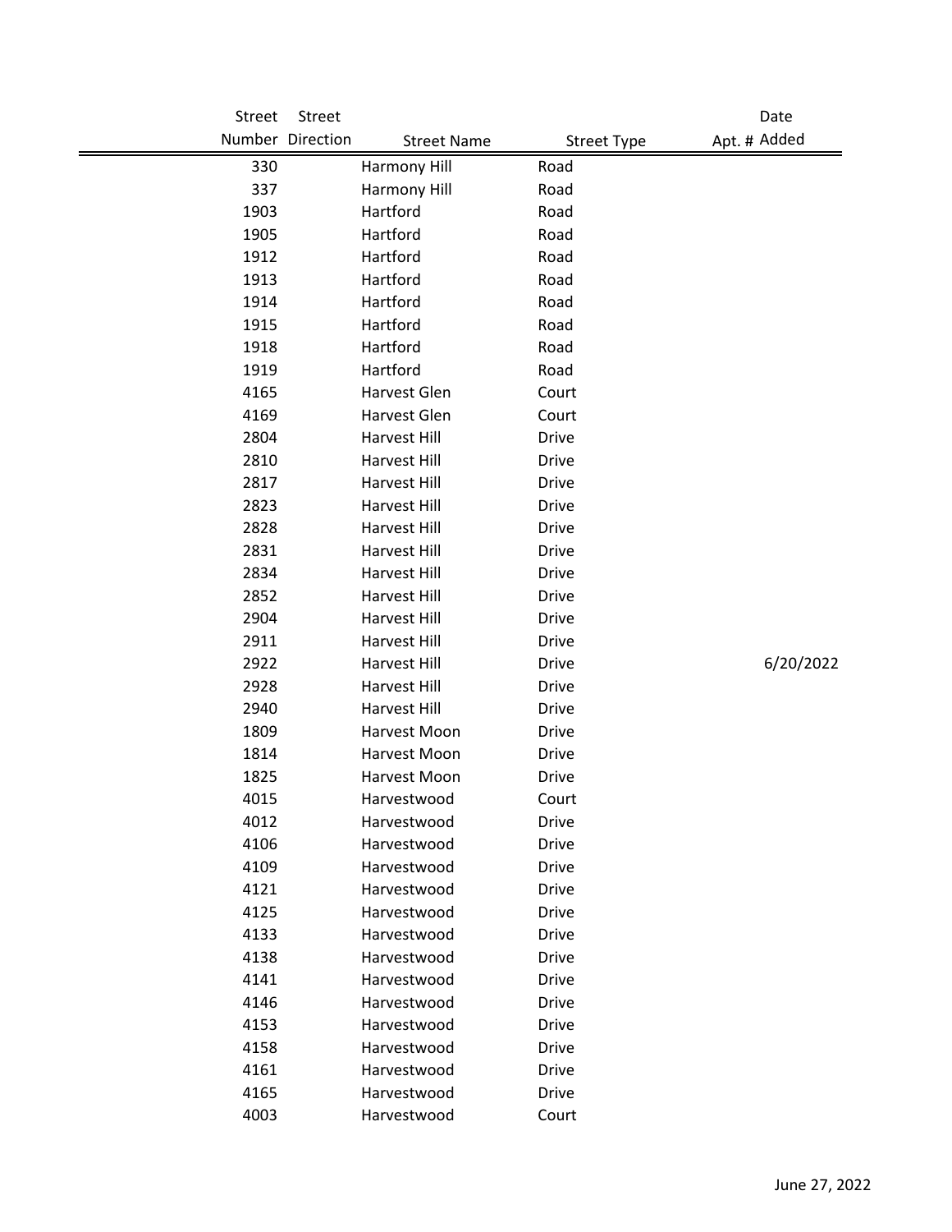| Street Number | Street Direction | Street Name | Street Type | Apt. # | Date Added |
|---|---|---|---|---|---|
| 330 | | Harmony Hill | Road | | |
| 337 | | Harmony Hill | Road | | |
| 1903 | | Hartford | Road | | |
| 1905 | | Hartford | Road | | |
| 1912 | | Hartford | Road | | |
| 1913 | | Hartford | Road | | |
| 1914 | | Hartford | Road | | |
| 1915 | | Hartford | Road | | |
| 1918 | | Hartford | Road | | |
| 1919 | | Hartford | Road | | |
| 4165 | | Harvest Glen | Court | | |
| 4169 | | Harvest Glen | Court | | |
| 2804 | | Harvest Hill | Drive | | |
| 2810 | | Harvest Hill | Drive | | |
| 2817 | | Harvest Hill | Drive | | |
| 2823 | | Harvest Hill | Drive | | |
| 2828 | | Harvest Hill | Drive | | |
| 2831 | | Harvest Hill | Drive | | |
| 2834 | | Harvest Hill | Drive | | |
| 2852 | | Harvest Hill | Drive | | |
| 2904 | | Harvest Hill | Drive | | |
| 2911 | | Harvest Hill | Drive | | |
| 2922 | | Harvest Hill | Drive | | 6/20/2022 |
| 2928 | | Harvest Hill | Drive | | |
| 2940 | | Harvest Hill | Drive | | |
| 1809 | | Harvest Moon | Drive | | |
| 1814 | | Harvest Moon | Drive | | |
| 1825 | | Harvest Moon | Drive | | |
| 4015 | | Harvestwood | Court | | |
| 4012 | | Harvestwood | Drive | | |
| 4106 | | Harvestwood | Drive | | |
| 4109 | | Harvestwood | Drive | | |
| 4121 | | Harvestwood | Drive | | |
| 4125 | | Harvestwood | Drive | | |
| 4133 | | Harvestwood | Drive | | |
| 4138 | | Harvestwood | Drive | | |
| 4141 | | Harvestwood | Drive | | |
| 4146 | | Harvestwood | Drive | | |
| 4153 | | Harvestwood | Drive | | |
| 4158 | | Harvestwood | Drive | | |
| 4161 | | Harvestwood | Drive | | |
| 4165 | | Harvestwood | Drive | | |
| 4003 | | Harvestwood | Court | | |

June 27, 2022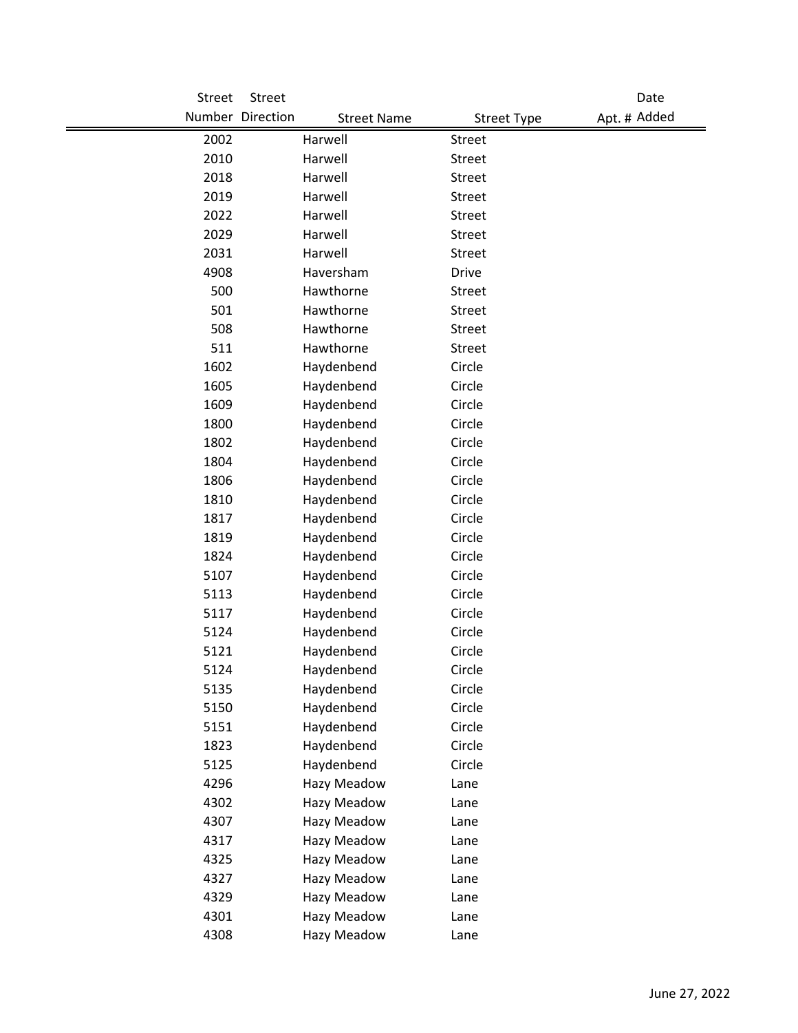| Street Number | Street Direction | Street Name | Street Type | Apt. # | Date Added |
|---|---|---|---|---|---|
| 2002 | | Harwell | Street | | |
| 2010 | | Harwell | Street | | |
| 2018 | | Harwell | Street | | |
| 2019 | | Harwell | Street | | |
| 2022 | | Harwell | Street | | |
| 2029 | | Harwell | Street | | |
| 2031 | | Harwell | Street | | |
| 4908 | | Haversham | Drive | | |
| 500 | | Hawthorne | Street | | |
| 501 | | Hawthorne | Street | | |
| 508 | | Hawthorne | Street | | |
| 511 | | Hawthorne | Street | | |
| 1602 | | Haydenbend | Circle | | |
| 1605 | | Haydenbend | Circle | | |
| 1609 | | Haydenbend | Circle | | |
| 1800 | | Haydenbend | Circle | | |
| 1802 | | Haydenbend | Circle | | |
| 1804 | | Haydenbend | Circle | | |
| 1806 | | Haydenbend | Circle | | |
| 1810 | | Haydenbend | Circle | | |
| 1817 | | Haydenbend | Circle | | |
| 1819 | | Haydenbend | Circle | | |
| 1824 | | Haydenbend | Circle | | |
| 5107 | | Haydenbend | Circle | | |
| 5113 | | Haydenbend | Circle | | |
| 5117 | | Haydenbend | Circle | | |
| 5124 | | Haydenbend | Circle | | |
| 5121 | | Haydenbend | Circle | | |
| 5124 | | Haydenbend | Circle | | |
| 5135 | | Haydenbend | Circle | | |
| 5150 | | Haydenbend | Circle | | |
| 5151 | | Haydenbend | Circle | | |
| 1823 | | Haydenbend | Circle | | |
| 5125 | | Haydenbend | Circle | | |
| 4296 | | Hazy Meadow | Lane | | |
| 4302 | | Hazy Meadow | Lane | | |
| 4307 | | Hazy Meadow | Lane | | |
| 4317 | | Hazy Meadow | Lane | | |
| 4325 | | Hazy Meadow | Lane | | |
| 4327 | | Hazy Meadow | Lane | | |
| 4329 | | Hazy Meadow | Lane | | |
| 4301 | | Hazy Meadow | Lane | | |
| 4308 | | Hazy Meadow | Lane | | |

June 27, 2022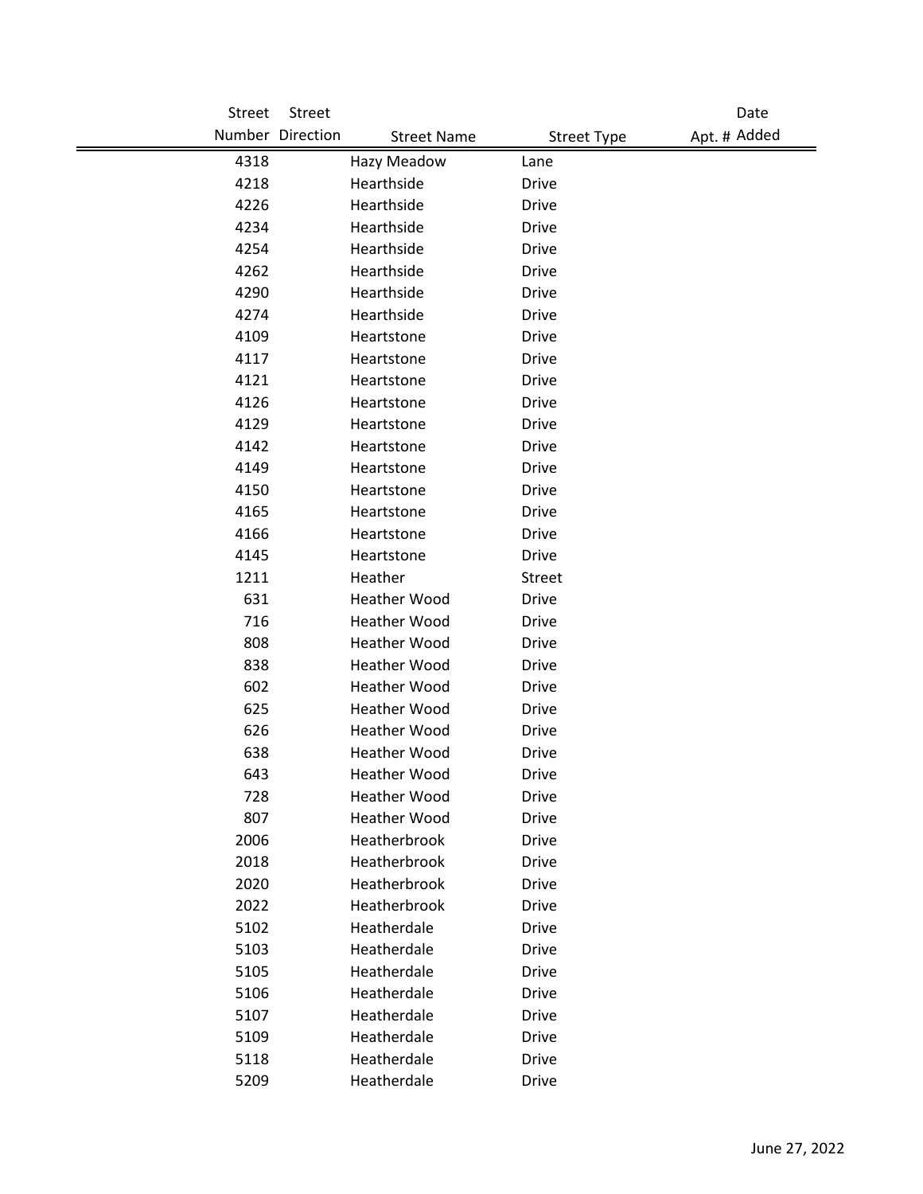| Street Number | Street Direction | Street Name | Street Type | Apt. # | Date Added |
|---|---|---|---|---|---|
| 4318 | | Hazy Meadow | Lane | | |
| 4218 | | Hearthside | Drive | | |
| 4226 | | Hearthside | Drive | | |
| 4234 | | Hearthside | Drive | | |
| 4254 | | Hearthside | Drive | | |
| 4262 | | Hearthside | Drive | | |
| 4290 | | Hearthside | Drive | | |
| 4274 | | Hearthside | Drive | | |
| 4109 | | Heartstone | Drive | | |
| 4117 | | Heartstone | Drive | | |
| 4121 | | Heartstone | Drive | | |
| 4126 | | Heartstone | Drive | | |
| 4129 | | Heartstone | Drive | | |
| 4142 | | Heartstone | Drive | | |
| 4149 | | Heartstone | Drive | | |
| 4150 | | Heartstone | Drive | | |
| 4165 | | Heartstone | Drive | | |
| 4166 | | Heartstone | Drive | | |
| 4145 | | Heartstone | Drive | | |
| 1211 | | Heather | Street | | |
| 631 | | Heather Wood | Drive | | |
| 716 | | Heather Wood | Drive | | |
| 808 | | Heather Wood | Drive | | |
| 838 | | Heather Wood | Drive | | |
| 602 | | Heather Wood | Drive | | |
| 625 | | Heather Wood | Drive | | |
| 626 | | Heather Wood | Drive | | |
| 638 | | Heather Wood | Drive | | |
| 643 | | Heather Wood | Drive | | |
| 728 | | Heather Wood | Drive | | |
| 807 | | Heather Wood | Drive | | |
| 2006 | | Heatherbrook | Drive | | |
| 2018 | | Heatherbrook | Drive | | |
| 2020 | | Heatherbrook | Drive | | |
| 2022 | | Heatherbrook | Drive | | |
| 5102 | | Heatherdale | Drive | | |
| 5103 | | Heatherdale | Drive | | |
| 5105 | | Heatherdale | Drive | | |
| 5106 | | Heatherdale | Drive | | |
| 5107 | | Heatherdale | Drive | | |
| 5109 | | Heatherdale | Drive | | |
| 5118 | | Heatherdale | Drive | | |
| 5209 | | Heatherdale | Drive | | |

June 27, 2022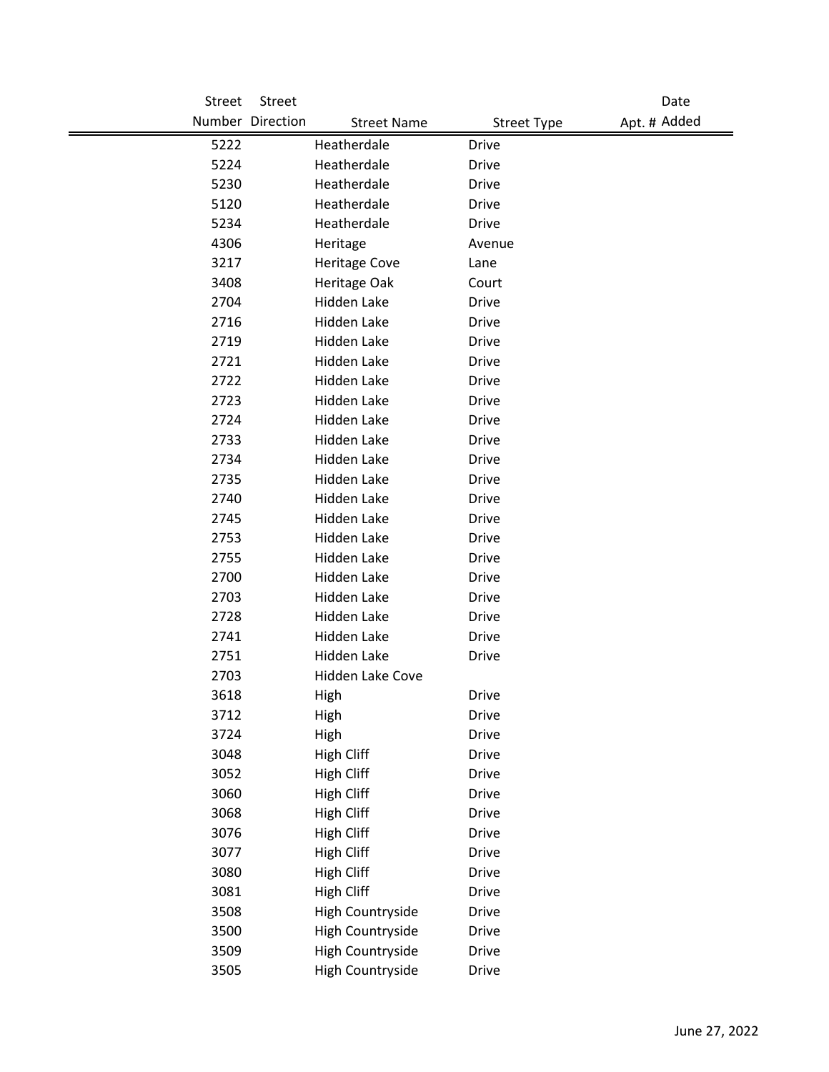| Street Number | Street Direction | Street Name | Street Type | Apt. # | Date Added |
|---|---|---|---|---|---|
| 5222 | | Heatherdale | Drive | | |
| 5224 | | Heatherdale | Drive | | |
| 5230 | | Heatherdale | Drive | | |
| 5120 | | Heatherdale | Drive | | |
| 5234 | | Heatherdale | Drive | | |
| 4306 | | Heritage | Avenue | | |
| 3217 | | Heritage Cove | Lane | | |
| 3408 | | Heritage Oak | Court | | |
| 2704 | | Hidden Lake | Drive | | |
| 2716 | | Hidden Lake | Drive | | |
| 2719 | | Hidden Lake | Drive | | |
| 2721 | | Hidden Lake | Drive | | |
| 2722 | | Hidden Lake | Drive | | |
| 2723 | | Hidden Lake | Drive | | |
| 2724 | | Hidden Lake | Drive | | |
| 2733 | | Hidden Lake | Drive | | |
| 2734 | | Hidden Lake | Drive | | |
| 2735 | | Hidden Lake | Drive | | |
| 2740 | | Hidden Lake | Drive | | |
| 2745 | | Hidden Lake | Drive | | |
| 2753 | | Hidden Lake | Drive | | |
| 2755 | | Hidden Lake | Drive | | |
| 2700 | | Hidden Lake | Drive | | |
| 2703 | | Hidden Lake | Drive | | |
| 2728 | | Hidden Lake | Drive | | |
| 2741 | | Hidden Lake | Drive | | |
| 2751 | | Hidden Lake | Drive | | |
| 2703 | | Hidden Lake Cove | | | |
| 3618 | | High | Drive | | |
| 3712 | | High | Drive | | |
| 3724 | | High | Drive | | |
| 3048 | | High Cliff | Drive | | |
| 3052 | | High Cliff | Drive | | |
| 3060 | | High Cliff | Drive | | |
| 3068 | | High Cliff | Drive | | |
| 3076 | | High Cliff | Drive | | |
| 3077 | | High Cliff | Drive | | |
| 3080 | | High Cliff | Drive | | |
| 3081 | | High Cliff | Drive | | |
| 3508 | | High Countryside | Drive | | |
| 3500 | | High Countryside | Drive | | |
| 3509 | | High Countryside | Drive | | |
| 3505 | | High Countryside | Drive | | |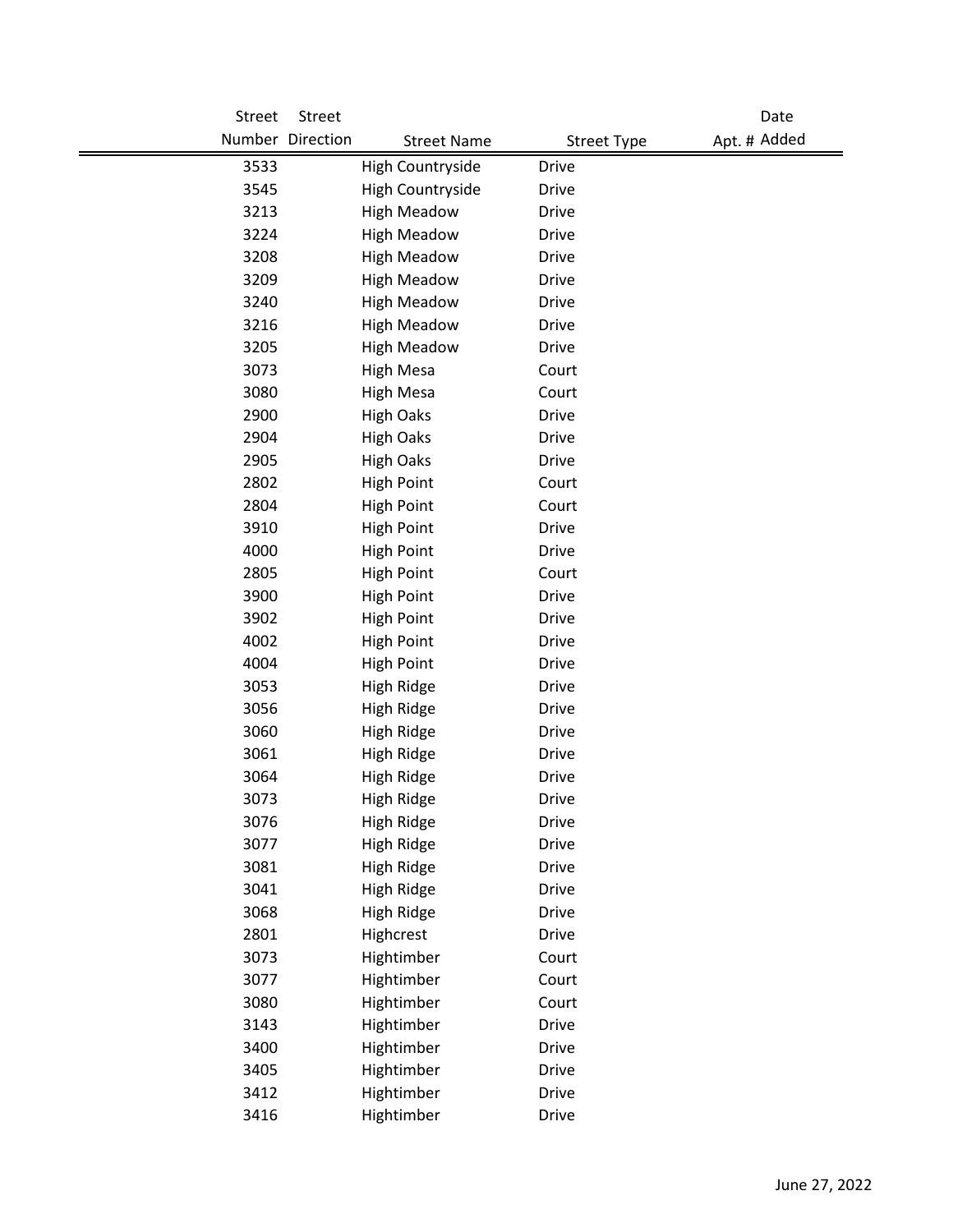| Street Number | Street Direction | Street Name | Street Type | Apt. # | Date Added |
|---|---|---|---|---|---|
| 3533 | | High Countryside | Drive | | |
| 3545 | | High Countryside | Drive | | |
| 3213 | | High Meadow | Drive | | |
| 3224 | | High Meadow | Drive | | |
| 3208 | | High Meadow | Drive | | |
| 3209 | | High Meadow | Drive | | |
| 3240 | | High Meadow | Drive | | |
| 3216 | | High Meadow | Drive | | |
| 3205 | | High Meadow | Drive | | |
| 3073 | | High Mesa | Court | | |
| 3080 | | High Mesa | Court | | |
| 2900 | | High Oaks | Drive | | |
| 2904 | | High Oaks | Drive | | |
| 2905 | | High Oaks | Drive | | |
| 2802 | | High Point | Court | | |
| 2804 | | High Point | Court | | |
| 3910 | | High Point | Drive | | |
| 4000 | | High Point | Drive | | |
| 2805 | | High Point | Court | | |
| 3900 | | High Point | Drive | | |
| 3902 | | High Point | Drive | | |
| 4002 | | High Point | Drive | | |
| 4004 | | High Point | Drive | | |
| 3053 | | High Ridge | Drive | | |
| 3056 | | High Ridge | Drive | | |
| 3060 | | High Ridge | Drive | | |
| 3061 | | High Ridge | Drive | | |
| 3064 | | High Ridge | Drive | | |
| 3073 | | High Ridge | Drive | | |
| 3076 | | High Ridge | Drive | | |
| 3077 | | High Ridge | Drive | | |
| 3081 | | High Ridge | Drive | | |
| 3041 | | High Ridge | Drive | | |
| 3068 | | High Ridge | Drive | | |
| 2801 | | Highcrest | Drive | | |
| 3073 | | Hightimber | Court | | |
| 3077 | | Hightimber | Court | | |
| 3080 | | Hightimber | Court | | |
| 3143 | | Hightimber | Drive | | |
| 3400 | | Hightimber | Drive | | |
| 3405 | | Hightimber | Drive | | |
| 3412 | | Hightimber | Drive | | |
| 3416 | | Hightimber | Drive | | |

June 27, 2022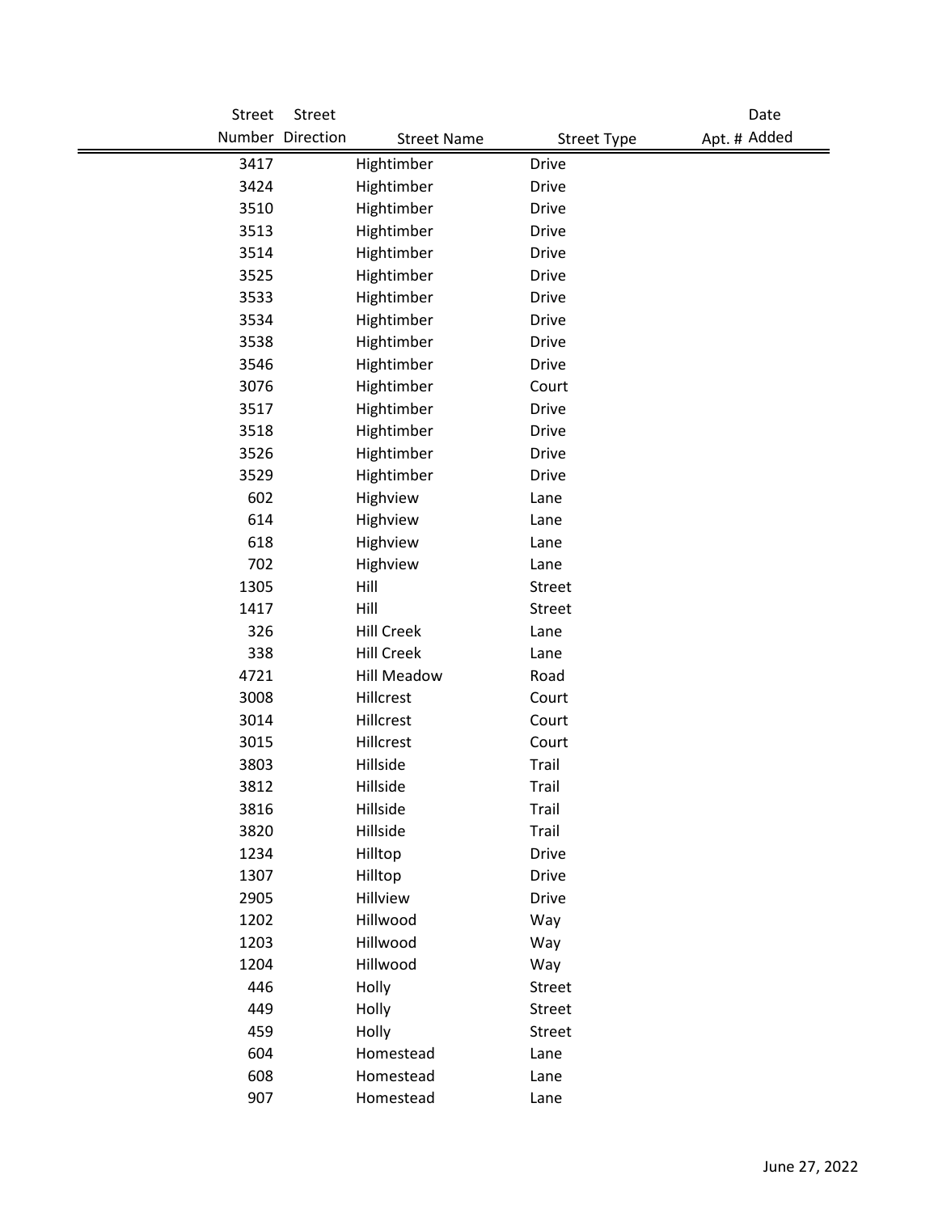| Street Number | Street Direction | Street Name | Street Type | Apt. # | Date Added |
|---|---|---|---|---|---|
| 3417 | | Hightimber | Drive | | |
| 3424 | | Hightimber | Drive | | |
| 3510 | | Hightimber | Drive | | |
| 3513 | | Hightimber | Drive | | |
| 3514 | | Hightimber | Drive | | |
| 3525 | | Hightimber | Drive | | |
| 3533 | | Hightimber | Drive | | |
| 3534 | | Hightimber | Drive | | |
| 3538 | | Hightimber | Drive | | |
| 3546 | | Hightimber | Drive | | |
| 3076 | | Hightimber | Court | | |
| 3517 | | Hightimber | Drive | | |
| 3518 | | Hightimber | Drive | | |
| 3526 | | Hightimber | Drive | | |
| 3529 | | Hightimber | Drive | | |
| 602 | | Highview | Lane | | |
| 614 | | Highview | Lane | | |
| 618 | | Highview | Lane | | |
| 702 | | Highview | Lane | | |
| 1305 | | Hill | Street | | |
| 1417 | | Hill | Street | | |
| 326 | | Hill Creek | Lane | | |
| 338 | | Hill Creek | Lane | | |
| 4721 | | Hill Meadow | Road | | |
| 3008 | | Hillcrest | Court | | |
| 3014 | | Hillcrest | Court | | |
| 3015 | | Hillcrest | Court | | |
| 3803 | | Hillside | Trail | | |
| 3812 | | Hillside | Trail | | |
| 3816 | | Hillside | Trail | | |
| 3820 | | Hillside | Trail | | |
| 1234 | | Hilltop | Drive | | |
| 1307 | | Hilltop | Drive | | |
| 2905 | | Hillview | Drive | | |
| 1202 | | Hillwood | Way | | |
| 1203 | | Hillwood | Way | | |
| 1204 | | Hillwood | Way | | |
| 446 | | Holly | Street | | |
| 449 | | Holly | Street | | |
| 459 | | Holly | Street | | |
| 604 | | Homestead | Lane | | |
| 608 | | Homestead | Lane | | |
| 907 | | Homestead | Lane | | |

June 27, 2022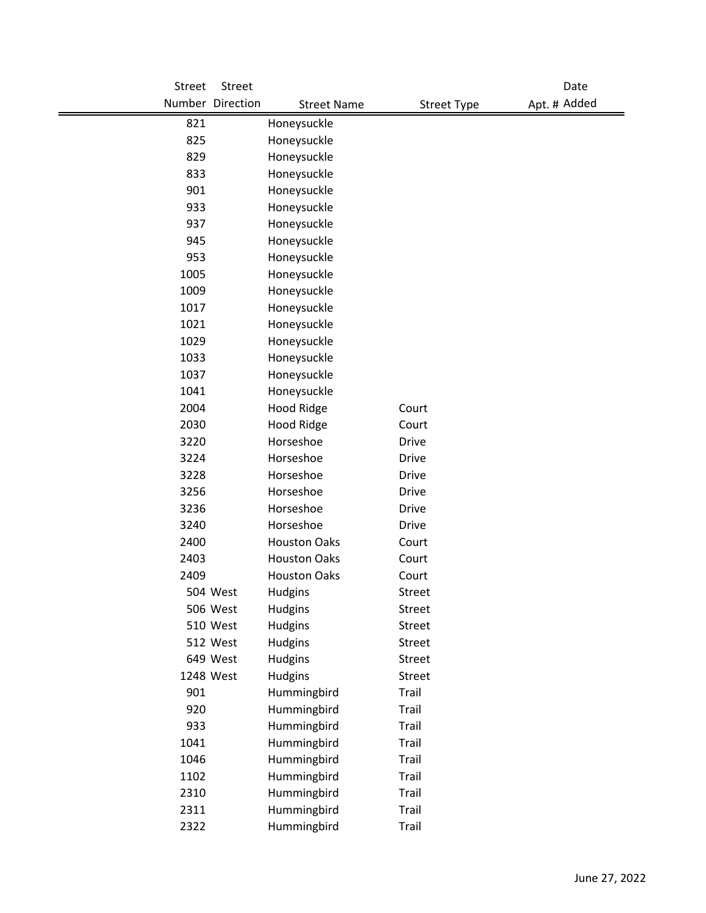| Street Number | Street Direction | Street Name | Street Type | Apt. # | Date Added |
|---|---|---|---|---|---|
| 821 | | Honeysuckle | | | |
| 825 | | Honeysuckle | | | |
| 829 | | Honeysuckle | | | |
| 833 | | Honeysuckle | | | |
| 901 | | Honeysuckle | | | |
| 933 | | Honeysuckle | | | |
| 937 | | Honeysuckle | | | |
| 945 | | Honeysuckle | | | |
| 953 | | Honeysuckle | | | |
| 1005 | | Honeysuckle | | | |
| 1009 | | Honeysuckle | | | |
| 1017 | | Honeysuckle | | | |
| 1021 | | Honeysuckle | | | |
| 1029 | | Honeysuckle | | | |
| 1033 | | Honeysuckle | | | |
| 1037 | | Honeysuckle | | | |
| 1041 | | Honeysuckle | | | |
| 2004 | | Hood Ridge | Court | | |
| 2030 | | Hood Ridge | Court | | |
| 3220 | | Horseshoe | Drive | | |
| 3224 | | Horseshoe | Drive | | |
| 3228 | | Horseshoe | Drive | | |
| 3256 | | Horseshoe | Drive | | |
| 3236 | | Horseshoe | Drive | | |
| 3240 | | Horseshoe | Drive | | |
| 2400 | | Houston Oaks | Court | | |
| 2403 | | Houston Oaks | Court | | |
| 2409 | | Houston Oaks | Court | | |
| 504 | West | Hudgins | Street | | |
| 506 | West | Hudgins | Street | | |
| 510 | West | Hudgins | Street | | |
| 512 | West | Hudgins | Street | | |
| 649 | West | Hudgins | Street | | |
| 1248 | West | Hudgins | Street | | |
| 901 | | Hummingbird | Trail | | |
| 920 | | Hummingbird | Trail | | |
| 933 | | Hummingbird | Trail | | |
| 1041 | | Hummingbird | Trail | | |
| 1046 | | Hummingbird | Trail | | |
| 1102 | | Hummingbird | Trail | | |
| 2310 | | Hummingbird | Trail | | |
| 2311 | | Hummingbird | Trail | | |
| 2322 | | Hummingbird | Trail | | |

June 27, 2022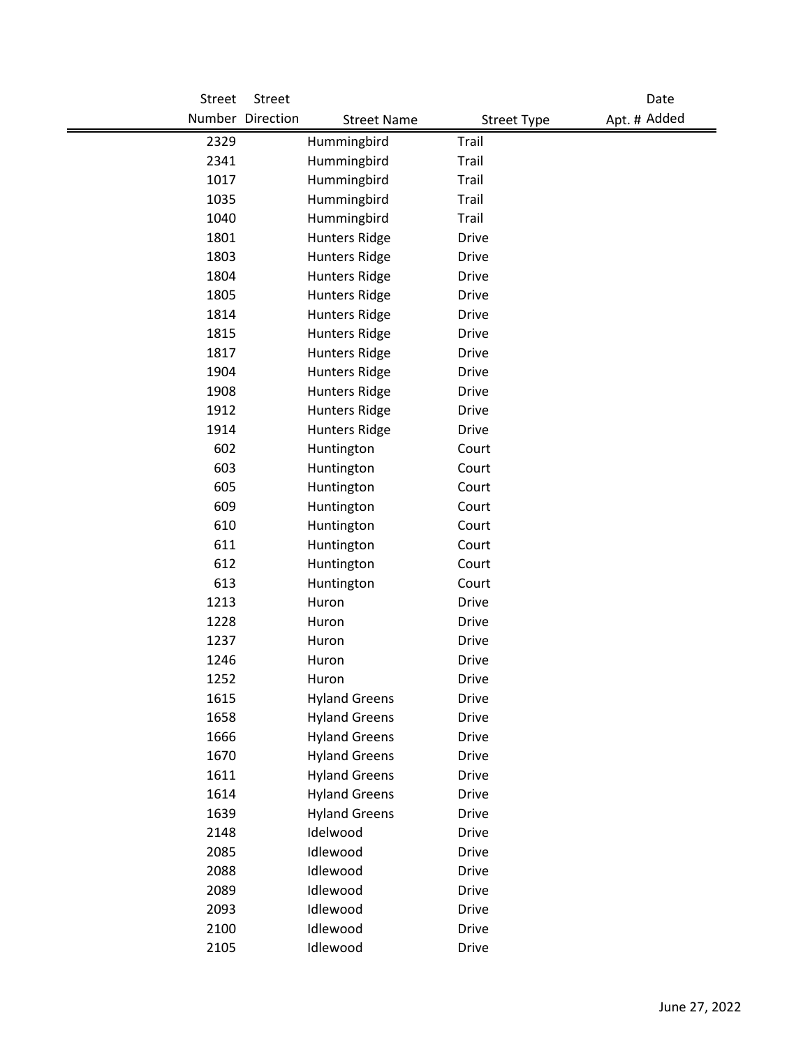| Street Number | Street Direction | Street Name | Street Type | Apt. # | Date Added |
|---|---|---|---|---|---|
| 2329 | | Hummingbird | Trail | | |
| 2341 | | Hummingbird | Trail | | |
| 1017 | | Hummingbird | Trail | | |
| 1035 | | Hummingbird | Trail | | |
| 1040 | | Hummingbird | Trail | | |
| 1801 | | Hunters Ridge | Drive | | |
| 1803 | | Hunters Ridge | Drive | | |
| 1804 | | Hunters Ridge | Drive | | |
| 1805 | | Hunters Ridge | Drive | | |
| 1814 | | Hunters Ridge | Drive | | |
| 1815 | | Hunters Ridge | Drive | | |
| 1817 | | Hunters Ridge | Drive | | |
| 1904 | | Hunters Ridge | Drive | | |
| 1908 | | Hunters Ridge | Drive | | |
| 1912 | | Hunters Ridge | Drive | | |
| 1914 | | Hunters Ridge | Drive | | |
| 602 | | Huntington | Court | | |
| 603 | | Huntington | Court | | |
| 605 | | Huntington | Court | | |
| 609 | | Huntington | Court | | |
| 610 | | Huntington | Court | | |
| 611 | | Huntington | Court | | |
| 612 | | Huntington | Court | | |
| 613 | | Huntington | Court | | |
| 1213 | | Huron | Drive | | |
| 1228 | | Huron | Drive | | |
| 1237 | | Huron | Drive | | |
| 1246 | | Huron | Drive | | |
| 1252 | | Huron | Drive | | |
| 1615 | | Hyland Greens | Drive | | |
| 1658 | | Hyland Greens | Drive | | |
| 1666 | | Hyland Greens | Drive | | |
| 1670 | | Hyland Greens | Drive | | |
| 1611 | | Hyland Greens | Drive | | |
| 1614 | | Hyland Greens | Drive | | |
| 1639 | | Hyland Greens | Drive | | |
| 2148 | | Idelwood | Drive | | |
| 2085 | | Idlewood | Drive | | |
| 2088 | | Idlewood | Drive | | |
| 2089 | | Idlewood | Drive | | |
| 2093 | | Idlewood | Drive | | |
| 2100 | | Idlewood | Drive | | |
| 2105 | | Idlewood | Drive | | |

June 27, 2022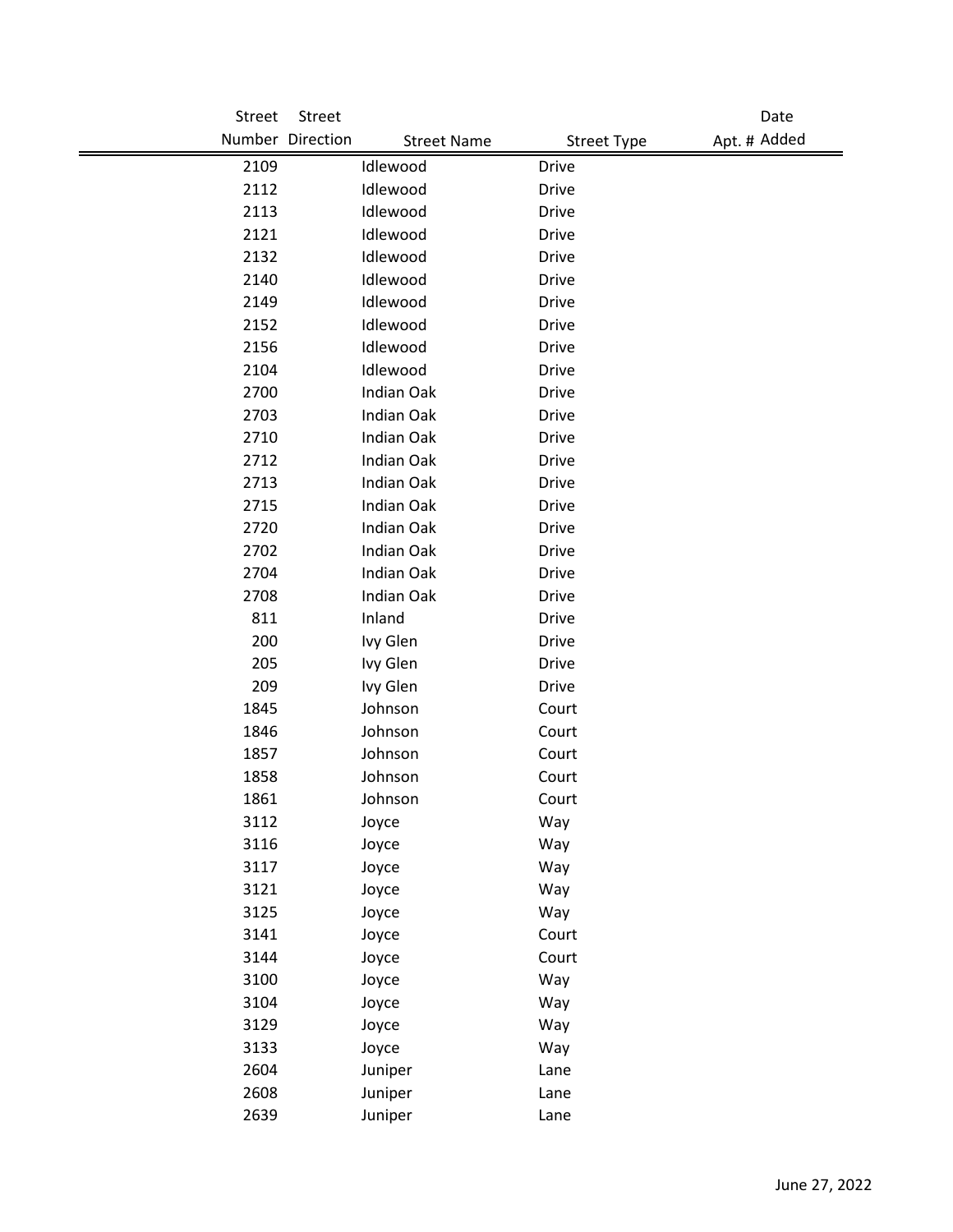| Street Number | Street Direction | Street Name | Street Type | Apt. # | Date Added |
|---|---|---|---|---|---|
| 2109 | | Idlewood | Drive | | |
| 2112 | | Idlewood | Drive | | |
| 2113 | | Idlewood | Drive | | |
| 2121 | | Idlewood | Drive | | |
| 2132 | | Idlewood | Drive | | |
| 2140 | | Idlewood | Drive | | |
| 2149 | | Idlewood | Drive | | |
| 2152 | | Idlewood | Drive | | |
| 2156 | | Idlewood | Drive | | |
| 2104 | | Idlewood | Drive | | |
| 2700 | | Indian Oak | Drive | | |
| 2703 | | Indian Oak | Drive | | |
| 2710 | | Indian Oak | Drive | | |
| 2712 | | Indian Oak | Drive | | |
| 2713 | | Indian Oak | Drive | | |
| 2715 | | Indian Oak | Drive | | |
| 2720 | | Indian Oak | Drive | | |
| 2702 | | Indian Oak | Drive | | |
| 2704 | | Indian Oak | Drive | | |
| 2708 | | Indian Oak | Drive | | |
| 811 | | Inland | Drive | | |
| 200 | | Ivy Glen | Drive | | |
| 205 | | Ivy Glen | Drive | | |
| 209 | | Ivy Glen | Drive | | |
| 1845 | | Johnson | Court | | |
| 1846 | | Johnson | Court | | |
| 1857 | | Johnson | Court | | |
| 1858 | | Johnson | Court | | |
| 1861 | | Johnson | Court | | |
| 3112 | | Joyce | Way | | |
| 3116 | | Joyce | Way | | |
| 3117 | | Joyce | Way | | |
| 3121 | | Joyce | Way | | |
| 3125 | | Joyce | Way | | |
| 3141 | | Joyce | Court | | |
| 3144 | | Joyce | Court | | |
| 3100 | | Joyce | Way | | |
| 3104 | | Joyce | Way | | |
| 3129 | | Joyce | Way | | |
| 3133 | | Joyce | Way | | |
| 2604 | | Juniper | Lane | | |
| 2608 | | Juniper | Lane | | |
| 2639 | | Juniper | Lane | | |

June 27, 2022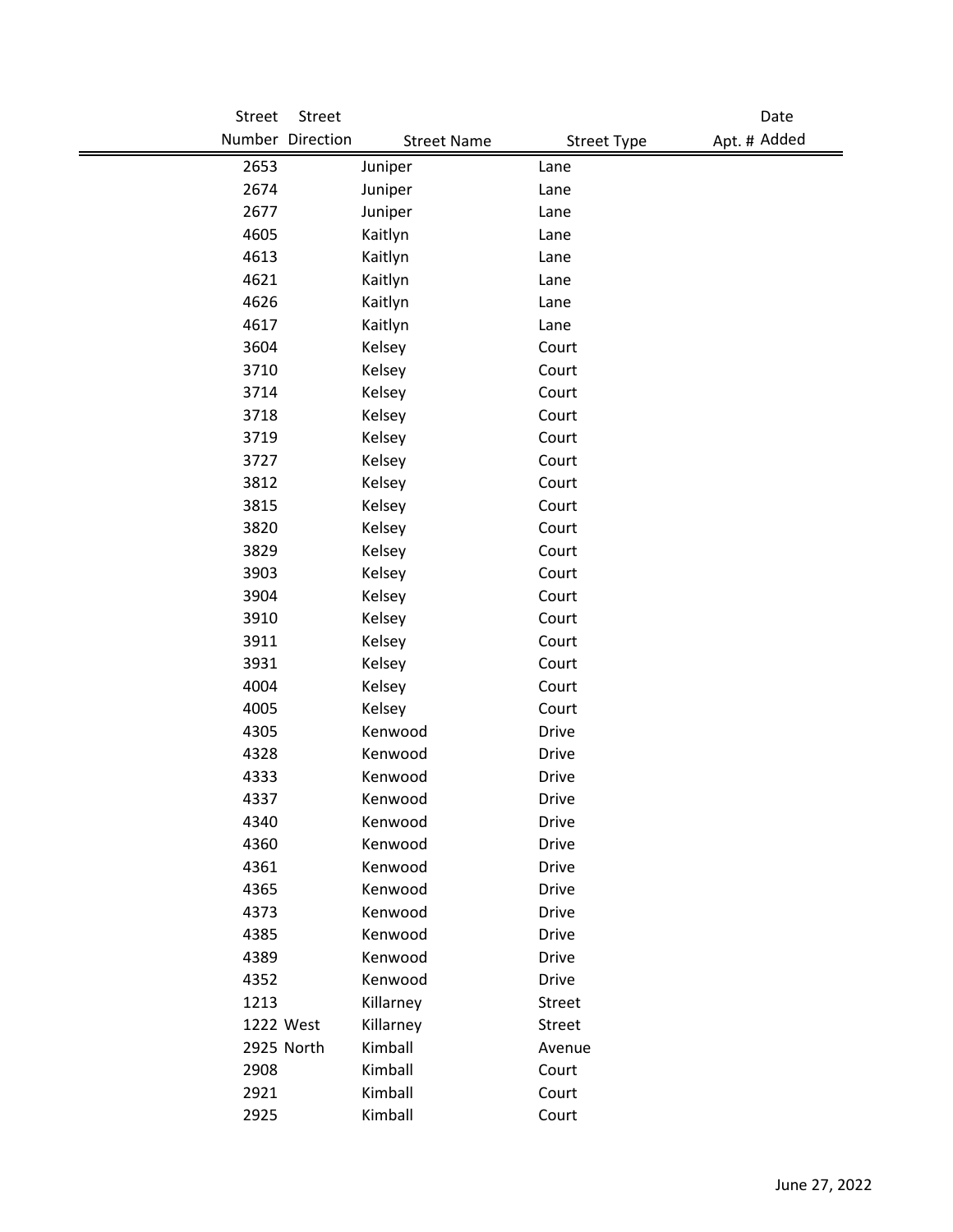| Street Number | Street Direction | Street Name | Street Type | Apt. # | Date Added |
|---|---|---|---|---|---|
| 2653 | | Juniper | Lane | | |
| 2674 | | Juniper | Lane | | |
| 2677 | | Juniper | Lane | | |
| 4605 | | Kaitlyn | Lane | | |
| 4613 | | Kaitlyn | Lane | | |
| 4621 | | Kaitlyn | Lane | | |
| 4626 | | Kaitlyn | Lane | | |
| 4617 | | Kaitlyn | Lane | | |
| 3604 | | Kelsey | Court | | |
| 3710 | | Kelsey | Court | | |
| 3714 | | Kelsey | Court | | |
| 3718 | | Kelsey | Court | | |
| 3719 | | Kelsey | Court | | |
| 3727 | | Kelsey | Court | | |
| 3812 | | Kelsey | Court | | |
| 3815 | | Kelsey | Court | | |
| 3820 | | Kelsey | Court | | |
| 3829 | | Kelsey | Court | | |
| 3903 | | Kelsey | Court | | |
| 3904 | | Kelsey | Court | | |
| 3910 | | Kelsey | Court | | |
| 3911 | | Kelsey | Court | | |
| 3931 | | Kelsey | Court | | |
| 4004 | | Kelsey | Court | | |
| 4005 | | Kelsey | Court | | |
| 4305 | | Kenwood | Drive | | |
| 4328 | | Kenwood | Drive | | |
| 4333 | | Kenwood | Drive | | |
| 4337 | | Kenwood | Drive | | |
| 4340 | | Kenwood | Drive | | |
| 4360 | | Kenwood | Drive | | |
| 4361 | | Kenwood | Drive | | |
| 4365 | | Kenwood | Drive | | |
| 4373 | | Kenwood | Drive | | |
| 4385 | | Kenwood | Drive | | |
| 4389 | | Kenwood | Drive | | |
| 4352 | | Kenwood | Drive | | |
| 1213 | | Killarney | Street | | |
| 1222 | West | Killarney | Street | | |
| 2925 | North | Kimball | Avenue | | |
| 2908 | | Kimball | Court | | |
| 2921 | | Kimball | Court | | |
| 2925 | | Kimball | Court | | |

June 27, 2022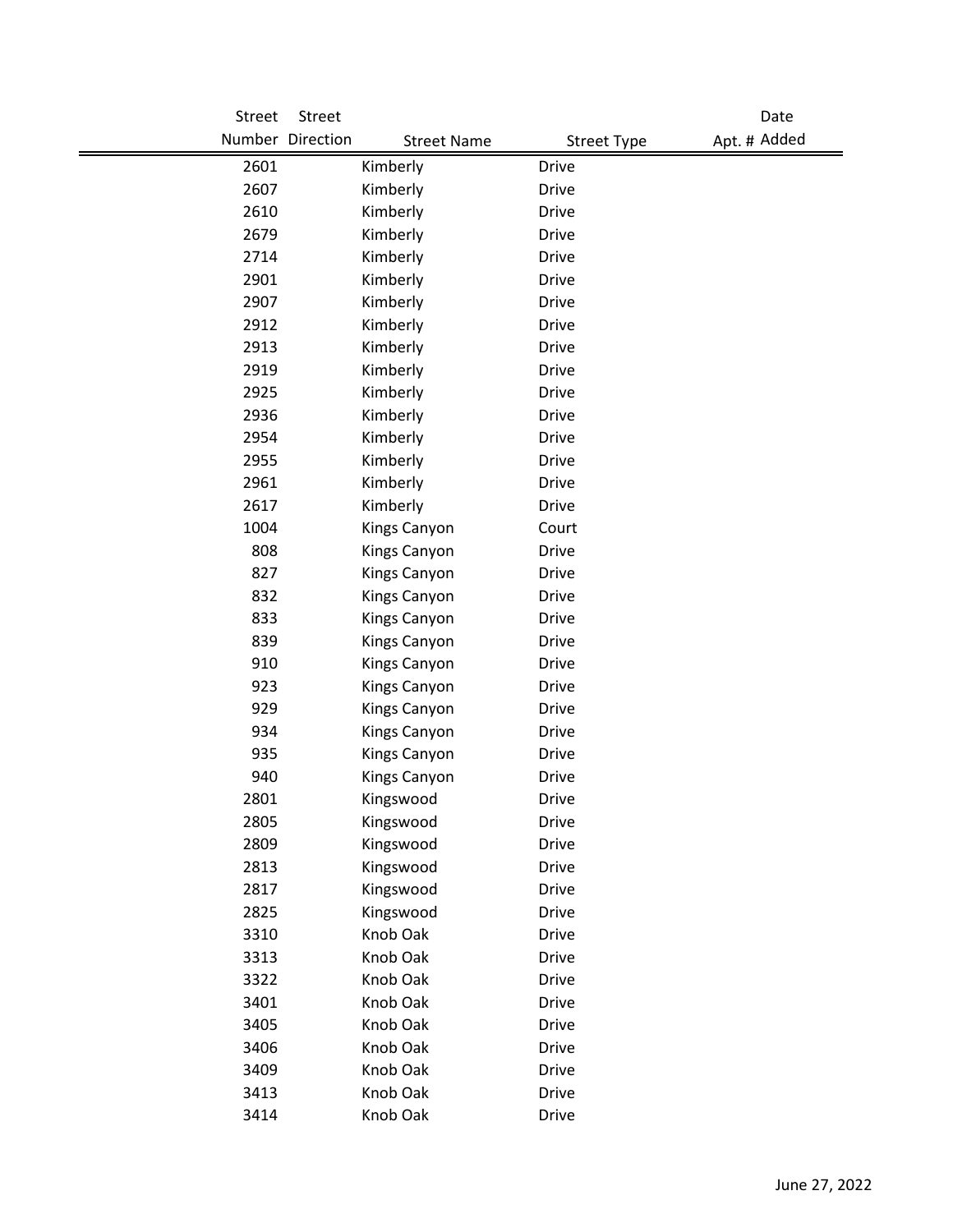| Street Number | Street Direction | Street Name | Street Type | Apt. # | Date Added |
|---|---|---|---|---|---|
| 2601 | | Kimberly | Drive | | |
| 2607 | | Kimberly | Drive | | |
| 2610 | | Kimberly | Drive | | |
| 2679 | | Kimberly | Drive | | |
| 2714 | | Kimberly | Drive | | |
| 2901 | | Kimberly | Drive | | |
| 2907 | | Kimberly | Drive | | |
| 2912 | | Kimberly | Drive | | |
| 2913 | | Kimberly | Drive | | |
| 2919 | | Kimberly | Drive | | |
| 2925 | | Kimberly | Drive | | |
| 2936 | | Kimberly | Drive | | |
| 2954 | | Kimberly | Drive | | |
| 2955 | | Kimberly | Drive | | |
| 2961 | | Kimberly | Drive | | |
| 2617 | | Kimberly | Drive | | |
| 1004 | | Kings Canyon | Court | | |
| 808 | | Kings Canyon | Drive | | |
| 827 | | Kings Canyon | Drive | | |
| 832 | | Kings Canyon | Drive | | |
| 833 | | Kings Canyon | Drive | | |
| 839 | | Kings Canyon | Drive | | |
| 910 | | Kings Canyon | Drive | | |
| 923 | | Kings Canyon | Drive | | |
| 929 | | Kings Canyon | Drive | | |
| 934 | | Kings Canyon | Drive | | |
| 935 | | Kings Canyon | Drive | | |
| 940 | | Kings Canyon | Drive | | |
| 2801 | | Kingswood | Drive | | |
| 2805 | | Kingswood | Drive | | |
| 2809 | | Kingswood | Drive | | |
| 2813 | | Kingswood | Drive | | |
| 2817 | | Kingswood | Drive | | |
| 2825 | | Kingswood | Drive | | |
| 3310 | | Knob Oak | Drive | | |
| 3313 | | Knob Oak | Drive | | |
| 3322 | | Knob Oak | Drive | | |
| 3401 | | Knob Oak | Drive | | |
| 3405 | | Knob Oak | Drive | | |
| 3406 | | Knob Oak | Drive | | |
| 3409 | | Knob Oak | Drive | | |
| 3413 | | Knob Oak | Drive | | |
| 3414 | | Knob Oak | Drive | | |

June 27, 2022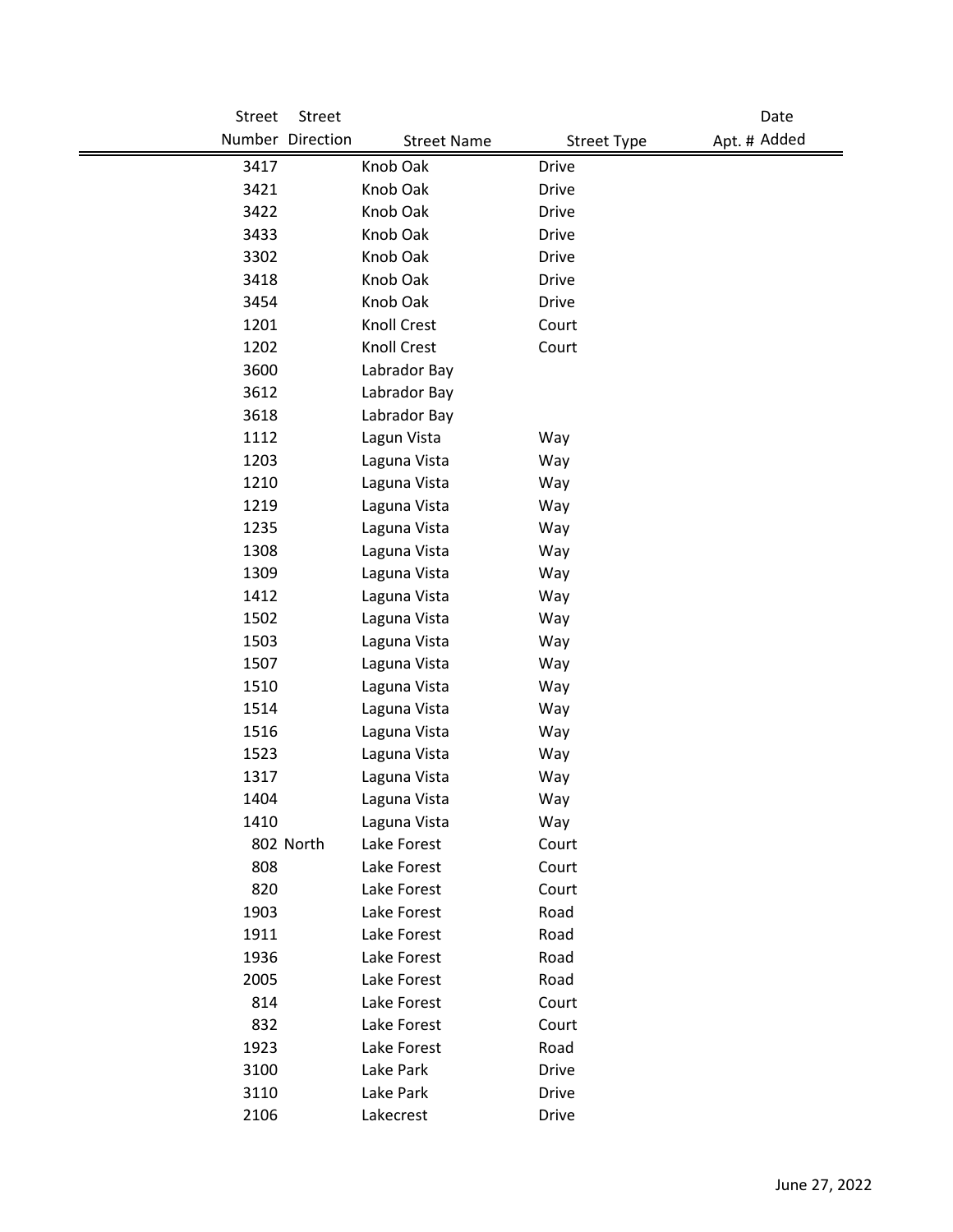| Street Number | Street Direction | Street Name | Street Type | Apt. # | Date Added |
|---|---|---|---|---|---|
| 3417 | | Knob Oak | Drive | | |
| 3421 | | Knob Oak | Drive | | |
| 3422 | | Knob Oak | Drive | | |
| 3433 | | Knob Oak | Drive | | |
| 3302 | | Knob Oak | Drive | | |
| 3418 | | Knob Oak | Drive | | |
| 3454 | | Knob Oak | Drive | | |
| 1201 | | Knoll Crest | Court | | |
| 1202 | | Knoll Crest | Court | | |
| 3600 | | Labrador Bay | | | |
| 3612 | | Labrador Bay | | | |
| 3618 | | Labrador Bay | | | |
| 1112 | | Lagun Vista | Way | | |
| 1203 | | Laguna Vista | Way | | |
| 1210 | | Laguna Vista | Way | | |
| 1219 | | Laguna Vista | Way | | |
| 1235 | | Laguna Vista | Way | | |
| 1308 | | Laguna Vista | Way | | |
| 1309 | | Laguna Vista | Way | | |
| 1412 | | Laguna Vista | Way | | |
| 1502 | | Laguna Vista | Way | | |
| 1503 | | Laguna Vista | Way | | |
| 1507 | | Laguna Vista | Way | | |
| 1510 | | Laguna Vista | Way | | |
| 1514 | | Laguna Vista | Way | | |
| 1516 | | Laguna Vista | Way | | |
| 1523 | | Laguna Vista | Way | | |
| 1317 | | Laguna Vista | Way | | |
| 1404 | | Laguna Vista | Way | | |
| 1410 | | Laguna Vista | Way | | |
| 802 | North | Lake Forest | Court | | |
| 808 | | Lake Forest | Court | | |
| 820 | | Lake Forest | Court | | |
| 1903 | | Lake Forest | Road | | |
| 1911 | | Lake Forest | Road | | |
| 1936 | | Lake Forest | Road | | |
| 2005 | | Lake Forest | Road | | |
| 814 | | Lake Forest | Court | | |
| 832 | | Lake Forest | Court | | |
| 1923 | | Lake Forest | Road | | |
| 3100 | | Lake Park | Drive | | |
| 3110 | | Lake Park | Drive | | |
| 2106 | | Lakecrest | Drive | | |

June 27, 2022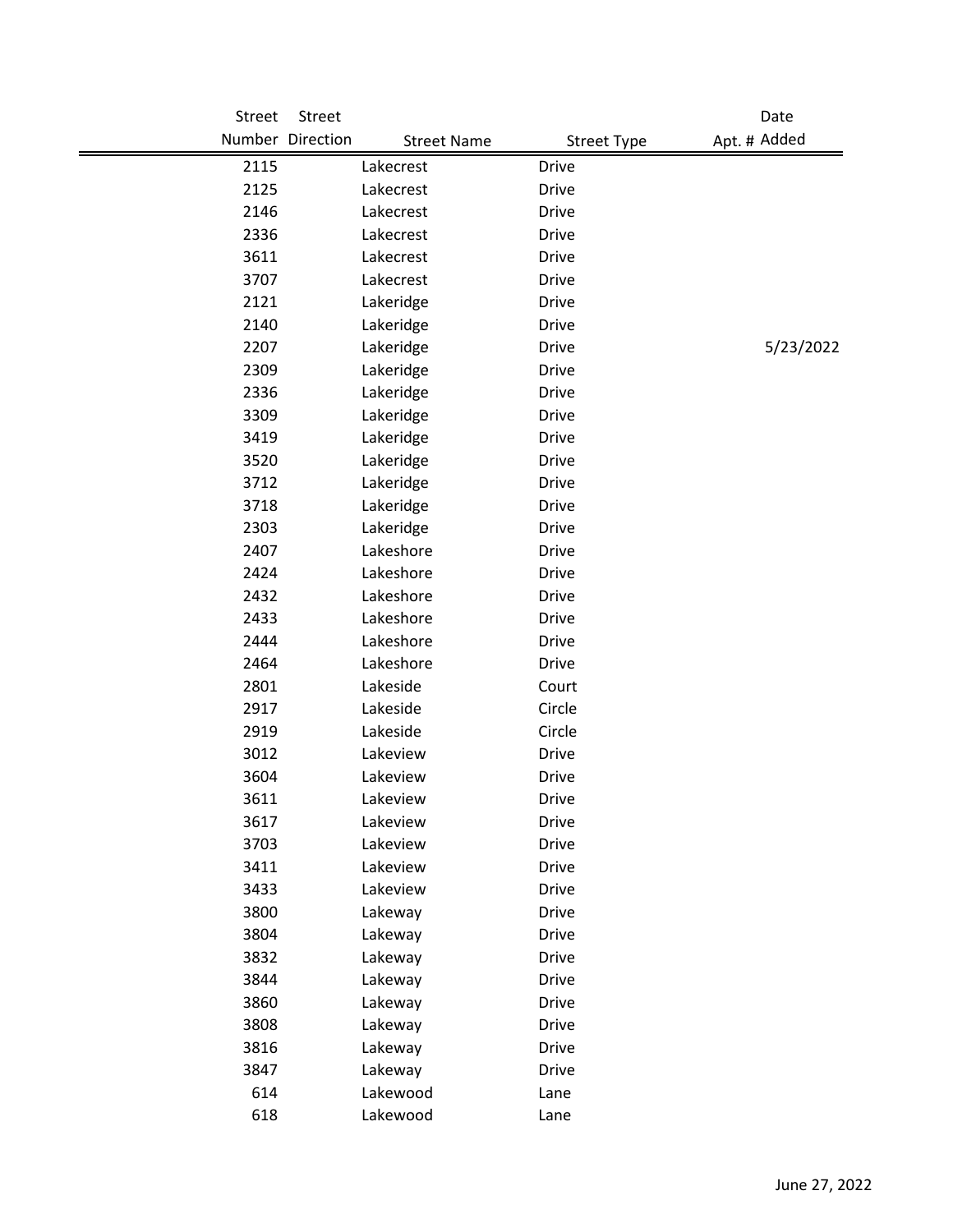| Street Number | Street Direction | Street Name | Street Type | Apt. # | Date Added |
|---|---|---|---|---|---|
| 2115 | | Lakecrest | Drive | | |
| 2125 | | Lakecrest | Drive | | |
| 2146 | | Lakecrest | Drive | | |
| 2336 | | Lakecrest | Drive | | |
| 3611 | | Lakecrest | Drive | | |
| 3707 | | Lakecrest | Drive | | |
| 2121 | | Lakeridge | Drive | | |
| 2140 | | Lakeridge | Drive | | |
| 2207 | | Lakeridge | Drive | | 5/23/2022 |
| 2309 | | Lakeridge | Drive | | |
| 2336 | | Lakeridge | Drive | | |
| 3309 | | Lakeridge | Drive | | |
| 3419 | | Lakeridge | Drive | | |
| 3520 | | Lakeridge | Drive | | |
| 3712 | | Lakeridge | Drive | | |
| 3718 | | Lakeridge | Drive | | |
| 2303 | | Lakeridge | Drive | | |
| 2407 | | Lakeshore | Drive | | |
| 2424 | | Lakeshore | Drive | | |
| 2432 | | Lakeshore | Drive | | |
| 2433 | | Lakeshore | Drive | | |
| 2444 | | Lakeshore | Drive | | |
| 2464 | | Lakeshore | Drive | | |
| 2801 | | Lakeside | Court | | |
| 2917 | | Lakeside | Circle | | |
| 2919 | | Lakeside | Circle | | |
| 3012 | | Lakeview | Drive | | |
| 3604 | | Lakeview | Drive | | |
| 3611 | | Lakeview | Drive | | |
| 3617 | | Lakeview | Drive | | |
| 3703 | | Lakeview | Drive | | |
| 3411 | | Lakeview | Drive | | |
| 3433 | | Lakeview | Drive | | |
| 3800 | | Lakeway | Drive | | |
| 3804 | | Lakeway | Drive | | |
| 3832 | | Lakeway | Drive | | |
| 3844 | | Lakeway | Drive | | |
| 3860 | | Lakeway | Drive | | |
| 3808 | | Lakeway | Drive | | |
| 3816 | | Lakeway | Drive | | |
| 3847 | | Lakeway | Drive | | |
| 614 | | Lakewood | Lane | | |
| 618 | | Lakewood | Lane | | |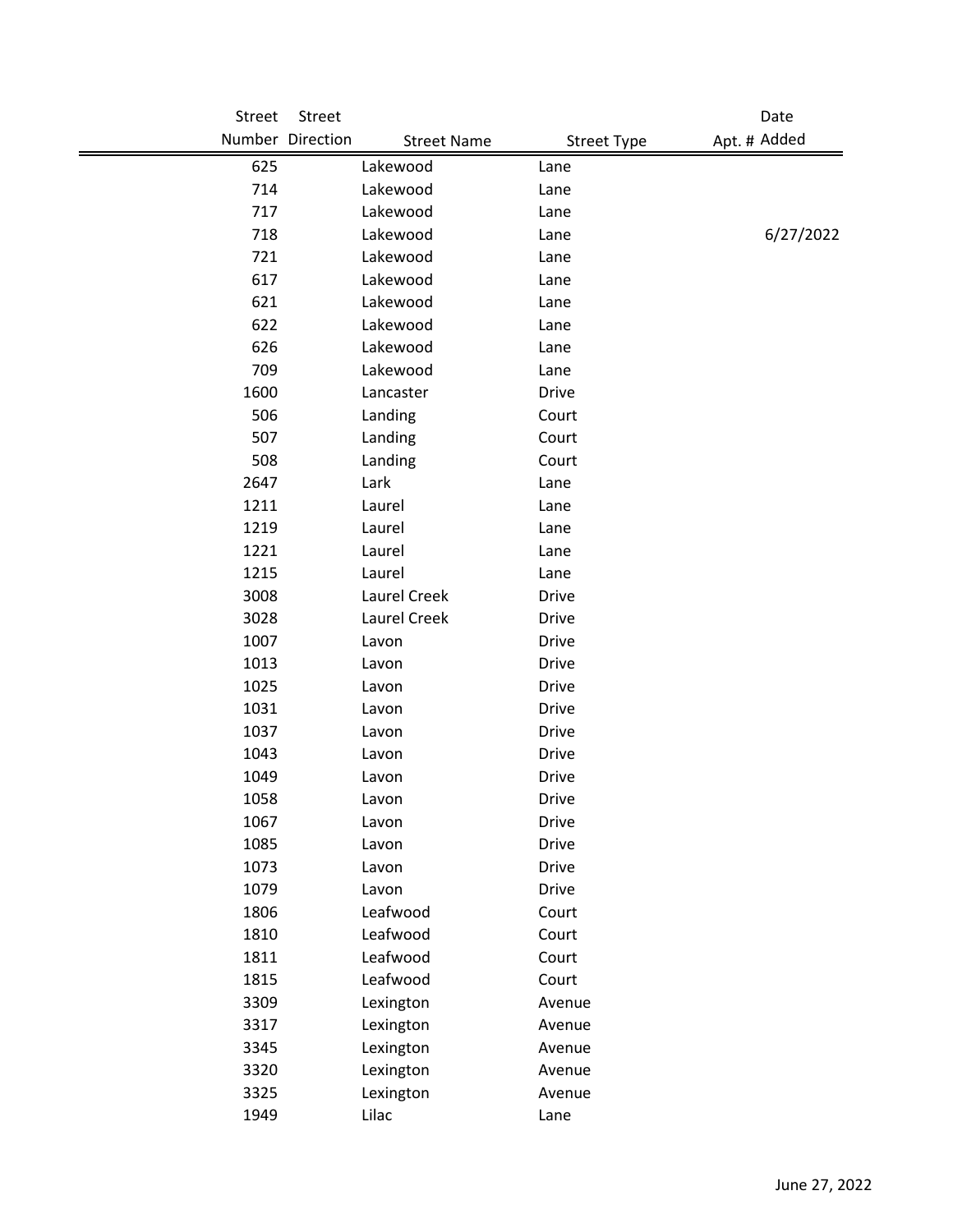| Street Number | Street Direction | Street Name | Street Type | Apt. # | Date Added |
|---|---|---|---|---|---|
| 625 | | Lakewood | Lane | | |
| 714 | | Lakewood | Lane | | |
| 717 | | Lakewood | Lane | | |
| 718 | | Lakewood | Lane | | 6/27/2022 |
| 721 | | Lakewood | Lane | | |
| 617 | | Lakewood | Lane | | |
| 621 | | Lakewood | Lane | | |
| 622 | | Lakewood | Lane | | |
| 626 | | Lakewood | Lane | | |
| 709 | | Lakewood | Lane | | |
| 1600 | | Lancaster | Drive | | |
| 506 | | Landing | Court | | |
| 507 | | Landing | Court | | |
| 508 | | Landing | Court | | |
| 2647 | | Lark | Lane | | |
| 1211 | | Laurel | Lane | | |
| 1219 | | Laurel | Lane | | |
| 1221 | | Laurel | Lane | | |
| 1215 | | Laurel | Lane | | |
| 3008 | | Laurel Creek | Drive | | |
| 3028 | | Laurel Creek | Drive | | |
| 1007 | | Lavon | Drive | | |
| 1013 | | Lavon | Drive | | |
| 1025 | | Lavon | Drive | | |
| 1031 | | Lavon | Drive | | |
| 1037 | | Lavon | Drive | | |
| 1043 | | Lavon | Drive | | |
| 1049 | | Lavon | Drive | | |
| 1058 | | Lavon | Drive | | |
| 1067 | | Lavon | Drive | | |
| 1085 | | Lavon | Drive | | |
| 1073 | | Lavon | Drive | | |
| 1079 | | Lavon | Drive | | |
| 1806 | | Leafwood | Court | | |
| 1810 | | Leafwood | Court | | |
| 1811 | | Leafwood | Court | | |
| 1815 | | Leafwood | Court | | |
| 3309 | | Lexington | Avenue | | |
| 3317 | | Lexington | Avenue | | |
| 3345 | | Lexington | Avenue | | |
| 3320 | | Lexington | Avenue | | |
| 3325 | | Lexington | Avenue | | |
| 1949 | | Lilac | Lane | | |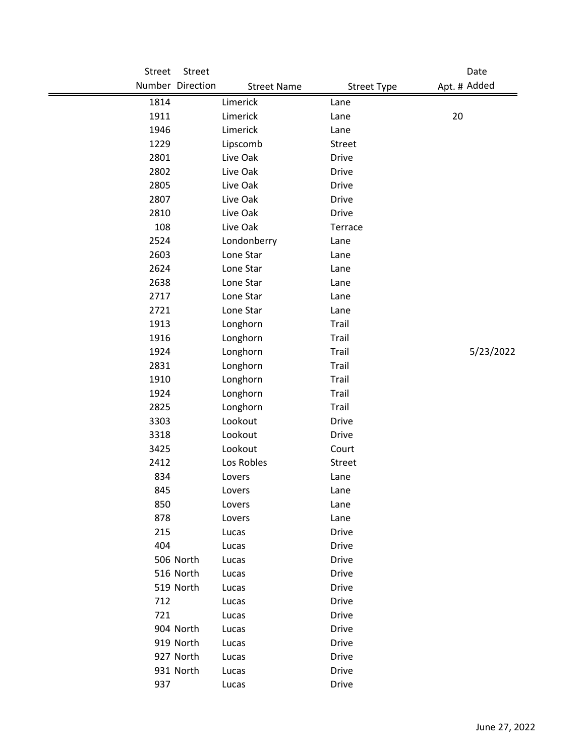| Street Number | Street Direction | Street Name | Street Type | Apt. # | Date Added |
|---|---|---|---|---|---|
| 1814 | | Limerick | Lane | | |
| 1911 | | Limerick | Lane | 20 | |
| 1946 | | Limerick | Lane | | |
| 1229 | | Lipscomb | Street | | |
| 2801 | | Live Oak | Drive | | |
| 2802 | | Live Oak | Drive | | |
| 2805 | | Live Oak | Drive | | |
| 2807 | | Live Oak | Drive | | |
| 2810 | | Live Oak | Drive | | |
| 108 | | Live Oak | Terrace | | |
| 2524 | | Londonberry | Lane | | |
| 2603 | | Lone Star | Lane | | |
| 2624 | | Lone Star | Lane | | |
| 2638 | | Lone Star | Lane | | |
| 2717 | | Lone Star | Lane | | |
| 2721 | | Lone Star | Lane | | |
| 1913 | | Longhorn | Trail | | |
| 1916 | | Longhorn | Trail | | |
| 1924 | | Longhorn | Trail | | 5/23/2022 |
| 2831 | | Longhorn | Trail | | |
| 1910 | | Longhorn | Trail | | |
| 1924 | | Longhorn | Trail | | |
| 2825 | | Longhorn | Trail | | |
| 3303 | | Lookout | Drive | | |
| 3318 | | Lookout | Drive | | |
| 3425 | | Lookout | Court | | |
| 2412 | | Los Robles | Street | | |
| 834 | | Lovers | Lane | | |
| 845 | | Lovers | Lane | | |
| 850 | | Lovers | Lane | | |
| 878 | | Lovers | Lane | | |
| 215 | | Lucas | Drive | | |
| 404 | | Lucas | Drive | | |
| 506 | North | Lucas | Drive | | |
| 516 | North | Lucas | Drive | | |
| 519 | North | Lucas | Drive | | |
| 712 | | Lucas | Drive | | |
| 721 | | Lucas | Drive | | |
| 904 | North | Lucas | Drive | | |
| 919 | North | Lucas | Drive | | |
| 927 | North | Lucas | Drive | | |
| 931 | North | Lucas | Drive | | |
| 937 | | Lucas | Drive | | |

June 27, 2022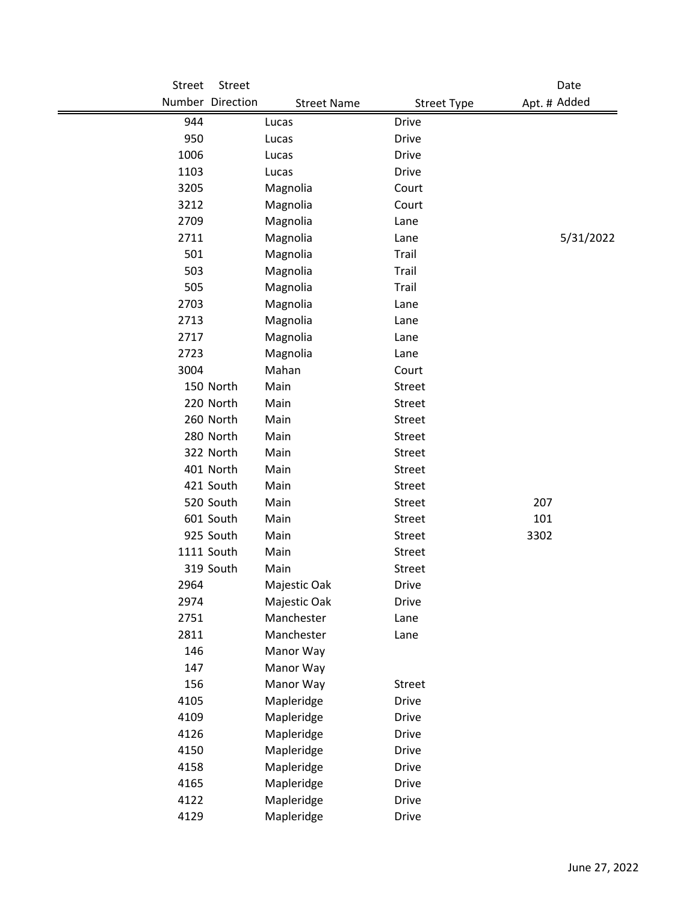| Street Number | Street Direction | Street Name | Street Type | Apt. # | Date Added |
|---|---|---|---|---|---|
| 944 | | Lucas | Drive | | |
| 950 | | Lucas | Drive | | |
| 1006 | | Lucas | Drive | | |
| 1103 | | Lucas | Drive | | |
| 3205 | | Magnolia | Court | | |
| 3212 | | Magnolia | Court | | |
| 2709 | | Magnolia | Lane | | |
| 2711 | | Magnolia | Lane | | 5/31/2022 |
| 501 | | Magnolia | Trail | | |
| 503 | | Magnolia | Trail | | |
| 505 | | Magnolia | Trail | | |
| 2703 | | Magnolia | Lane | | |
| 2713 | | Magnolia | Lane | | |
| 2717 | | Magnolia | Lane | | |
| 2723 | | Magnolia | Lane | | |
| 3004 | | Mahan | Court | | |
| 150 | North | Main | Street | | |
| 220 | North | Main | Street | | |
| 260 | North | Main | Street | | |
| 280 | North | Main | Street | | |
| 322 | North | Main | Street | | |
| 401 | North | Main | Street | | |
| 421 | South | Main | Street | | |
| 520 | South | Main | Street | 207 | |
| 601 | South | Main | Street | 101 | |
| 925 | South | Main | Street | 3302 | |
| 1111 | South | Main | Street | | |
| 319 | South | Main | Street | | |
| 2964 | | Majestic Oak | Drive | | |
| 2974 | | Majestic Oak | Drive | | |
| 2751 | | Manchester | Lane | | |
| 2811 | | Manchester | Lane | | |
| 146 | | Manor Way | | | |
| 147 | | Manor Way | | | |
| 156 | | Manor Way | Street | | |
| 4105 | | Mapleridge | Drive | | |
| 4109 | | Mapleridge | Drive | | |
| 4126 | | Mapleridge | Drive | | |
| 4150 | | Mapleridge | Drive | | |
| 4158 | | Mapleridge | Drive | | |
| 4165 | | Mapleridge | Drive | | |
| 4122 | | Mapleridge | Drive | | |
| 4129 | | Mapleridge | Drive | | |

June 27, 2022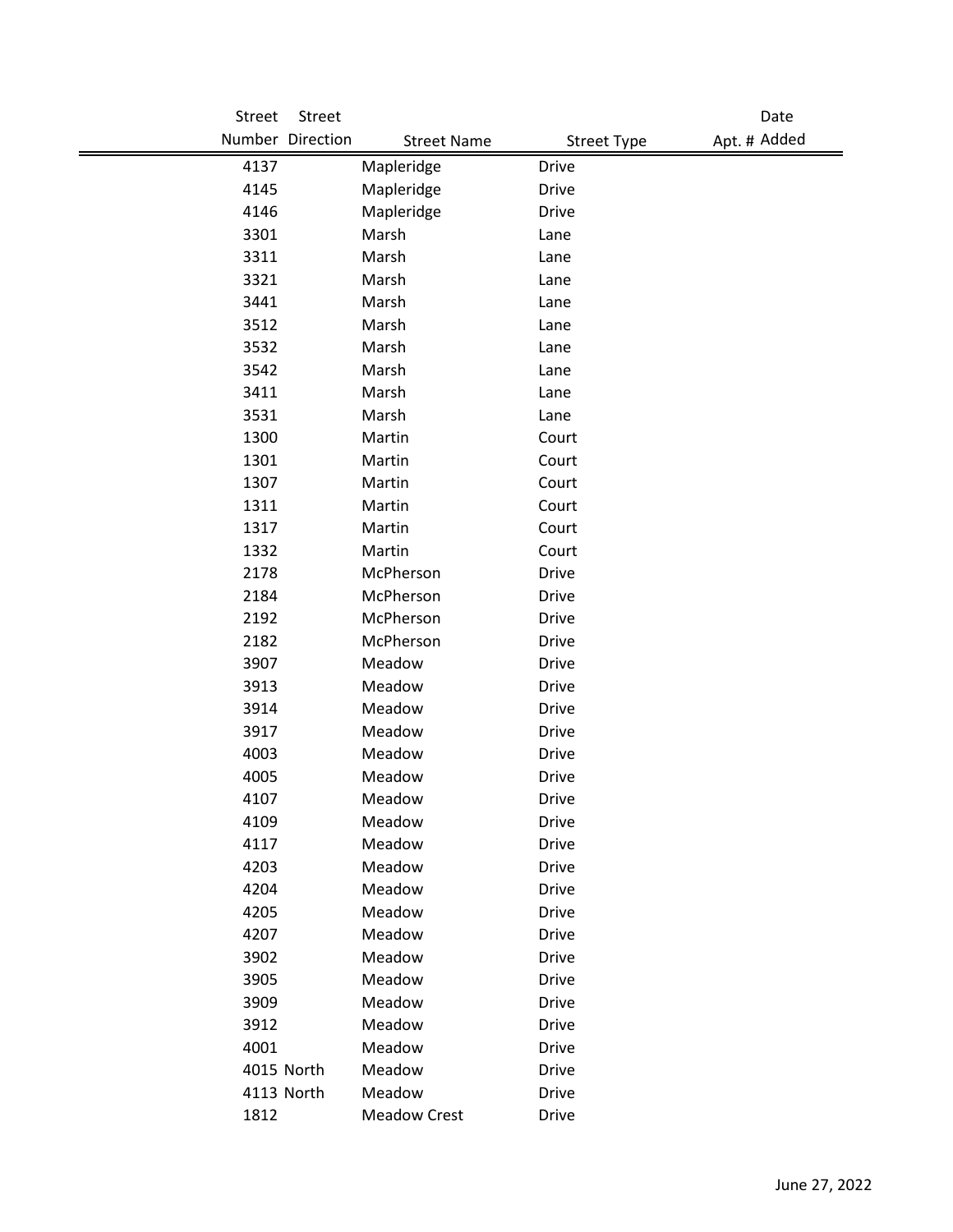| Street Number | Street Direction | Street Name | Street Type | Apt. # | Date Added |
|---|---|---|---|---|---|
| 4137 | | Mapleridge | Drive | | |
| 4145 | | Mapleridge | Drive | | |
| 4146 | | Mapleridge | Drive | | |
| 3301 | | Marsh | Lane | | |
| 3311 | | Marsh | Lane | | |
| 3321 | | Marsh | Lane | | |
| 3441 | | Marsh | Lane | | |
| 3512 | | Marsh | Lane | | |
| 3532 | | Marsh | Lane | | |
| 3542 | | Marsh | Lane | | |
| 3411 | | Marsh | Lane | | |
| 3531 | | Marsh | Lane | | |
| 1300 | | Martin | Court | | |
| 1301 | | Martin | Court | | |
| 1307 | | Martin | Court | | |
| 1311 | | Martin | Court | | |
| 1317 | | Martin | Court | | |
| 1332 | | Martin | Court | | |
| 2178 | | McPherson | Drive | | |
| 2184 | | McPherson | Drive | | |
| 2192 | | McPherson | Drive | | |
| 2182 | | McPherson | Drive | | |
| 3907 | | Meadow | Drive | | |
| 3913 | | Meadow | Drive | | |
| 3914 | | Meadow | Drive | | |
| 3917 | | Meadow | Drive | | |
| 4003 | | Meadow | Drive | | |
| 4005 | | Meadow | Drive | | |
| 4107 | | Meadow | Drive | | |
| 4109 | | Meadow | Drive | | |
| 4117 | | Meadow | Drive | | |
| 4203 | | Meadow | Drive | | |
| 4204 | | Meadow | Drive | | |
| 4205 | | Meadow | Drive | | |
| 4207 | | Meadow | Drive | | |
| 3902 | | Meadow | Drive | | |
| 3905 | | Meadow | Drive | | |
| 3909 | | Meadow | Drive | | |
| 3912 | | Meadow | Drive | | |
| 4001 | | Meadow | Drive | | |
| 4015 | North | Meadow | Drive | | |
| 4113 | North | Meadow | Drive | | |
| 1812 | | Meadow Crest | Drive | | |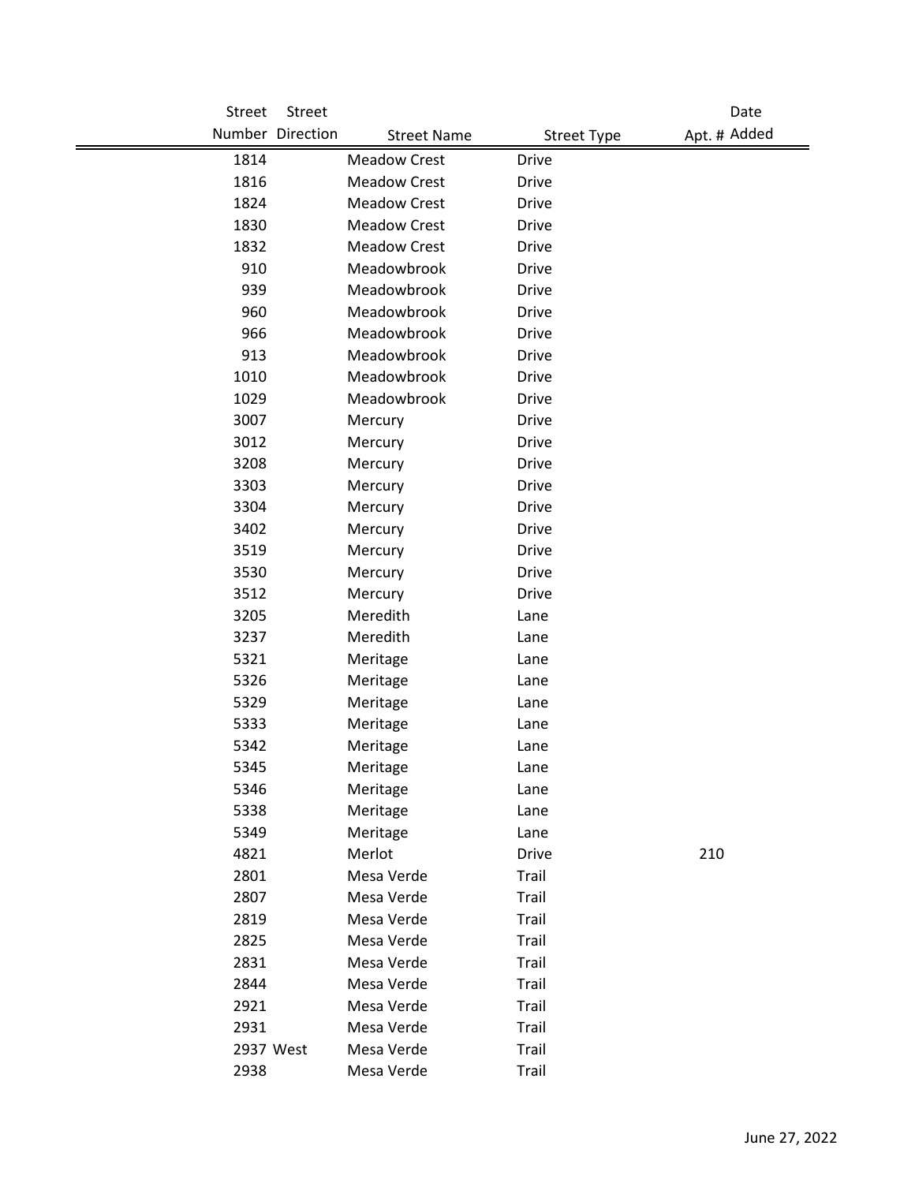| Street Number | Street Direction | Street Name | Street Type | Apt. # | Date Added |
|---|---|---|---|---|---|
| 1814 | | Meadow Crest | Drive | | |
| 1816 | | Meadow Crest | Drive | | |
| 1824 | | Meadow Crest | Drive | | |
| 1830 | | Meadow Crest | Drive | | |
| 1832 | | Meadow Crest | Drive | | |
| 910 | | Meadowbrook | Drive | | |
| 939 | | Meadowbrook | Drive | | |
| 960 | | Meadowbrook | Drive | | |
| 966 | | Meadowbrook | Drive | | |
| 913 | | Meadowbrook | Drive | | |
| 1010 | | Meadowbrook | Drive | | |
| 1029 | | Meadowbrook | Drive | | |
| 3007 | | Mercury | Drive | | |
| 3012 | | Mercury | Drive | | |
| 3208 | | Mercury | Drive | | |
| 3303 | | Mercury | Drive | | |
| 3304 | | Mercury | Drive | | |
| 3402 | | Mercury | Drive | | |
| 3519 | | Mercury | Drive | | |
| 3530 | | Mercury | Drive | | |
| 3512 | | Mercury | Drive | | |
| 3205 | | Meredith | Lane | | |
| 3237 | | Meredith | Lane | | |
| 5321 | | Meritage | Lane | | |
| 5326 | | Meritage | Lane | | |
| 5329 | | Meritage | Lane | | |
| 5333 | | Meritage | Lane | | |
| 5342 | | Meritage | Lane | | |
| 5345 | | Meritage | Lane | | |
| 5346 | | Meritage | Lane | | |
| 5338 | | Meritage | Lane | | |
| 5349 | | Meritage | Lane | | |
| 4821 | | Merlot | Drive | 210 | |
| 2801 | | Mesa Verde | Trail | | |
| 2807 | | Mesa Verde | Trail | | |
| 2819 | | Mesa Verde | Trail | | |
| 2825 | | Mesa Verde | Trail | | |
| 2831 | | Mesa Verde | Trail | | |
| 2844 | | Mesa Verde | Trail | | |
| 2921 | | Mesa Verde | Trail | | |
| 2931 | | Mesa Verde | Trail | | |
| 2937 | West | Mesa Verde | Trail | | |
| 2938 | | Mesa Verde | Trail | | |

June 27, 2022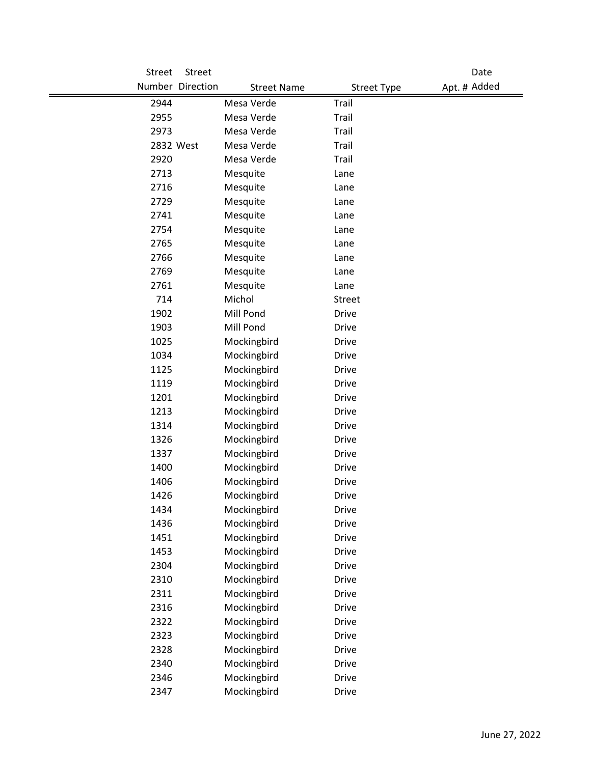| Street Number | Street Direction | Street Name | Street Type | Apt. # | Date Added |
|---|---|---|---|---|---|
| 2944 | | Mesa Verde | Trail | | |
| 2955 | | Mesa Verde | Trail | | |
| 2973 | | Mesa Verde | Trail | | |
| 2832 | West | Mesa Verde | Trail | | |
| 2920 | | Mesa Verde | Trail | | |
| 2713 | | Mesquite | Lane | | |
| 2716 | | Mesquite | Lane | | |
| 2729 | | Mesquite | Lane | | |
| 2741 | | Mesquite | Lane | | |
| 2754 | | Mesquite | Lane | | |
| 2765 | | Mesquite | Lane | | |
| 2766 | | Mesquite | Lane | | |
| 2769 | | Mesquite | Lane | | |
| 2761 | | Mesquite | Lane | | |
| 714 | | Michol | Street | | |
| 1902 | | Mill Pond | Drive | | |
| 1903 | | Mill Pond | Drive | | |
| 1025 | | Mockingbird | Drive | | |
| 1034 | | Mockingbird | Drive | | |
| 1125 | | Mockingbird | Drive | | |
| 1119 | | Mockingbird | Drive | | |
| 1201 | | Mockingbird | Drive | | |
| 1213 | | Mockingbird | Drive | | |
| 1314 | | Mockingbird | Drive | | |
| 1326 | | Mockingbird | Drive | | |
| 1337 | | Mockingbird | Drive | | |
| 1400 | | Mockingbird | Drive | | |
| 1406 | | Mockingbird | Drive | | |
| 1426 | | Mockingbird | Drive | | |
| 1434 | | Mockingbird | Drive | | |
| 1436 | | Mockingbird | Drive | | |
| 1451 | | Mockingbird | Drive | | |
| 1453 | | Mockingbird | Drive | | |
| 2304 | | Mockingbird | Drive | | |
| 2310 | | Mockingbird | Drive | | |
| 2311 | | Mockingbird | Drive | | |
| 2316 | | Mockingbird | Drive | | |
| 2322 | | Mockingbird | Drive | | |
| 2323 | | Mockingbird | Drive | | |
| 2328 | | Mockingbird | Drive | | |
| 2340 | | Mockingbird | Drive | | |
| 2346 | | Mockingbird | Drive | | |
| 2347 | | Mockingbird | Drive | | |

June 27, 2022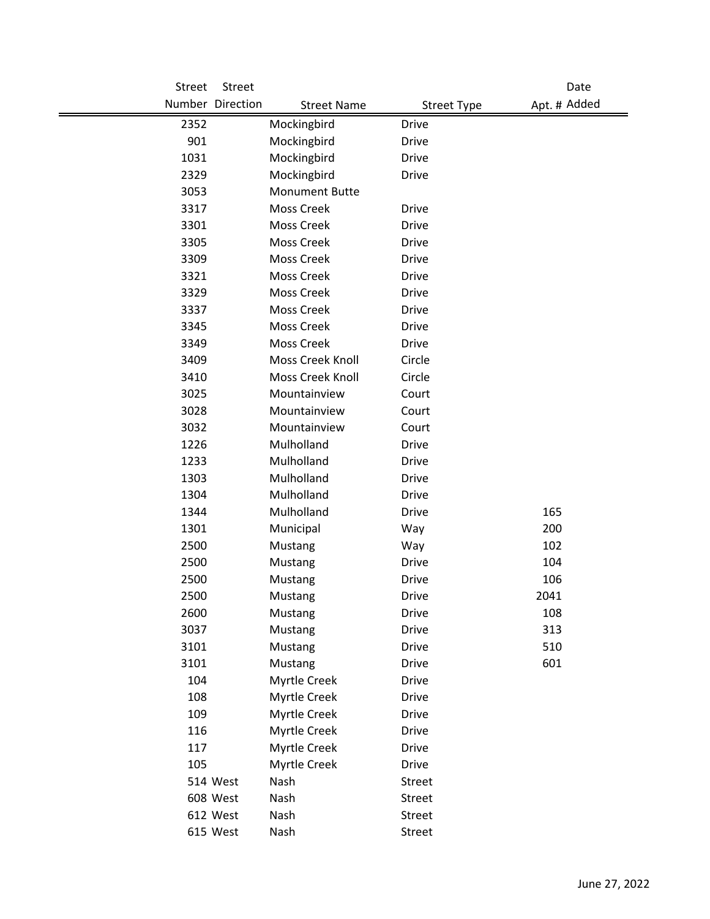| Street Number | Street Direction | Street Name | Street Type | Apt. # | Date Added |
|---|---|---|---|---|---|
| 2352 | | Mockingbird | Drive | | |
| 901 | | Mockingbird | Drive | | |
| 1031 | | Mockingbird | Drive | | |
| 2329 | | Mockingbird | Drive | | |
| 3053 | | Monument Butte | | | |
| 3317 | | Moss Creek | Drive | | |
| 3301 | | Moss Creek | Drive | | |
| 3305 | | Moss Creek | Drive | | |
| 3309 | | Moss Creek | Drive | | |
| 3321 | | Moss Creek | Drive | | |
| 3329 | | Moss Creek | Drive | | |
| 3337 | | Moss Creek | Drive | | |
| 3345 | | Moss Creek | Drive | | |
| 3349 | | Moss Creek | Drive | | |
| 3409 | | Moss Creek Knoll | Circle | | |
| 3410 | | Moss Creek Knoll | Circle | | |
| 3025 | | Mountainview | Court | | |
| 3028 | | Mountainview | Court | | |
| 3032 | | Mountainview | Court | | |
| 1226 | | Mulholland | Drive | | |
| 1233 | | Mulholland | Drive | | |
| 1303 | | Mulholland | Drive | | |
| 1304 | | Mulholland | Drive | | |
| 1344 | | Mulholland | Drive | 165 | |
| 1301 | | Municipal | Way | 200 | |
| 2500 | | Mustang | Way | 102 | |
| 2500 | | Mustang | Drive | 104 | |
| 2500 | | Mustang | Drive | 106 | |
| 2500 | | Mustang | Drive | 2041 | |
| 2600 | | Mustang | Drive | 108 | |
| 3037 | | Mustang | Drive | 313 | |
| 3101 | | Mustang | Drive | 510 | |
| 3101 | | Mustang | Drive | 601 | |
| 104 | | Myrtle Creek | Drive | | |
| 108 | | Myrtle Creek | Drive | | |
| 109 | | Myrtle Creek | Drive | | |
| 116 | | Myrtle Creek | Drive | | |
| 117 | | Myrtle Creek | Drive | | |
| 105 | | Myrtle Creek | Drive | | |
| 514 | West | Nash | Street | | |
| 608 | West | Nash | Street | | |
| 612 | West | Nash | Street | | |
| 615 | West | Nash | Street | | |

June 27, 2022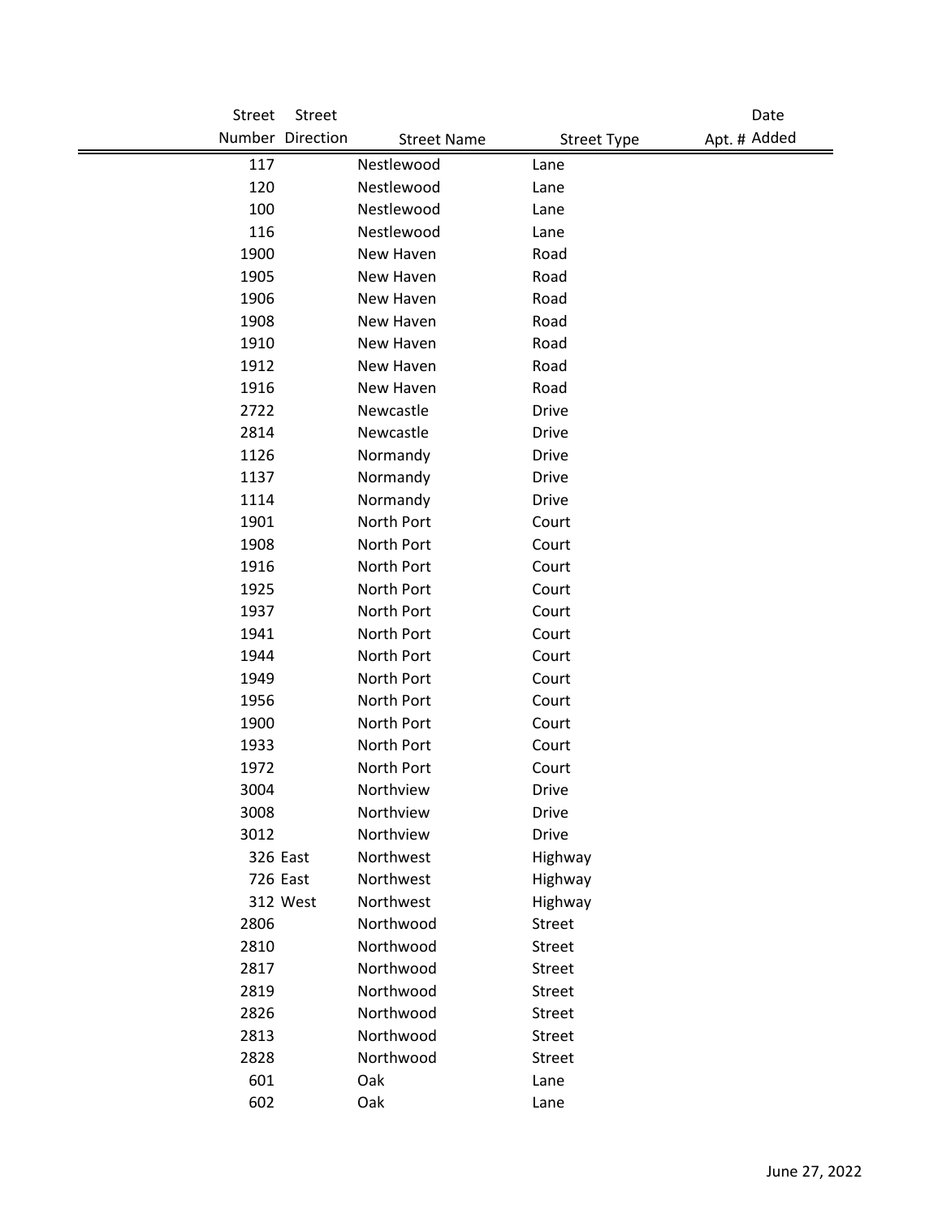| Street Number | Street Direction | Street Name | Street Type | Apt. # | Date Added |
|---|---|---|---|---|---|
| 117 | | Nestlewood | Lane | | |
| 120 | | Nestlewood | Lane | | |
| 100 | | Nestlewood | Lane | | |
| 116 | | Nestlewood | Lane | | |
| 1900 | | New Haven | Road | | |
| 1905 | | New Haven | Road | | |
| 1906 | | New Haven | Road | | |
| 1908 | | New Haven | Road | | |
| 1910 | | New Haven | Road | | |
| 1912 | | New Haven | Road | | |
| 1916 | | New Haven | Road | | |
| 2722 | | Newcastle | Drive | | |
| 2814 | | Newcastle | Drive | | |
| 1126 | | Normandy | Drive | | |
| 1137 | | Normandy | Drive | | |
| 1114 | | Normandy | Drive | | |
| 1901 | | North Port | Court | | |
| 1908 | | North Port | Court | | |
| 1916 | | North Port | Court | | |
| 1925 | | North Port | Court | | |
| 1937 | | North Port | Court | | |
| 1941 | | North Port | Court | | |
| 1944 | | North Port | Court | | |
| 1949 | | North Port | Court | | |
| 1956 | | North Port | Court | | |
| 1900 | | North Port | Court | | |
| 1933 | | North Port | Court | | |
| 1972 | | North Port | Court | | |
| 3004 | | Northview | Drive | | |
| 3008 | | Northview | Drive | | |
| 3012 | | Northview | Drive | | |
| 326 | East | Northwest | Highway | | |
| 726 | East | Northwest | Highway | | |
| 312 | West | Northwest | Highway | | |
| 2806 | | Northwood | Street | | |
| 2810 | | Northwood | Street | | |
| 2817 | | Northwood | Street | | |
| 2819 | | Northwood | Street | | |
| 2826 | | Northwood | Street | | |
| 2813 | | Northwood | Street | | |
| 2828 | | Northwood | Street | | |
| 601 | | Oak | Lane | | |
| 602 | | Oak | Lane | | |

June 27, 2022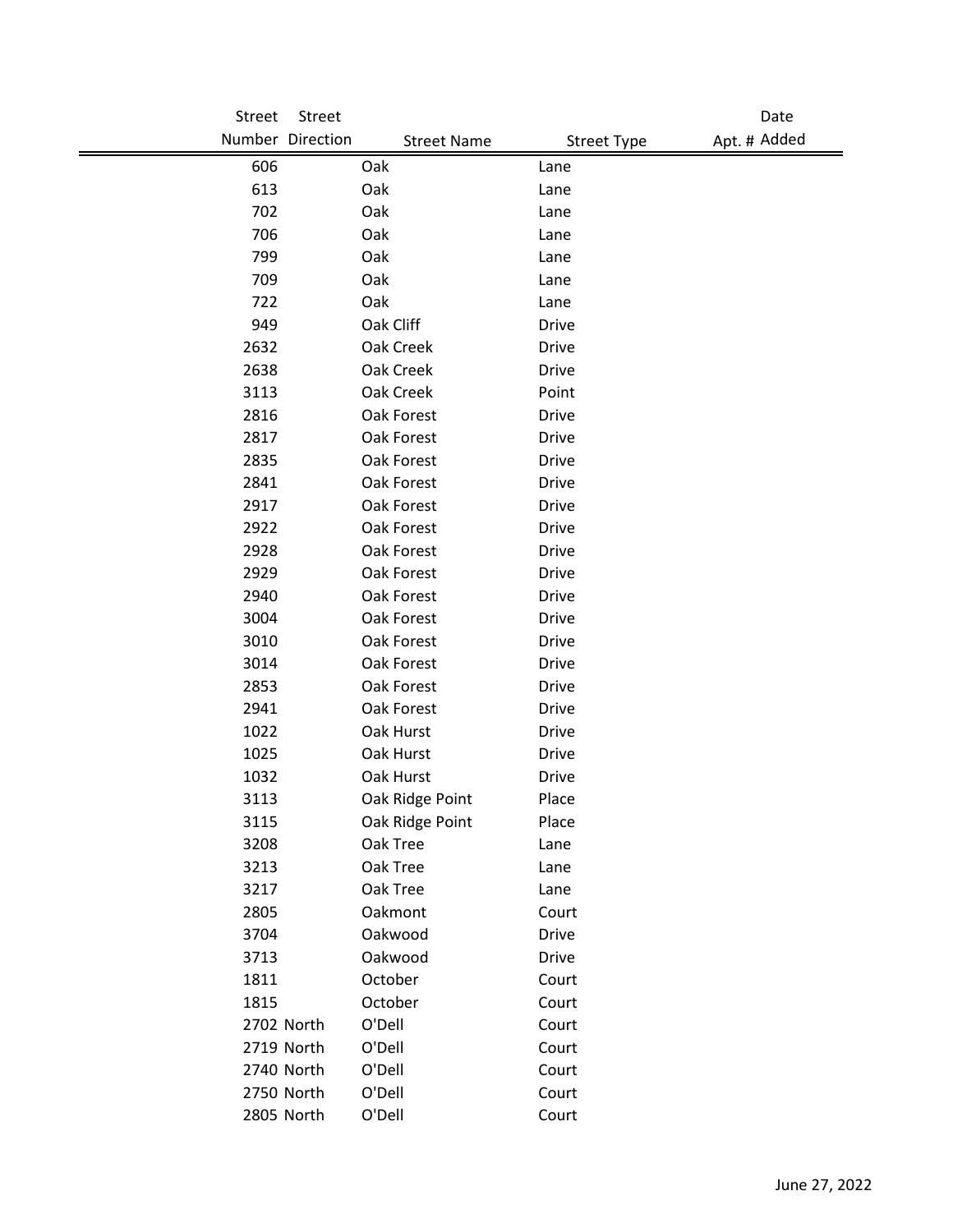| Street Number | Street Direction | Street Name | Street Type | Apt. # | Date Added |
|---|---|---|---|---|---|
| 606 | | Oak | Lane | | |
| 613 | | Oak | Lane | | |
| 702 | | Oak | Lane | | |
| 706 | | Oak | Lane | | |
| 799 | | Oak | Lane | | |
| 709 | | Oak | Lane | | |
| 722 | | Oak | Lane | | |
| 949 | | Oak Cliff | Drive | | |
| 2632 | | Oak Creek | Drive | | |
| 2638 | | Oak Creek | Drive | | |
| 3113 | | Oak Creek | Point | | |
| 2816 | | Oak Forest | Drive | | |
| 2817 | | Oak Forest | Drive | | |
| 2835 | | Oak Forest | Drive | | |
| 2841 | | Oak Forest | Drive | | |
| 2917 | | Oak Forest | Drive | | |
| 2922 | | Oak Forest | Drive | | |
| 2928 | | Oak Forest | Drive | | |
| 2929 | | Oak Forest | Drive | | |
| 2940 | | Oak Forest | Drive | | |
| 3004 | | Oak Forest | Drive | | |
| 3010 | | Oak Forest | Drive | | |
| 3014 | | Oak Forest | Drive | | |
| 2853 | | Oak Forest | Drive | | |
| 2941 | | Oak Forest | Drive | | |
| 1022 | | Oak Hurst | Drive | | |
| 1025 | | Oak Hurst | Drive | | |
| 1032 | | Oak Hurst | Drive | | |
| 3113 | | Oak Ridge Point | Place | | |
| 3115 | | Oak Ridge Point | Place | | |
| 3208 | | Oak Tree | Lane | | |
| 3213 | | Oak Tree | Lane | | |
| 3217 | | Oak Tree | Lane | | |
| 2805 | | Oakmont | Court | | |
| 3704 | | Oakwood | Drive | | |
| 3713 | | Oakwood | Drive | | |
| 1811 | | October | Court | | |
| 1815 | | October | Court | | |
| 2702 | North | O'Dell | Court | | |
| 2719 | North | O'Dell | Court | | |
| 2740 | North | O'Dell | Court | | |
| 2750 | North | O'Dell | Court | | |
| 2805 | North | O'Dell | Court | | |

June 27, 2022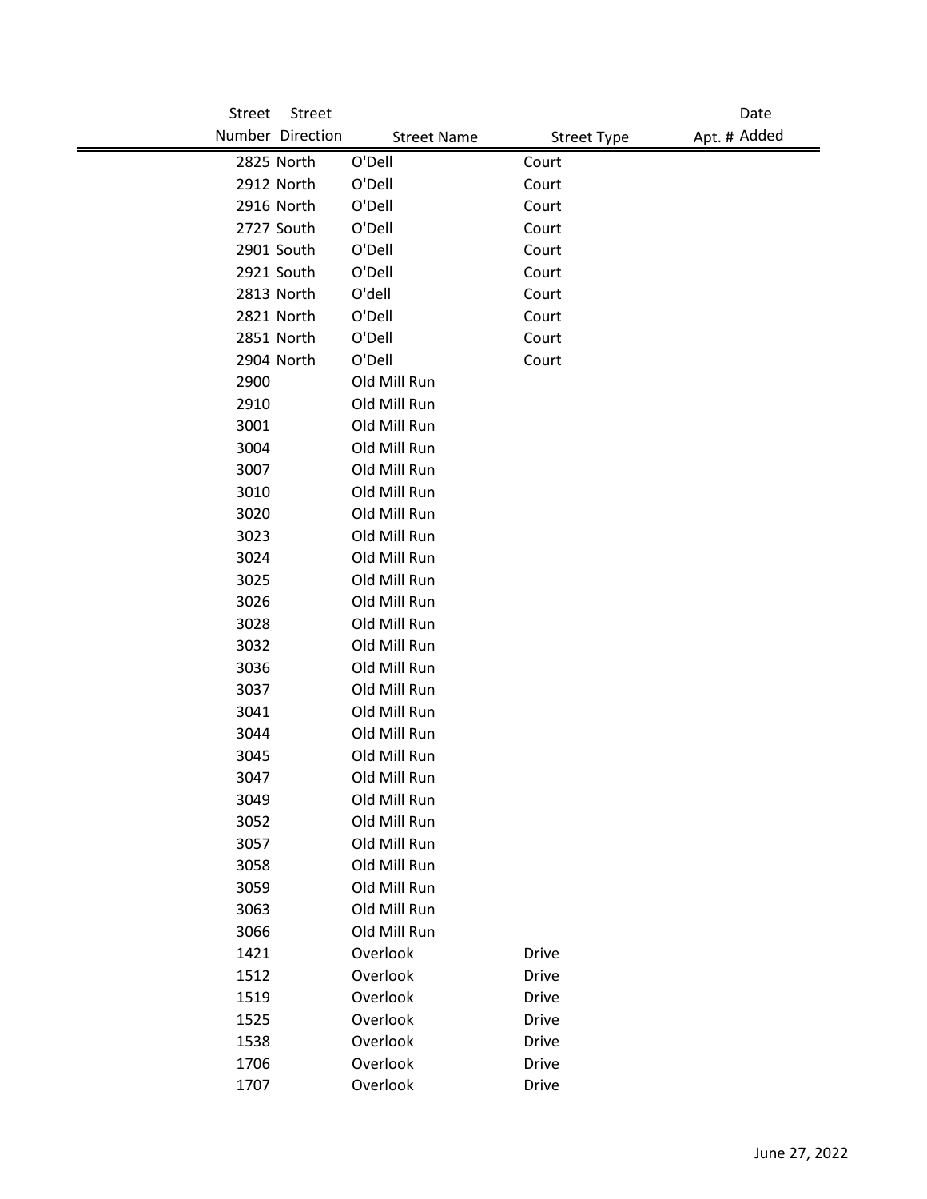| Street Number | Street Direction | Street Name | Street Type | Apt. # | Date Added |
|---|---|---|---|---|---|
| 2825 | North | O'Dell | Court | | |
| 2912 | North | O'Dell | Court | | |
| 2916 | North | O'Dell | Court | | |
| 2727 | South | O'Dell | Court | | |
| 2901 | South | O'Dell | Court | | |
| 2921 | South | O'Dell | Court | | |
| 2813 | North | O'dell | Court | | |
| 2821 | North | O'Dell | Court | | |
| 2851 | North | O'Dell | Court | | |
| 2904 | North | O'Dell | Court | | |
| 2900 | | Old Mill Run | | | |
| 2910 | | Old Mill Run | | | |
| 3001 | | Old Mill Run | | | |
| 3004 | | Old Mill Run | | | |
| 3007 | | Old Mill Run | | | |
| 3010 | | Old Mill Run | | | |
| 3020 | | Old Mill Run | | | |
| 3023 | | Old Mill Run | | | |
| 3024 | | Old Mill Run | | | |
| 3025 | | Old Mill Run | | | |
| 3026 | | Old Mill Run | | | |
| 3028 | | Old Mill Run | | | |
| 3032 | | Old Mill Run | | | |
| 3036 | | Old Mill Run | | | |
| 3037 | | Old Mill Run | | | |
| 3041 | | Old Mill Run | | | |
| 3044 | | Old Mill Run | | | |
| 3045 | | Old Mill Run | | | |
| 3047 | | Old Mill Run | | | |
| 3049 | | Old Mill Run | | | |
| 3052 | | Old Mill Run | | | |
| 3057 | | Old Mill Run | | | |
| 3058 | | Old Mill Run | | | |
| 3059 | | Old Mill Run | | | |
| 3063 | | Old Mill Run | | | |
| 3066 | | Old Mill Run | | | |
| 1421 | | Overlook | Drive | | |
| 1512 | | Overlook | Drive | | |
| 1519 | | Overlook | Drive | | |
| 1525 | | Overlook | Drive | | |
| 1538 | | Overlook | Drive | | |
| 1706 | | Overlook | Drive | | |
| 1707 | | Overlook | Drive | | |

June 27, 2022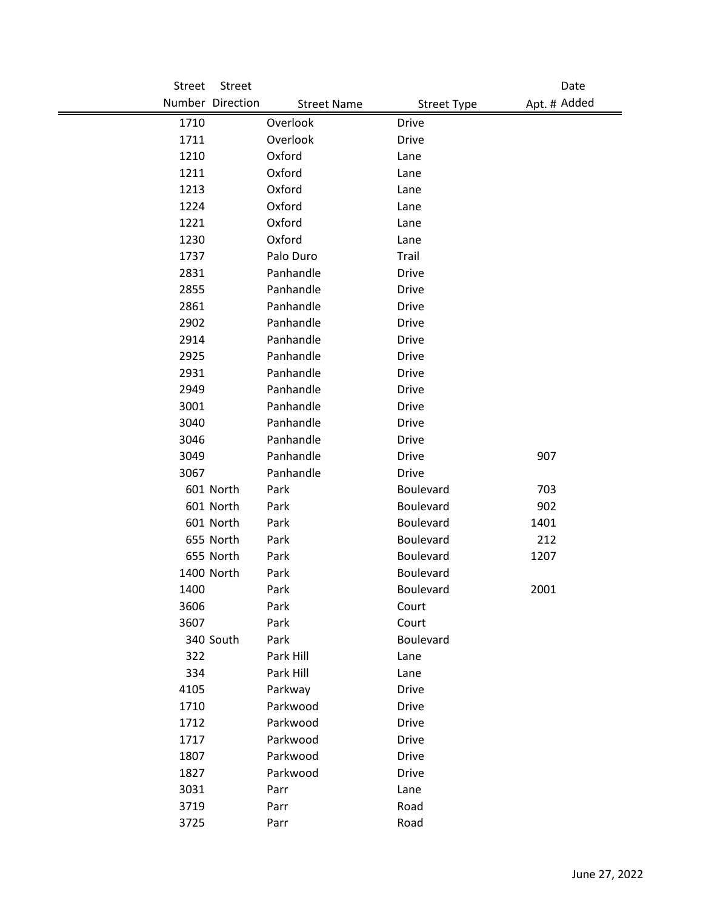| Street Number | Street Direction | Street Name | Street Type | Apt. # | Date Added |
|---|---|---|---|---|---|
| 1710 | | Overlook | Drive | | |
| 1711 | | Overlook | Drive | | |
| 1210 | | Oxford | Lane | | |
| 1211 | | Oxford | Lane | | |
| 1213 | | Oxford | Lane | | |
| 1224 | | Oxford | Lane | | |
| 1221 | | Oxford | Lane | | |
| 1230 | | Oxford | Lane | | |
| 1737 | | Palo Duro | Trail | | |
| 2831 | | Panhandle | Drive | | |
| 2855 | | Panhandle | Drive | | |
| 2861 | | Panhandle | Drive | | |
| 2902 | | Panhandle | Drive | | |
| 2914 | | Panhandle | Drive | | |
| 2925 | | Panhandle | Drive | | |
| 2931 | | Panhandle | Drive | | |
| 2949 | | Panhandle | Drive | | |
| 3001 | | Panhandle | Drive | | |
| 3040 | | Panhandle | Drive | | |
| 3046 | | Panhandle | Drive | | |
| 3049 | | Panhandle | Drive | 907 | |
| 3067 | | Panhandle | Drive | | |
| 601 | North | Park | Boulevard | 703 | |
| 601 | North | Park | Boulevard | 902 | |
| 601 | North | Park | Boulevard | 1401 | |
| 655 | North | Park | Boulevard | 212 | |
| 655 | North | Park | Boulevard | 1207 | |
| 1400 | North | Park | Boulevard | | |
| 1400 | | Park | Boulevard | 2001 | |
| 3606 | | Park | Court | | |
| 3607 | | Park | Court | | |
| 340 | South | Park | Boulevard | | |
| 322 | | Park Hill | Lane | | |
| 334 | | Park Hill | Lane | | |
| 4105 | | Parkway | Drive | | |
| 1710 | | Parkwood | Drive | | |
| 1712 | | Parkwood | Drive | | |
| 1717 | | Parkwood | Drive | | |
| 1807 | | Parkwood | Drive | | |
| 1827 | | Parkwood | Drive | | |
| 3031 | | Parr | Lane | | |
| 3719 | | Parr | Road | | |
| 3725 | | Parr | Road | | |

June 27, 2022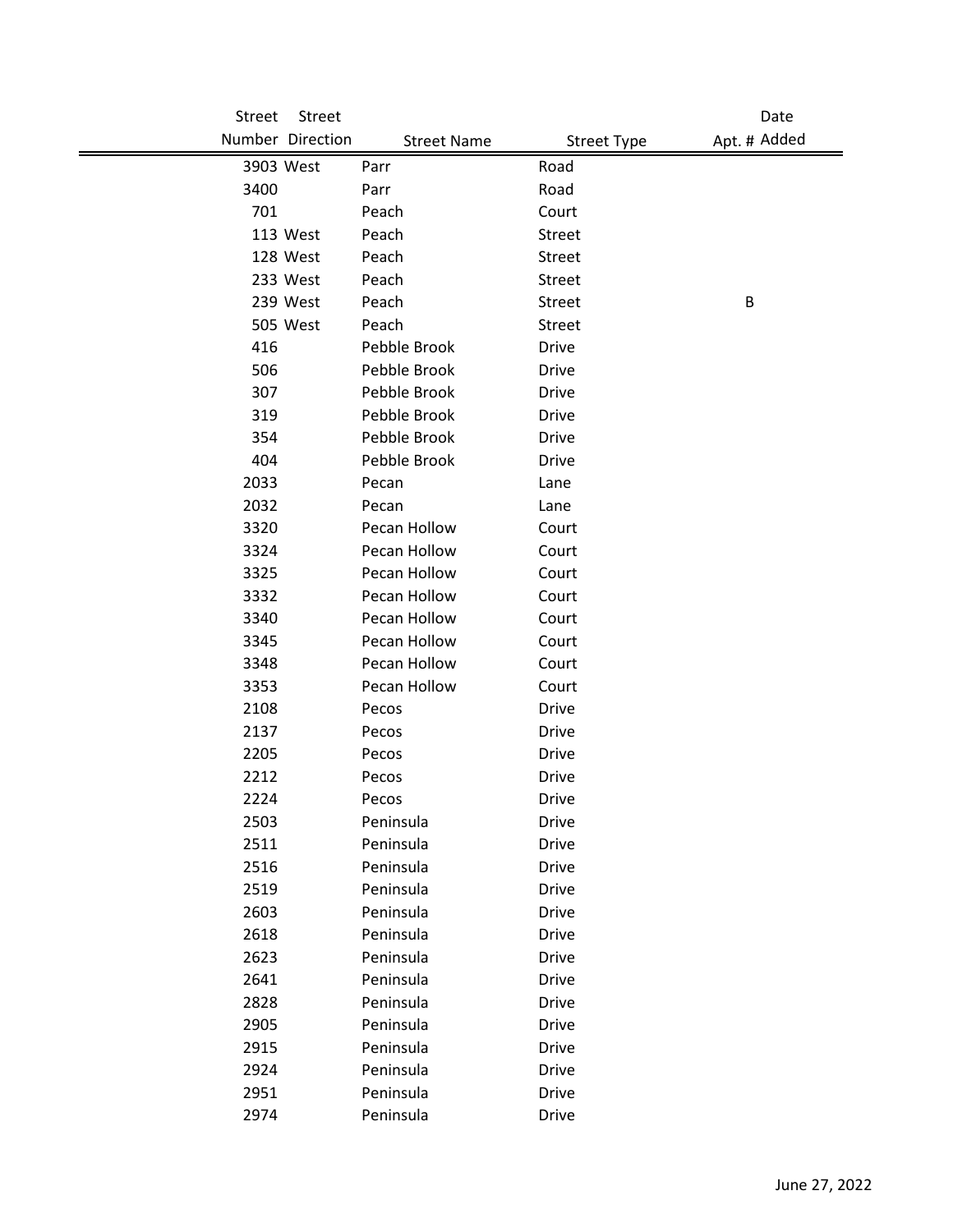| Street Number | Street Direction | Street Name | Street Type | Apt. # | Date Added |
|---|---|---|---|---|---|
| 3903 | West | Parr | Road | | |
| 3400 | | Parr | Road | | |
| 701 | | Peach | Court | | |
| 113 | West | Peach | Street | | |
| 128 | West | Peach | Street | | |
| 233 | West | Peach | Street | | |
| 239 | West | Peach | Street | B | |
| 505 | West | Peach | Street | | |
| 416 | | Pebble Brook | Drive | | |
| 506 | | Pebble Brook | Drive | | |
| 307 | | Pebble Brook | Drive | | |
| 319 | | Pebble Brook | Drive | | |
| 354 | | Pebble Brook | Drive | | |
| 404 | | Pebble Brook | Drive | | |
| 2033 | | Pecan | Lane | | |
| 2032 | | Pecan | Lane | | |
| 3320 | | Pecan Hollow | Court | | |
| 3324 | | Pecan Hollow | Court | | |
| 3325 | | Pecan Hollow | Court | | |
| 3332 | | Pecan Hollow | Court | | |
| 3340 | | Pecan Hollow | Court | | |
| 3345 | | Pecan Hollow | Court | | |
| 3348 | | Pecan Hollow | Court | | |
| 3353 | | Pecan Hollow | Court | | |
| 2108 | | Pecos | Drive | | |
| 2137 | | Pecos | Drive | | |
| 2205 | | Pecos | Drive | | |
| 2212 | | Pecos | Drive | | |
| 2224 | | Pecos | Drive | | |
| 2503 | | Peninsula | Drive | | |
| 2511 | | Peninsula | Drive | | |
| 2516 | | Peninsula | Drive | | |
| 2519 | | Peninsula | Drive | | |
| 2603 | | Peninsula | Drive | | |
| 2618 | | Peninsula | Drive | | |
| 2623 | | Peninsula | Drive | | |
| 2641 | | Peninsula | Drive | | |
| 2828 | | Peninsula | Drive | | |
| 2905 | | Peninsula | Drive | | |
| 2915 | | Peninsula | Drive | | |
| 2924 | | Peninsula | Drive | | |
| 2951 | | Peninsula | Drive | | |
| 2974 | | Peninsula | Drive | | |

June 27, 2022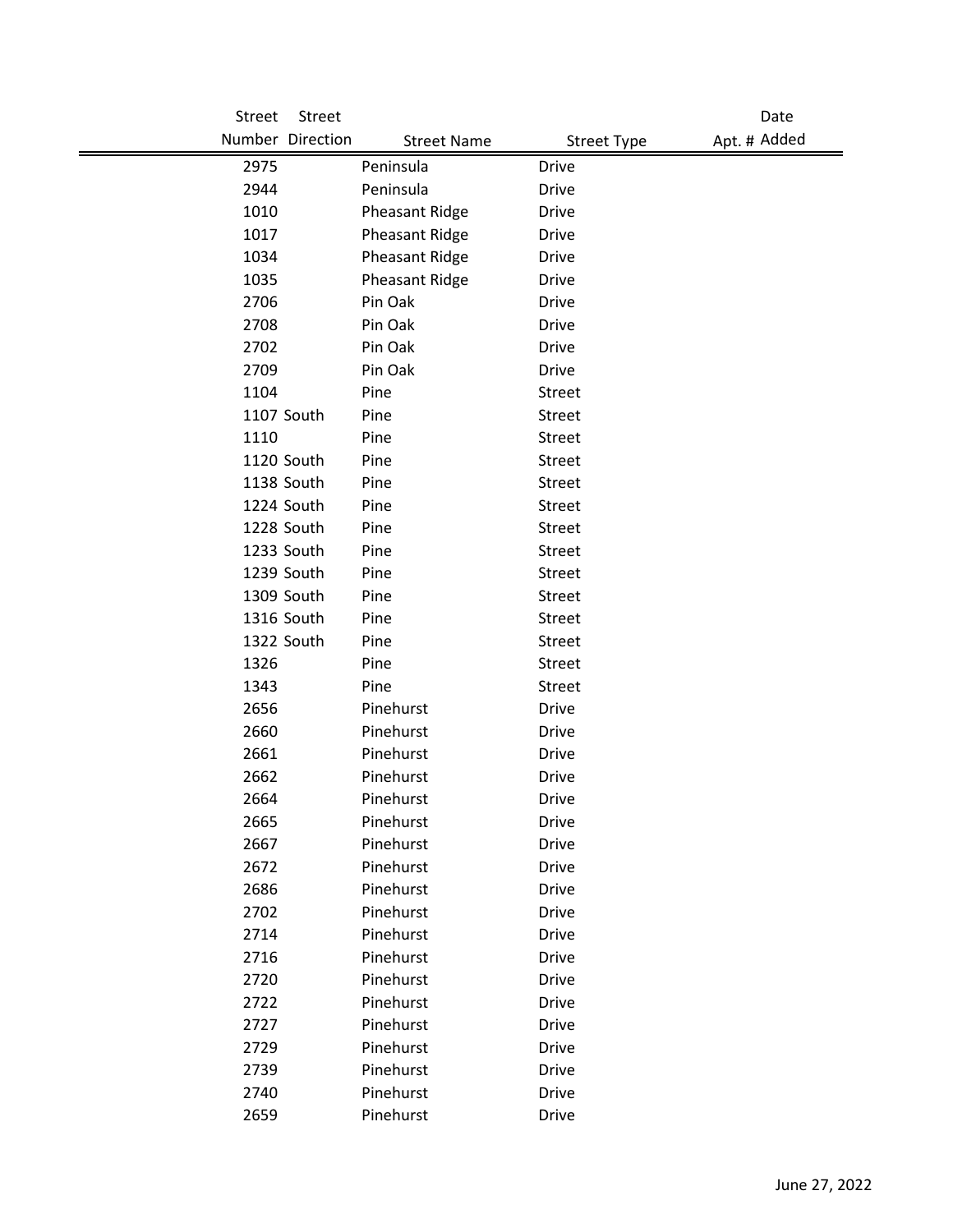| Street Number | Street Direction | Street Name | Street Type | Apt. # | Date Added |
|---|---|---|---|---|---|
| 2975 | | Peninsula | Drive | | |
| 2944 | | Peninsula | Drive | | |
| 1010 | | Pheasant Ridge | Drive | | |
| 1017 | | Pheasant Ridge | Drive | | |
| 1034 | | Pheasant Ridge | Drive | | |
| 1035 | | Pheasant Ridge | Drive | | |
| 2706 | | Pin Oak | Drive | | |
| 2708 | | Pin Oak | Drive | | |
| 2702 | | Pin Oak | Drive | | |
| 2709 | | Pin Oak | Drive | | |
| 1104 | | Pine | Street | | |
| 1107 | South | Pine | Street | | |
| 1110 | | Pine | Street | | |
| 1120 | South | Pine | Street | | |
| 1138 | South | Pine | Street | | |
| 1224 | South | Pine | Street | | |
| 1228 | South | Pine | Street | | |
| 1233 | South | Pine | Street | | |
| 1239 | South | Pine | Street | | |
| 1309 | South | Pine | Street | | |
| 1316 | South | Pine | Street | | |
| 1322 | South | Pine | Street | | |
| 1326 | | Pine | Street | | |
| 1343 | | Pine | Street | | |
| 2656 | | Pinehurst | Drive | | |
| 2660 | | Pinehurst | Drive | | |
| 2661 | | Pinehurst | Drive | | |
| 2662 | | Pinehurst | Drive | | |
| 2664 | | Pinehurst | Drive | | |
| 2665 | | Pinehurst | Drive | | |
| 2667 | | Pinehurst | Drive | | |
| 2672 | | Pinehurst | Drive | | |
| 2686 | | Pinehurst | Drive | | |
| 2702 | | Pinehurst | Drive | | |
| 2714 | | Pinehurst | Drive | | |
| 2716 | | Pinehurst | Drive | | |
| 2720 | | Pinehurst | Drive | | |
| 2722 | | Pinehurst | Drive | | |
| 2727 | | Pinehurst | Drive | | |
| 2729 | | Pinehurst | Drive | | |
| 2739 | | Pinehurst | Drive | | |
| 2740 | | Pinehurst | Drive | | |
| 2659 | | Pinehurst | Drive | | |

June 27, 2022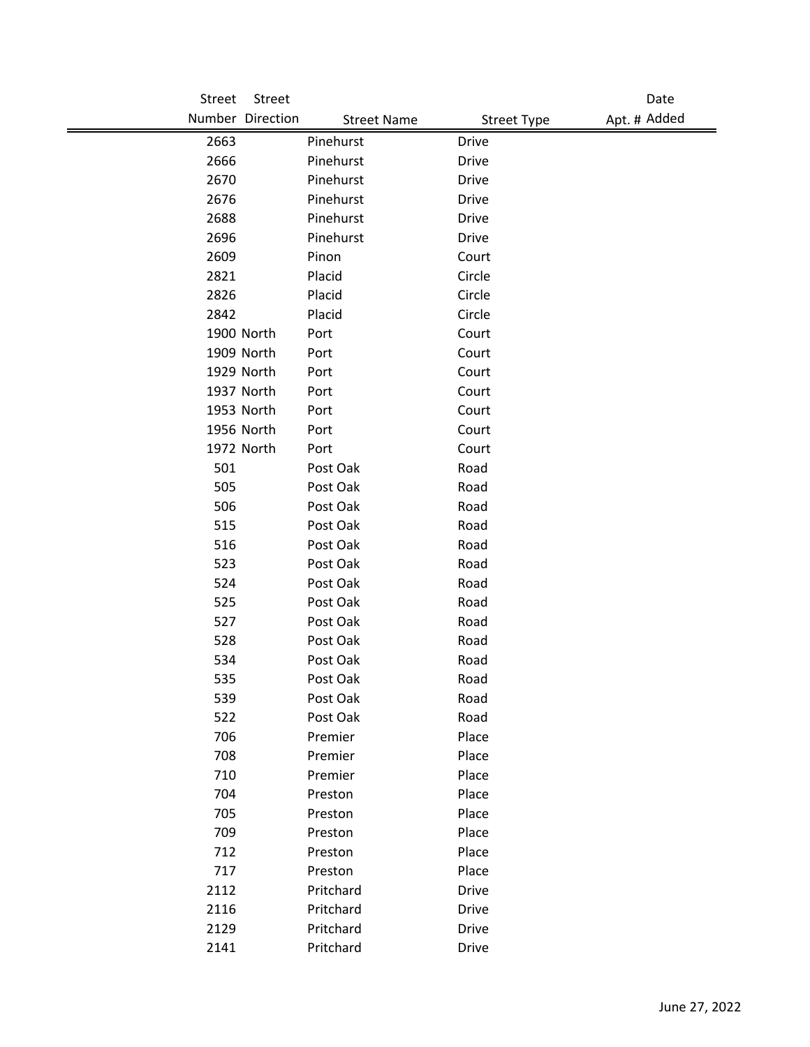| Street Number | Street Direction | Street Name | Street Type | Apt. # | Date Added |
|---|---|---|---|---|---|
| 2663 | | Pinehurst | Drive | | |
| 2666 | | Pinehurst | Drive | | |
| 2670 | | Pinehurst | Drive | | |
| 2676 | | Pinehurst | Drive | | |
| 2688 | | Pinehurst | Drive | | |
| 2696 | | Pinehurst | Drive | | |
| 2609 | | Pinon | Court | | |
| 2821 | | Placid | Circle | | |
| 2826 | | Placid | Circle | | |
| 2842 | | Placid | Circle | | |
| 1900 | North | Port | Court | | |
| 1909 | North | Port | Court | | |
| 1929 | North | Port | Court | | |
| 1937 | North | Port | Court | | |
| 1953 | North | Port | Court | | |
| 1956 | North | Port | Court | | |
| 1972 | North | Port | Court | | |
| 501 | | Post Oak | Road | | |
| 505 | | Post Oak | Road | | |
| 506 | | Post Oak | Road | | |
| 515 | | Post Oak | Road | | |
| 516 | | Post Oak | Road | | |
| 523 | | Post Oak | Road | | |
| 524 | | Post Oak | Road | | |
| 525 | | Post Oak | Road | | |
| 527 | | Post Oak | Road | | |
| 528 | | Post Oak | Road | | |
| 534 | | Post Oak | Road | | |
| 535 | | Post Oak | Road | | |
| 539 | | Post Oak | Road | | |
| 522 | | Post Oak | Road | | |
| 706 | | Premier | Place | | |
| 708 | | Premier | Place | | |
| 710 | | Premier | Place | | |
| 704 | | Preston | Place | | |
| 705 | | Preston | Place | | |
| 709 | | Preston | Place | | |
| 712 | | Preston | Place | | |
| 717 | | Preston | Place | | |
| 2112 | | Pritchard | Drive | | |
| 2116 | | Pritchard | Drive | | |
| 2129 | | Pritchard | Drive | | |
| 2141 | | Pritchard | Drive | | |

June 27, 2022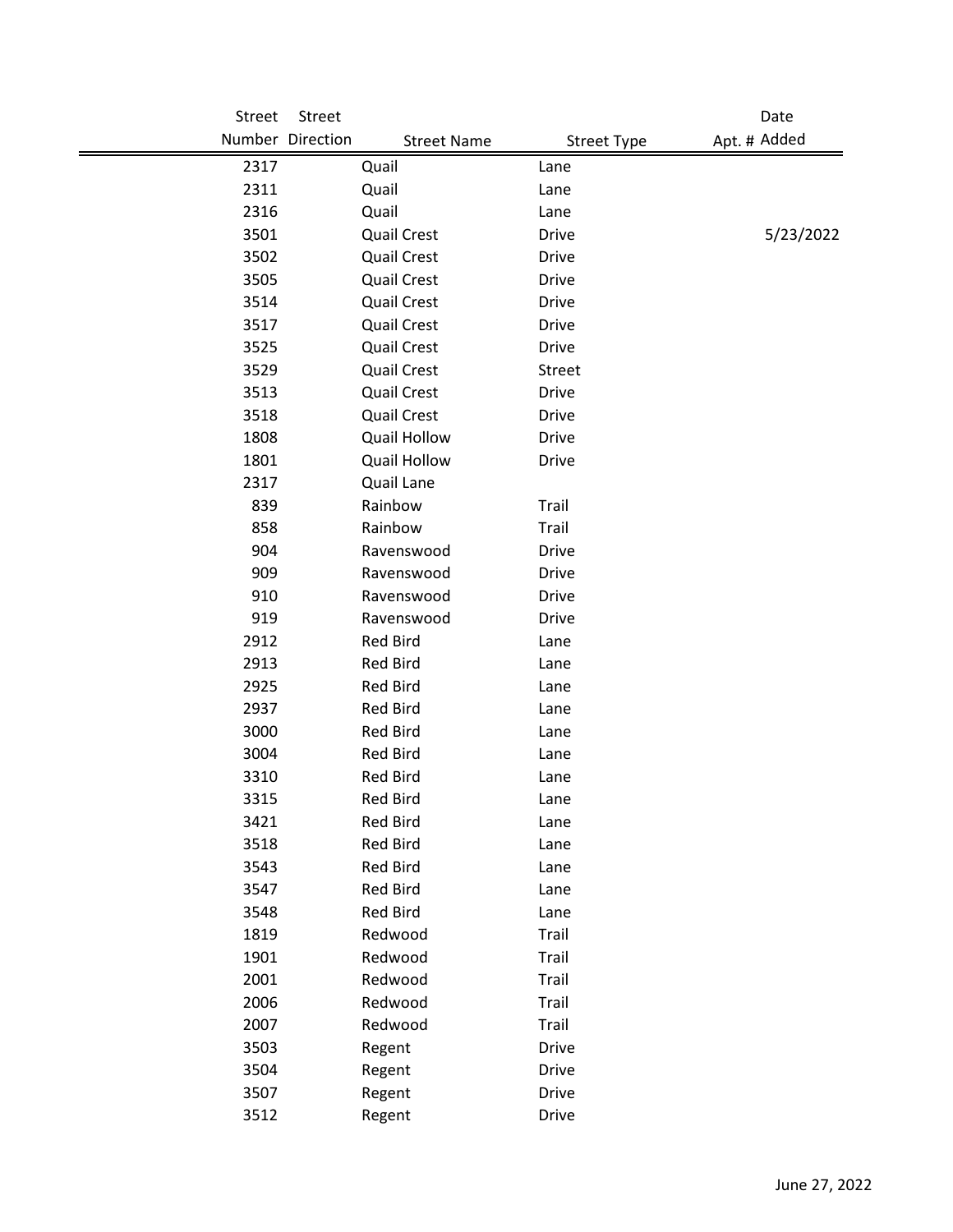| Street Number | Street Direction | Street Name | Street Type | Apt. # | Date Added |
|---|---|---|---|---|---|
| 2317 | | Quail | Lane | | |
| 2311 | | Quail | Lane | | |
| 2316 | | Quail | Lane | | |
| 3501 | | Quail Crest | Drive | | 5/23/2022 |
| 3502 | | Quail Crest | Drive | | |
| 3505 | | Quail Crest | Drive | | |
| 3514 | | Quail Crest | Drive | | |
| 3517 | | Quail Crest | Drive | | |
| 3525 | | Quail Crest | Drive | | |
| 3529 | | Quail Crest | Street | | |
| 3513 | | Quail Crest | Drive | | |
| 3518 | | Quail Crest | Drive | | |
| 1808 | | Quail Hollow | Drive | | |
| 1801 | | Quail Hollow | Drive | | |
| 2317 | | Quail Lane | | | |
| 839 | | Rainbow | Trail | | |
| 858 | | Rainbow | Trail | | |
| 904 | | Ravenswood | Drive | | |
| 909 | | Ravenswood | Drive | | |
| 910 | | Ravenswood | Drive | | |
| 919 | | Ravenswood | Drive | | |
| 2912 | | Red Bird | Lane | | |
| 2913 | | Red Bird | Lane | | |
| 2925 | | Red Bird | Lane | | |
| 2937 | | Red Bird | Lane | | |
| 3000 | | Red Bird | Lane | | |
| 3004 | | Red Bird | Lane | | |
| 3310 | | Red Bird | Lane | | |
| 3315 | | Red Bird | Lane | | |
| 3421 | | Red Bird | Lane | | |
| 3518 | | Red Bird | Lane | | |
| 3543 | | Red Bird | Lane | | |
| 3547 | | Red Bird | Lane | | |
| 3548 | | Red Bird | Lane | | |
| 1819 | | Redwood | Trail | | |
| 1901 | | Redwood | Trail | | |
| 2001 | | Redwood | Trail | | |
| 2006 | | Redwood | Trail | | |
| 2007 | | Redwood | Trail | | |
| 3503 | | Regent | Drive | | |
| 3504 | | Regent | Drive | | |
| 3507 | | Regent | Drive | | |
| 3512 | | Regent | Drive | | |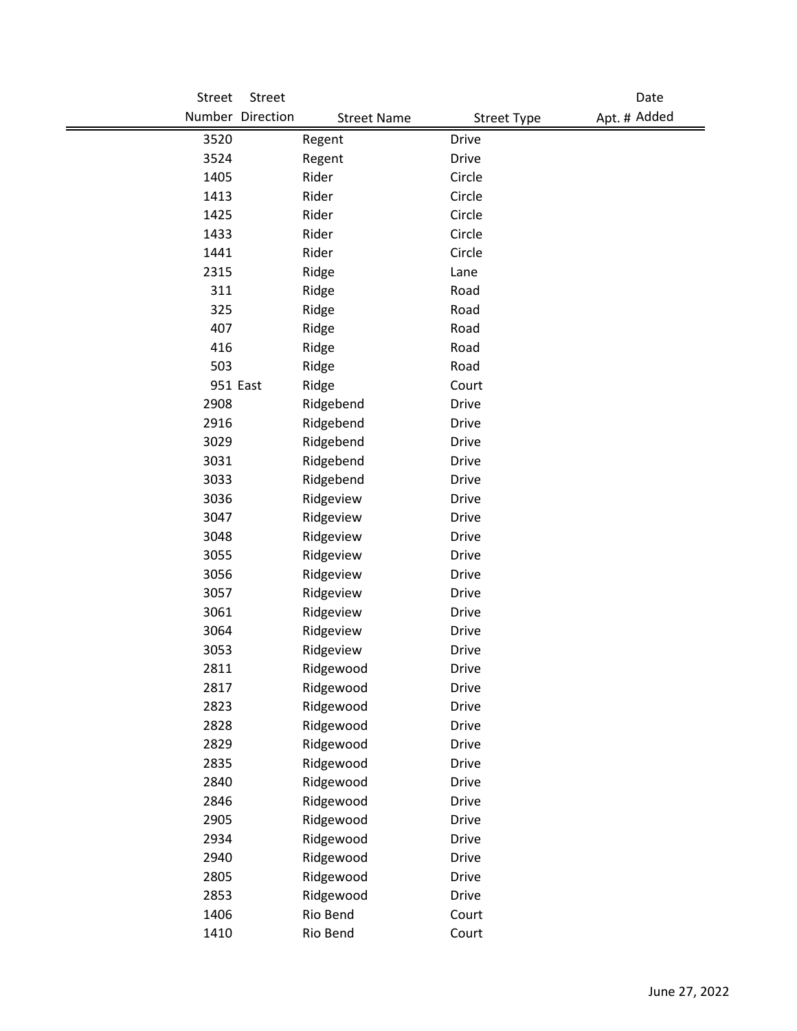| Street Number | Street Direction | Street Name | Street Type | Apt. # | Date Added |
|---|---|---|---|---|---|
| 3520 | | Regent | Drive | | |
| 3524 | | Regent | Drive | | |
| 1405 | | Rider | Circle | | |
| 1413 | | Rider | Circle | | |
| 1425 | | Rider | Circle | | |
| 1433 | | Rider | Circle | | |
| 1441 | | Rider | Circle | | |
| 2315 | | Ridge | Lane | | |
| 311 | | Ridge | Road | | |
| 325 | | Ridge | Road | | |
| 407 | | Ridge | Road | | |
| 416 | | Ridge | Road | | |
| 503 | | Ridge | Road | | |
| 951 | East | Ridge | Court | | |
| 2908 | | Ridgebend | Drive | | |
| 2916 | | Ridgebend | Drive | | |
| 3029 | | Ridgebend | Drive | | |
| 3031 | | Ridgebend | Drive | | |
| 3033 | | Ridgebend | Drive | | |
| 3036 | | Ridgeview | Drive | | |
| 3047 | | Ridgeview | Drive | | |
| 3048 | | Ridgeview | Drive | | |
| 3055 | | Ridgeview | Drive | | |
| 3056 | | Ridgeview | Drive | | |
| 3057 | | Ridgeview | Drive | | |
| 3061 | | Ridgeview | Drive | | |
| 3064 | | Ridgeview | Drive | | |
| 3053 | | Ridgeview | Drive | | |
| 2811 | | Ridgewood | Drive | | |
| 2817 | | Ridgewood | Drive | | |
| 2823 | | Ridgewood | Drive | | |
| 2828 | | Ridgewood | Drive | | |
| 2829 | | Ridgewood | Drive | | |
| 2835 | | Ridgewood | Drive | | |
| 2840 | | Ridgewood | Drive | | |
| 2846 | | Ridgewood | Drive | | |
| 2905 | | Ridgewood | Drive | | |
| 2934 | | Ridgewood | Drive | | |
| 2940 | | Ridgewood | Drive | | |
| 2805 | | Ridgewood | Drive | | |
| 2853 | | Ridgewood | Drive | | |
| 1406 | | Rio Bend | Court | | |
| 1410 | | Rio Bend | Court | | |

June 27, 2022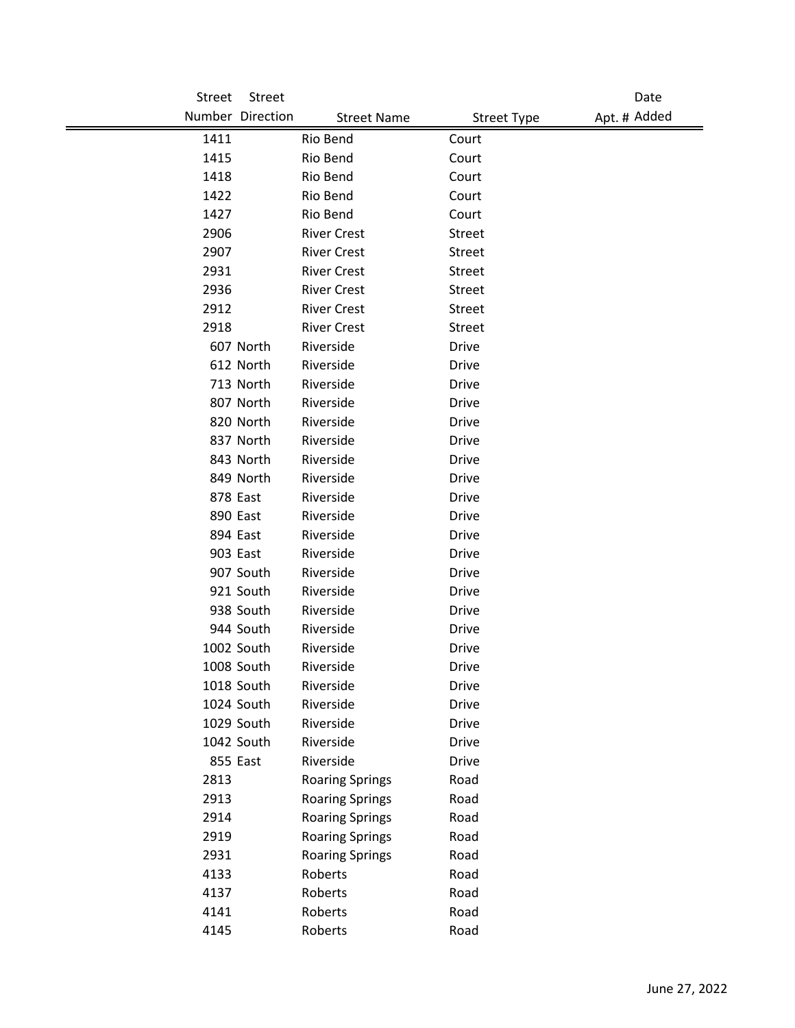| Street Number | Street Direction | Street Name | Street Type | Apt. # | Date Added |
|---|---|---|---|---|---|
| 1411 | | Rio Bend | Court | | |
| 1415 | | Rio Bend | Court | | |
| 1418 | | Rio Bend | Court | | |
| 1422 | | Rio Bend | Court | | |
| 1427 | | Rio Bend | Court | | |
| 2906 | | River Crest | Street | | |
| 2907 | | River Crest | Street | | |
| 2931 | | River Crest | Street | | |
| 2936 | | River Crest | Street | | |
| 2912 | | River Crest | Street | | |
| 2918 | | River Crest | Street | | |
| 607 | North | Riverside | Drive | | |
| 612 | North | Riverside | Drive | | |
| 713 | North | Riverside | Drive | | |
| 807 | North | Riverside | Drive | | |
| 820 | North | Riverside | Drive | | |
| 837 | North | Riverside | Drive | | |
| 843 | North | Riverside | Drive | | |
| 849 | North | Riverside | Drive | | |
| 878 | East | Riverside | Drive | | |
| 890 | East | Riverside | Drive | | |
| 894 | East | Riverside | Drive | | |
| 903 | East | Riverside | Drive | | |
| 907 | South | Riverside | Drive | | |
| 921 | South | Riverside | Drive | | |
| 938 | South | Riverside | Drive | | |
| 944 | South | Riverside | Drive | | |
| 1002 | South | Riverside | Drive | | |
| 1008 | South | Riverside | Drive | | |
| 1018 | South | Riverside | Drive | | |
| 1024 | South | Riverside | Drive | | |
| 1029 | South | Riverside | Drive | | |
| 1042 | South | Riverside | Drive | | |
| 855 | East | Riverside | Drive | | |
| 2813 | | Roaring Springs | Road | | |
| 2913 | | Roaring Springs | Road | | |
| 2914 | | Roaring Springs | Road | | |
| 2919 | | Roaring Springs | Road | | |
| 2931 | | Roaring Springs | Road | | |
| 4133 | | Roberts | Road | | |
| 4137 | | Roberts | Road | | |
| 4141 | | Roberts | Road | | |
| 4145 | | Roberts | Road | | |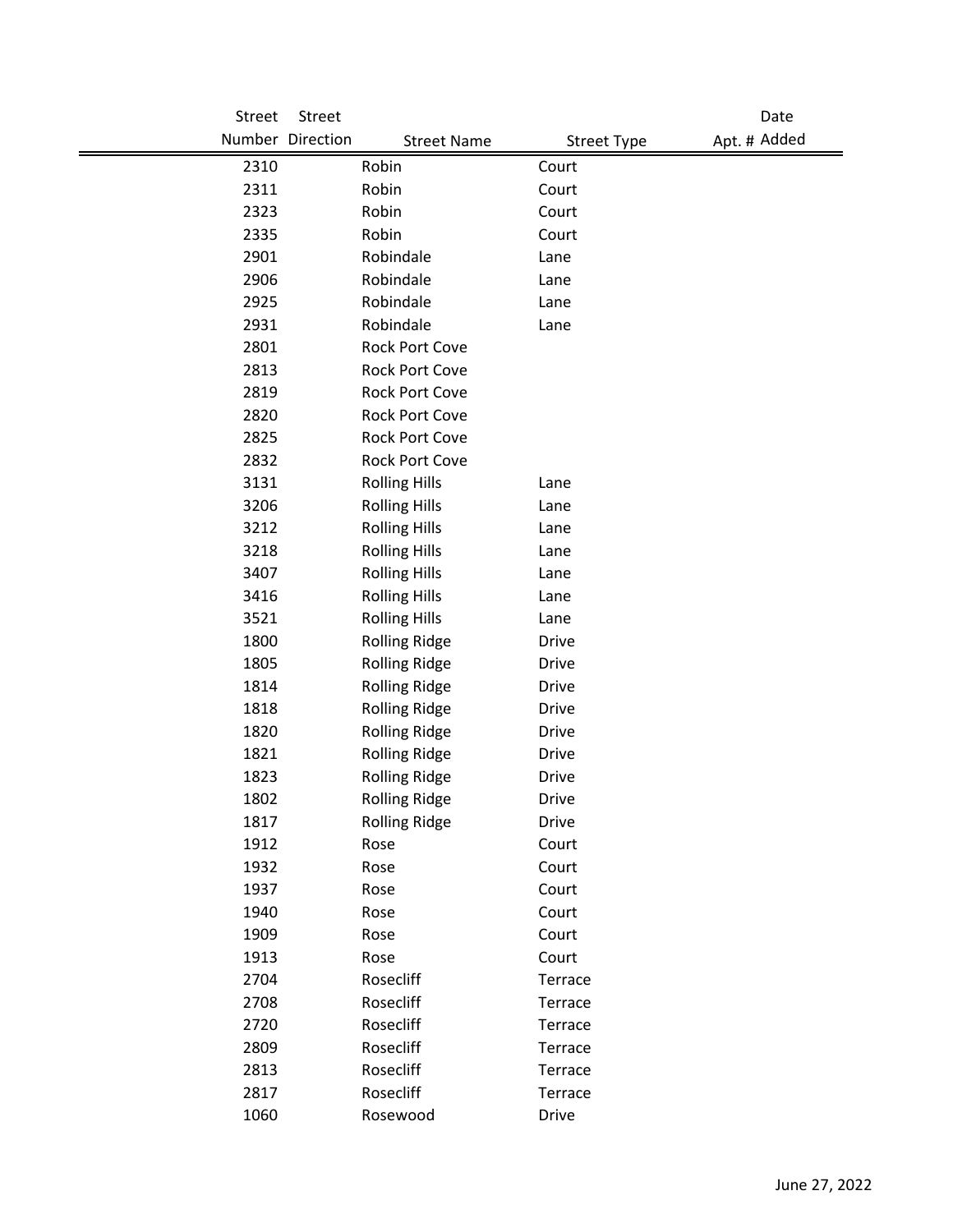| Street Number | Street Direction | Street Name | Street Type | Apt. # | Date Added |
|---|---|---|---|---|---|
| 2310 | | Robin | Court | | |
| 2311 | | Robin | Court | | |
| 2323 | | Robin | Court | | |
| 2335 | | Robin | Court | | |
| 2901 | | Robindale | Lane | | |
| 2906 | | Robindale | Lane | | |
| 2925 | | Robindale | Lane | | |
| 2931 | | Robindale | Lane | | |
| 2801 | | Rock Port Cove | | | |
| 2813 | | Rock Port Cove | | | |
| 2819 | | Rock Port Cove | | | |
| 2820 | | Rock Port Cove | | | |
| 2825 | | Rock Port Cove | | | |
| 2832 | | Rock Port Cove | | | |
| 3131 | | Rolling Hills | Lane | | |
| 3206 | | Rolling Hills | Lane | | |
| 3212 | | Rolling Hills | Lane | | |
| 3218 | | Rolling Hills | Lane | | |
| 3407 | | Rolling Hills | Lane | | |
| 3416 | | Rolling Hills | Lane | | |
| 3521 | | Rolling Hills | Lane | | |
| 1800 | | Rolling Ridge | Drive | | |
| 1805 | | Rolling Ridge | Drive | | |
| 1814 | | Rolling Ridge | Drive | | |
| 1818 | | Rolling Ridge | Drive | | |
| 1820 | | Rolling Ridge | Drive | | |
| 1821 | | Rolling Ridge | Drive | | |
| 1823 | | Rolling Ridge | Drive | | |
| 1802 | | Rolling Ridge | Drive | | |
| 1817 | | Rolling Ridge | Drive | | |
| 1912 | | Rose | Court | | |
| 1932 | | Rose | Court | | |
| 1937 | | Rose | Court | | |
| 1940 | | Rose | Court | | |
| 1909 | | Rose | Court | | |
| 1913 | | Rose | Court | | |
| 2704 | | Rosecliff | Terrace | | |
| 2708 | | Rosecliff | Terrace | | |
| 2720 | | Rosecliff | Terrace | | |
| 2809 | | Rosecliff | Terrace | | |
| 2813 | | Rosecliff | Terrace | | |
| 2817 | | Rosecliff | Terrace | | |
| 1060 | | Rosewood | Drive | | |

June 27, 2022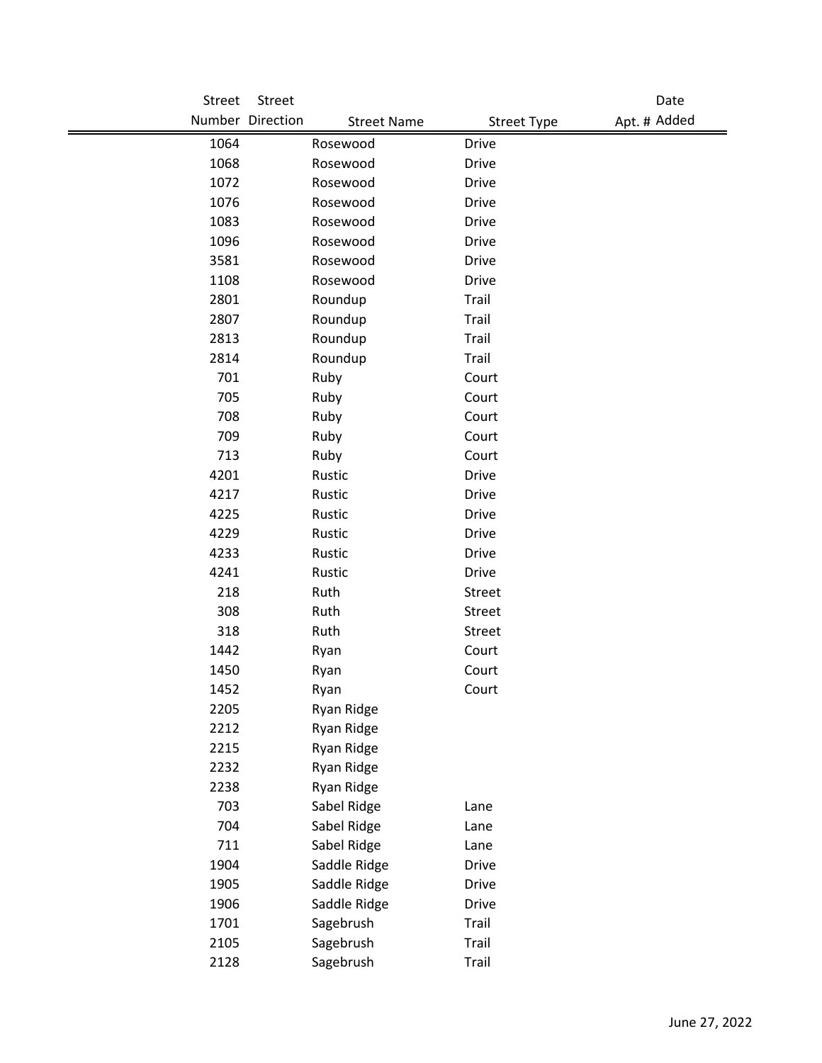| Street Number | Street Direction | Street Name | Street Type | Apt. # | Date Added |
|---|---|---|---|---|---|
| 1064 | | Rosewood | Drive | | |
| 1068 | | Rosewood | Drive | | |
| 1072 | | Rosewood | Drive | | |
| 1076 | | Rosewood | Drive | | |
| 1083 | | Rosewood | Drive | | |
| 1096 | | Rosewood | Drive | | |
| 3581 | | Rosewood | Drive | | |
| 1108 | | Rosewood | Drive | | |
| 2801 | | Roundup | Trail | | |
| 2807 | | Roundup | Trail | | |
| 2813 | | Roundup | Trail | | |
| 2814 | | Roundup | Trail | | |
| 701 | | Ruby | Court | | |
| 705 | | Ruby | Court | | |
| 708 | | Ruby | Court | | |
| 709 | | Ruby | Court | | |
| 713 | | Ruby | Court | | |
| 4201 | | Rustic | Drive | | |
| 4217 | | Rustic | Drive | | |
| 4225 | | Rustic | Drive | | |
| 4229 | | Rustic | Drive | | |
| 4233 | | Rustic | Drive | | |
| 4241 | | Rustic | Drive | | |
| 218 | | Ruth | Street | | |
| 308 | | Ruth | Street | | |
| 318 | | Ruth | Street | | |
| 1442 | | Ryan | Court | | |
| 1450 | | Ryan | Court | | |
| 1452 | | Ryan | Court | | |
| 2205 | | Ryan Ridge | | | |
| 2212 | | Ryan Ridge | | | |
| 2215 | | Ryan Ridge | | | |
| 2232 | | Ryan Ridge | | | |
| 2238 | | Ryan Ridge | | | |
| 703 | | Sabel Ridge | Lane | | |
| 704 | | Sabel Ridge | Lane | | |
| 711 | | Sabel Ridge | Lane | | |
| 1904 | | Saddle Ridge | Drive | | |
| 1905 | | Saddle Ridge | Drive | | |
| 1906 | | Saddle Ridge | Drive | | |
| 1701 | | Sagebrush | Trail | | |
| 2105 | | Sagebrush | Trail | | |
| 2128 | | Sagebrush | Trail | | |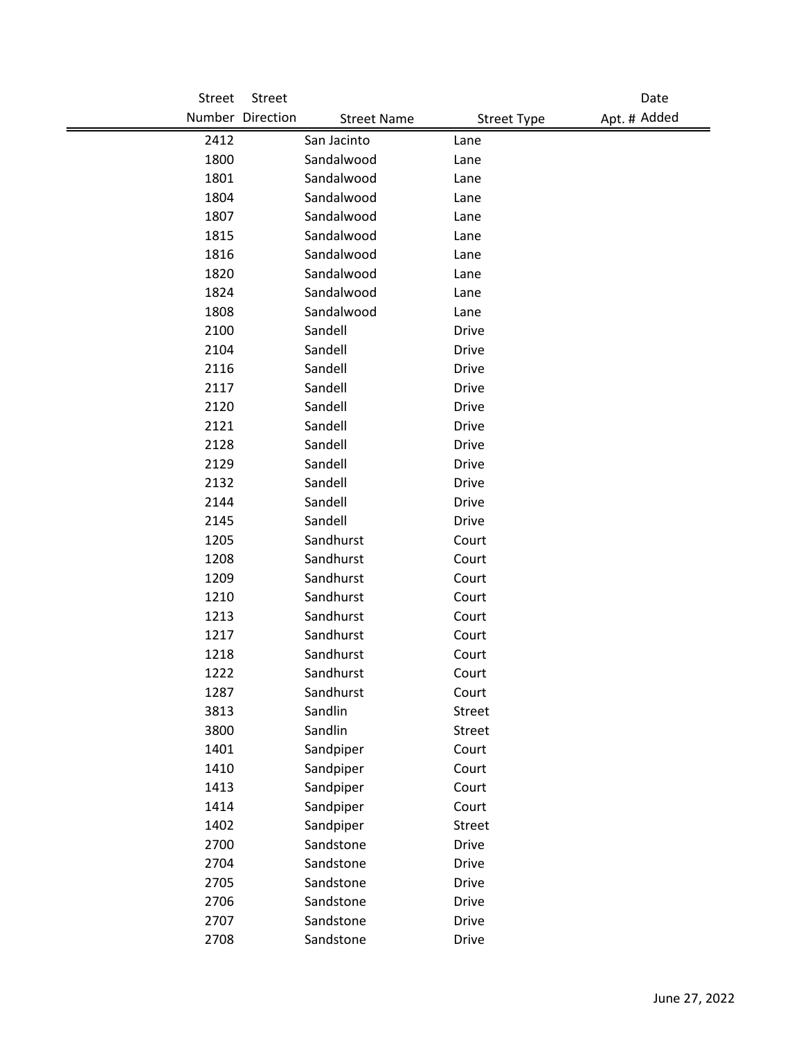| Street Number | Street Direction | Street Name | Street Type | Apt. # | Date Added |
|---|---|---|---|---|---|
| 2412 | | San Jacinto | Lane | | |
| 1800 | | Sandalwood | Lane | | |
| 1801 | | Sandalwood | Lane | | |
| 1804 | | Sandalwood | Lane | | |
| 1807 | | Sandalwood | Lane | | |
| 1815 | | Sandalwood | Lane | | |
| 1816 | | Sandalwood | Lane | | |
| 1820 | | Sandalwood | Lane | | |
| 1824 | | Sandalwood | Lane | | |
| 1808 | | Sandalwood | Lane | | |
| 2100 | | Sandell | Drive | | |
| 2104 | | Sandell | Drive | | |
| 2116 | | Sandell | Drive | | |
| 2117 | | Sandell | Drive | | |
| 2120 | | Sandell | Drive | | |
| 2121 | | Sandell | Drive | | |
| 2128 | | Sandell | Drive | | |
| 2129 | | Sandell | Drive | | |
| 2132 | | Sandell | Drive | | |
| 2144 | | Sandell | Drive | | |
| 2145 | | Sandell | Drive | | |
| 1205 | | Sandhurst | Court | | |
| 1208 | | Sandhurst | Court | | |
| 1209 | | Sandhurst | Court | | |
| 1210 | | Sandhurst | Court | | |
| 1213 | | Sandhurst | Court | | |
| 1217 | | Sandhurst | Court | | |
| 1218 | | Sandhurst | Court | | |
| 1222 | | Sandhurst | Court | | |
| 1287 | | Sandhurst | Court | | |
| 3813 | | Sandlin | Street | | |
| 3800 | | Sandlin | Street | | |
| 1401 | | Sandpiper | Court | | |
| 1410 | | Sandpiper | Court | | |
| 1413 | | Sandpiper | Court | | |
| 1414 | | Sandpiper | Court | | |
| 1402 | | Sandpiper | Street | | |
| 2700 | | Sandstone | Drive | | |
| 2704 | | Sandstone | Drive | | |
| 2705 | | Sandstone | Drive | | |
| 2706 | | Sandstone | Drive | | |
| 2707 | | Sandstone | Drive | | |
| 2708 | | Sandstone | Drive | | |

June 27, 2022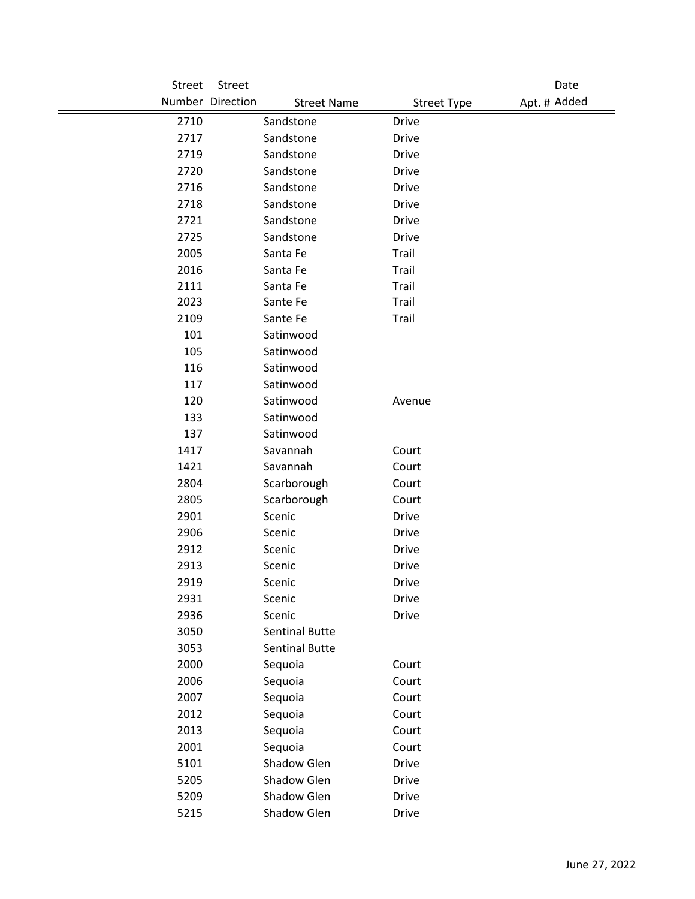| Street Number | Street Direction | Street Name | Street Type | Apt. # | Date Added |
|---|---|---|---|---|---|
| 2710 | | Sandstone | Drive | | |
| 2717 | | Sandstone | Drive | | |
| 2719 | | Sandstone | Drive | | |
| 2720 | | Sandstone | Drive | | |
| 2716 | | Sandstone | Drive | | |
| 2718 | | Sandstone | Drive | | |
| 2721 | | Sandstone | Drive | | |
| 2725 | | Sandstone | Drive | | |
| 2005 | | Santa Fe | Trail | | |
| 2016 | | Santa Fe | Trail | | |
| 2111 | | Santa Fe | Trail | | |
| 2023 | | Sante Fe | Trail | | |
| 2109 | | Sante Fe | Trail | | |
| 101 | | Satinwood | | | |
| 105 | | Satinwood | | | |
| 116 | | Satinwood | | | |
| 117 | | Satinwood | | | |
| 120 | | Satinwood | Avenue | | |
| 133 | | Satinwood | | | |
| 137 | | Satinwood | | | |
| 1417 | | Savannah | Court | | |
| 1421 | | Savannah | Court | | |
| 2804 | | Scarborough | Court | | |
| 2805 | | Scarborough | Court | | |
| 2901 | | Scenic | Drive | | |
| 2906 | | Scenic | Drive | | |
| 2912 | | Scenic | Drive | | |
| 2913 | | Scenic | Drive | | |
| 2919 | | Scenic | Drive | | |
| 2931 | | Scenic | Drive | | |
| 2936 | | Scenic | Drive | | |
| 3050 | | Sentinal Butte | | | |
| 3053 | | Sentinal Butte | | | |
| 2000 | | Sequoia | Court | | |
| 2006 | | Sequoia | Court | | |
| 2007 | | Sequoia | Court | | |
| 2012 | | Sequoia | Court | | |
| 2013 | | Sequoia | Court | | |
| 2001 | | Sequoia | Court | | |
| 5101 | | Shadow Glen | Drive | | |
| 5205 | | Shadow Glen | Drive | | |
| 5209 | | Shadow Glen | Drive | | |
| 5215 | | Shadow Glen | Drive | | |

June 27, 2022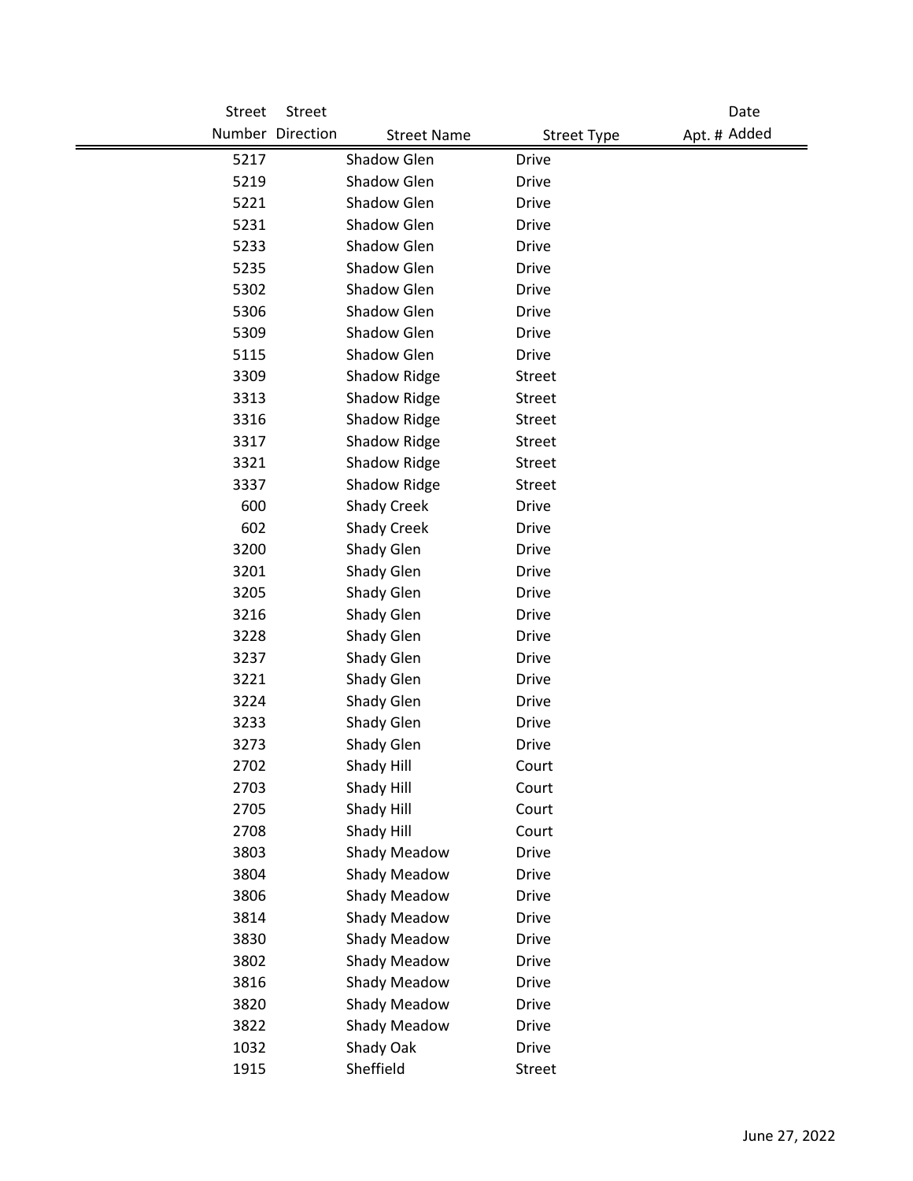| Street Number | Street Direction | Street Name | Street Type | Apt. # | Date Added |
|---|---|---|---|---|---|
| 5217 | | Shadow Glen | Drive | | |
| 5219 | | Shadow Glen | Drive | | |
| 5221 | | Shadow Glen | Drive | | |
| 5231 | | Shadow Glen | Drive | | |
| 5233 | | Shadow Glen | Drive | | |
| 5235 | | Shadow Glen | Drive | | |
| 5302 | | Shadow Glen | Drive | | |
| 5306 | | Shadow Glen | Drive | | |
| 5309 | | Shadow Glen | Drive | | |
| 5115 | | Shadow Glen | Drive | | |
| 3309 | | Shadow Ridge | Street | | |
| 3313 | | Shadow Ridge | Street | | |
| 3316 | | Shadow Ridge | Street | | |
| 3317 | | Shadow Ridge | Street | | |
| 3321 | | Shadow Ridge | Street | | |
| 3337 | | Shadow Ridge | Street | | |
| 600 | | Shady Creek | Drive | | |
| 602 | | Shady Creek | Drive | | |
| 3200 | | Shady Glen | Drive | | |
| 3201 | | Shady Glen | Drive | | |
| 3205 | | Shady Glen | Drive | | |
| 3216 | | Shady Glen | Drive | | |
| 3228 | | Shady Glen | Drive | | |
| 3237 | | Shady Glen | Drive | | |
| 3221 | | Shady Glen | Drive | | |
| 3224 | | Shady Glen | Drive | | |
| 3233 | | Shady Glen | Drive | | |
| 3273 | | Shady Glen | Drive | | |
| 2702 | | Shady Hill | Court | | |
| 2703 | | Shady Hill | Court | | |
| 2705 | | Shady Hill | Court | | |
| 2708 | | Shady Hill | Court | | |
| 3803 | | Shady Meadow | Drive | | |
| 3804 | | Shady Meadow | Drive | | |
| 3806 | | Shady Meadow | Drive | | |
| 3814 | | Shady Meadow | Drive | | |
| 3830 | | Shady Meadow | Drive | | |
| 3802 | | Shady Meadow | Drive | | |
| 3816 | | Shady Meadow | Drive | | |
| 3820 | | Shady Meadow | Drive | | |
| 3822 | | Shady Meadow | Drive | | |
| 1032 | | Shady Oak | Drive | | |
| 1915 | | Sheffield | Street | | |

June 27, 2022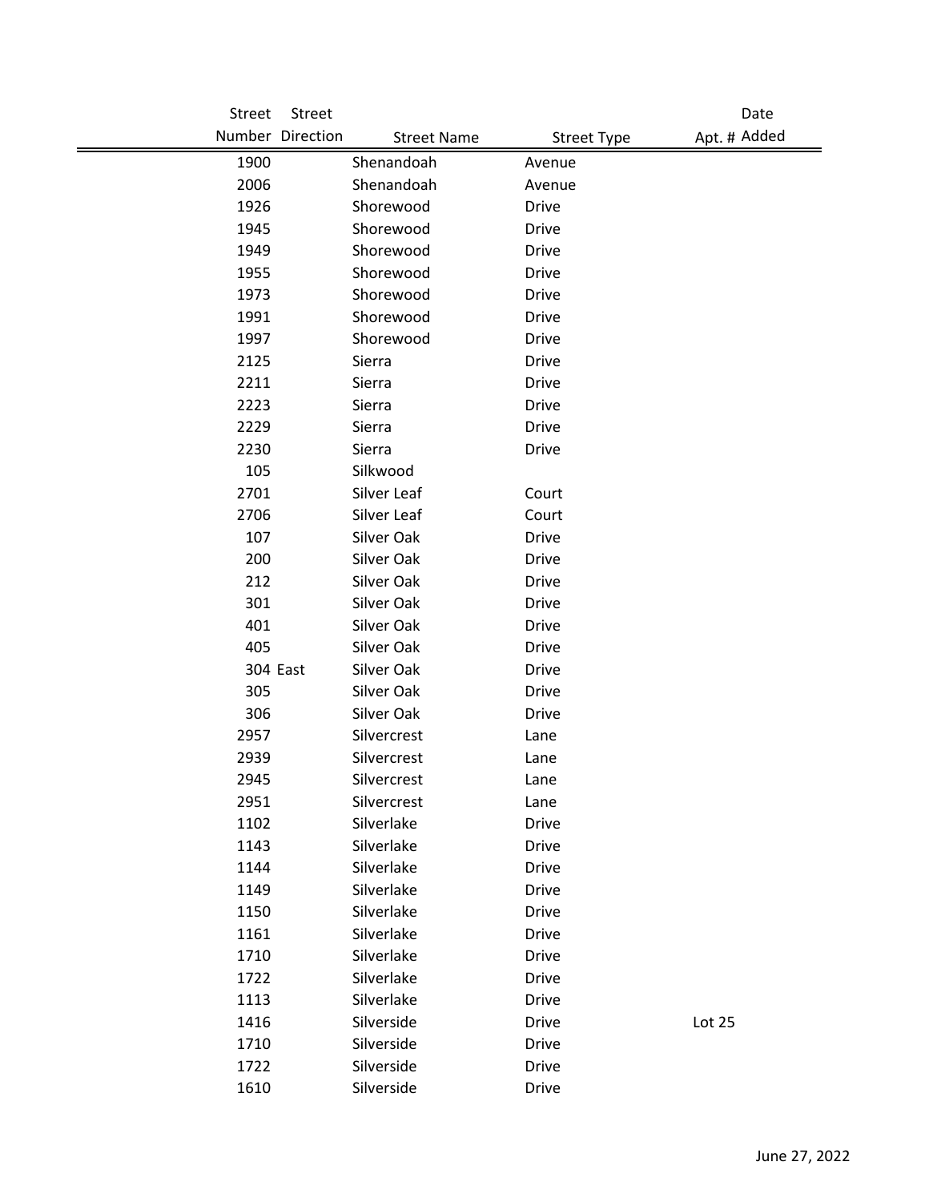| Street Number | Street Direction | Street Name | Street Type | Apt. # | Date Added |
|---|---|---|---|---|---|
| 1900 | | Shenandoah | Avenue | | |
| 2006 | | Shenandoah | Avenue | | |
| 1926 | | Shorewood | Drive | | |
| 1945 | | Shorewood | Drive | | |
| 1949 | | Shorewood | Drive | | |
| 1955 | | Shorewood | Drive | | |
| 1973 | | Shorewood | Drive | | |
| 1991 | | Shorewood | Drive | | |
| 1997 | | Shorewood | Drive | | |
| 2125 | | Sierra | Drive | | |
| 2211 | | Sierra | Drive | | |
| 2223 | | Sierra | Drive | | |
| 2229 | | Sierra | Drive | | |
| 2230 | | Sierra | Drive | | |
| 105 | | Silkwood | | | |
| 2701 | | Silver Leaf | Court | | |
| 2706 | | Silver Leaf | Court | | |
| 107 | | Silver Oak | Drive | | |
| 200 | | Silver Oak | Drive | | |
| 212 | | Silver Oak | Drive | | |
| 301 | | Silver Oak | Drive | | |
| 401 | | Silver Oak | Drive | | |
| 405 | | Silver Oak | Drive | | |
| 304 | East | Silver Oak | Drive | | |
| 305 | | Silver Oak | Drive | | |
| 306 | | Silver Oak | Drive | | |
| 2957 | | Silvercrest | Lane | | |
| 2939 | | Silvercrest | Lane | | |
| 2945 | | Silvercrest | Lane | | |
| 2951 | | Silvercrest | Lane | | |
| 1102 | | Silverlake | Drive | | |
| 1143 | | Silverlake | Drive | | |
| 1144 | | Silverlake | Drive | | |
| 1149 | | Silverlake | Drive | | |
| 1150 | | Silverlake | Drive | | |
| 1161 | | Silverlake | Drive | | |
| 1710 | | Silverlake | Drive | | |
| 1722 | | Silverlake | Drive | | |
| 1113 | | Silverlake | Drive | | |
| 1416 | | Silverside | Drive | Lot 25 | |
| 1710 | | Silverside | Drive | | |
| 1722 | | Silverside | Drive | | |
| 1610 | | Silverside | Drive | | |

June 27, 2022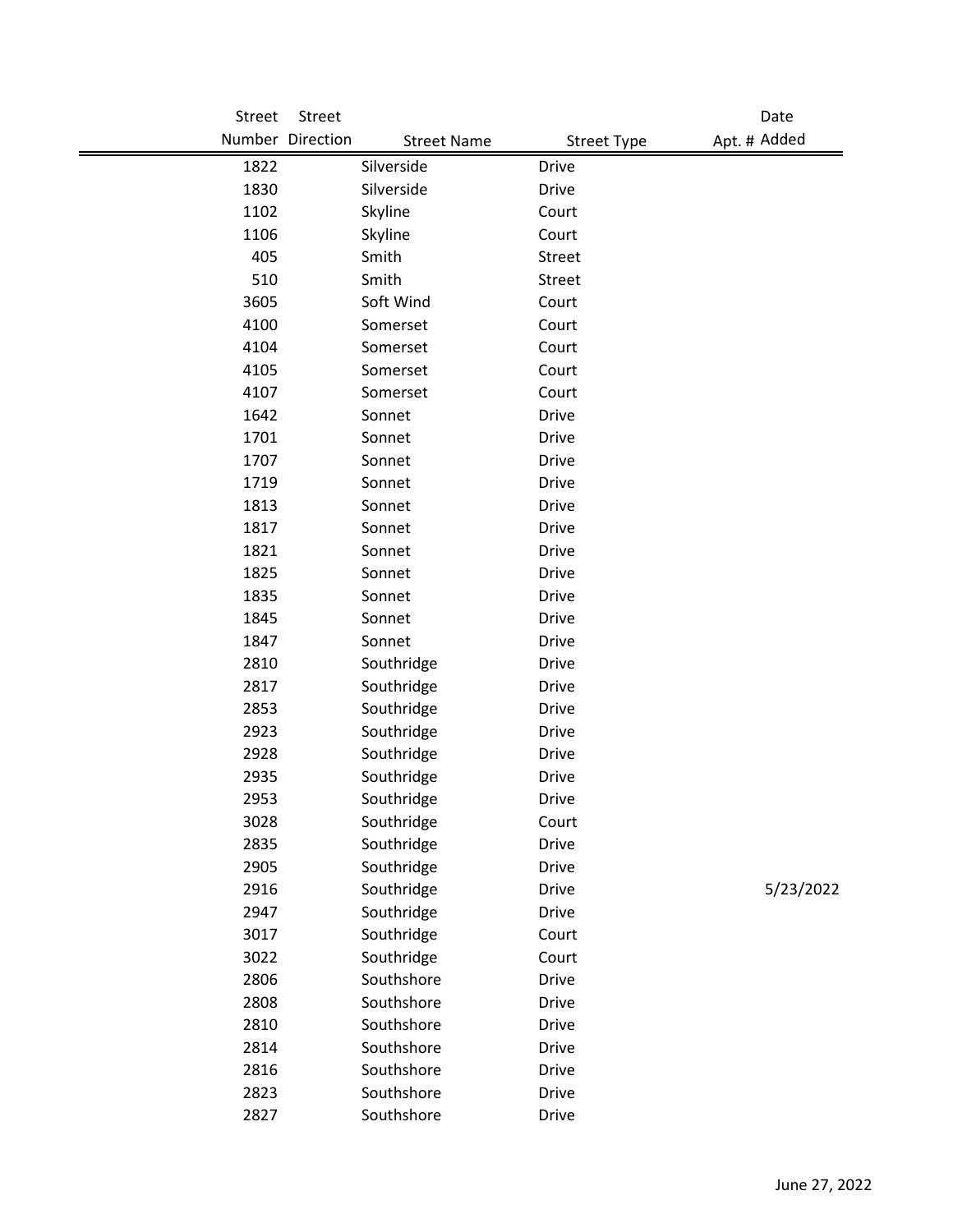| Street Number | Street Direction | Street Name | Street Type | Apt. # | Date Added |
|---|---|---|---|---|---|
| 1822 | | Silverside | Drive | | |
| 1830 | | Silverside | Drive | | |
| 1102 | | Skyline | Court | | |
| 1106 | | Skyline | Court | | |
| 405 | | Smith | Street | | |
| 510 | | Smith | Street | | |
| 3605 | | Soft Wind | Court | | |
| 4100 | | Somerset | Court | | |
| 4104 | | Somerset | Court | | |
| 4105 | | Somerset | Court | | |
| 4107 | | Somerset | Court | | |
| 1642 | | Sonnet | Drive | | |
| 1701 | | Sonnet | Drive | | |
| 1707 | | Sonnet | Drive | | |
| 1719 | | Sonnet | Drive | | |
| 1813 | | Sonnet | Drive | | |
| 1817 | | Sonnet | Drive | | |
| 1821 | | Sonnet | Drive | | |
| 1825 | | Sonnet | Drive | | |
| 1835 | | Sonnet | Drive | | |
| 1845 | | Sonnet | Drive | | |
| 1847 | | Sonnet | Drive | | |
| 2810 | | Southridge | Drive | | |
| 2817 | | Southridge | Drive | | |
| 2853 | | Southridge | Drive | | |
| 2923 | | Southridge | Drive | | |
| 2928 | | Southridge | Drive | | |
| 2935 | | Southridge | Drive | | |
| 2953 | | Southridge | Drive | | |
| 3028 | | Southridge | Court | | |
| 2835 | | Southridge | Drive | | |
| 2905 | | Southridge | Drive | | |
| 2916 | | Southridge | Drive | | 5/23/2022 |
| 2947 | | Southridge | Drive | | |
| 3017 | | Southridge | Court | | |
| 3022 | | Southridge | Court | | |
| 2806 | | Southshore | Drive | | |
| 2808 | | Southshore | Drive | | |
| 2810 | | Southshore | Drive | | |
| 2814 | | Southshore | Drive | | |
| 2816 | | Southshore | Drive | | |
| 2823 | | Southshore | Drive | | |
| 2827 | | Southshore | Drive | | |

June 27, 2022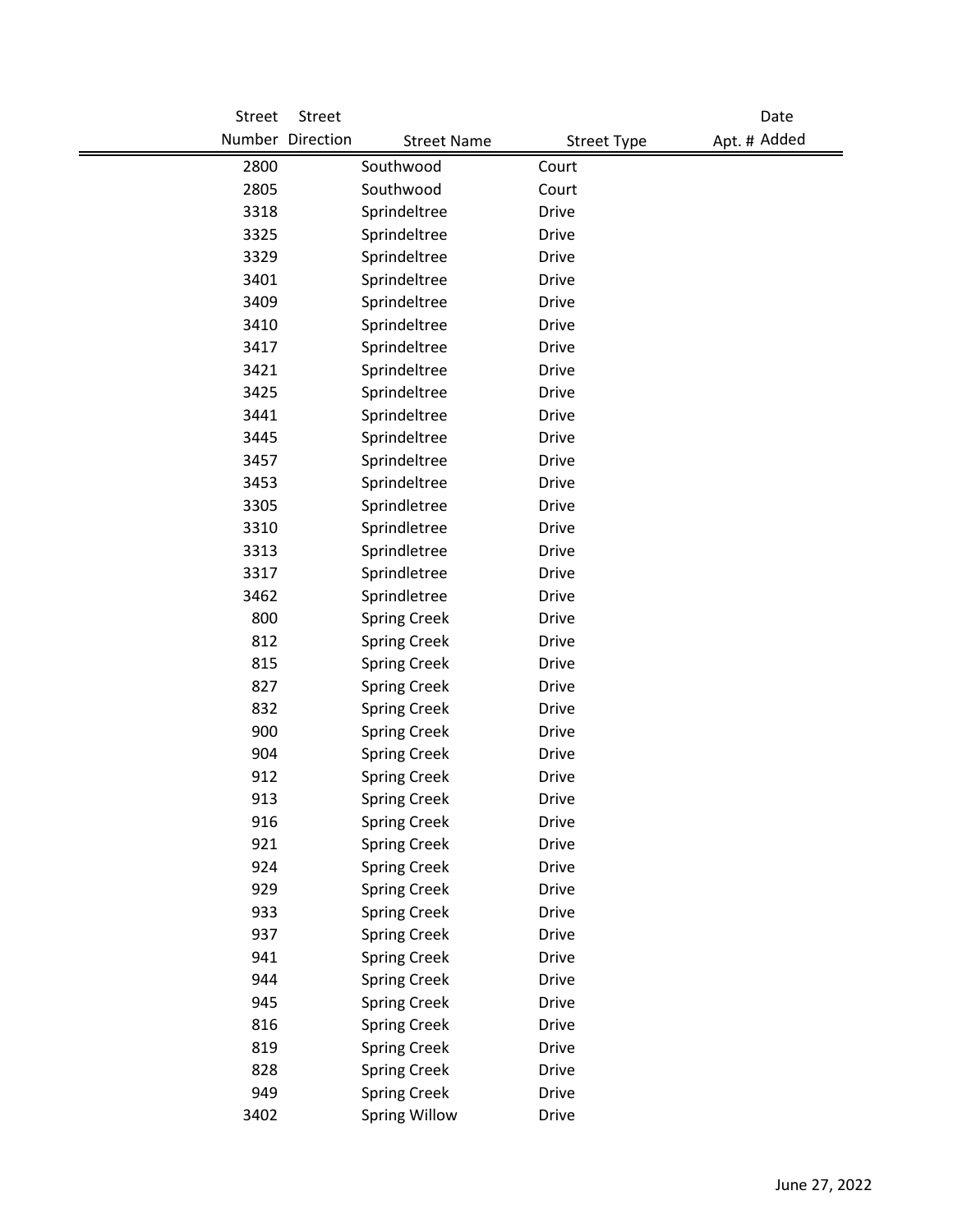| Street Number | Street Direction | Street Name | Street Type | Apt. # | Date Added |
|---|---|---|---|---|---|
| 2800 | | Southwood | Court | | |
| 2805 | | Southwood | Court | | |
| 3318 | | Sprindeltree | Drive | | |
| 3325 | | Sprindeltree | Drive | | |
| 3329 | | Sprindeltree | Drive | | |
| 3401 | | Sprindeltree | Drive | | |
| 3409 | | Sprindeltree | Drive | | |
| 3410 | | Sprindeltree | Drive | | |
| 3417 | | Sprindeltree | Drive | | |
| 3421 | | Sprindeltree | Drive | | |
| 3425 | | Sprindeltree | Drive | | |
| 3441 | | Sprindeltree | Drive | | |
| 3445 | | Sprindeltree | Drive | | |
| 3457 | | Sprindeltree | Drive | | |
| 3453 | | Sprindeltree | Drive | | |
| 3305 | | Sprindletree | Drive | | |
| 3310 | | Sprindletree | Drive | | |
| 3313 | | Sprindletree | Drive | | |
| 3317 | | Sprindletree | Drive | | |
| 3462 | | Sprindletree | Drive | | |
| 800 | | Spring Creek | Drive | | |
| 812 | | Spring Creek | Drive | | |
| 815 | | Spring Creek | Drive | | |
| 827 | | Spring Creek | Drive | | |
| 832 | | Spring Creek | Drive | | |
| 900 | | Spring Creek | Drive | | |
| 904 | | Spring Creek | Drive | | |
| 912 | | Spring Creek | Drive | | |
| 913 | | Spring Creek | Drive | | |
| 916 | | Spring Creek | Drive | | |
| 921 | | Spring Creek | Drive | | |
| 924 | | Spring Creek | Drive | | |
| 929 | | Spring Creek | Drive | | |
| 933 | | Spring Creek | Drive | | |
| 937 | | Spring Creek | Drive | | |
| 941 | | Spring Creek | Drive | | |
| 944 | | Spring Creek | Drive | | |
| 945 | | Spring Creek | Drive | | |
| 816 | | Spring Creek | Drive | | |
| 819 | | Spring Creek | Drive | | |
| 828 | | Spring Creek | Drive | | |
| 949 | | Spring Creek | Drive | | |
| 3402 | | Spring Willow | Drive | | |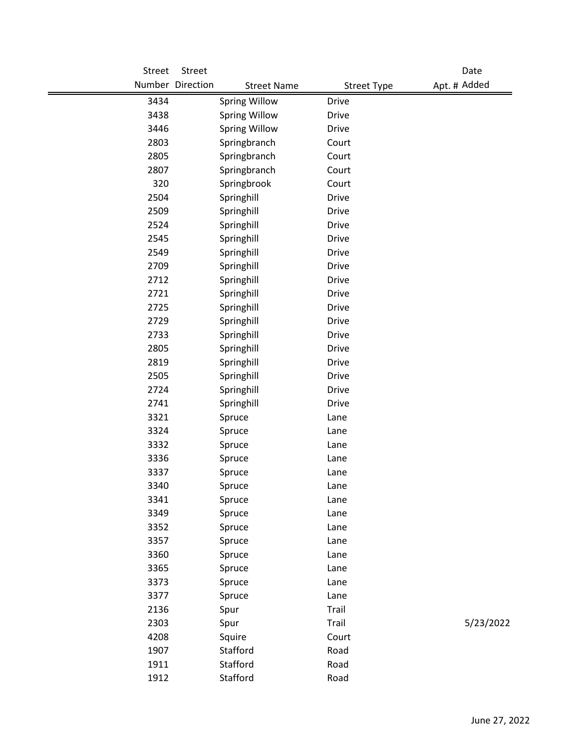| Street Number | Street Direction | Street Name | Street Type | Apt. # | Date Added |
|---|---|---|---|---|---|
| 3434 | | Spring Willow | Drive | | |
| 3438 | | Spring Willow | Drive | | |
| 3446 | | Spring Willow | Drive | | |
| 2803 | | Springbranch | Court | | |
| 2805 | | Springbranch | Court | | |
| 2807 | | Springbranch | Court | | |
| 320 | | Springbrook | Court | | |
| 2504 | | Springhill | Drive | | |
| 2509 | | Springhill | Drive | | |
| 2524 | | Springhill | Drive | | |
| 2545 | | Springhill | Drive | | |
| 2549 | | Springhill | Drive | | |
| 2709 | | Springhill | Drive | | |
| 2712 | | Springhill | Drive | | |
| 2721 | | Springhill | Drive | | |
| 2725 | | Springhill | Drive | | |
| 2729 | | Springhill | Drive | | |
| 2733 | | Springhill | Drive | | |
| 2805 | | Springhill | Drive | | |
| 2819 | | Springhill | Drive | | |
| 2505 | | Springhill | Drive | | |
| 2724 | | Springhill | Drive | | |
| 2741 | | Springhill | Drive | | |
| 3321 | | Spruce | Lane | | |
| 3324 | | Spruce | Lane | | |
| 3332 | | Spruce | Lane | | |
| 3336 | | Spruce | Lane | | |
| 3337 | | Spruce | Lane | | |
| 3340 | | Spruce | Lane | | |
| 3341 | | Spruce | Lane | | |
| 3349 | | Spruce | Lane | | |
| 3352 | | Spruce | Lane | | |
| 3357 | | Spruce | Lane | | |
| 3360 | | Spruce | Lane | | |
| 3365 | | Spruce | Lane | | |
| 3373 | | Spruce | Lane | | |
| 3377 | | Spruce | Lane | | |
| 2136 | | Spur | Trail | | |
| 2303 | | Spur | Trail | | 5/23/2022 |
| 4208 | | Squire | Court | | |
| 1907 | | Stafford | Road | | |
| 1911 | | Stafford | Road | | |
| 1912 | | Stafford | Road | | |

June 27, 2022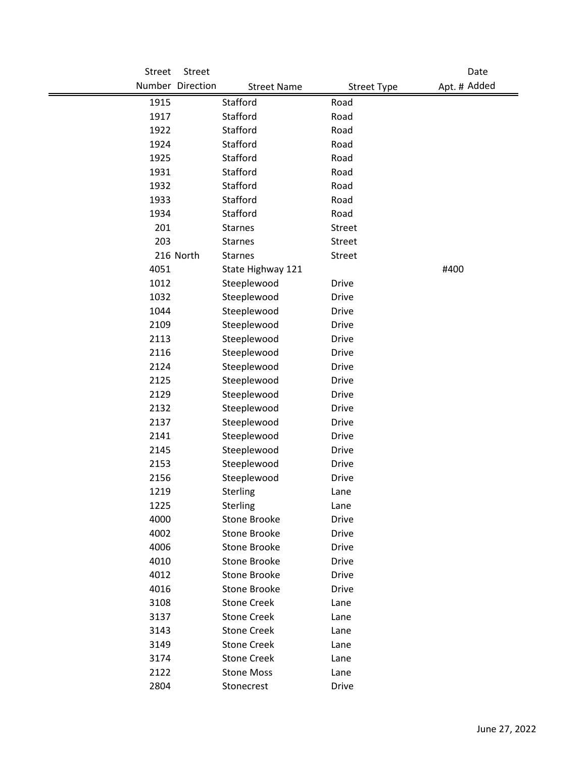| Street Number | Street Direction | Street Name | Street Type | Apt. # | Date Added |
|---|---|---|---|---|---|
| 1915 | | Stafford | Road | | |
| 1917 | | Stafford | Road | | |
| 1922 | | Stafford | Road | | |
| 1924 | | Stafford | Road | | |
| 1925 | | Stafford | Road | | |
| 1931 | | Stafford | Road | | |
| 1932 | | Stafford | Road | | |
| 1933 | | Stafford | Road | | |
| 1934 | | Stafford | Road | | |
| 201 | | Starnes | Street | | |
| 203 | | Starnes | Street | | |
| 216 | North | Starnes | Street | | |
| 4051 | | State Highway 121 | | #400 | |
| 1012 | | Steeplewood | Drive | | |
| 1032 | | Steeplewood | Drive | | |
| 1044 | | Steeplewood | Drive | | |
| 2109 | | Steeplewood | Drive | | |
| 2113 | | Steeplewood | Drive | | |
| 2116 | | Steeplewood | Drive | | |
| 2124 | | Steeplewood | Drive | | |
| 2125 | | Steeplewood | Drive | | |
| 2129 | | Steeplewood | Drive | | |
| 2132 | | Steeplewood | Drive | | |
| 2137 | | Steeplewood | Drive | | |
| 2141 | | Steeplewood | Drive | | |
| 2145 | | Steeplewood | Drive | | |
| 2153 | | Steeplewood | Drive | | |
| 2156 | | Steeplewood | Drive | | |
| 1219 | | Sterling | Lane | | |
| 1225 | | Sterling | Lane | | |
| 4000 | | Stone Brooke | Drive | | |
| 4002 | | Stone Brooke | Drive | | |
| 4006 | | Stone Brooke | Drive | | |
| 4010 | | Stone Brooke | Drive | | |
| 4012 | | Stone Brooke | Drive | | |
| 4016 | | Stone Brooke | Drive | | |
| 3108 | | Stone Creek | Lane | | |
| 3137 | | Stone Creek | Lane | | |
| 3143 | | Stone Creek | Lane | | |
| 3149 | | Stone Creek | Lane | | |
| 3174 | | Stone Creek | Lane | | |
| 2122 | | Stone Moss | Lane | | |
| 2804 | | Stonecrest | Drive | | |

June 27, 2022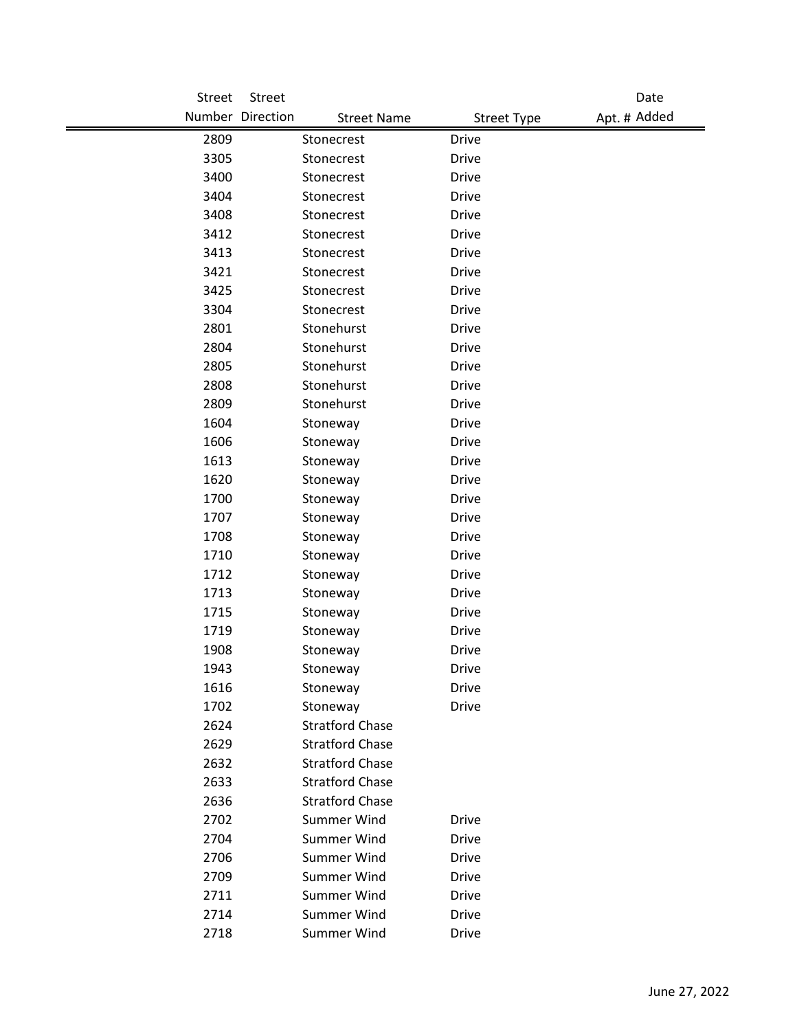| Street Number | Street Direction | Street Name | Street Type | Apt. # | Date Added |
|---|---|---|---|---|---|
| 2809 | | Stonecrest | Drive | | |
| 3305 | | Stonecrest | Drive | | |
| 3400 | | Stonecrest | Drive | | |
| 3404 | | Stonecrest | Drive | | |
| 3408 | | Stonecrest | Drive | | |
| 3412 | | Stonecrest | Drive | | |
| 3413 | | Stonecrest | Drive | | |
| 3421 | | Stonecrest | Drive | | |
| 3425 | | Stonecrest | Drive | | |
| 3304 | | Stonecrest | Drive | | |
| 2801 | | Stonehurst | Drive | | |
| 2804 | | Stonehurst | Drive | | |
| 2805 | | Stonehurst | Drive | | |
| 2808 | | Stonehurst | Drive | | |
| 2809 | | Stonehurst | Drive | | |
| 1604 | | Stoneway | Drive | | |
| 1606 | | Stoneway | Drive | | |
| 1613 | | Stoneway | Drive | | |
| 1620 | | Stoneway | Drive | | |
| 1700 | | Stoneway | Drive | | |
| 1707 | | Stoneway | Drive | | |
| 1708 | | Stoneway | Drive | | |
| 1710 | | Stoneway | Drive | | |
| 1712 | | Stoneway | Drive | | |
| 1713 | | Stoneway | Drive | | |
| 1715 | | Stoneway | Drive | | |
| 1719 | | Stoneway | Drive | | |
| 1908 | | Stoneway | Drive | | |
| 1943 | | Stoneway | Drive | | |
| 1616 | | Stoneway | Drive | | |
| 1702 | | Stoneway | Drive | | |
| 2624 | | Stratford Chase | | | |
| 2629 | | Stratford Chase | | | |
| 2632 | | Stratford Chase | | | |
| 2633 | | Stratford Chase | | | |
| 2636 | | Stratford Chase | | | |
| 2702 | | Summer Wind | Drive | | |
| 2704 | | Summer Wind | Drive | | |
| 2706 | | Summer Wind | Drive | | |
| 2709 | | Summer Wind | Drive | | |
| 2711 | | Summer Wind | Drive | | |
| 2714 | | Summer Wind | Drive | | |
| 2718 | | Summer Wind | Drive | | |

June 27, 2022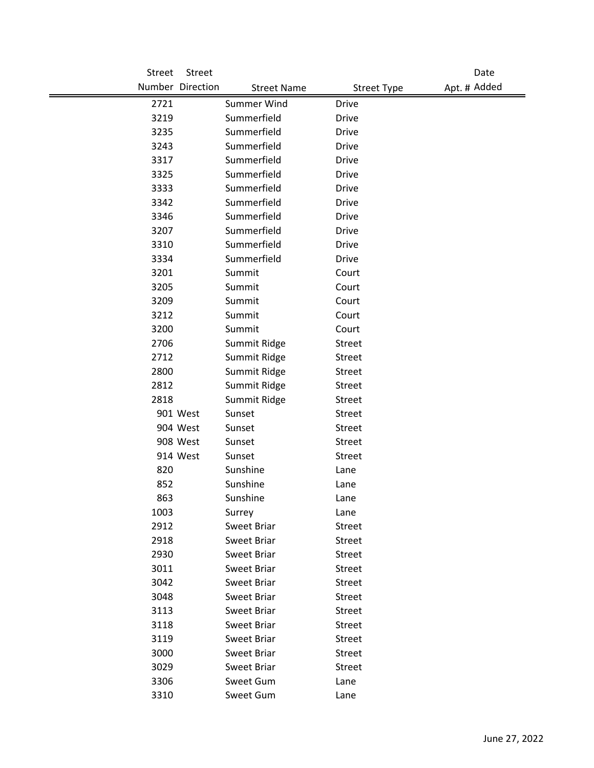| Street Number | Street Direction | Street Name | Street Type | Apt. # | Date Added |
|---|---|---|---|---|---|
| 2721 | | Summer Wind | Drive | | |
| 3219 | | Summerfield | Drive | | |
| 3235 | | Summerfield | Drive | | |
| 3243 | | Summerfield | Drive | | |
| 3317 | | Summerfield | Drive | | |
| 3325 | | Summerfield | Drive | | |
| 3333 | | Summerfield | Drive | | |
| 3342 | | Summerfield | Drive | | |
| 3346 | | Summerfield | Drive | | |
| 3207 | | Summerfield | Drive | | |
| 3310 | | Summerfield | Drive | | |
| 3334 | | Summerfield | Drive | | |
| 3201 | | Summit | Court | | |
| 3205 | | Summit | Court | | |
| 3209 | | Summit | Court | | |
| 3212 | | Summit | Court | | |
| 3200 | | Summit | Court | | |
| 2706 | | Summit Ridge | Street | | |
| 2712 | | Summit Ridge | Street | | |
| 2800 | | Summit Ridge | Street | | |
| 2812 | | Summit Ridge | Street | | |
| 2818 | | Summit Ridge | Street | | |
| 901 | West | Sunset | Street | | |
| 904 | West | Sunset | Street | | |
| 908 | West | Sunset | Street | | |
| 914 | West | Sunset | Street | | |
| 820 | | Sunshine | Lane | | |
| 852 | | Sunshine | Lane | | |
| 863 | | Sunshine | Lane | | |
| 1003 | | Surrey | Lane | | |
| 2912 | | Sweet Briar | Street | | |
| 2918 | | Sweet Briar | Street | | |
| 2930 | | Sweet Briar | Street | | |
| 3011 | | Sweet Briar | Street | | |
| 3042 | | Sweet Briar | Street | | |
| 3048 | | Sweet Briar | Street | | |
| 3113 | | Sweet Briar | Street | | |
| 3118 | | Sweet Briar | Street | | |
| 3119 | | Sweet Briar | Street | | |
| 3000 | | Sweet Briar | Street | | |
| 3029 | | Sweet Briar | Street | | |
| 3306 | | Sweet Gum | Lane | | |
| 3310 | | Sweet Gum | Lane | | |

June 27, 2022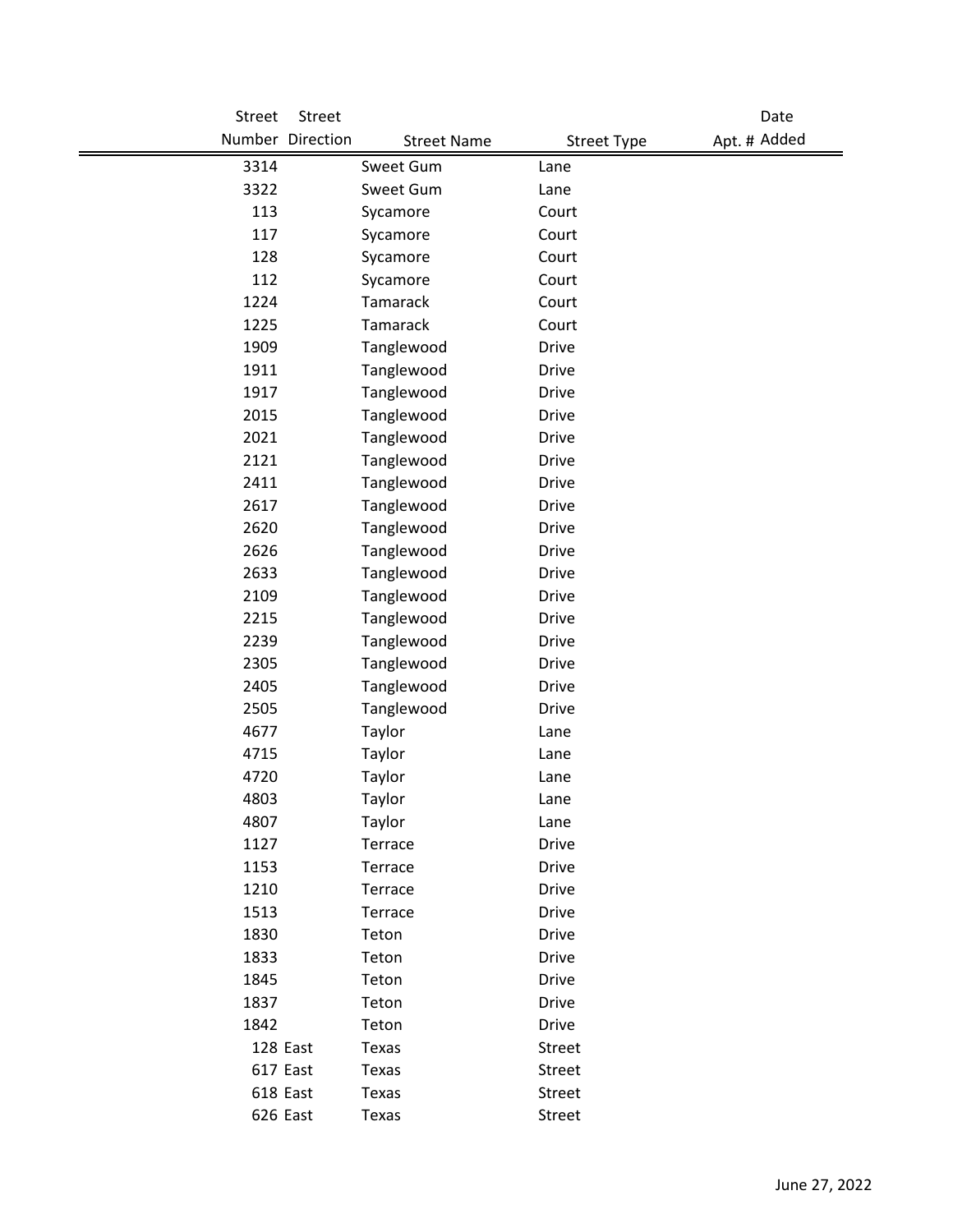| Street Number | Street Direction | Street Name | Street Type | Apt. # | Date Added |
|---|---|---|---|---|---|
| 3314 | | Sweet Gum | Lane | | |
| 3322 | | Sweet Gum | Lane | | |
| 113 | | Sycamore | Court | | |
| 117 | | Sycamore | Court | | |
| 128 | | Sycamore | Court | | |
| 112 | | Sycamore | Court | | |
| 1224 | | Tamarack | Court | | |
| 1225 | | Tamarack | Court | | |
| 1909 | | Tanglewood | Drive | | |
| 1911 | | Tanglewood | Drive | | |
| 1917 | | Tanglewood | Drive | | |
| 2015 | | Tanglewood | Drive | | |
| 2021 | | Tanglewood | Drive | | |
| 2121 | | Tanglewood | Drive | | |
| 2411 | | Tanglewood | Drive | | |
| 2617 | | Tanglewood | Drive | | |
| 2620 | | Tanglewood | Drive | | |
| 2626 | | Tanglewood | Drive | | |
| 2633 | | Tanglewood | Drive | | |
| 2109 | | Tanglewood | Drive | | |
| 2215 | | Tanglewood | Drive | | |
| 2239 | | Tanglewood | Drive | | |
| 2305 | | Tanglewood | Drive | | |
| 2405 | | Tanglewood | Drive | | |
| 2505 | | Tanglewood | Drive | | |
| 4677 | | Taylor | Lane | | |
| 4715 | | Taylor | Lane | | |
| 4720 | | Taylor | Lane | | |
| 4803 | | Taylor | Lane | | |
| 4807 | | Taylor | Lane | | |
| 1127 | | Terrace | Drive | | |
| 1153 | | Terrace | Drive | | |
| 1210 | | Terrace | Drive | | |
| 1513 | | Terrace | Drive | | |
| 1830 | | Teton | Drive | | |
| 1833 | | Teton | Drive | | |
| 1845 | | Teton | Drive | | |
| 1837 | | Teton | Drive | | |
| 1842 | | Teton | Drive | | |
| 128 | East | Texas | Street | | |
| 617 | East | Texas | Street | | |
| 618 | East | Texas | Street | | |
| 626 | East | Texas | Street | | |

June 27, 2022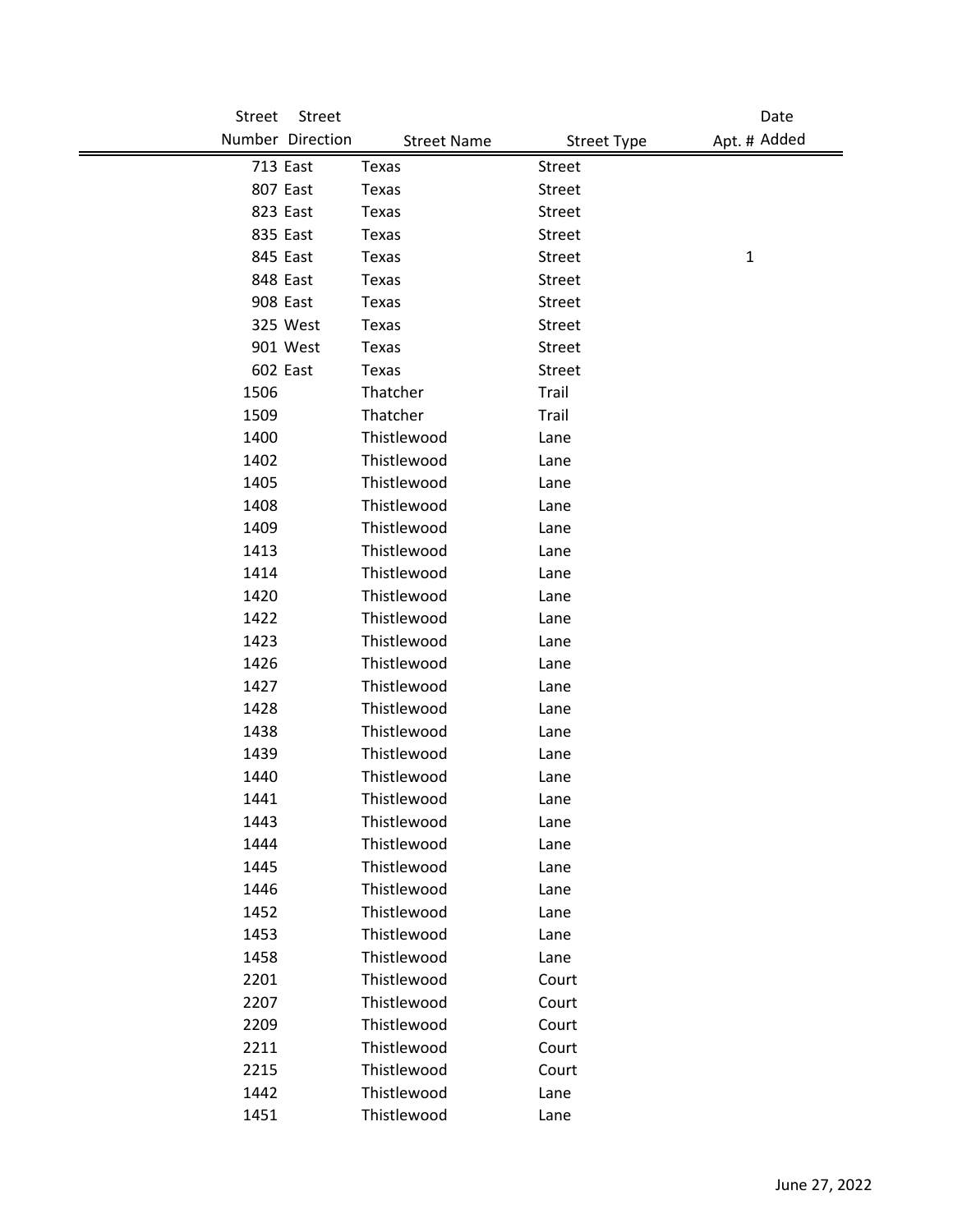| Street Number | Street Direction | Street Name | Street Type | Apt. # | Date Added |
|---|---|---|---|---|---|
| 713 | East | Texas | Street | | |
| 807 | East | Texas | Street | | |
| 823 | East | Texas | Street | | |
| 835 | East | Texas | Street | | |
| 845 | East | Texas | Street | 1 | |
| 848 | East | Texas | Street | | |
| 908 | East | Texas | Street | | |
| 325 | West | Texas | Street | | |
| 901 | West | Texas | Street | | |
| 602 | East | Texas | Street | | |
| 1506 | | Thatcher | Trail | | |
| 1509 | | Thatcher | Trail | | |
| 1400 | | Thistlewood | Lane | | |
| 1402 | | Thistlewood | Lane | | |
| 1405 | | Thistlewood | Lane | | |
| 1408 | | Thistlewood | Lane | | |
| 1409 | | Thistlewood | Lane | | |
| 1413 | | Thistlewood | Lane | | |
| 1414 | | Thistlewood | Lane | | |
| 1420 | | Thistlewood | Lane | | |
| 1422 | | Thistlewood | Lane | | |
| 1423 | | Thistlewood | Lane | | |
| 1426 | | Thistlewood | Lane | | |
| 1427 | | Thistlewood | Lane | | |
| 1428 | | Thistlewood | Lane | | |
| 1438 | | Thistlewood | Lane | | |
| 1439 | | Thistlewood | Lane | | |
| 1440 | | Thistlewood | Lane | | |
| 1441 | | Thistlewood | Lane | | |
| 1443 | | Thistlewood | Lane | | |
| 1444 | | Thistlewood | Lane | | |
| 1445 | | Thistlewood | Lane | | |
| 1446 | | Thistlewood | Lane | | |
| 1452 | | Thistlewood | Lane | | |
| 1453 | | Thistlewood | Lane | | |
| 1458 | | Thistlewood | Lane | | |
| 2201 | | Thistlewood | Court | | |
| 2207 | | Thistlewood | Court | | |
| 2209 | | Thistlewood | Court | | |
| 2211 | | Thistlewood | Court | | |
| 2215 | | Thistlewood | Court | | |
| 1442 | | Thistlewood | Lane | | |
| 1451 | | Thistlewood | Lane | | |

June 27, 2022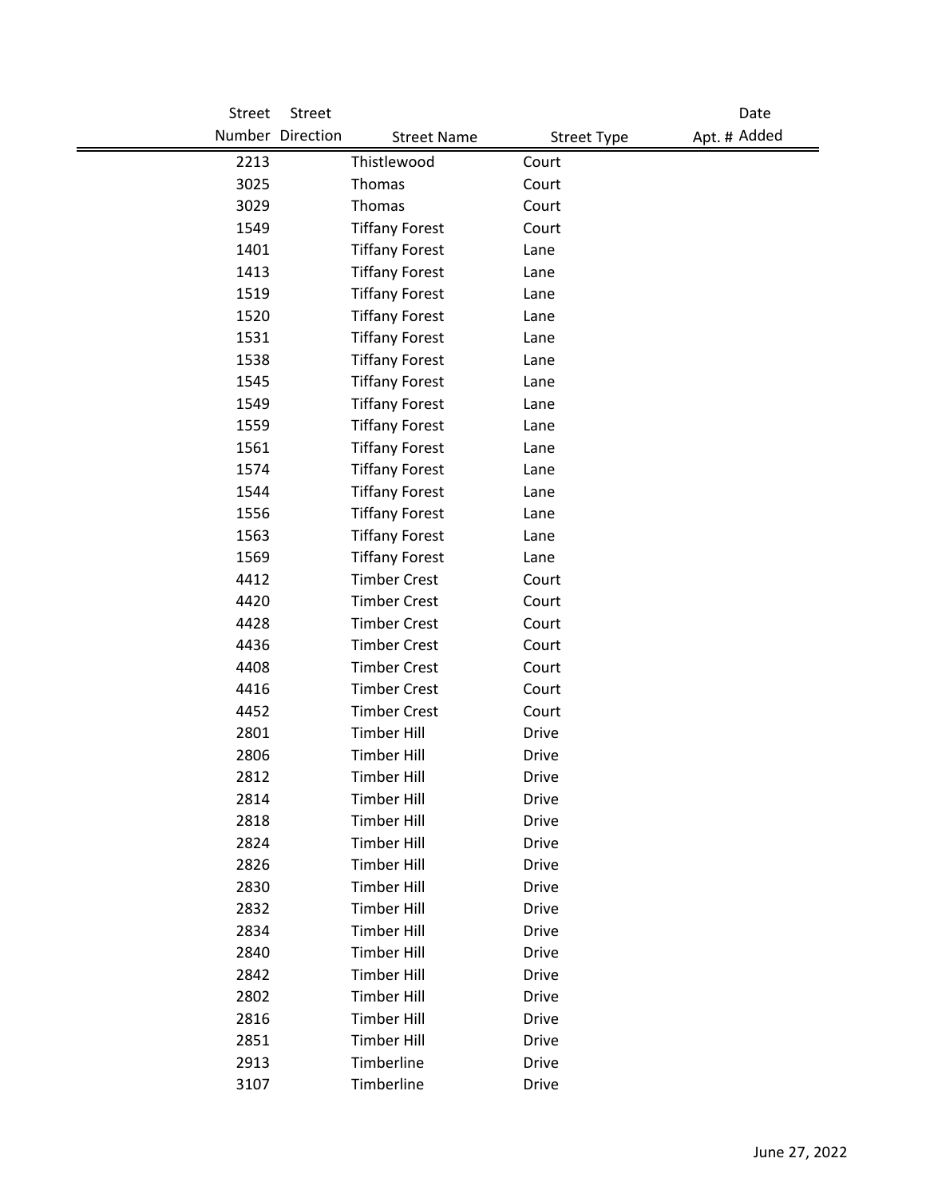| Street Number | Street Direction | Street Name | Street Type | Apt. # | Date Added |
|---|---|---|---|---|---|
| 2213 | | Thistlewood | Court | | |
| 3025 | | Thomas | Court | | |
| 3029 | | Thomas | Court | | |
| 1549 | | Tiffany Forest | Court | | |
| 1401 | | Tiffany Forest | Lane | | |
| 1413 | | Tiffany Forest | Lane | | |
| 1519 | | Tiffany Forest | Lane | | |
| 1520 | | Tiffany Forest | Lane | | |
| 1531 | | Tiffany Forest | Lane | | |
| 1538 | | Tiffany Forest | Lane | | |
| 1545 | | Tiffany Forest | Lane | | |
| 1549 | | Tiffany Forest | Lane | | |
| 1559 | | Tiffany Forest | Lane | | |
| 1561 | | Tiffany Forest | Lane | | |
| 1574 | | Tiffany Forest | Lane | | |
| 1544 | | Tiffany Forest | Lane | | |
| 1556 | | Tiffany Forest | Lane | | |
| 1563 | | Tiffany Forest | Lane | | |
| 1569 | | Tiffany Forest | Lane | | |
| 4412 | | Timber Crest | Court | | |
| 4420 | | Timber Crest | Court | | |
| 4428 | | Timber Crest | Court | | |
| 4436 | | Timber Crest | Court | | |
| 4408 | | Timber Crest | Court | | |
| 4416 | | Timber Crest | Court | | |
| 4452 | | Timber Crest | Court | | |
| 2801 | | Timber Hill | Drive | | |
| 2806 | | Timber Hill | Drive | | |
| 2812 | | Timber Hill | Drive | | |
| 2814 | | Timber Hill | Drive | | |
| 2818 | | Timber Hill | Drive | | |
| 2824 | | Timber Hill | Drive | | |
| 2826 | | Timber Hill | Drive | | |
| 2830 | | Timber Hill | Drive | | |
| 2832 | | Timber Hill | Drive | | |
| 2834 | | Timber Hill | Drive | | |
| 2840 | | Timber Hill | Drive | | |
| 2842 | | Timber Hill | Drive | | |
| 2802 | | Timber Hill | Drive | | |
| 2816 | | Timber Hill | Drive | | |
| 2851 | | Timber Hill | Drive | | |
| 2913 | | Timberline | Drive | | |
| 3107 | | Timberline | Drive | | |

June 27, 2022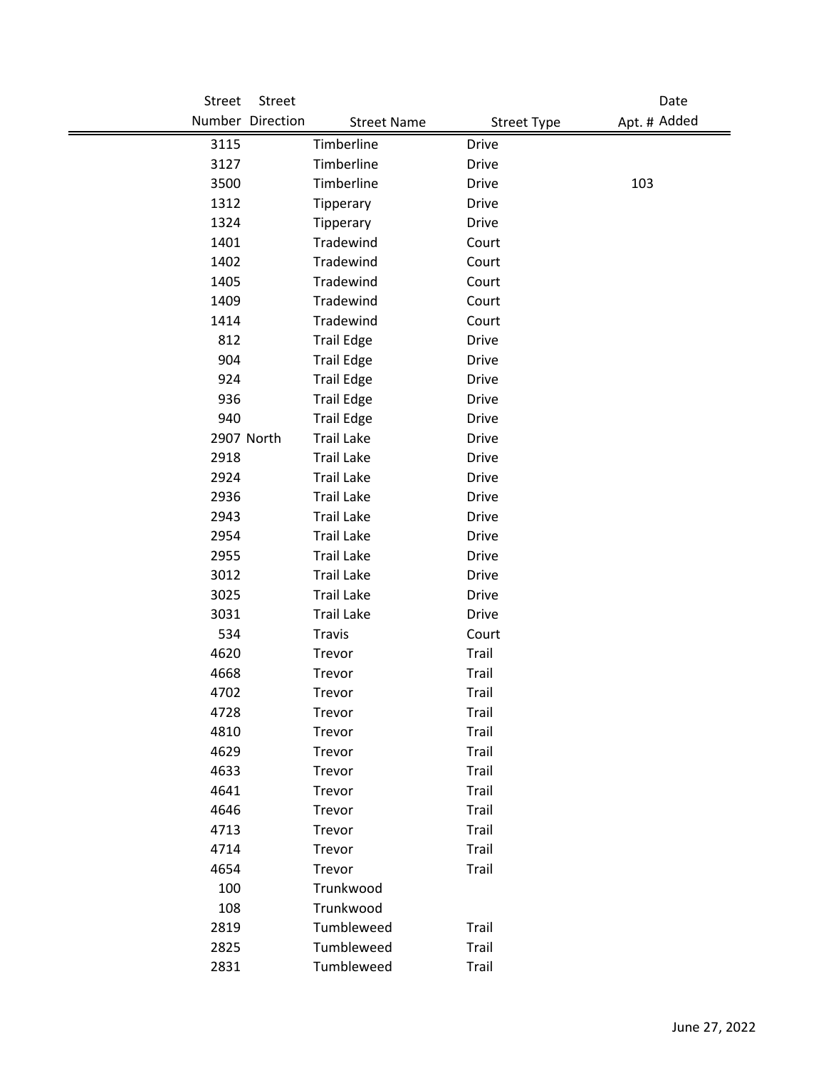| Street Number | Street Direction | Street Name | Street Type | Apt. # | Date Added |
|---|---|---|---|---|---|
| 3115 | | Timberline | Drive | | |
| 3127 | | Timberline | Drive | | |
| 3500 | | Timberline | Drive | 103 | |
| 1312 | | Tipperary | Drive | | |
| 1324 | | Tipperary | Drive | | |
| 1401 | | Tradewind | Court | | |
| 1402 | | Tradewind | Court | | |
| 1405 | | Tradewind | Court | | |
| 1409 | | Tradewind | Court | | |
| 1414 | | Tradewind | Court | | |
| 812 | | Trail Edge | Drive | | |
| 904 | | Trail Edge | Drive | | |
| 924 | | Trail Edge | Drive | | |
| 936 | | Trail Edge | Drive | | |
| 940 | | Trail Edge | Drive | | |
| 2907 | North | Trail Lake | Drive | | |
| 2918 | | Trail Lake | Drive | | |
| 2924 | | Trail Lake | Drive | | |
| 2936 | | Trail Lake | Drive | | |
| 2943 | | Trail Lake | Drive | | |
| 2954 | | Trail Lake | Drive | | |
| 2955 | | Trail Lake | Drive | | |
| 3012 | | Trail Lake | Drive | | |
| 3025 | | Trail Lake | Drive | | |
| 3031 | | Trail Lake | Drive | | |
| 534 | | Travis | Court | | |
| 4620 | | Trevor | Trail | | |
| 4668 | | Trevor | Trail | | |
| 4702 | | Trevor | Trail | | |
| 4728 | | Trevor | Trail | | |
| 4810 | | Trevor | Trail | | |
| 4629 | | Trevor | Trail | | |
| 4633 | | Trevor | Trail | | |
| 4641 | | Trevor | Trail | | |
| 4646 | | Trevor | Trail | | |
| 4713 | | Trevor | Trail | | |
| 4714 | | Trevor | Trail | | |
| 4654 | | Trevor | Trail | | |
| 100 | | Trunkwood | | | |
| 108 | | Trunkwood | | | |
| 2819 | | Tumbleweed | Trail | | |
| 2825 | | Tumbleweed | Trail | | |
| 2831 | | Tumbleweed | Trail | | |

June 27, 2022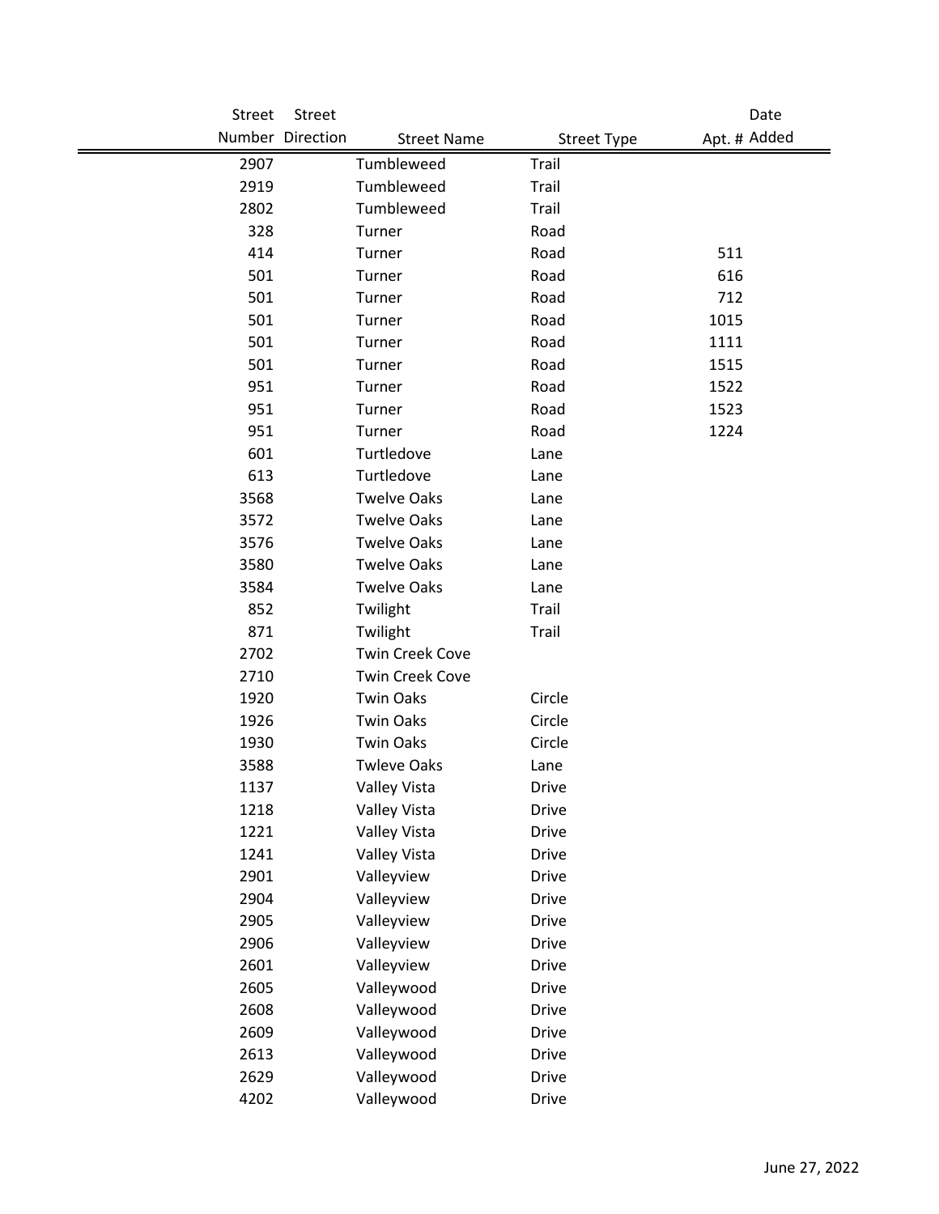| Street Number | Street Direction | Street Name | Street Type | Apt. # | Date Added |
|---|---|---|---|---|---|
| 2907 | | Tumbleweed | Trail | | |
| 2919 | | Tumbleweed | Trail | | |
| 2802 | | Tumbleweed | Trail | | |
| 328 | | Turner | Road | | |
| 414 | | Turner | Road | 511 | |
| 501 | | Turner | Road | 616 | |
| 501 | | Turner | Road | 712 | |
| 501 | | Turner | Road | 1015 | |
| 501 | | Turner | Road | 1111 | |
| 501 | | Turner | Road | 1515 | |
| 951 | | Turner | Road | 1522 | |
| 951 | | Turner | Road | 1523 | |
| 951 | | Turner | Road | 1224 | |
| 601 | | Turtledove | Lane | | |
| 613 | | Turtledove | Lane | | |
| 3568 | | Twelve Oaks | Lane | | |
| 3572 | | Twelve Oaks | Lane | | |
| 3576 | | Twelve Oaks | Lane | | |
| 3580 | | Twelve Oaks | Lane | | |
| 3584 | | Twelve Oaks | Lane | | |
| 852 | | Twilight | Trail | | |
| 871 | | Twilight | Trail | | |
| 2702 | | Twin Creek Cove | | | |
| 2710 | | Twin Creek Cove | | | |
| 1920 | | Twin Oaks | Circle | | |
| 1926 | | Twin Oaks | Circle | | |
| 1930 | | Twin Oaks | Circle | | |
| 3588 | | Twleve Oaks | Lane | | |
| 1137 | | Valley Vista | Drive | | |
| 1218 | | Valley Vista | Drive | | |
| 1221 | | Valley Vista | Drive | | |
| 1241 | | Valley Vista | Drive | | |
| 2901 | | Valleyview | Drive | | |
| 2904 | | Valleyview | Drive | | |
| 2905 | | Valleyview | Drive | | |
| 2906 | | Valleyview | Drive | | |
| 2601 | | Valleyview | Drive | | |
| 2605 | | Valleywood | Drive | | |
| 2608 | | Valleywood | Drive | | |
| 2609 | | Valleywood | Drive | | |
| 2613 | | Valleywood | Drive | | |
| 2629 | | Valleywood | Drive | | |
| 4202 | | Valleywood | Drive | | |

June 27, 2022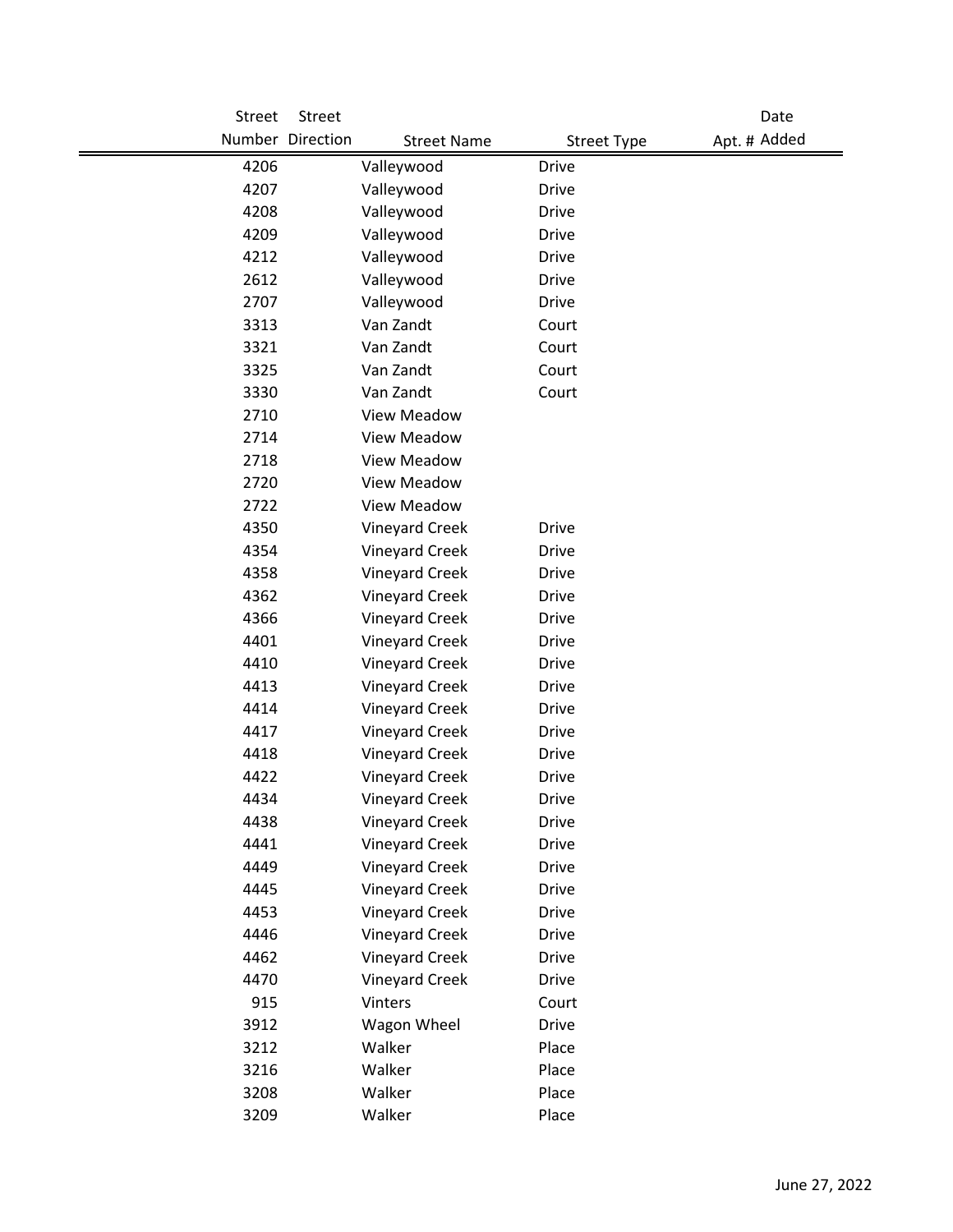| Street Number | Street Direction | Street Name | Street Type | Apt. # | Date Added |
|---|---|---|---|---|---|
| 4206 | | Valleywood | Drive | | |
| 4207 | | Valleywood | Drive | | |
| 4208 | | Valleywood | Drive | | |
| 4209 | | Valleywood | Drive | | |
| 4212 | | Valleywood | Drive | | |
| 2612 | | Valleywood | Drive | | |
| 2707 | | Valleywood | Drive | | |
| 3313 | | Van Zandt | Court | | |
| 3321 | | Van Zandt | Court | | |
| 3325 | | Van Zandt | Court | | |
| 3330 | | Van Zandt | Court | | |
| 2710 | | View Meadow | | | |
| 2714 | | View Meadow | | | |
| 2718 | | View Meadow | | | |
| 2720 | | View Meadow | | | |
| 2722 | | View Meadow | | | |
| 4350 | | Vineyard Creek | Drive | | |
| 4354 | | Vineyard Creek | Drive | | |
| 4358 | | Vineyard Creek | Drive | | |
| 4362 | | Vineyard Creek | Drive | | |
| 4366 | | Vineyard Creek | Drive | | |
| 4401 | | Vineyard Creek | Drive | | |
| 4410 | | Vineyard Creek | Drive | | |
| 4413 | | Vineyard Creek | Drive | | |
| 4414 | | Vineyard Creek | Drive | | |
| 4417 | | Vineyard Creek | Drive | | |
| 4418 | | Vineyard Creek | Drive | | |
| 4422 | | Vineyard Creek | Drive | | |
| 4434 | | Vineyard Creek | Drive | | |
| 4438 | | Vineyard Creek | Drive | | |
| 4441 | | Vineyard Creek | Drive | | |
| 4449 | | Vineyard Creek | Drive | | |
| 4445 | | Vineyard Creek | Drive | | |
| 4453 | | Vineyard Creek | Drive | | |
| 4446 | | Vineyard Creek | Drive | | |
| 4462 | | Vineyard Creek | Drive | | |
| 4470 | | Vineyard Creek | Drive | | |
| 915 | | Vinters | Court | | |
| 3912 | | Wagon Wheel | Drive | | |
| 3212 | | Walker | Place | | |
| 3216 | | Walker | Place | | |
| 3208 | | Walker | Place | | |
| 3209 | | Walker | Place | | |

June 27, 2022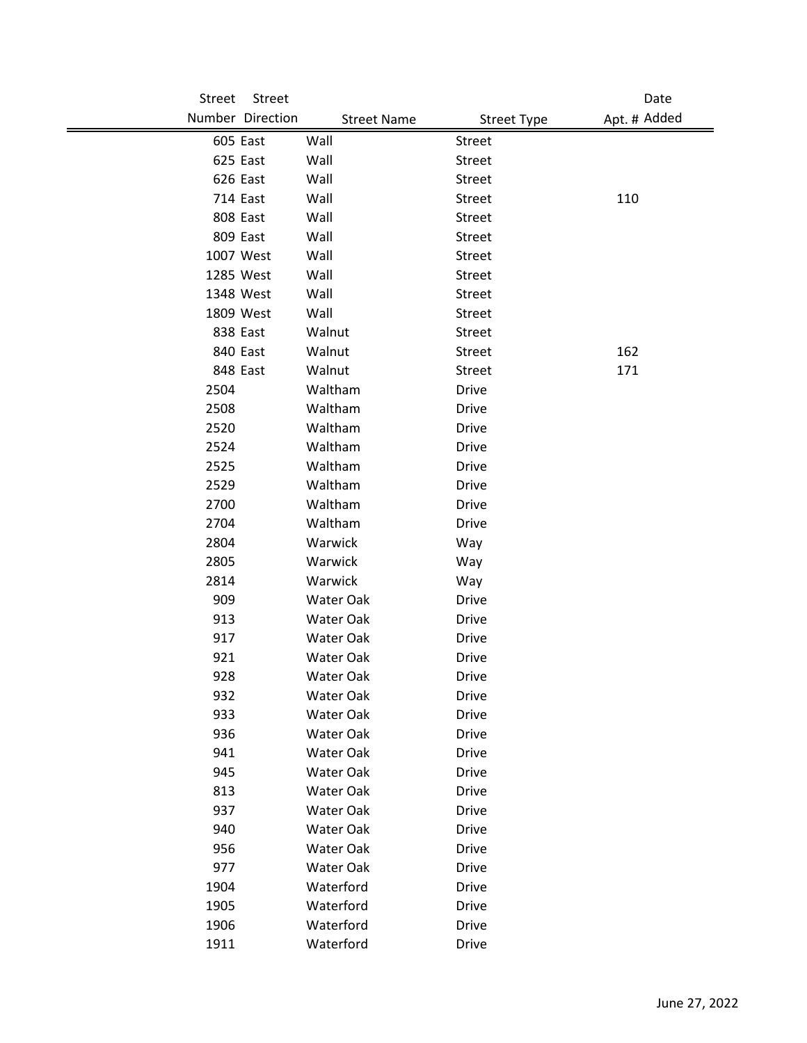| Street Number | Street Direction | Street Name | Street Type | Apt. # | Date Added |
|---|---|---|---|---|---|
| 605 | East | Wall | Street | | |
| 625 | East | Wall | Street | | |
| 626 | East | Wall | Street | | |
| 714 | East | Wall | Street | 110 | |
| 808 | East | Wall | Street | | |
| 809 | East | Wall | Street | | |
| 1007 | West | Wall | Street | | |
| 1285 | West | Wall | Street | | |
| 1348 | West | Wall | Street | | |
| 1809 | West | Wall | Street | | |
| 838 | East | Walnut | Street | | |
| 840 | East | Walnut | Street | 162 | |
| 848 | East | Walnut | Street | 171 | |
| 2504 | | Waltham | Drive | | |
| 2508 | | Waltham | Drive | | |
| 2520 | | Waltham | Drive | | |
| 2524 | | Waltham | Drive | | |
| 2525 | | Waltham | Drive | | |
| 2529 | | Waltham | Drive | | |
| 2700 | | Waltham | Drive | | |
| 2704 | | Waltham | Drive | | |
| 2804 | | Warwick | Way | | |
| 2805 | | Warwick | Way | | |
| 2814 | | Warwick | Way | | |
| 909 | | Water Oak | Drive | | |
| 913 | | Water Oak | Drive | | |
| 917 | | Water Oak | Drive | | |
| 921 | | Water Oak | Drive | | |
| 928 | | Water Oak | Drive | | |
| 932 | | Water Oak | Drive | | |
| 933 | | Water Oak | Drive | | |
| 936 | | Water Oak | Drive | | |
| 941 | | Water Oak | Drive | | |
| 945 | | Water Oak | Drive | | |
| 813 | | Water Oak | Drive | | |
| 937 | | Water Oak | Drive | | |
| 940 | | Water Oak | Drive | | |
| 956 | | Water Oak | Drive | | |
| 977 | | Water Oak | Drive | | |
| 1904 | | Waterford | Drive | | |
| 1905 | | Waterford | Drive | | |
| 1906 | | Waterford | Drive | | |
| 1911 | | Waterford | Drive | | |

June 27, 2022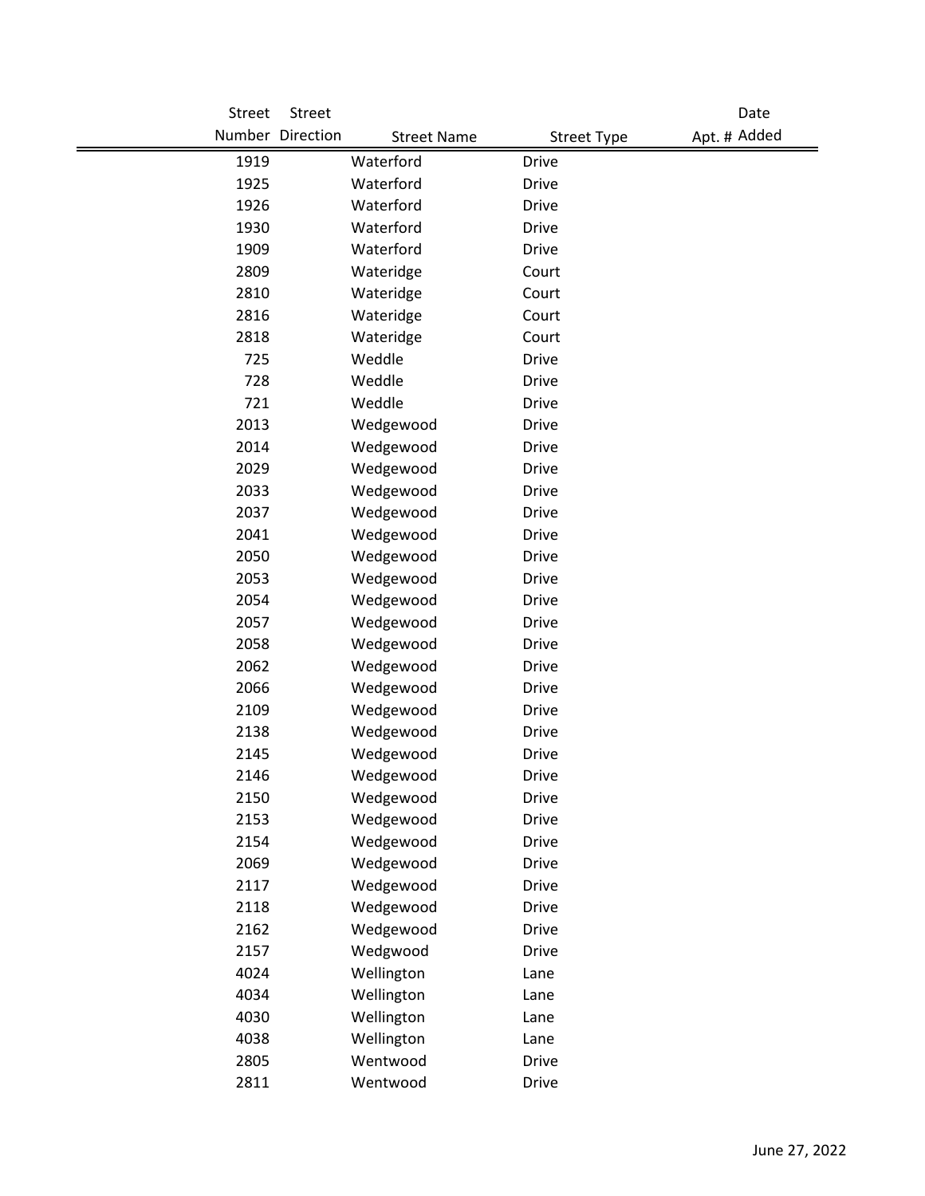| Street Number | Street Direction | Street Name | Street Type | Apt. # | Date Added |
|---|---|---|---|---|---|
| 1919 | | Waterford | Drive | | |
| 1925 | | Waterford | Drive | | |
| 1926 | | Waterford | Drive | | |
| 1930 | | Waterford | Drive | | |
| 1909 | | Waterford | Drive | | |
| 2809 | | Wateridge | Court | | |
| 2810 | | Wateridge | Court | | |
| 2816 | | Wateridge | Court | | |
| 2818 | | Wateridge | Court | | |
| 725 | | Weddle | Drive | | |
| 728 | | Weddle | Drive | | |
| 721 | | Weddle | Drive | | |
| 2013 | | Wedgewood | Drive | | |
| 2014 | | Wedgewood | Drive | | |
| 2029 | | Wedgewood | Drive | | |
| 2033 | | Wedgewood | Drive | | |
| 2037 | | Wedgewood | Drive | | |
| 2041 | | Wedgewood | Drive | | |
| 2050 | | Wedgewood | Drive | | |
| 2053 | | Wedgewood | Drive | | |
| 2054 | | Wedgewood | Drive | | |
| 2057 | | Wedgewood | Drive | | |
| 2058 | | Wedgewood | Drive | | |
| 2062 | | Wedgewood | Drive | | |
| 2066 | | Wedgewood | Drive | | |
| 2109 | | Wedgewood | Drive | | |
| 2138 | | Wedgewood | Drive | | |
| 2145 | | Wedgewood | Drive | | |
| 2146 | | Wedgewood | Drive | | |
| 2150 | | Wedgewood | Drive | | |
| 2153 | | Wedgewood | Drive | | |
| 2154 | | Wedgewood | Drive | | |
| 2069 | | Wedgewood | Drive | | |
| 2117 | | Wedgewood | Drive | | |
| 2118 | | Wedgewood | Drive | | |
| 2162 | | Wedgewood | Drive | | |
| 2157 | | Wedgwood | Drive | | |
| 4024 | | Wellington | Lane | | |
| 4034 | | Wellington | Lane | | |
| 4030 | | Wellington | Lane | | |
| 4038 | | Wellington | Lane | | |
| 2805 | | Wentwood | Drive | | |
| 2811 | | Wentwood | Drive | | |

June 27, 2022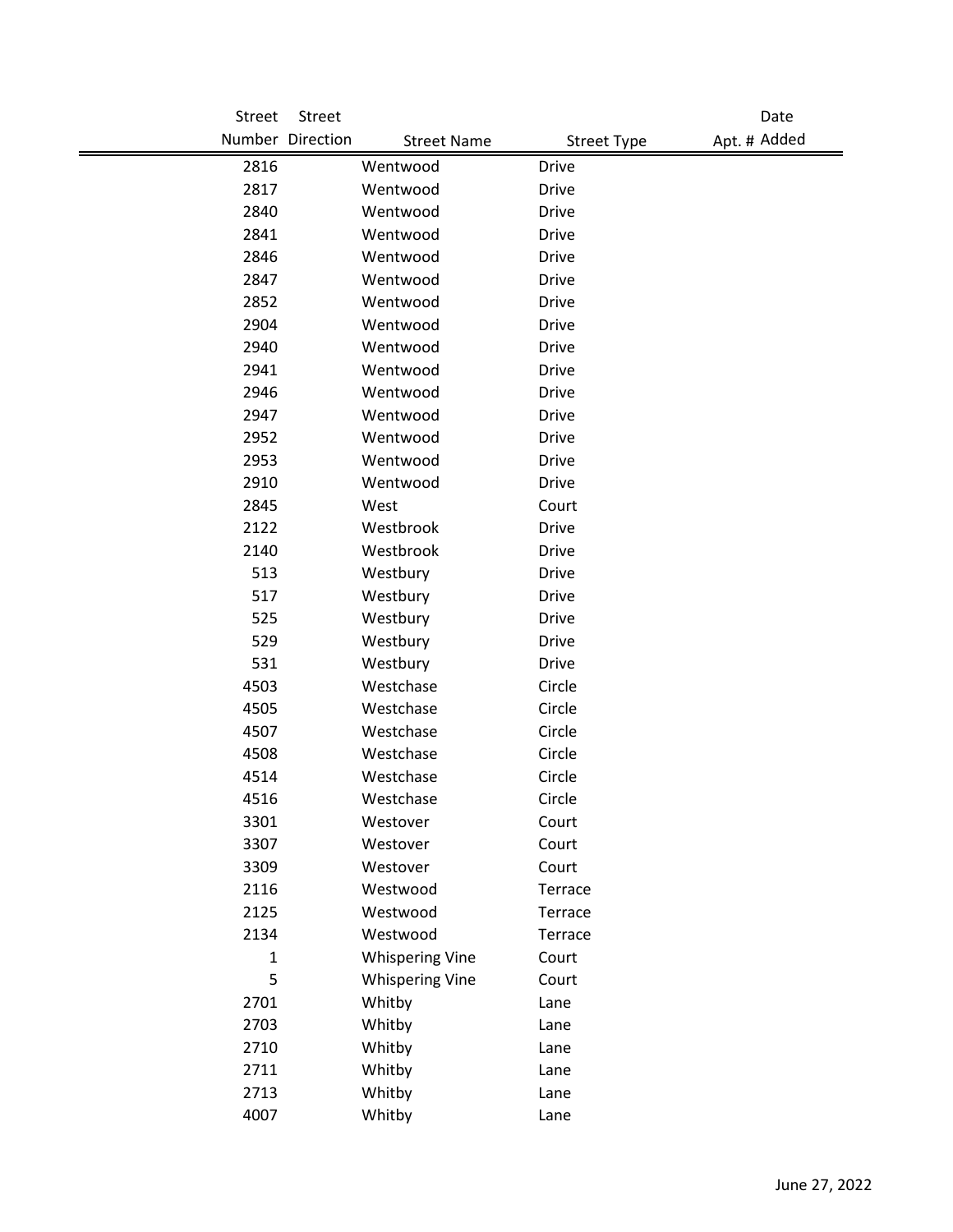| Street Number | Street Direction | Street Name | Street Type | Apt. # | Date Added |
|---|---|---|---|---|---|
| 2816 | | Wentwood | Drive | | |
| 2817 | | Wentwood | Drive | | |
| 2840 | | Wentwood | Drive | | |
| 2841 | | Wentwood | Drive | | |
| 2846 | | Wentwood | Drive | | |
| 2847 | | Wentwood | Drive | | |
| 2852 | | Wentwood | Drive | | |
| 2904 | | Wentwood | Drive | | |
| 2940 | | Wentwood | Drive | | |
| 2941 | | Wentwood | Drive | | |
| 2946 | | Wentwood | Drive | | |
| 2947 | | Wentwood | Drive | | |
| 2952 | | Wentwood | Drive | | |
| 2953 | | Wentwood | Drive | | |
| 2910 | | Wentwood | Drive | | |
| 2845 | | West | Court | | |
| 2122 | | Westbrook | Drive | | |
| 2140 | | Westbrook | Drive | | |
| 513 | | Westbury | Drive | | |
| 517 | | Westbury | Drive | | |
| 525 | | Westbury | Drive | | |
| 529 | | Westbury | Drive | | |
| 531 | | Westbury | Drive | | |
| 4503 | | Westchase | Circle | | |
| 4505 | | Westchase | Circle | | |
| 4507 | | Westchase | Circle | | |
| 4508 | | Westchase | Circle | | |
| 4514 | | Westchase | Circle | | |
| 4516 | | Westchase | Circle | | |
| 3301 | | Westover | Court | | |
| 3307 | | Westover | Court | | |
| 3309 | | Westover | Court | | |
| 2116 | | Westwood | Terrace | | |
| 2125 | | Westwood | Terrace | | |
| 2134 | | Westwood | Terrace | | |
| 1 | | Whispering Vine | Court | | |
| 5 | | Whispering Vine | Court | | |
| 2701 | | Whitby | Lane | | |
| 2703 | | Whitby | Lane | | |
| 2710 | | Whitby | Lane | | |
| 2711 | | Whitby | Lane | | |
| 2713 | | Whitby | Lane | | |
| 4007 | | Whitby | Lane | | |

June 27, 2022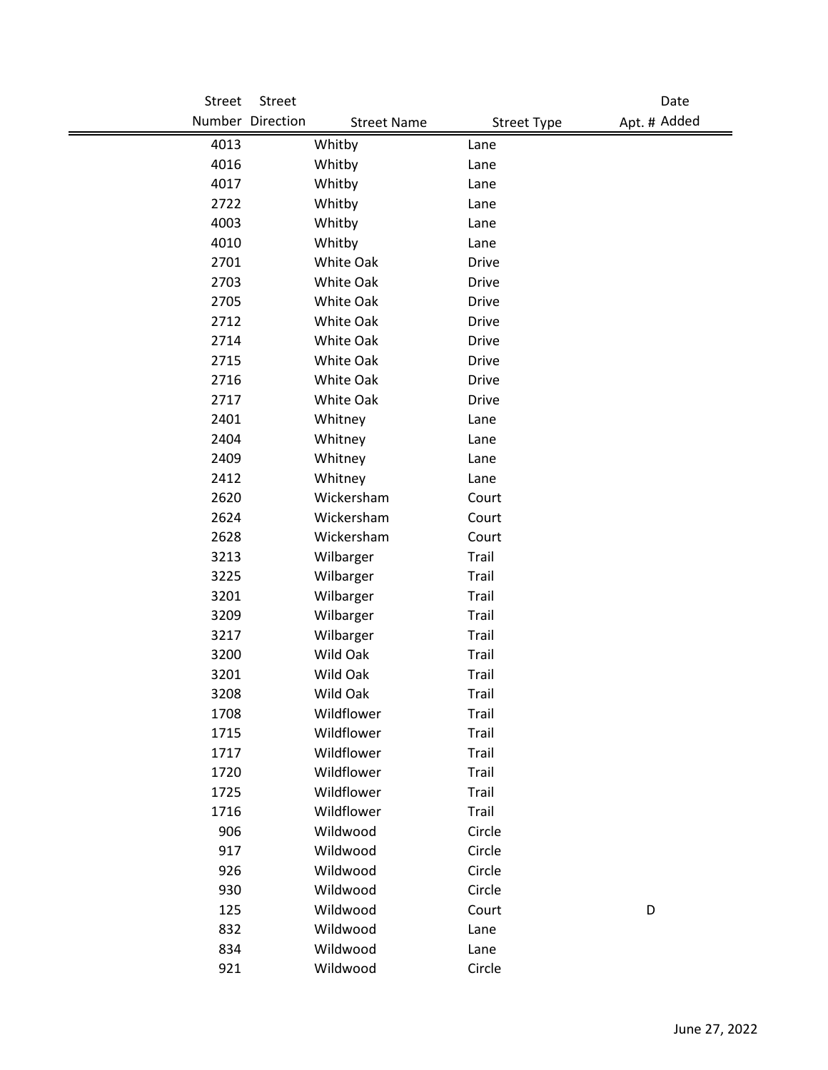| Street Number | Street Direction | Street Name | Street Type | Apt. # | Date Added |
|---|---|---|---|---|---|
| 4013 | | Whitby | Lane | | |
| 4016 | | Whitby | Lane | | |
| 4017 | | Whitby | Lane | | |
| 2722 | | Whitby | Lane | | |
| 4003 | | Whitby | Lane | | |
| 4010 | | Whitby | Lane | | |
| 2701 | | White Oak | Drive | | |
| 2703 | | White Oak | Drive | | |
| 2705 | | White Oak | Drive | | |
| 2712 | | White Oak | Drive | | |
| 2714 | | White Oak | Drive | | |
| 2715 | | White Oak | Drive | | |
| 2716 | | White Oak | Drive | | |
| 2717 | | White Oak | Drive | | |
| 2401 | | Whitney | Lane | | |
| 2404 | | Whitney | Lane | | |
| 2409 | | Whitney | Lane | | |
| 2412 | | Whitney | Lane | | |
| 2620 | | Wickersham | Court | | |
| 2624 | | Wickersham | Court | | |
| 2628 | | Wickersham | Court | | |
| 3213 | | Wilbarger | Trail | | |
| 3225 | | Wilbarger | Trail | | |
| 3201 | | Wilbarger | Trail | | |
| 3209 | | Wilbarger | Trail | | |
| 3217 | | Wilbarger | Trail | | |
| 3200 | | Wild Oak | Trail | | |
| 3201 | | Wild Oak | Trail | | |
| 3208 | | Wild Oak | Trail | | |
| 1708 | | Wildflower | Trail | | |
| 1715 | | Wildflower | Trail | | |
| 1717 | | Wildflower | Trail | | |
| 1720 | | Wildflower | Trail | | |
| 1725 | | Wildflower | Trail | | |
| 1716 | | Wildflower | Trail | | |
| 906 | | Wildwood | Circle | | |
| 917 | | Wildwood | Circle | | |
| 926 | | Wildwood | Circle | | |
| 930 | | Wildwood | Circle | | |
| 125 | | Wildwood | Court | D | |
| 832 | | Wildwood | Lane | | |
| 834 | | Wildwood | Lane | | |
| 921 | | Wildwood | Circle | | |

June 27, 2022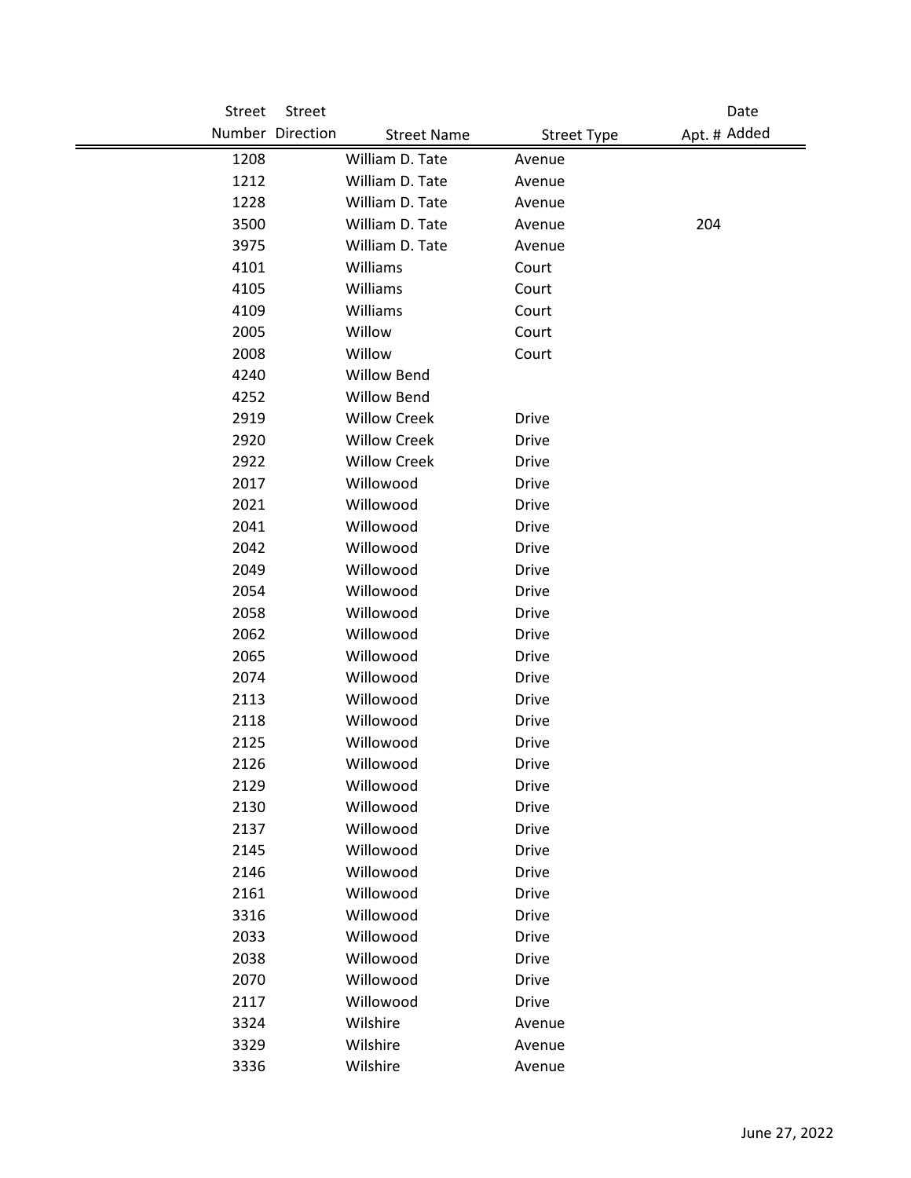| Street Number | Street Direction | Street Name | Street Type | Apt. # | Date Added |
|---|---|---|---|---|---|
| 1208 | | William D. Tate | Avenue | | |
| 1212 | | William D. Tate | Avenue | | |
| 1228 | | William D. Tate | Avenue | | |
| 3500 | | William D. Tate | Avenue | 204 | |
| 3975 | | William D. Tate | Avenue | | |
| 4101 | | Williams | Court | | |
| 4105 | | Williams | Court | | |
| 4109 | | Williams | Court | | |
| 2005 | | Willow | Court | | |
| 2008 | | Willow | Court | | |
| 4240 | | Willow Bend | | | |
| 4252 | | Willow Bend | | | |
| 2919 | | Willow Creek | Drive | | |
| 2920 | | Willow Creek | Drive | | |
| 2922 | | Willow Creek | Drive | | |
| 2017 | | Willowood | Drive | | |
| 2021 | | Willowood | Drive | | |
| 2041 | | Willowood | Drive | | |
| 2042 | | Willowood | Drive | | |
| 2049 | | Willowood | Drive | | |
| 2054 | | Willowood | Drive | | |
| 2058 | | Willowood | Drive | | |
| 2062 | | Willowood | Drive | | |
| 2065 | | Willowood | Drive | | |
| 2074 | | Willowood | Drive | | |
| 2113 | | Willowood | Drive | | |
| 2118 | | Willowood | Drive | | |
| 2125 | | Willowood | Drive | | |
| 2126 | | Willowood | Drive | | |
| 2129 | | Willowood | Drive | | |
| 2130 | | Willowood | Drive | | |
| 2137 | | Willowood | Drive | | |
| 2145 | | Willowood | Drive | | |
| 2146 | | Willowood | Drive | | |
| 2161 | | Willowood | Drive | | |
| 3316 | | Willowood | Drive | | |
| 2033 | | Willowood | Drive | | |
| 2038 | | Willowood | Drive | | |
| 2070 | | Willowood | Drive | | |
| 2117 | | Willowood | Drive | | |
| 3324 | | Wilshire | Avenue | | |
| 3329 | | Wilshire | Avenue | | |
| 3336 | | Wilshire | Avenue | | |

June 27, 2022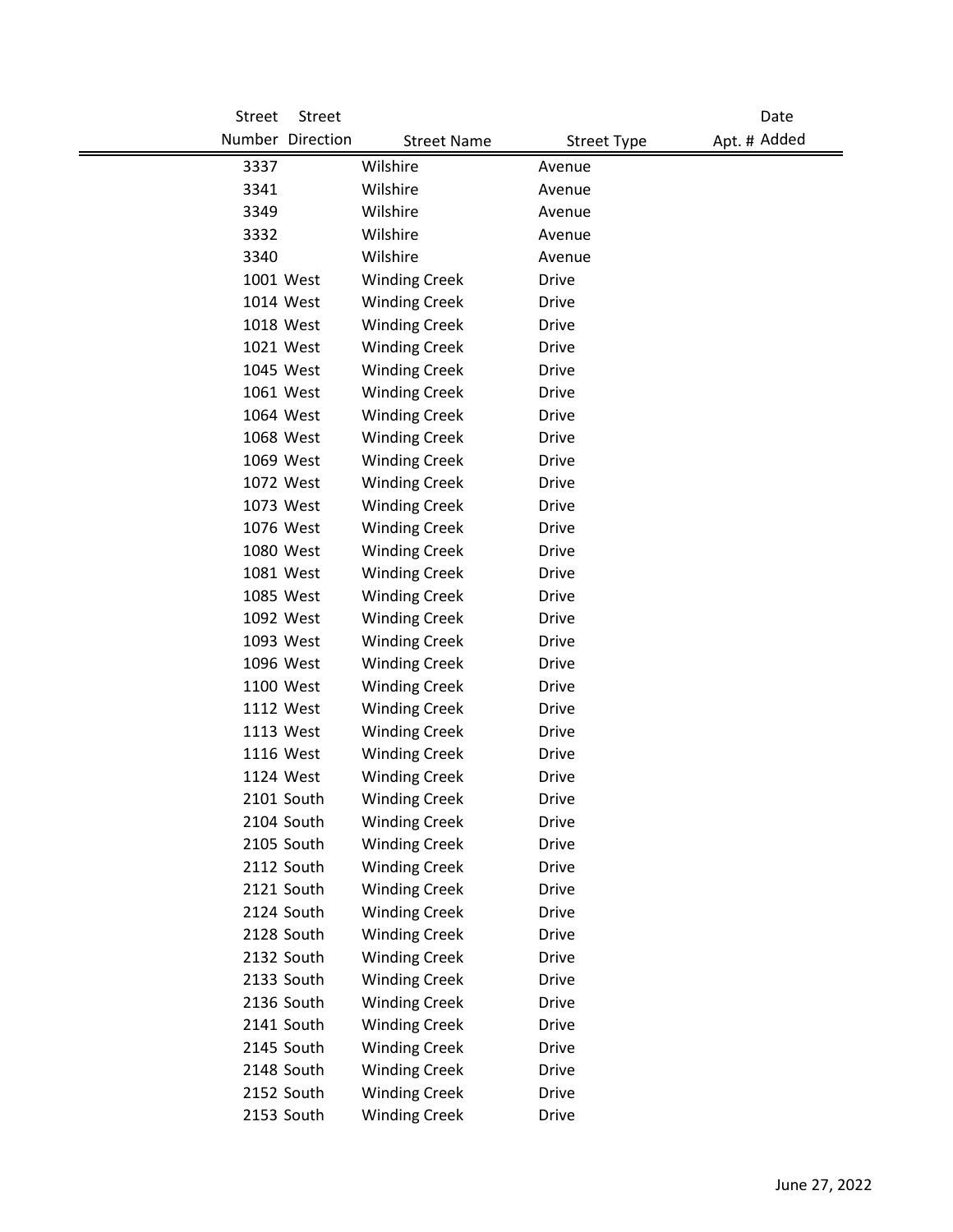| Street Number | Street Direction | Street Name | Street Type | Apt. # | Date Added |
|---|---|---|---|---|---|
| 3337 | | Wilshire | Avenue | | |
| 3341 | | Wilshire | Avenue | | |
| 3349 | | Wilshire | Avenue | | |
| 3332 | | Wilshire | Avenue | | |
| 3340 | | Wilshire | Avenue | | |
| 1001 | West | Winding Creek | Drive | | |
| 1014 | West | Winding Creek | Drive | | |
| 1018 | West | Winding Creek | Drive | | |
| 1021 | West | Winding Creek | Drive | | |
| 1045 | West | Winding Creek | Drive | | |
| 1061 | West | Winding Creek | Drive | | |
| 1064 | West | Winding Creek | Drive | | |
| 1068 | West | Winding Creek | Drive | | |
| 1069 | West | Winding Creek | Drive | | |
| 1072 | West | Winding Creek | Drive | | |
| 1073 | West | Winding Creek | Drive | | |
| 1076 | West | Winding Creek | Drive | | |
| 1080 | West | Winding Creek | Drive | | |
| 1081 | West | Winding Creek | Drive | | |
| 1085 | West | Winding Creek | Drive | | |
| 1092 | West | Winding Creek | Drive | | |
| 1093 | West | Winding Creek | Drive | | |
| 1096 | West | Winding Creek | Drive | | |
| 1100 | West | Winding Creek | Drive | | |
| 1112 | West | Winding Creek | Drive | | |
| 1113 | West | Winding Creek | Drive | | |
| 1116 | West | Winding Creek | Drive | | |
| 1124 | West | Winding Creek | Drive | | |
| 2101 | South | Winding Creek | Drive | | |
| 2104 | South | Winding Creek | Drive | | |
| 2105 | South | Winding Creek | Drive | | |
| 2112 | South | Winding Creek | Drive | | |
| 2121 | South | Winding Creek | Drive | | |
| 2124 | South | Winding Creek | Drive | | |
| 2128 | South | Winding Creek | Drive | | |
| 2132 | South | Winding Creek | Drive | | |
| 2133 | South | Winding Creek | Drive | | |
| 2136 | South | Winding Creek | Drive | | |
| 2141 | South | Winding Creek | Drive | | |
| 2145 | South | Winding Creek | Drive | | |
| 2148 | South | Winding Creek | Drive | | |
| 2152 | South | Winding Creek | Drive | | |
| 2153 | South | Winding Creek | Drive | | |

June 27, 2022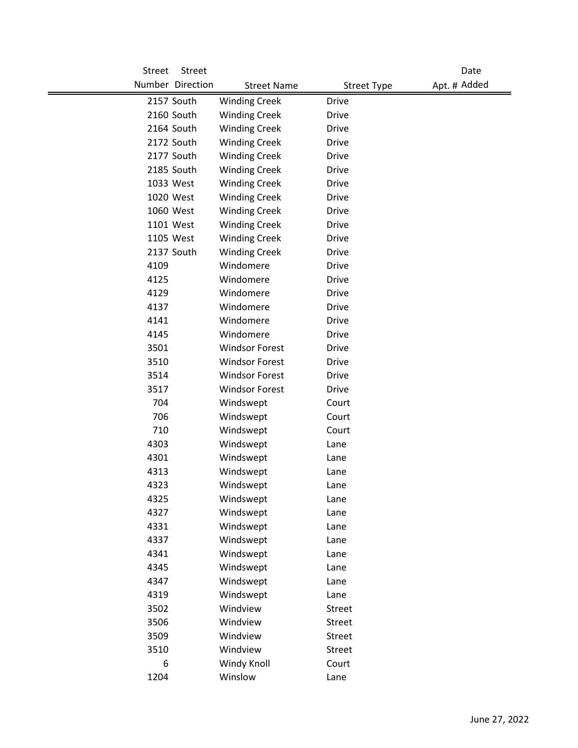| Street Number | Street Direction | Street Name | Street Type | Apt. # | Date Added |
|---|---|---|---|---|---|
| 2157 | South | Winding Creek | Drive | | |
| 2160 | South | Winding Creek | Drive | | |
| 2164 | South | Winding Creek | Drive | | |
| 2172 | South | Winding Creek | Drive | | |
| 2177 | South | Winding Creek | Drive | | |
| 2185 | South | Winding Creek | Drive | | |
| 1033 | West | Winding Creek | Drive | | |
| 1020 | West | Winding Creek | Drive | | |
| 1060 | West | Winding Creek | Drive | | |
| 1101 | West | Winding Creek | Drive | | |
| 1105 | West | Winding Creek | Drive | | |
| 2137 | South | Winding Creek | Drive | | |
| 4109 | | Windomere | Drive | | |
| 4125 | | Windomere | Drive | | |
| 4129 | | Windomere | Drive | | |
| 4137 | | Windomere | Drive | | |
| 4141 | | Windomere | Drive | | |
| 4145 | | Windomere | Drive | | |
| 3501 | | Windsor Forest | Drive | | |
| 3510 | | Windsor Forest | Drive | | |
| 3514 | | Windsor Forest | Drive | | |
| 3517 | | Windsor Forest | Drive | | |
| 704 | | Windswept | Court | | |
| 706 | | Windswept | Court | | |
| 710 | | Windswept | Court | | |
| 4303 | | Windswept | Lane | | |
| 4301 | | Windswept | Lane | | |
| 4313 | | Windswept | Lane | | |
| 4323 | | Windswept | Lane | | |
| 4325 | | Windswept | Lane | | |
| 4327 | | Windswept | Lane | | |
| 4331 | | Windswept | Lane | | |
| 4337 | | Windswept | Lane | | |
| 4341 | | Windswept | Lane | | |
| 4345 | | Windswept | Lane | | |
| 4347 | | Windswept | Lane | | |
| 4319 | | Windswept | Lane | | |
| 3502 | | Windview | Street | | |
| 3506 | | Windview | Street | | |
| 3509 | | Windview | Street | | |
| 3510 | | Windview | Street | | |
| 6 | | Windy Knoll | Court | | |
| 1204 | | Winslow | Lane | | |

June 27, 2022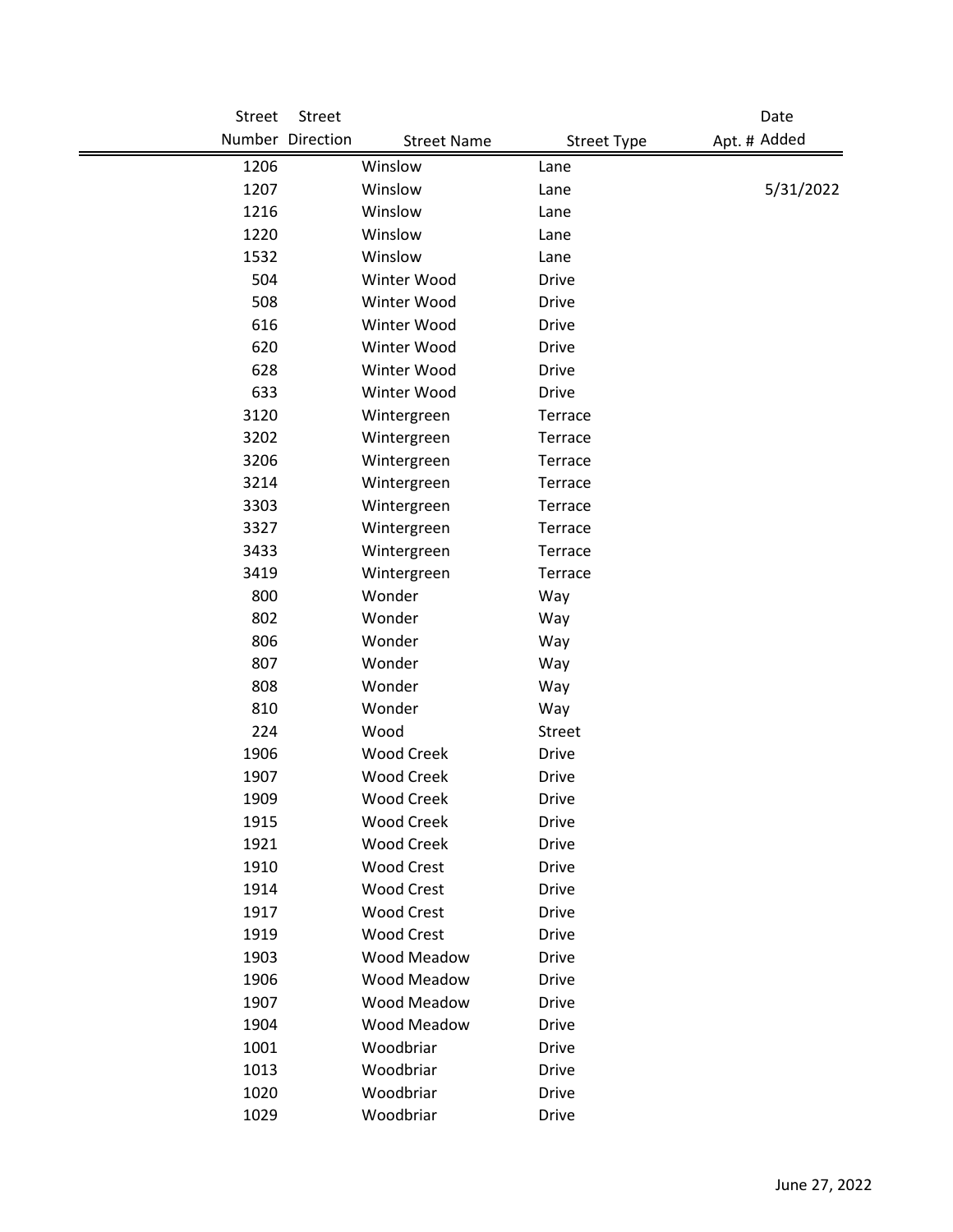| Street Number | Street Direction | Street Name | Street Type | Apt. # | Date Added |
|---|---|---|---|---|---|
| 1206 | | Winslow | Lane | | |
| 1207 | | Winslow | Lane | | 5/31/2022 |
| 1216 | | Winslow | Lane | | |
| 1220 | | Winslow | Lane | | |
| 1532 | | Winslow | Lane | | |
| 504 | | Winter Wood | Drive | | |
| 508 | | Winter Wood | Drive | | |
| 616 | | Winter Wood | Drive | | |
| 620 | | Winter Wood | Drive | | |
| 628 | | Winter Wood | Drive | | |
| 633 | | Winter Wood | Drive | | |
| 3120 | | Wintergreen | Terrace | | |
| 3202 | | Wintergreen | Terrace | | |
| 3206 | | Wintergreen | Terrace | | |
| 3214 | | Wintergreen | Terrace | | |
| 3303 | | Wintergreen | Terrace | | |
| 3327 | | Wintergreen | Terrace | | |
| 3433 | | Wintergreen | Terrace | | |
| 3419 | | Wintergreen | Terrace | | |
| 800 | | Wonder | Way | | |
| 802 | | Wonder | Way | | |
| 806 | | Wonder | Way | | |
| 807 | | Wonder | Way | | |
| 808 | | Wonder | Way | | |
| 810 | | Wonder | Way | | |
| 224 | | Wood | Street | | |
| 1906 | | Wood Creek | Drive | | |
| 1907 | | Wood Creek | Drive | | |
| 1909 | | Wood Creek | Drive | | |
| 1915 | | Wood Creek | Drive | | |
| 1921 | | Wood Creek | Drive | | |
| 1910 | | Wood Crest | Drive | | |
| 1914 | | Wood Crest | Drive | | |
| 1917 | | Wood Crest | Drive | | |
| 1919 | | Wood Crest | Drive | | |
| 1903 | | Wood Meadow | Drive | | |
| 1906 | | Wood Meadow | Drive | | |
| 1907 | | Wood Meadow | Drive | | |
| 1904 | | Wood Meadow | Drive | | |
| 1001 | | Woodbriar | Drive | | |
| 1013 | | Woodbriar | Drive | | |
| 1020 | | Woodbriar | Drive | | |
| 1029 | | Woodbriar | Drive | | |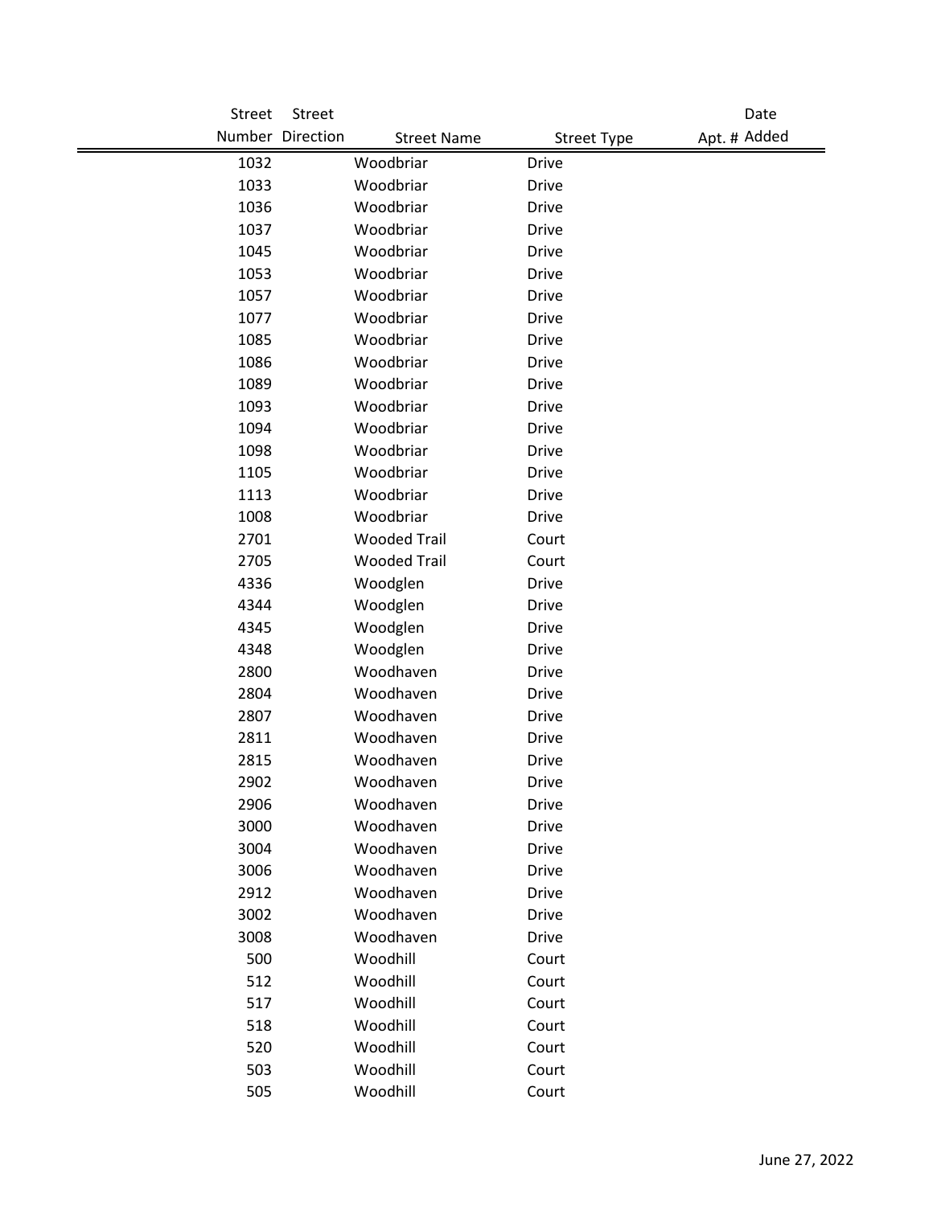| Street Number | Street Direction | Street Name | Street Type | Apt. # | Date Added |
|---|---|---|---|---|---|
| 1032 | | Woodbriar | Drive | | |
| 1033 | | Woodbriar | Drive | | |
| 1036 | | Woodbriar | Drive | | |
| 1037 | | Woodbriar | Drive | | |
| 1045 | | Woodbriar | Drive | | |
| 1053 | | Woodbriar | Drive | | |
| 1057 | | Woodbriar | Drive | | |
| 1077 | | Woodbriar | Drive | | |
| 1085 | | Woodbriar | Drive | | |
| 1086 | | Woodbriar | Drive | | |
| 1089 | | Woodbriar | Drive | | |
| 1093 | | Woodbriar | Drive | | |
| 1094 | | Woodbriar | Drive | | |
| 1098 | | Woodbriar | Drive | | |
| 1105 | | Woodbriar | Drive | | |
| 1113 | | Woodbriar | Drive | | |
| 1008 | | Woodbriar | Drive | | |
| 2701 | | Wooded Trail | Court | | |
| 2705 | | Wooded Trail | Court | | |
| 4336 | | Woodglen | Drive | | |
| 4344 | | Woodglen | Drive | | |
| 4345 | | Woodglen | Drive | | |
| 4348 | | Woodglen | Drive | | |
| 2800 | | Woodhaven | Drive | | |
| 2804 | | Woodhaven | Drive | | |
| 2807 | | Woodhaven | Drive | | |
| 2811 | | Woodhaven | Drive | | |
| 2815 | | Woodhaven | Drive | | |
| 2902 | | Woodhaven | Drive | | |
| 2906 | | Woodhaven | Drive | | |
| 3000 | | Woodhaven | Drive | | |
| 3004 | | Woodhaven | Drive | | |
| 3006 | | Woodhaven | Drive | | |
| 2912 | | Woodhaven | Drive | | |
| 3002 | | Woodhaven | Drive | | |
| 3008 | | Woodhaven | Drive | | |
| 500 | | Woodhill | Court | | |
| 512 | | Woodhill | Court | | |
| 517 | | Woodhill | Court | | |
| 518 | | Woodhill | Court | | |
| 520 | | Woodhill | Court | | |
| 503 | | Woodhill | Court | | |
| 505 | | Woodhill | Court | | |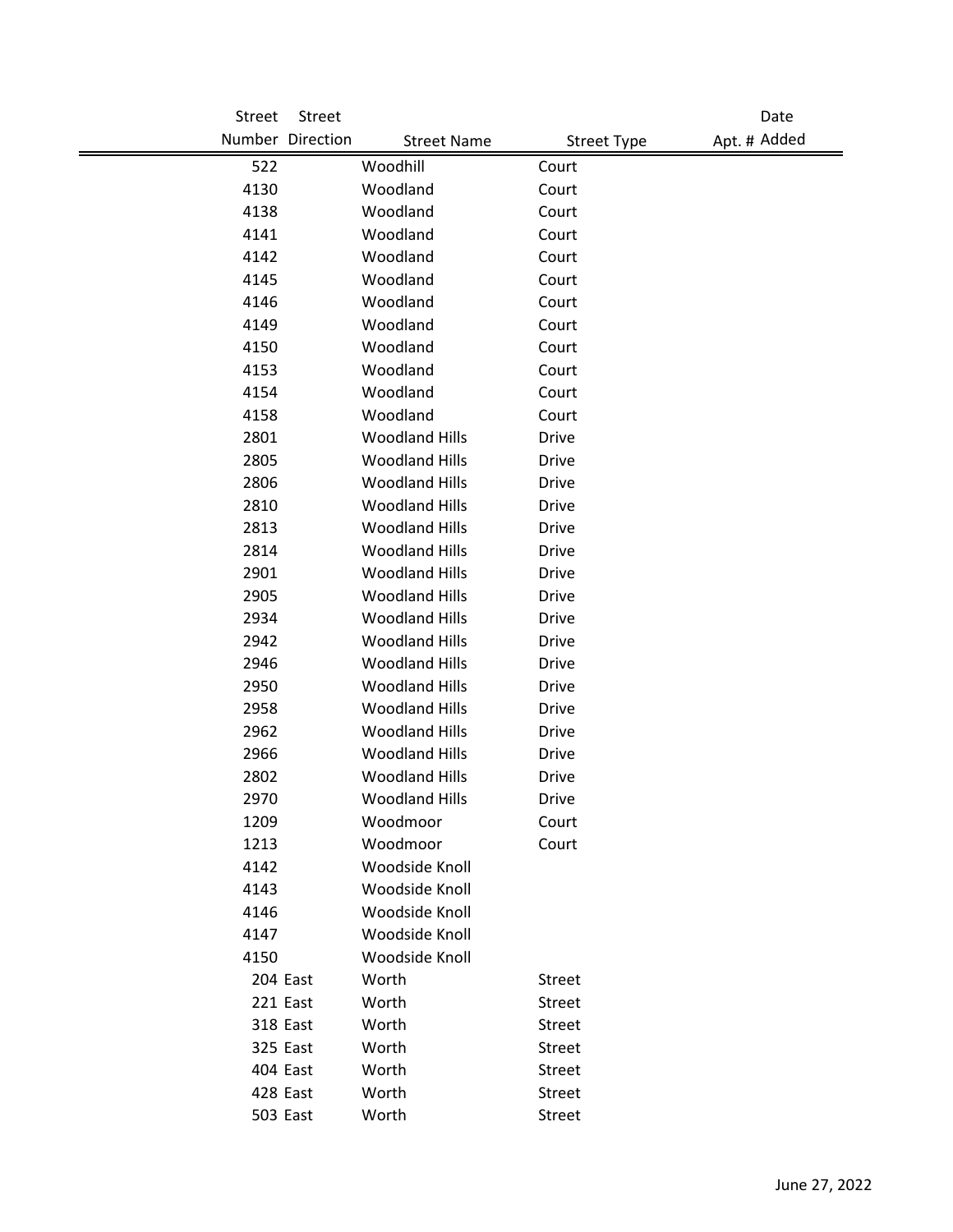| Street Number | Street Direction | Street Name | Street Type | Apt. # | Date Added |
|---|---|---|---|---|---|
| 522 | | Woodhill | Court | | |
| 4130 | | Woodland | Court | | |
| 4138 | | Woodland | Court | | |
| 4141 | | Woodland | Court | | |
| 4142 | | Woodland | Court | | |
| 4145 | | Woodland | Court | | |
| 4146 | | Woodland | Court | | |
| 4149 | | Woodland | Court | | |
| 4150 | | Woodland | Court | | |
| 4153 | | Woodland | Court | | |
| 4154 | | Woodland | Court | | |
| 4158 | | Woodland | Court | | |
| 2801 | | Woodland Hills | Drive | | |
| 2805 | | Woodland Hills | Drive | | |
| 2806 | | Woodland Hills | Drive | | |
| 2810 | | Woodland Hills | Drive | | |
| 2813 | | Woodland Hills | Drive | | |
| 2814 | | Woodland Hills | Drive | | |
| 2901 | | Woodland Hills | Drive | | |
| 2905 | | Woodland Hills | Drive | | |
| 2934 | | Woodland Hills | Drive | | |
| 2942 | | Woodland Hills | Drive | | |
| 2946 | | Woodland Hills | Drive | | |
| 2950 | | Woodland Hills | Drive | | |
| 2958 | | Woodland Hills | Drive | | |
| 2962 | | Woodland Hills | Drive | | |
| 2966 | | Woodland Hills | Drive | | |
| 2802 | | Woodland Hills | Drive | | |
| 2970 | | Woodland Hills | Drive | | |
| 1209 | | Woodmoor | Court | | |
| 1213 | | Woodmoor | Court | | |
| 4142 | | Woodside Knoll | | | |
| 4143 | | Woodside Knoll | | | |
| 4146 | | Woodside Knoll | | | |
| 4147 | | Woodside Knoll | | | |
| 4150 | | Woodside Knoll | | | |
| 204 | East | Worth | Street | | |
| 221 | East | Worth | Street | | |
| 318 | East | Worth | Street | | |
| 325 | East | Worth | Street | | |
| 404 | East | Worth | Street | | |
| 428 | East | Worth | Street | | |
| 503 | East | Worth | Street | | |

June 27, 2022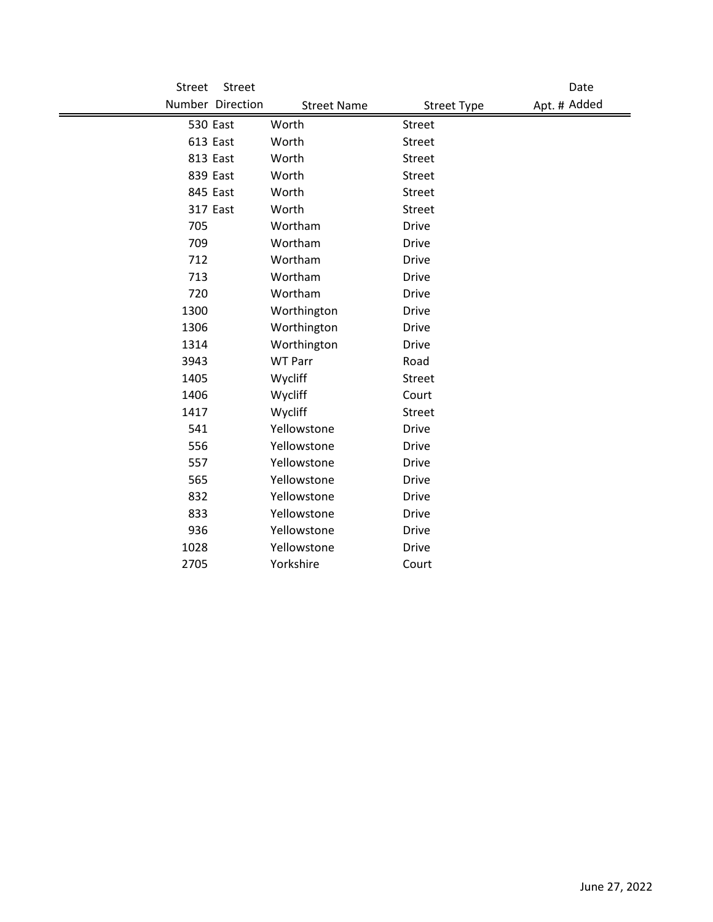| Street Number | Street Direction | Street Name | Street Type | Apt. # | Date Added |
|---|---|---|---|---|---|
| 530 | East | Worth | Street | | |
| 613 | East | Worth | Street | | |
| 813 | East | Worth | Street | | |
| 839 | East | Worth | Street | | |
| 845 | East | Worth | Street | | |
| 317 | East | Worth | Street | | |
| 705 | | Wortham | Drive | | |
| 709 | | Wortham | Drive | | |
| 712 | | Wortham | Drive | | |
| 713 | | Wortham | Drive | | |
| 720 | | Wortham | Drive | | |
| 1300 | | Worthington | Drive | | |
| 1306 | | Worthington | Drive | | |
| 1314 | | Worthington | Drive | | |
| 3943 | | WT Parr | Road | | |
| 1405 | | Wycliff | Street | | |
| 1406 | | Wycliff | Court | | |
| 1417 | | Wycliff | Street | | |
| 541 | | Yellowstone | Drive | | |
| 556 | | Yellowstone | Drive | | |
| 557 | | Yellowstone | Drive | | |
| 565 | | Yellowstone | Drive | | |
| 832 | | Yellowstone | Drive | | |
| 833 | | Yellowstone | Drive | | |
| 936 | | Yellowstone | Drive | | |
| 1028 | | Yellowstone | Drive | | |
| 2705 | | Yorkshire | Court | | |

June 27, 2022